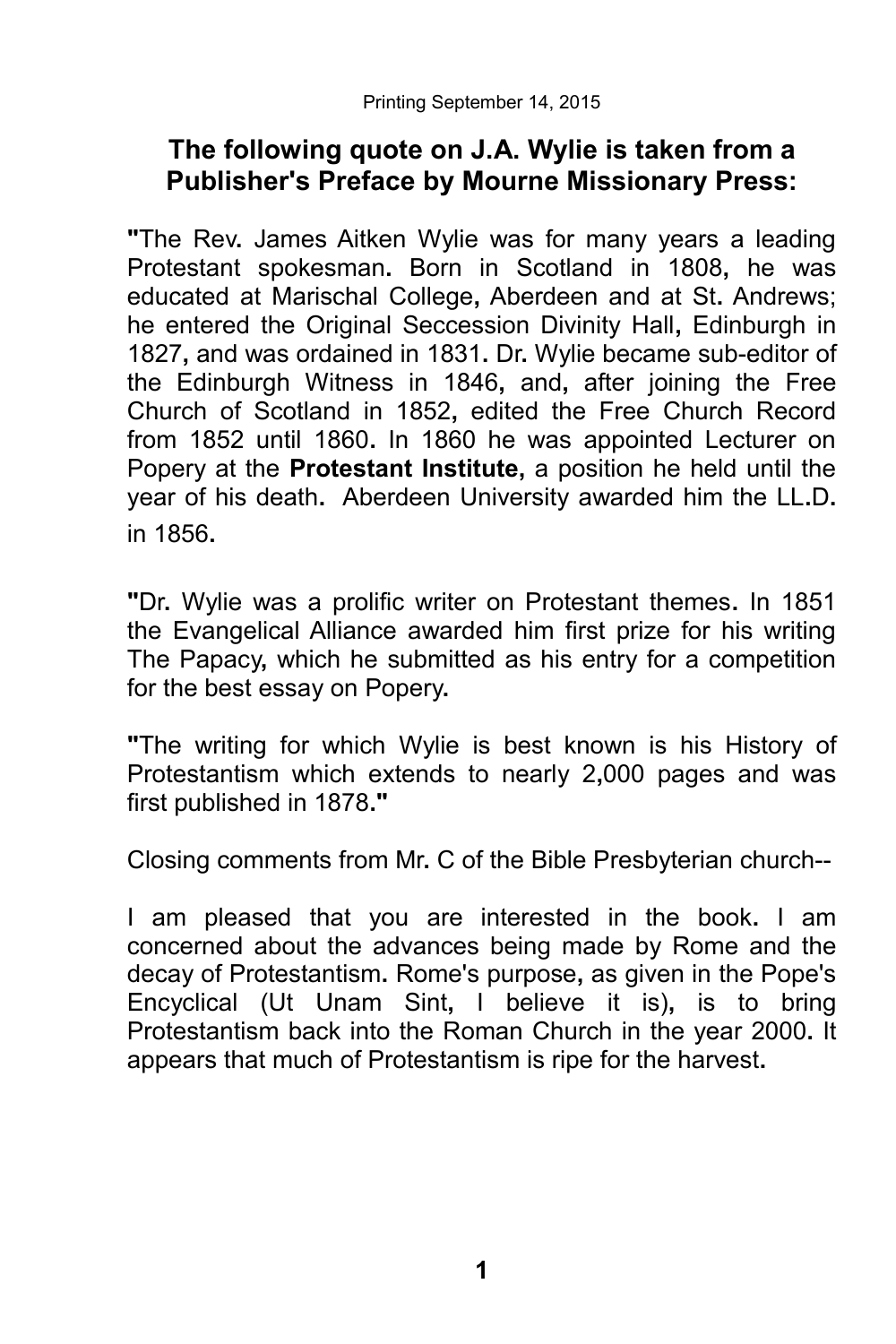Printing September 14, 2015

## The following quote on J.A. Wylie is taken from a Publisher's Preface by Mourne Missionary Press:

"The Rev. James Aitken Wylie was for many years a leading Protestant spokesman. Born in Scotland in 1808, he was educated at Marischal College, Aberdeen and at St. Andrews; he entered the Original Seccession Divinity Hall, Edinburgh in 1827, and was ordained in 1831. Dr. Wylie became sub-editor of the Edinburgh Witness in 1846, and, after joining the Free Church of Scotland in 1852, edited the Free Church Record from 1852 until 1860. In 1860 he was appointed Lecturer on Popery at the **Protestant Institute**, a position he held until the year of his death. Aberdeen University awarded him the LL.D. in 1856.

"Dr. Wylie was a prolific writer on Protestant themes. In 1851 the Evangelical Alliance awarded him first prize for his writing The Papacy, which he submitted as his entry for a competition for the best essay on Popery.

"The writing for which Wylie is best known is his History of Protestantism which extends to nearly 2,000 pages and was first published in 1878."

Closing comments from Mr. C of the Bible Presbyterian church--

I am pleased that you are interested in the book. I am concerned about the advances being made by Rome and the decay of Protestantism. Rome's purpose, as given in the Pope's Encyclical (Ut Unam Sint, I believe it is), is to bring Protestantism back into the Roman Church in the year 2000. It appears that much of Protestantism is ripe for the harvest.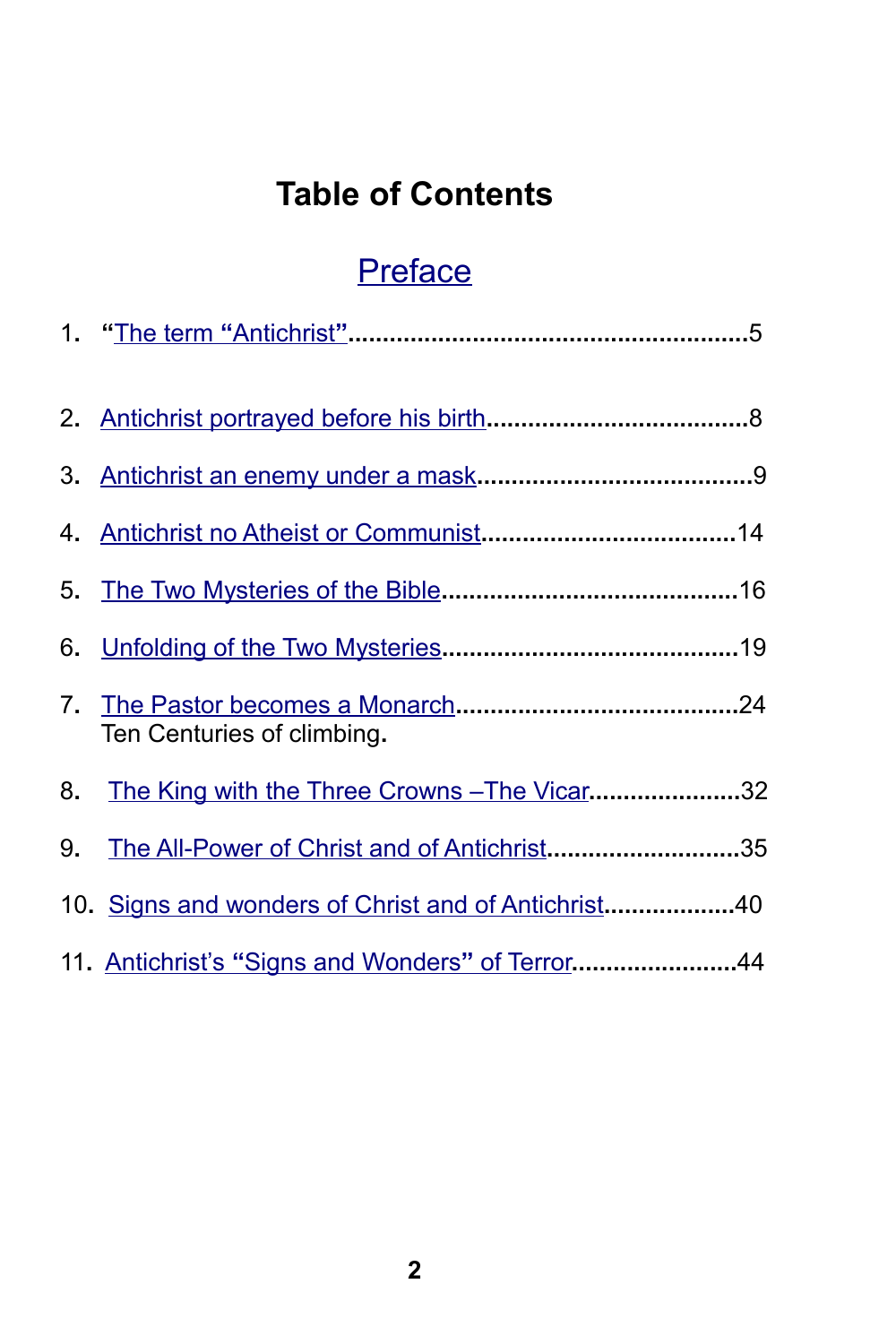# Table of Contents

## Preface

1. **"**The term **"**Antichrist**"**........................................................5

2. Antichrist portrayed before his birth......................................8

3. Antichrist an enemy under a mask........................................9

4. Antichrist no Atheist or Communist....................................14

5. The Two Mysteries of the Bible...........................................16

6. Unfolding of the Two Mysteries...........................................19

7. The Pastor becomes a Monarch.........................................24
   Ten Centuries of climbing**.**

8. The King with the Three Crowns –The Vicar......................32

9. The All-Power of Christ and of Antichrist............................35

10. Signs and wonders of Christ and of Antichrist...................40

11. Antichrist's **"**Signs and Wonders**"** of Terror........................44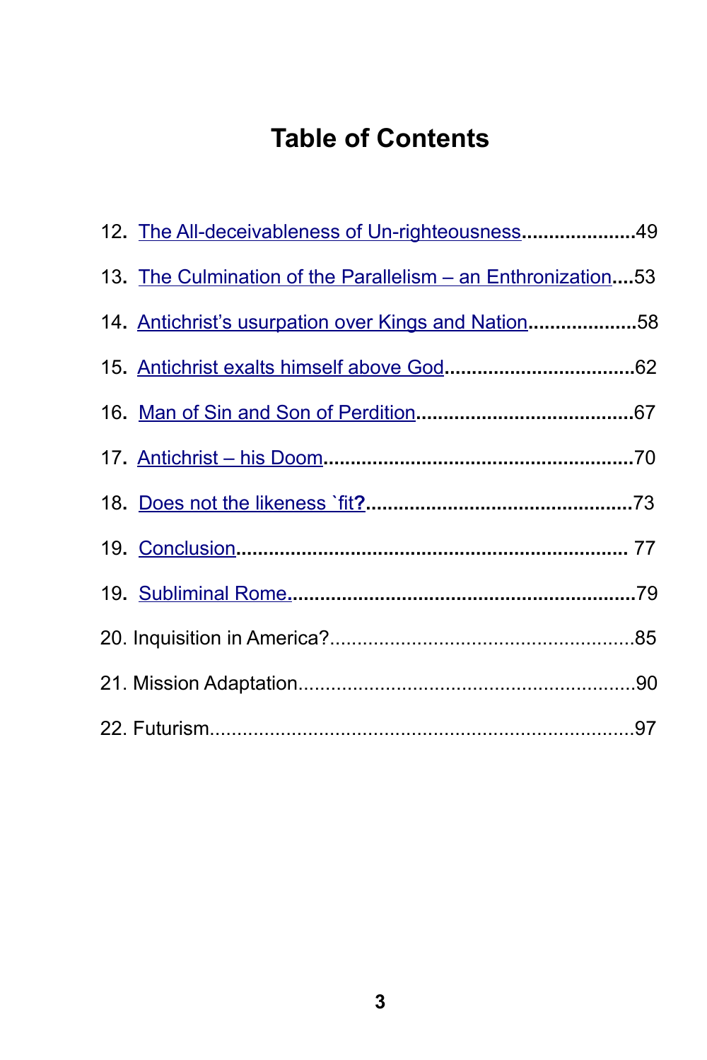# Table of Contents

12. The All-deceivableness of Un-righteousness.....................49

13. The Culmination of the Parallelism – an Enthronization....53

14. Antichrist's usurpation over Kings and Nation....................58

15. Antichrist exalts himself above God..................................62

16. Man of Sin and Son of Perdition........................................67

17. Antichrist – his Doom........................................................70

18. Does not the likeness `fit?................................................73

19. Conclusion...................................................................... 77

19. Subliminal Rome...............................................................79

20. Inquisition in America?.......................................................85

21. Mission Adaptation.............................................................90

22. Futurism.............................................................................97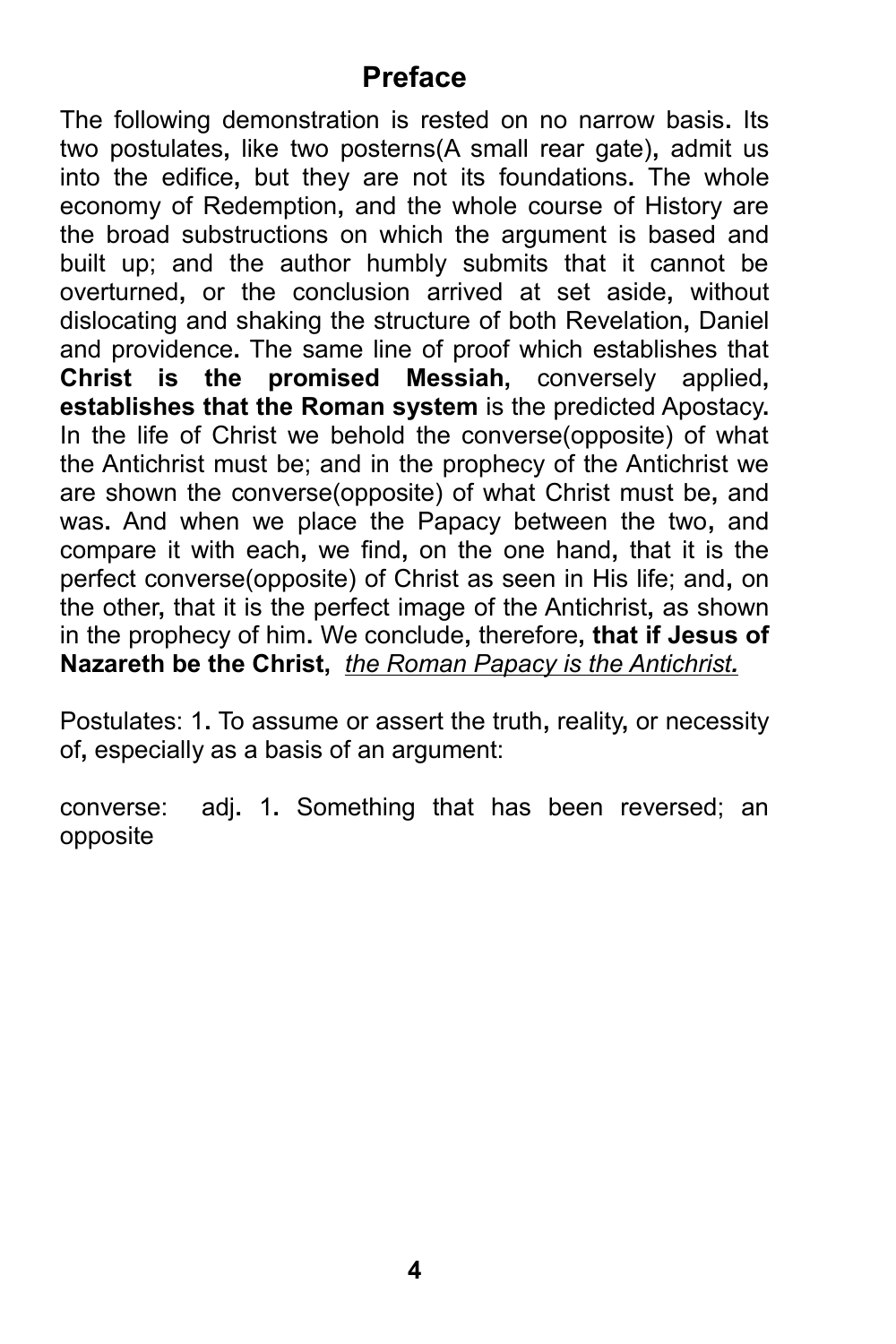# Preface

The following demonstration is rested on no narrow basis. Its two postulates, like two posterns(A small rear gate), admit us into the edifice, but they are not its foundations. The whole economy of Redemption, and the whole course of History are the broad substructions on which the argument is based and built up; and the author humbly submits that it cannot be overturned, or the conclusion arrived at set aside, without dislocating and shaking the structure of both Revelation, Daniel and providence. The same line of proof which establishes that **Christ is the promised Messiah,** conversely applied, **establishes that the Roman system** is the predicted Apostacy. In the life of Christ we behold the converse(opposite) of what the Antichrist must be; and in the prophecy of the Antichrist we are shown the converse(opposite) of what Christ must be, and was. And when we place the Papacy between the two, and compare it with each, we find, on the one hand, that it is the perfect converse(opposite) of Christ as seen in His life; and, on the other, that it is the perfect image of the Antichrist, as shown in the prophecy of him. We conclude, therefore**, that if Jesus of Nazareth be the Christ,** *the Roman Papacy is the Antichrist.*

Postulates: 1. To assume or assert the truth, reality, or necessity of, especially as a basis of an argument:

converse: adj. 1. Something that has been reversed; an opposite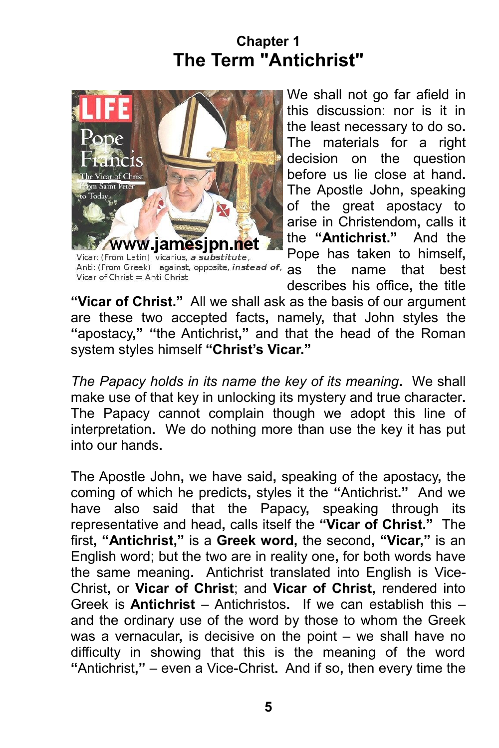## Chapter 1
# The Term "Antichrist"

Vicar: (From Latin) vicarius, ***a substitute***,
Anti: (From Greek) against, opposite, ***instead of***,
Vicar of Christ = Anti Christ

We shall not go far afield in this discussion: nor is it in the least necessary to do so. The materials for a right decision on the question before us lie close at hand. The Apostle John, speaking of the great apostacy to arise in Christendom, calls it the **"Antichrist."** And the Pope has taken to himself, as the name that best describes his office, the title **"Vicar of Christ."** All we shall ask as the basis of our argument are these two accepted facts, namely, that John styles the "apostacy," "the Antichrist," and that the head of the Roman system styles himself **"Christ's Vicar."**

*The Papacy holds in its name the key of its meaning.* We shall make use of that key in unlocking its mystery and true character. The Papacy cannot complain though we adopt this line of interpretation. We do nothing more than use the key it has put into our hands.

The Apostle John, we have said, speaking of the apostacy, the coming of which he predicts, styles it the "Antichrist." And we have also said that the Papacy, speaking through its representative and head, calls itself the **"Vicar of Christ."** The first, **"Antichrist,"** is a **Greek word,** the second, **"Vicar,"** is an English word; but the two are in reality one, for both words have the same meaning. Antichrist translated into English is Vice-Christ, or **Vicar of Christ**; and **Vicar of Christ**, rendered into Greek is **Antichrist** – Antichristos. If we can establish this – and the ordinary use of the word by those to whom the Greek was a vernacular, is decisive on the point – we shall have no difficulty in showing that this is the meaning of the word "Antichrist," – even a Vice-Christ. And if so, then every time the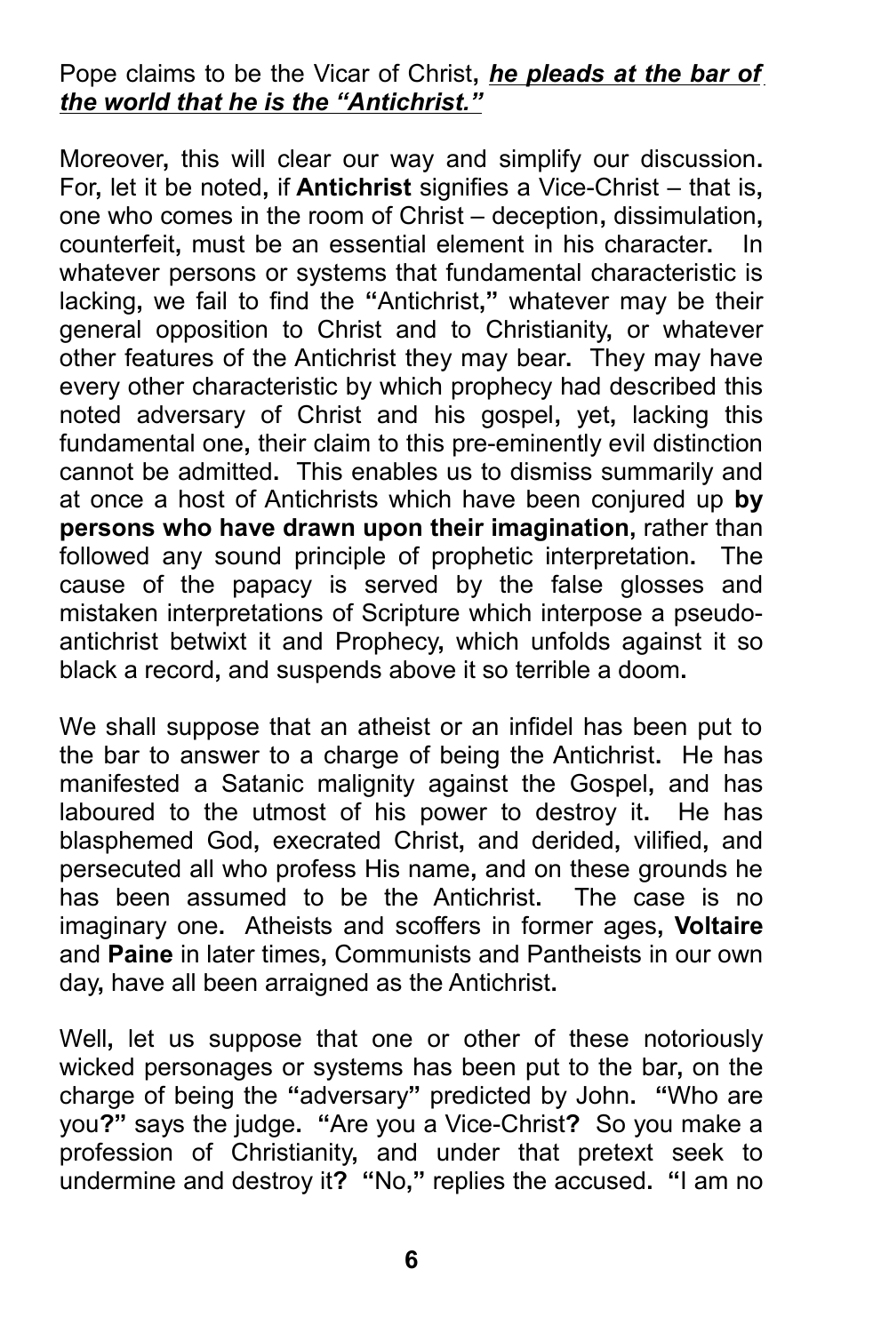Pope claims to be the Vicar of Christ, ***he pleads at the bar of the world that he is the "Antichrist."***

Moreover, this will clear our way and simplify our discussion. For, let it be noted, if **Antichrist** signifies a Vice-Christ – that is, one who comes in the room of Christ – deception, dissimulation, counterfeit, must be an essential element in his character. In whatever persons or systems that fundamental characteristic is lacking, we fail to find the "Antichrist," whatever may be their general opposition to Christ and to Christianity, or whatever other features of the Antichrist they may bear. They may have every other characteristic by which prophecy had described this noted adversary of Christ and his gospel, yet, lacking this fundamental one, their claim to this pre-eminently evil distinction cannot be admitted. This enables us to dismiss summarily and at once a host of Antichrists which have been conjured up **by persons who have drawn upon their imagination**, rather than followed any sound principle of prophetic interpretation. The cause of the papacy is served by the false glosses and mistaken interpretations of Scripture which interpose a pseudo-antichrist betwixt it and Prophecy, which unfolds against it so black a record, and suspends above it so terrible a doom.

We shall suppose that an atheist or an infidel has been put to the bar to answer to a charge of being the Antichrist. He has manifested a Satanic malignity against the Gospel, and has laboured to the utmost of his power to destroy it. He has blasphemed God, execrated Christ, and derided, vilified, and persecuted all who profess His name, and on these grounds he has been assumed to be the Antichrist. The case is no imaginary one. Atheists and scoffers in former ages, **Voltaire** and **Paine** in later times, Communists and Pantheists in our own day, have all been arraigned as the Antichrist.

Well, let us suppose that one or other of these notoriously wicked personages or systems has been put to the bar, on the charge of being the "adversary" predicted by John. "Who are you?" says the judge. "Are you a Vice-Christ? So you make a profession of Christianity, and under that pretext seek to undermine and destroy it? "No," replies the accused. "I am no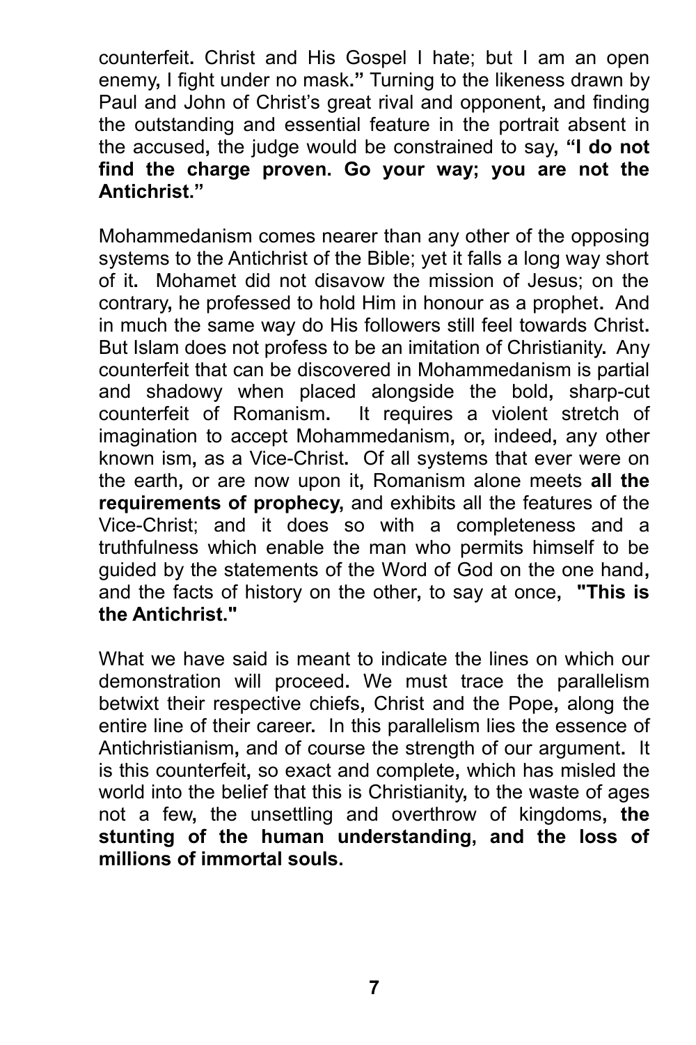counterfeit. Christ and His Gospel I hate; but I am an open enemy, I fight under no mask." Turning to the likeness drawn by Paul and John of Christ's great rival and opponent, and finding the outstanding and essential feature in the portrait absent in the accused, the judge would be constrained to say, **"I do not find the charge proven. Go your way; you are not the Antichrist."**

Mohammedanism comes nearer than any other of the opposing systems to the Antichrist of the Bible; yet it falls a long way short of it. Mohamet did not disavow the mission of Jesus; on the contrary, he professed to hold Him in honour as a prophet. And in much the same way do His followers still feel towards Christ. But Islam does not profess to be an imitation of Christianity. Any counterfeit that can be discovered in Mohammedanism is partial and shadowy when placed alongside the bold, sharp-cut counterfeit of Romanism. It requires a violent stretch of imagination to accept Mohammedanism, or, indeed, any other known ism, as a Vice-Christ. Of all systems that ever were on the earth, or are now upon it, Romanism alone meets **all the requirements of prophecy**, and exhibits all the features of the Vice-Christ; and it does so with a completeness and a truthfulness which enable the man who permits himself to be guided by the statements of the Word of God on the one hand, and the facts of history on the other, to say at once, **"This is the Antichrist."**

What we have said is meant to indicate the lines on which our demonstration will proceed. We must trace the parallelism betwixt their respective chiefs, Christ and the Pope, along the entire line of their career. In this parallelism lies the essence of Antichristianism, and of course the strength of our argument. It is this counterfeit, so exact and complete, which has misled the world into the belief that this is Christianity, to the waste of ages not a few, the unsettling and overthrow of kingdoms, **the stunting of the human understanding, and the loss of millions of immortal souls.**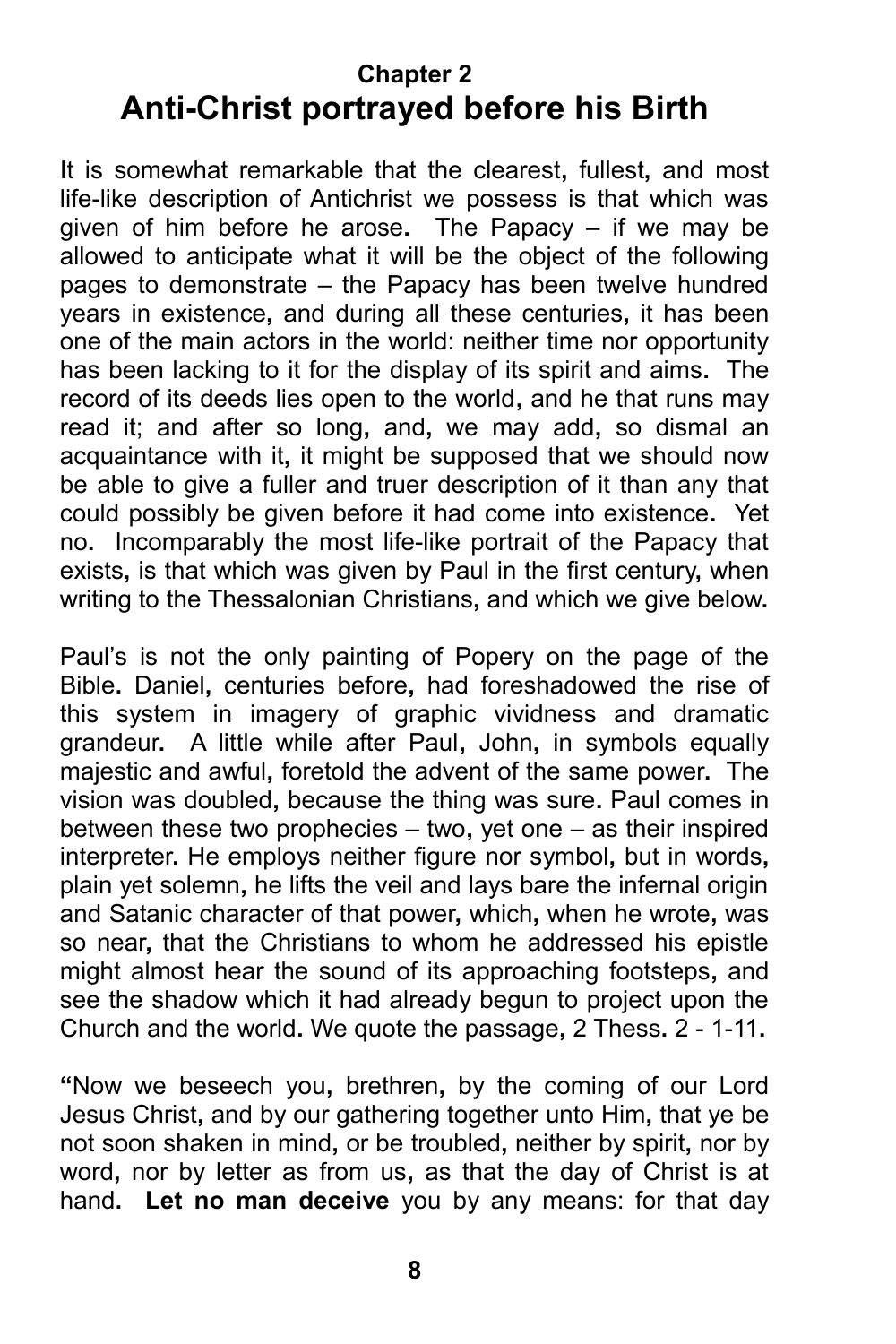## Chapter 2

# Anti-Christ portrayed before his Birth

It is somewhat remarkable that the clearest, fullest, and most life-like description of Antichrist we possess is that which was given of him before he arose. The Papacy – if we may be allowed to anticipate what it will be the object of the following pages to demonstrate – the Papacy has been twelve hundred years in existence, and during all these centuries, it has been one of the main actors in the world: neither time nor opportunity has been lacking to it for the display of its spirit and aims. The record of its deeds lies open to the world, and he that runs may read it; and after so long, and, we may add, so dismal an acquaintance with it, it might be supposed that we should now be able to give a fuller and truer description of it than any that could possibly be given before it had come into existence. Yet no. Incomparably the most life-like portrait of the Papacy that exists, is that which was given by Paul in the first century, when writing to the Thessalonian Christians, and which we give below.

Paul's is not the only painting of Popery on the page of the Bible. Daniel, centuries before, had foreshadowed the rise of this system in imagery of graphic vividness and dramatic grandeur. A little while after Paul, John, in symbols equally majestic and awful, foretold the advent of the same power. The vision was doubled, because the thing was sure. Paul comes in between these two prophecies – two, yet one – as their inspired interpreter. He employs neither figure nor symbol, but in words, plain yet solemn, he lifts the veil and lays bare the infernal origin and Satanic character of that power, which, when he wrote, was so near, that the Christians to whom he addressed his epistle might almost hear the sound of its approaching footsteps, and see the shadow which it had already begun to project upon the Church and the world. We quote the passage, 2 Thess. 2 - 1-11.

"Now we beseech you, brethren, by the coming of our Lord Jesus Christ, and by our gathering together unto Him, that ye be not soon shaken in mind, or be troubled, neither by spirit, nor by word, nor by letter as from us, as that the day of Christ is at hand. **Let no man deceive** you by any means: for that day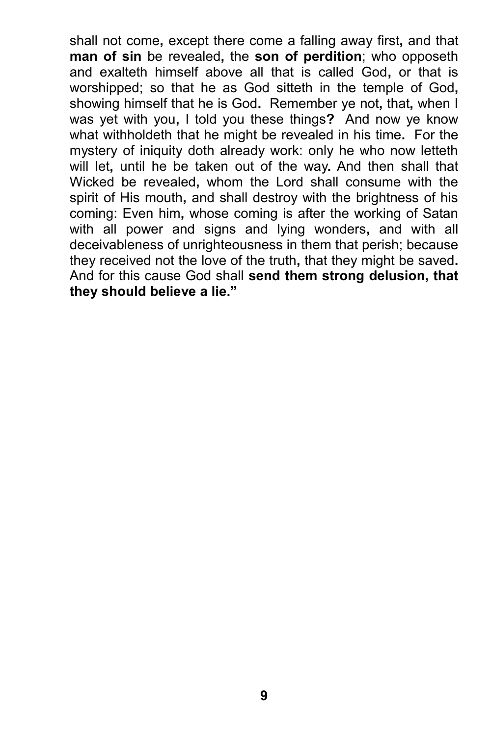shall not come, except there come a falling away first, and that **man of sin** be revealed, the **son of perdition**; who opposeth and exalteth himself above all that is called God, or that is worshipped; so that he as God sitteth in the temple of God, showing himself that he is God. Remember ye not, that, when I was yet with you, I told you these things? And now ye know what withholdeth that he might be revealed in his time. For the mystery of iniquity doth already work: only he who now letteth will let, until he be taken out of the way. And then shall that Wicked be revealed, whom the Lord shall consume with the spirit of His mouth, and shall destroy with the brightness of his coming: Even him, whose coming is after the working of Satan with all power and signs and lying wonders, and with all deceivableness of unrighteousness in them that perish; because they received not the love of the truth, that they might be saved. And for this cause God shall **send them strong delusion, that they should believe a lie.**"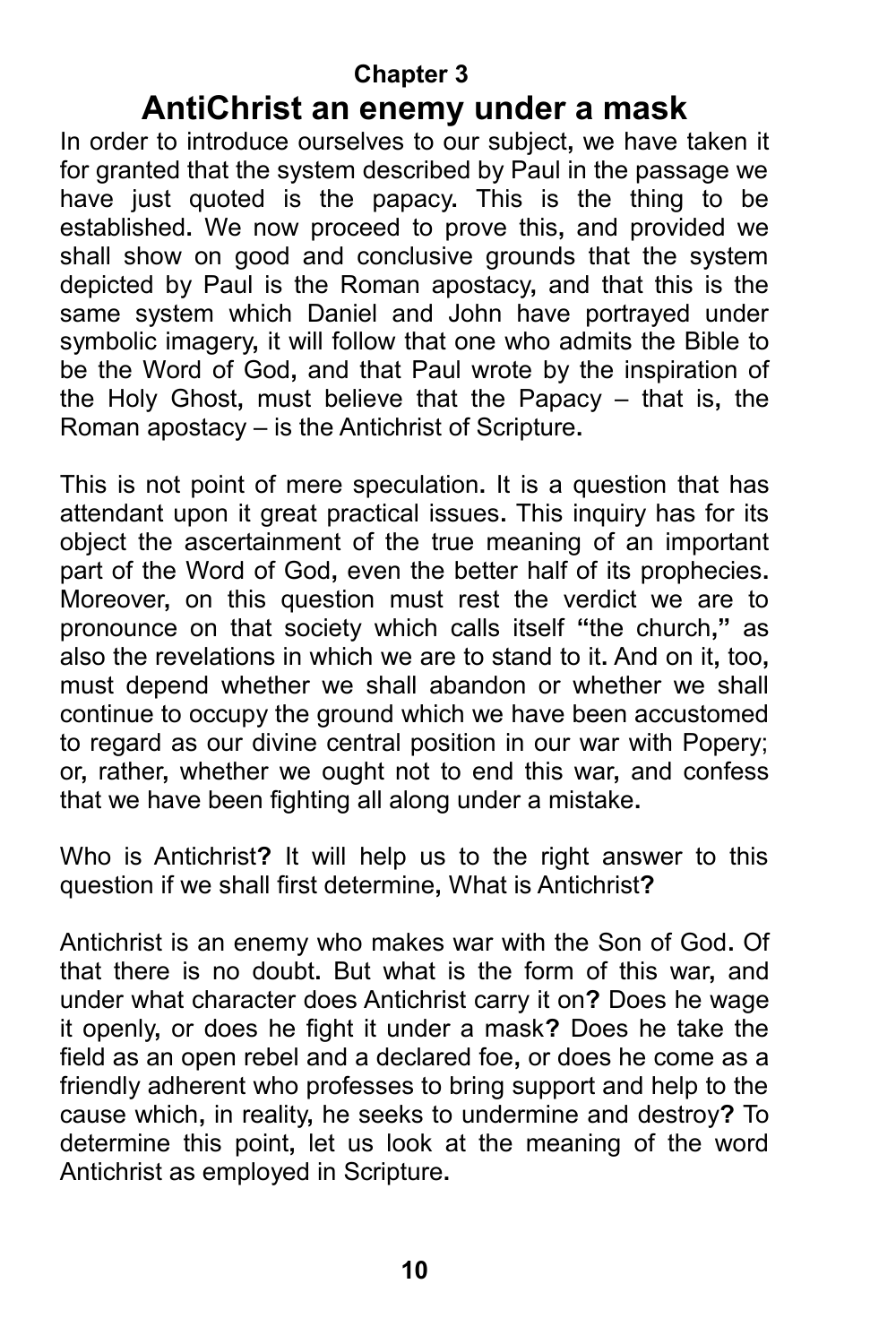### Chapter 3

## AntiChrist an enemy under a mask

In order to introduce ourselves to our subject, we have taken it for granted that the system described by Paul in the passage we have just quoted is the papacy. This is the thing to be established. We now proceed to prove this, and provided we shall show on good and conclusive grounds that the system depicted by Paul is the Roman apostacy, and that this is the same system which Daniel and John have portrayed under symbolic imagery, it will follow that one who admits the Bible to be the Word of God, and that Paul wrote by the inspiration of the Holy Ghost, must believe that the Papacy – that is, the Roman apostacy – is the Antichrist of Scripture.

This is not point of mere speculation. It is a question that has attendant upon it great practical issues. This inquiry has for its object the ascertainment of the true meaning of an important part of the Word of God, even the better half of its prophecies. Moreover, on this question must rest the verdict we are to pronounce on that society which calls itself **"**the church,**"** as also the revelations in which we are to stand to it. And on it, too, must depend whether we shall abandon or whether we shall continue to occupy the ground which we have been accustomed to regard as our divine central position in our war with Popery; or, rather, whether we ought not to end this war, and confess that we have been fighting all along under a mistake.

Who is Antichrist**?** It will help us to the right answer to this question if we shall first determine, What is Antichrist**?**

Antichrist is an enemy who makes war with the Son of God. Of that there is no doubt. But what is the form of this war, and under what character does Antichrist carry it on**?** Does he wage it openly, or does he fight it under a mask**?** Does he take the field as an open rebel and a declared foe, or does he come as a friendly adherent who professes to bring support and help to the cause which, in reality, he seeks to undermine and destroy**?** To determine this point, let us look at the meaning of the word Antichrist as employed in Scripture.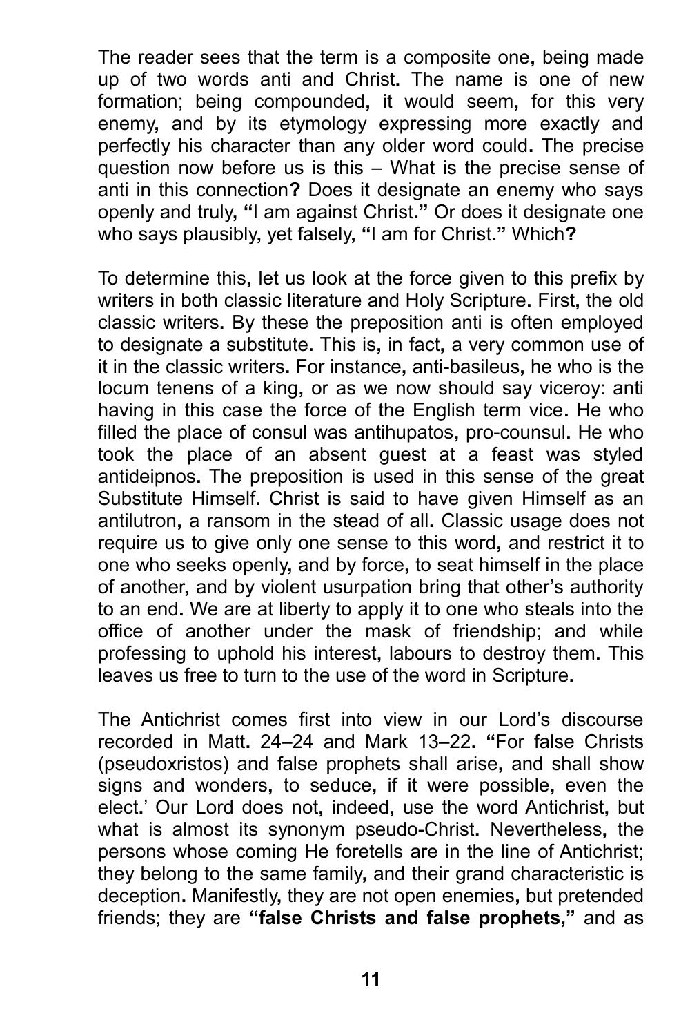The reader sees that the term is a composite one, being made up of two words anti and Christ. The name is one of new formation; being compounded, it would seem, for this very enemy, and by its etymology expressing more exactly and perfectly his character than any older word could. The precise question now before us is this – What is the precise sense of anti in this connection? Does it designate an enemy who says openly and truly, "I am against Christ." Or does it designate one who says plausibly, yet falsely, "I am for Christ." Which?

To determine this, let us look at the force given to this prefix by writers in both classic literature and Holy Scripture. First, the old classic writers. By these the preposition anti is often employed to designate a substitute. This is, in fact, a very common use of it in the classic writers. For instance, anti-basileus, he who is the locum tenens of a king, or as we now should say viceroy: anti having in this case the force of the English term vice. He who filled the place of consul was antihupatos, pro-counsul. He who took the place of an absent guest at a feast was styled antideipnos. The preposition is used in this sense of the great Substitute Himself. Christ is said to have given Himself as an antilutron, a ransom in the stead of all. Classic usage does not require us to give only one sense to this word, and restrict it to one who seeks openly, and by force, to seat himself in the place of another, and by violent usurpation bring that other's authority to an end. We are at liberty to apply it to one who steals into the office of another under the mask of friendship; and while professing to uphold his interest, labours to destroy them. This leaves us free to turn to the use of the word in Scripture.

The Antichrist comes first into view in our Lord's discourse recorded in Matt. 24–24 and Mark 13–22. "For false Christs (pseudoxristos) and false prophets shall arise, and shall show signs and wonders, to seduce, if it were possible, even the elect.' Our Lord does not, indeed, use the word Antichrist, but what is almost its synonym pseudo-Christ. Nevertheless, the persons whose coming He foretells are in the line of Antichrist; they belong to the same family, and their grand characteristic is deception. Manifestly, they are not open enemies, but pretended friends; they are **"false Christs and false prophets,"** and as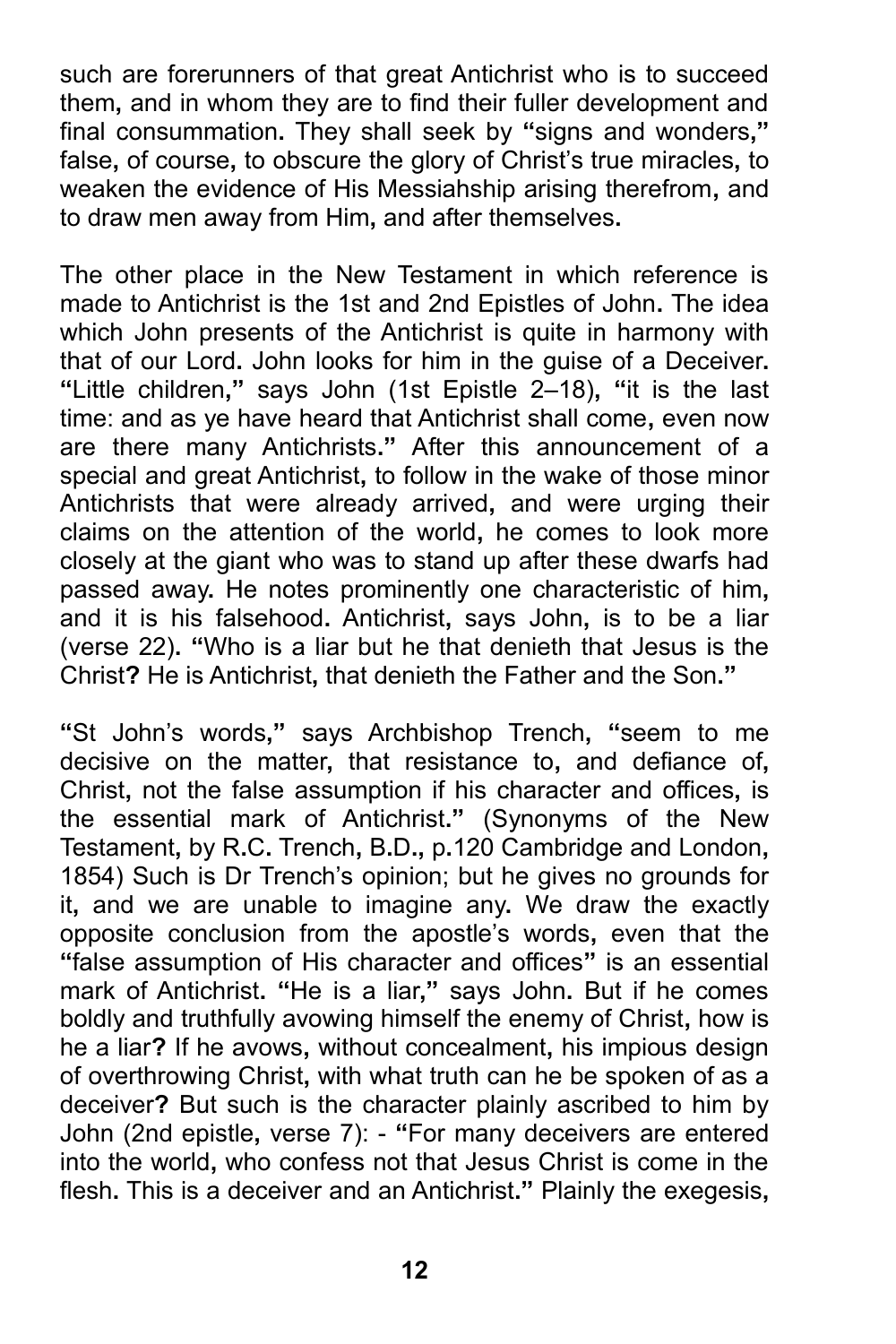such are forerunners of that great Antichrist who is to succeed them, and in whom they are to find their fuller development and final consummation. They shall seek by "signs and wonders," false, of course, to obscure the glory of Christ's true miracles, to weaken the evidence of His Messiahship arising therefrom, and to draw men away from Him, and after themselves.

The other place in the New Testament in which reference is made to Antichrist is the 1st and 2nd Epistles of John. The idea which John presents of the Antichrist is quite in harmony with that of our Lord. John looks for him in the guise of a Deceiver. "Little children," says John (1st Epistle 2–18), "it is the last time: and as ye have heard that Antichrist shall come, even now are there many Antichrists." After this announcement of a special and great Antichrist, to follow in the wake of those minor Antichrists that were already arrived, and were urging their claims on the attention of the world, he comes to look more closely at the giant who was to stand up after these dwarfs had passed away. He notes prominently one characteristic of him, and it is his falsehood. Antichrist, says John, is to be a liar (verse 22). "Who is a liar but he that denieth that Jesus is the Christ? He is Antichrist, that denieth the Father and the Son."

"St John's words," says Archbishop Trench, "seem to me decisive on the matter, that resistance to, and defiance of, Christ, not the false assumption if his character and offices, is the essential mark of Antichrist." (Synonyms of the New Testament, by R.C. Trench, B.D., p.120 Cambridge and London, 1854) Such is Dr Trench's opinion; but he gives no grounds for it, and we are unable to imagine any. We draw the exactly opposite conclusion from the apostle's words, even that the "false assumption of His character and offices" is an essential mark of Antichrist. "He is a liar," says John. But if he comes boldly and truthfully avowing himself the enemy of Christ, how is he a liar? If he avows, without concealment, his impious design of overthrowing Christ, with what truth can he be spoken of as a deceiver? But such is the character plainly ascribed to him by John (2nd epistle, verse 7): - "For many deceivers are entered into the world, who confess not that Jesus Christ is come in the flesh. This is a deceiver and an Antichrist." Plainly the exegesis,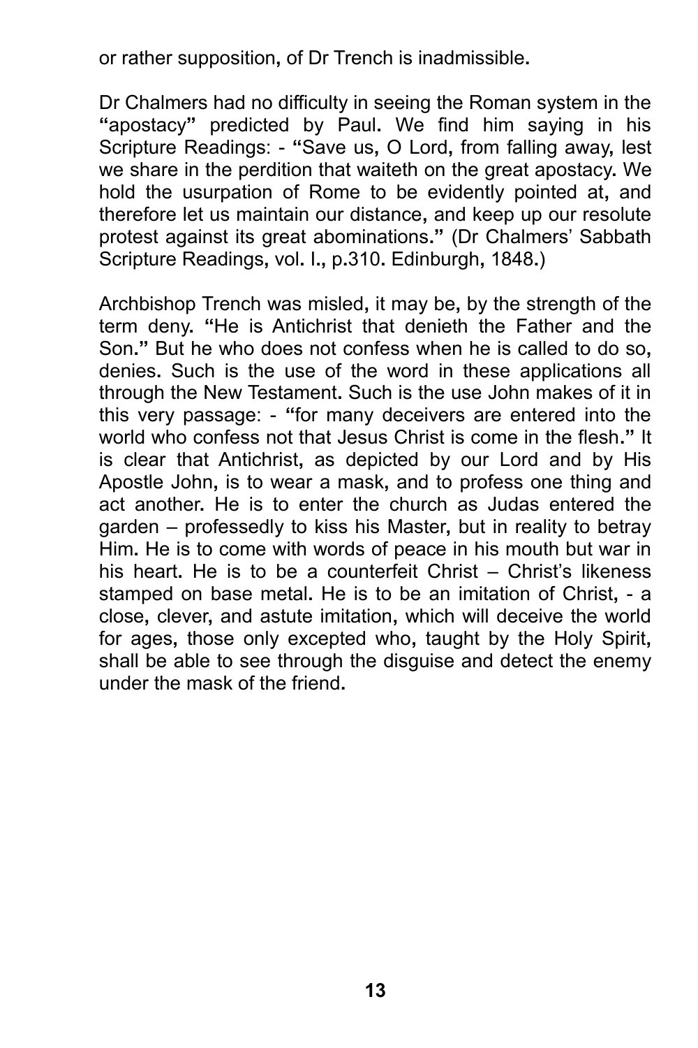or rather supposition, of Dr Trench is inadmissible.

Dr Chalmers had no difficulty in seeing the Roman system in the "apostacy" predicted by Paul. We find him saying in his Scripture Readings: - "Save us, O Lord, from falling away, lest we share in the perdition that waiteth on the great apostacy. We hold the usurpation of Rome to be evidently pointed at, and therefore let us maintain our distance, and keep up our resolute protest against its great abominations." (Dr Chalmers' Sabbath Scripture Readings, vol. I., p.310. Edinburgh, 1848.)

Archbishop Trench was misled, it may be, by the strength of the term deny. "He is Antichrist that denieth the Father and the Son." But he who does not confess when he is called to do so, denies. Such is the use of the word in these applications all through the New Testament. Such is the use John makes of it in this very passage: - "for many deceivers are entered into the world who confess not that Jesus Christ is come in the flesh." It is clear that Antichrist, as depicted by our Lord and by His Apostle John, is to wear a mask, and to profess one thing and act another. He is to enter the church as Judas entered the garden – professedly to kiss his Master, but in reality to betray Him. He is to come with words of peace in his mouth but war in his heart. He is to be a counterfeit Christ – Christ's likeness stamped on base metal. He is to be an imitation of Christ, - a close, clever, and astute imitation, which will deceive the world for ages, those only excepted who, taught by the Holy Spirit, shall be able to see through the disguise and detect the enemy under the mask of the friend.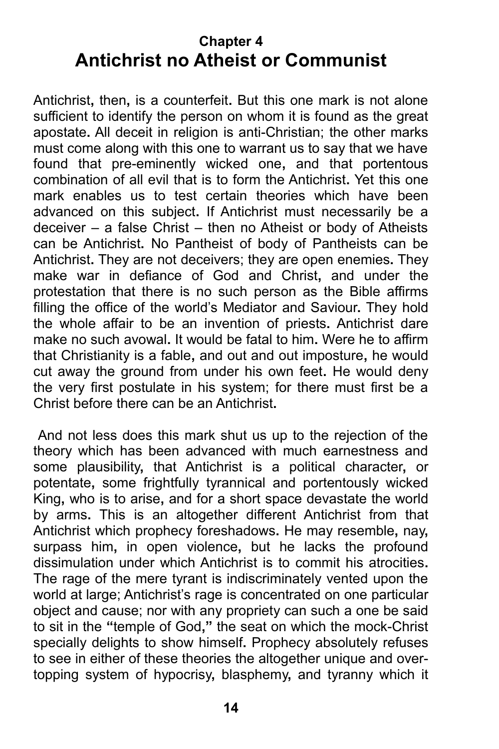## Chapter 4
# Antichrist no Atheist or Communist

Antichrist, then, is a counterfeit. But this one mark is not alone sufficient to identify the person on whom it is found as the great apostate. All deceit in religion is anti-Christian; the other marks must come along with this one to warrant us to say that we have found that pre-eminently wicked one, and that portentous combination of all evil that is to form the Antichrist. Yet this one mark enables us to test certain theories which have been advanced on this subject. If Antichrist must necessarily be a deceiver – a false Christ – then no Atheist or body of Atheists can be Antichrist. No Pantheist of body of Pantheists can be Antichrist. They are not deceivers; they are open enemies. They make war in defiance of God and Christ, and under the protestation that there is no such person as the Bible affirms filling the office of the world's Mediator and Saviour. They hold the whole affair to be an invention of priests. Antichrist dare make no such avowal. It would be fatal to him. Were he to affirm that Christianity is a fable, and out and out imposture, he would cut away the ground from under his own feet. He would deny the very first postulate in his system; for there must first be a Christ before there can be an Antichrist.

And not less does this mark shut us up to the rejection of the theory which has been advanced with much earnestness and some plausibility, that Antichrist is a political character, or potentate, some frightfully tyrannical and portentously wicked King, who is to arise, and for a short space devastate the world by arms. This is an altogether different Antichrist from that Antichrist which prophecy foreshadows. He may resemble, nay, surpass him, in open violence, but he lacks the profound dissimulation under which Antichrist is to commit his atrocities. The rage of the mere tyrant is indiscriminately vented upon the world at large; Antichrist's rage is concentrated on one particular object and cause; nor with any propriety can such a one be said to sit in the "temple of God," the seat on which the mock-Christ specially delights to show himself. Prophecy absolutely refuses to see in either of these theories the altogether unique and over-topping system of hypocrisy, blasphemy, and tyranny which it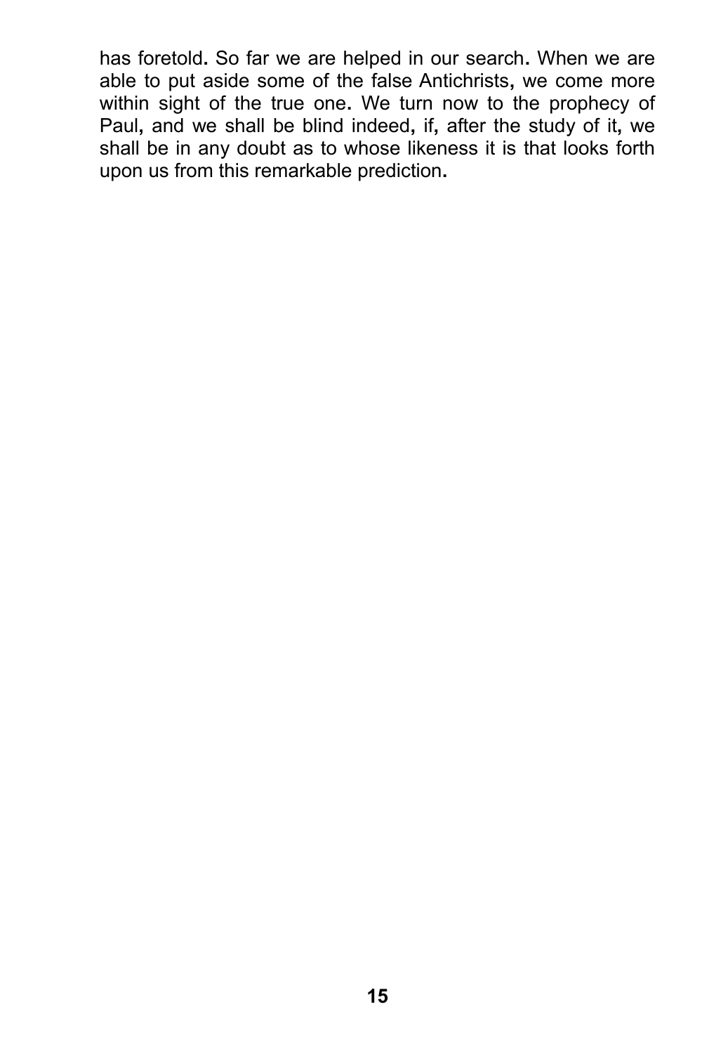has foretold. So far we are helped in our search. When we are able to put aside some of the false Antichrists, we come more within sight of the true one. We turn now to the prophecy of Paul, and we shall be blind indeed, if, after the study of it, we shall be in any doubt as to whose likeness it is that looks forth upon us from this remarkable prediction.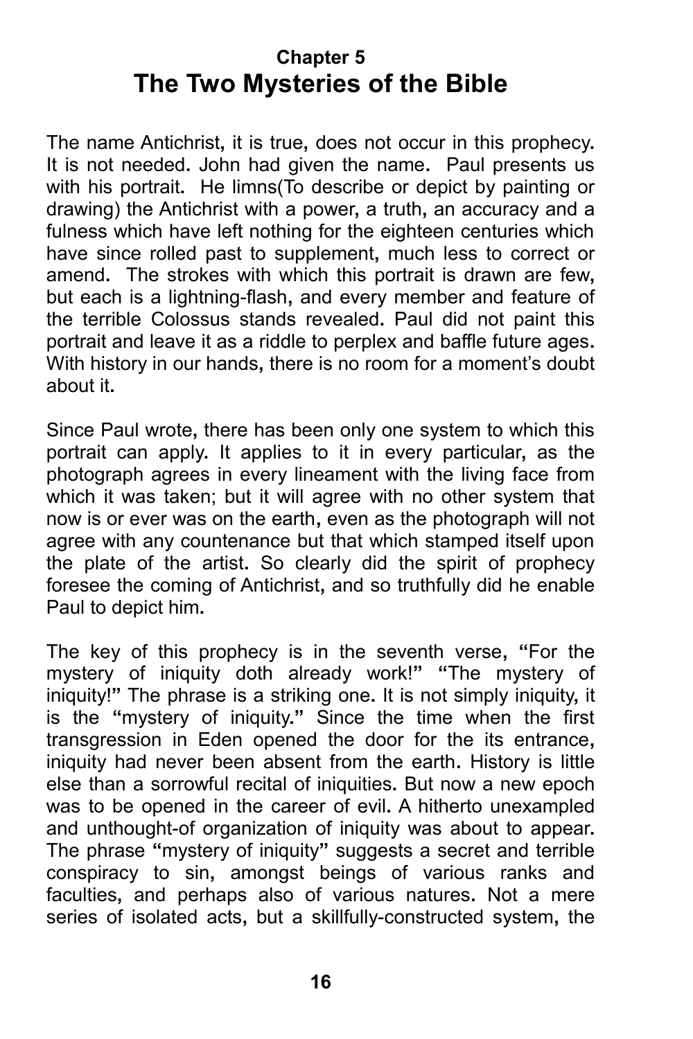## Chapter 5
# The Two Mysteries of the Bible

The name Antichrist, it is true, does not occur in this prophecy. It is not needed. John had given the name. Paul presents us with his portrait. He limns(To describe or depict by painting or drawing) the Antichrist with a power, a truth, an accuracy and a fulness which have left nothing for the eighteen centuries which have since rolled past to supplement, much less to correct or amend. The strokes with which this portrait is drawn are few, but each is a lightning-flash, and every member and feature of the terrible Colossus stands revealed. Paul did not paint this portrait and leave it as a riddle to perplex and baffle future ages. With history in our hands, there is no room for a moment's doubt about it.

Since Paul wrote, there has been only one system to which this portrait can apply. It applies to it in every particular, as the photograph agrees in every lineament with the living face from which it was taken; but it will agree with no other system that now is or ever was on the earth, even as the photograph will not agree with any countenance but that which stamped itself upon the plate of the artist. So clearly did the spirit of prophecy foresee the coming of Antichrist, and so truthfully did he enable Paul to depict him.

The key of this prophecy is in the seventh verse, "For the mystery of iniquity doth already work!" "The mystery of iniquity!" The phrase is a striking one. It is not simply iniquity, it is the "mystery of iniquity." Since the time when the first transgression in Eden opened the door for the its entrance, iniquity had never been absent from the earth. History is little else than a sorrowful recital of iniquities. But now a new epoch was to be opened in the career of evil. A hitherto unexampled and unthought-of organization of iniquity was about to appear. The phrase "mystery of iniquity" suggests a secret and terrible conspiracy to sin, amongst beings of various ranks and faculties, and perhaps also of various natures. Not a mere series of isolated acts, but a skillfully-constructed system, the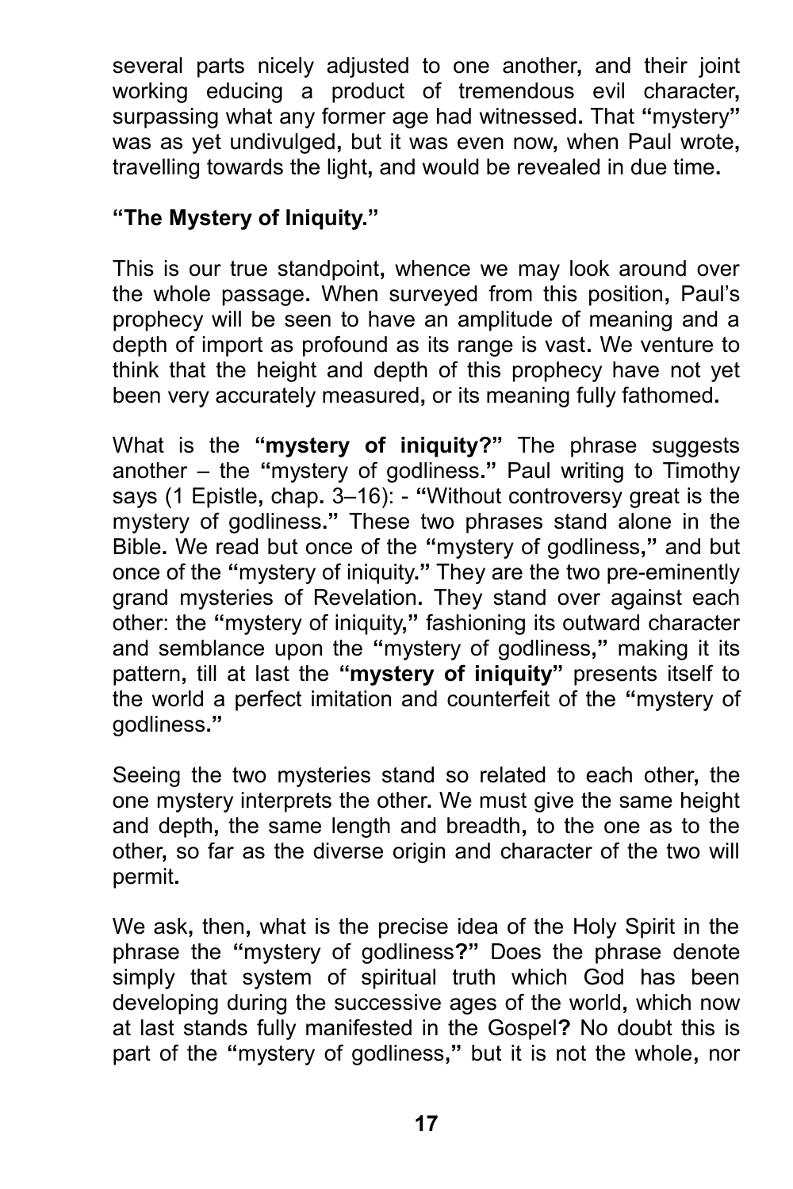several parts nicely adjusted to one another, and their joint working educing a product of tremendous evil character, surpassing what any former age had witnessed. That "mystery" was as yet undivulged, but it was even now, when Paul wrote, travelling towards the light, and would be revealed in due time.

**"The Mystery of Iniquity."**

This is our true standpoint, whence we may look around over the whole passage. When surveyed from this position, Paul's prophecy will be seen to have an amplitude of meaning and a depth of import as profound as its range is vast. We venture to think that the height and depth of this prophecy have not yet been very accurately measured, or its meaning fully fathomed.

What is the **"mystery of iniquity?"** The phrase suggests another – the "mystery of godliness." Paul writing to Timothy says (1 Epistle, chap. 3–16): - "Without controversy great is the mystery of godliness." These two phrases stand alone in the Bible. We read but once of the "mystery of godliness," and but once of the "mystery of iniquity." They are the two pre-eminently grand mysteries of Revelation. They stand over against each other: the "mystery of iniquity," fashioning its outward character and semblance upon the "mystery of godliness," making it its pattern, till at last the **"mystery of iniquity"** presents itself to the world a perfect imitation and counterfeit of the "mystery of godliness."

Seeing the two mysteries stand so related to each other, the one mystery interprets the other. We must give the same height and depth, the same length and breadth, to the one as to the other, so far as the diverse origin and character of the two will permit.

We ask, then, what is the precise idea of the Holy Spirit in the phrase the "mystery of godliness?" Does the phrase denote simply that system of spiritual truth which God has been developing during the successive ages of the world, which now at last stands fully manifested in the Gospel? No doubt this is part of the "mystery of godliness," but it is not the whole, nor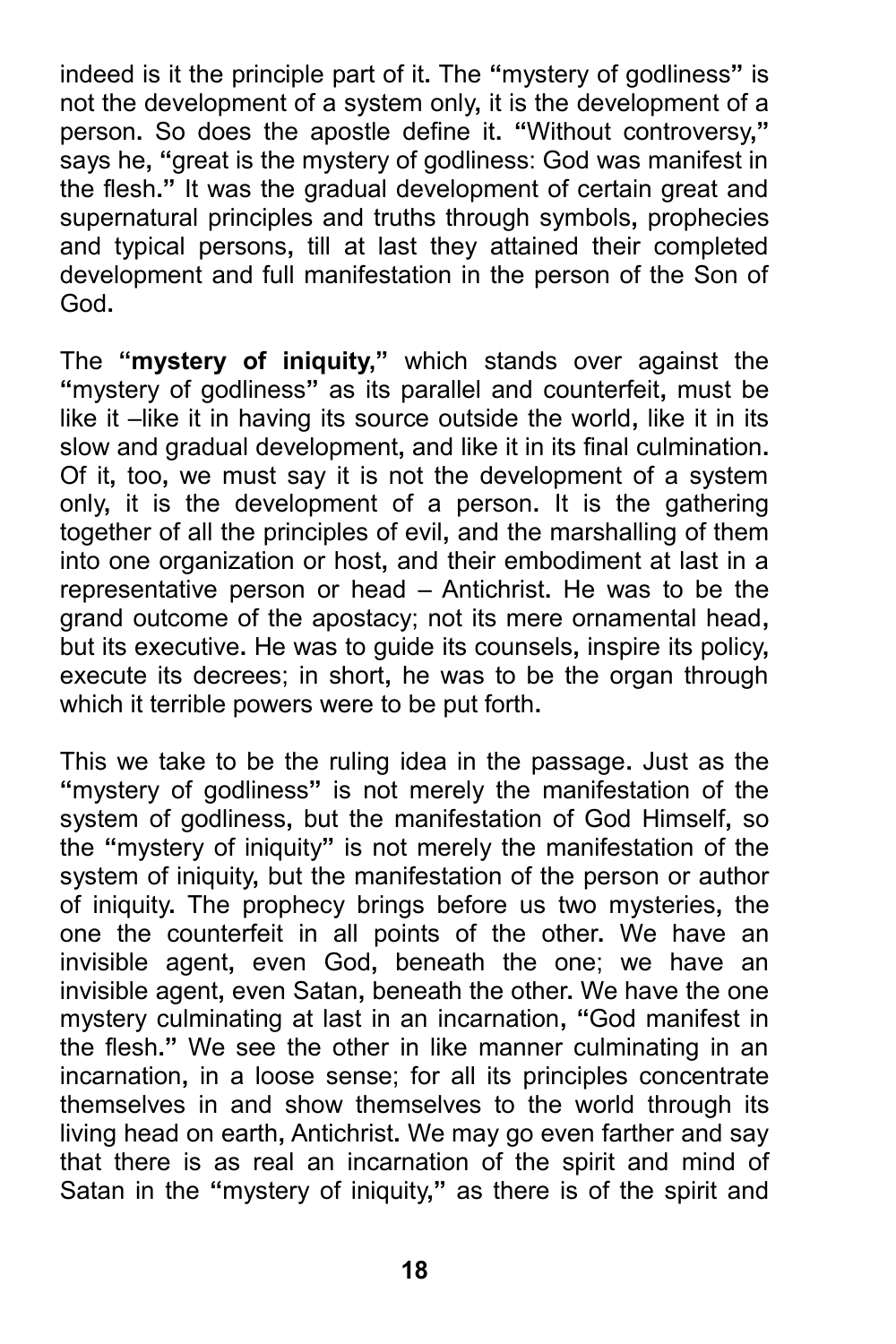indeed is it the principle part of it. The "mystery of godliness" is not the development of a system only, it is the development of a person. So does the apostle define it. "Without controversy," says he, "great is the mystery of godliness: God was manifest in the flesh." It was the gradual development of certain great and supernatural principles and truths through symbols, prophecies and typical persons, till at last they attained their completed development and full manifestation in the person of the Son of God.

The **"mystery of iniquity,"** which stands over against the "mystery of godliness" as its parallel and counterfeit, must be like it –like it in having its source outside the world, like it in its slow and gradual development, and like it in its final culmination. Of it, too, we must say it is not the development of a system only, it is the development of a person. It is the gathering together of all the principles of evil, and the marshalling of them into one organization or host, and their embodiment at last in a representative person or head – Antichrist. He was to be the grand outcome of the apostacy; not its mere ornamental head, but its executive. He was to guide its counsels, inspire its policy, execute its decrees; in short, he was to be the organ through which it terrible powers were to be put forth.

This we take to be the ruling idea in the passage. Just as the "mystery of godliness" is not merely the manifestation of the system of godliness, but the manifestation of God Himself, so the "mystery of iniquity" is not merely the manifestation of the system of iniquity, but the manifestation of the person or author of iniquity. The prophecy brings before us two mysteries, the one the counterfeit in all points of the other. We have an invisible agent, even God, beneath the one; we have an invisible agent, even Satan, beneath the other. We have the one mystery culminating at last in an incarnation, "God manifest in the flesh." We see the other in like manner culminating in an incarnation, in a loose sense; for all its principles concentrate themselves in and show themselves to the world through its living head on earth, Antichrist. We may go even farther and say that there is as real an incarnation of the spirit and mind of Satan in the "mystery of iniquity," as there is of the spirit and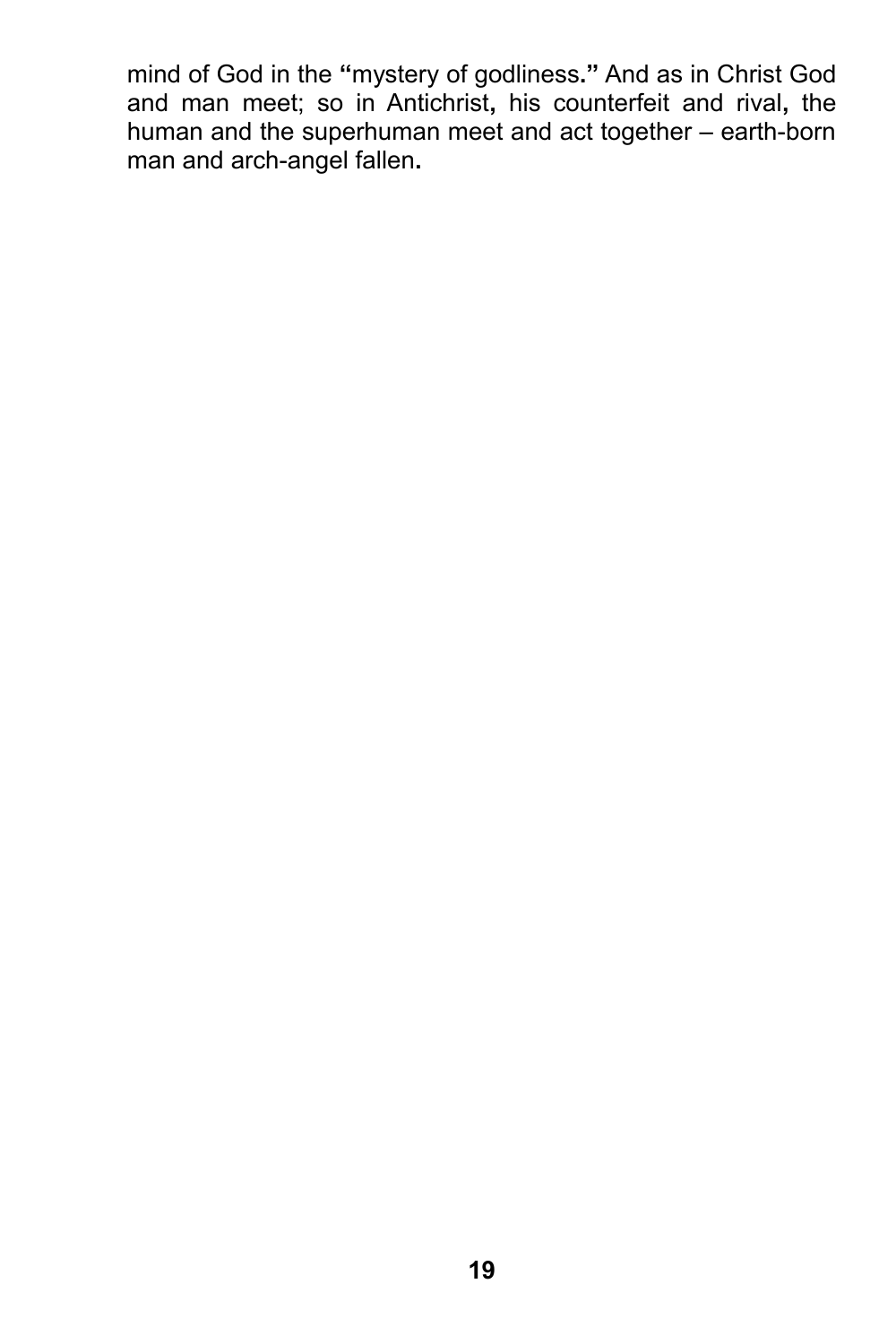mind of God in the "mystery of godliness." And as in Christ God and man meet; so in Antichrist, his counterfeit and rival, the human and the superhuman meet and act together – earth-born man and arch-angel fallen.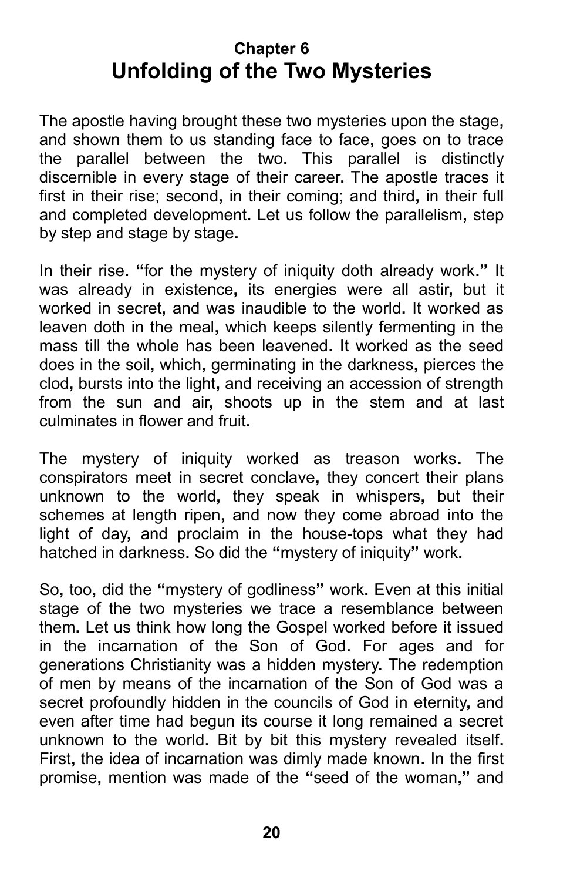## Chapter 6
# Unfolding of the Two Mysteries

The apostle having brought these two mysteries upon the stage, and shown them to us standing face to face, goes on to trace the parallel between the two. This parallel is distinctly discernible in every stage of their career. The apostle traces it first in their rise; second, in their coming; and third, in their full and completed development. Let us follow the parallelism, step by step and stage by stage.

In their rise. "for the mystery of iniquity doth already work." It was already in existence, its energies were all astir, but it worked in secret, and was inaudible to the world. It worked as leaven doth in the meal, which keeps silently fermenting in the mass till the whole has been leavened. It worked as the seed does in the soil, which, germinating in the darkness, pierces the clod, bursts into the light, and receiving an accession of strength from the sun and air, shoots up in the stem and at last culminates in flower and fruit.

The mystery of iniquity worked as treason works. The conspirators meet in secret conclave, they concert their plans unknown to the world, they speak in whispers, but their schemes at length ripen, and now they come abroad into the light of day, and proclaim in the house-tops what they had hatched in darkness. So did the "mystery of iniquity" work.

So, too, did the "mystery of godliness" work. Even at this initial stage of the two mysteries we trace a resemblance between them. Let us think how long the Gospel worked before it issued in the incarnation of the Son of God. For ages and for generations Christianity was a hidden mystery. The redemption of men by means of the incarnation of the Son of God was a secret profoundly hidden in the councils of God in eternity, and even after time had begun its course it long remained a secret unknown to the world. Bit by bit this mystery revealed itself. First, the idea of incarnation was dimly made known. In the first promise, mention was made of the "seed of the woman," and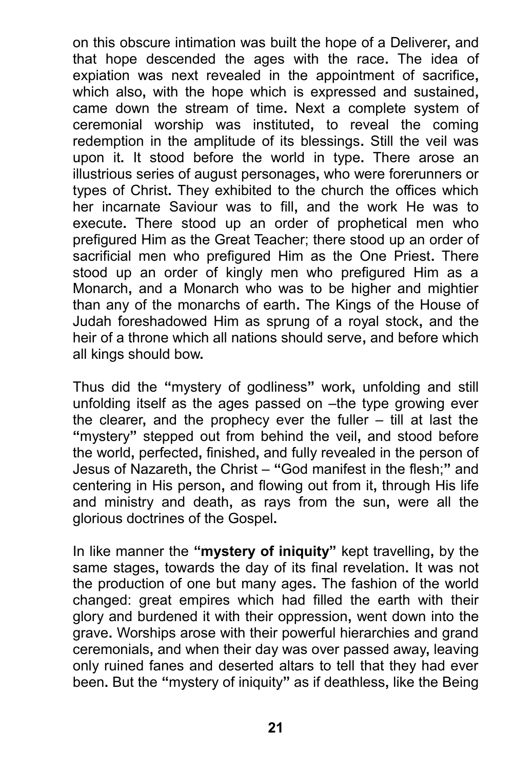on this obscure intimation was built the hope of a Deliverer, and that hope descended the ages with the race. The idea of expiation was next revealed in the appointment of sacrifice, which also, with the hope which is expressed and sustained, came down the stream of time. Next a complete system of ceremonial worship was instituted, to reveal the coming redemption in the amplitude of its blessings. Still the veil was upon it. It stood before the world in type. There arose an illustrious series of august personages, who were forerunners or types of Christ. They exhibited to the church the offices which her incarnate Saviour was to fill, and the work He was to execute. There stood up an order of prophetical men who prefigured Him as the Great Teacher; there stood up an order of sacrificial men who prefigured Him as the One Priest. There stood up an order of kingly men who prefigured Him as a Monarch, and a Monarch who was to be higher and mightier than any of the monarchs of earth. The Kings of the House of Judah foreshadowed Him as sprung of a royal stock, and the heir of a throne which all nations should serve, and before which all kings should bow.

Thus did the "mystery of godliness" work, unfolding and still unfolding itself as the ages passed on –the type growing ever the clearer, and the prophecy ever the fuller – till at last the "mystery" stepped out from behind the veil, and stood before the world, perfected, finished, and fully revealed in the person of Jesus of Nazareth, the Christ – "God manifest in the flesh;" and centering in His person, and flowing out from it, through His life and ministry and death, as rays from the sun, were all the glorious doctrines of the Gospel.

In like manner the **"mystery of iniquity"** kept travelling, by the same stages, towards the day of its final revelation. It was not the production of one but many ages. The fashion of the world changed: great empires which had filled the earth with their glory and burdened it with their oppression, went down into the grave. Worships arose with their powerful hierarchies and grand ceremonials, and when their day was over passed away, leaving only ruined fanes and deserted altars to tell that they had ever been. But the "mystery of iniquity" as if deathless, like the Being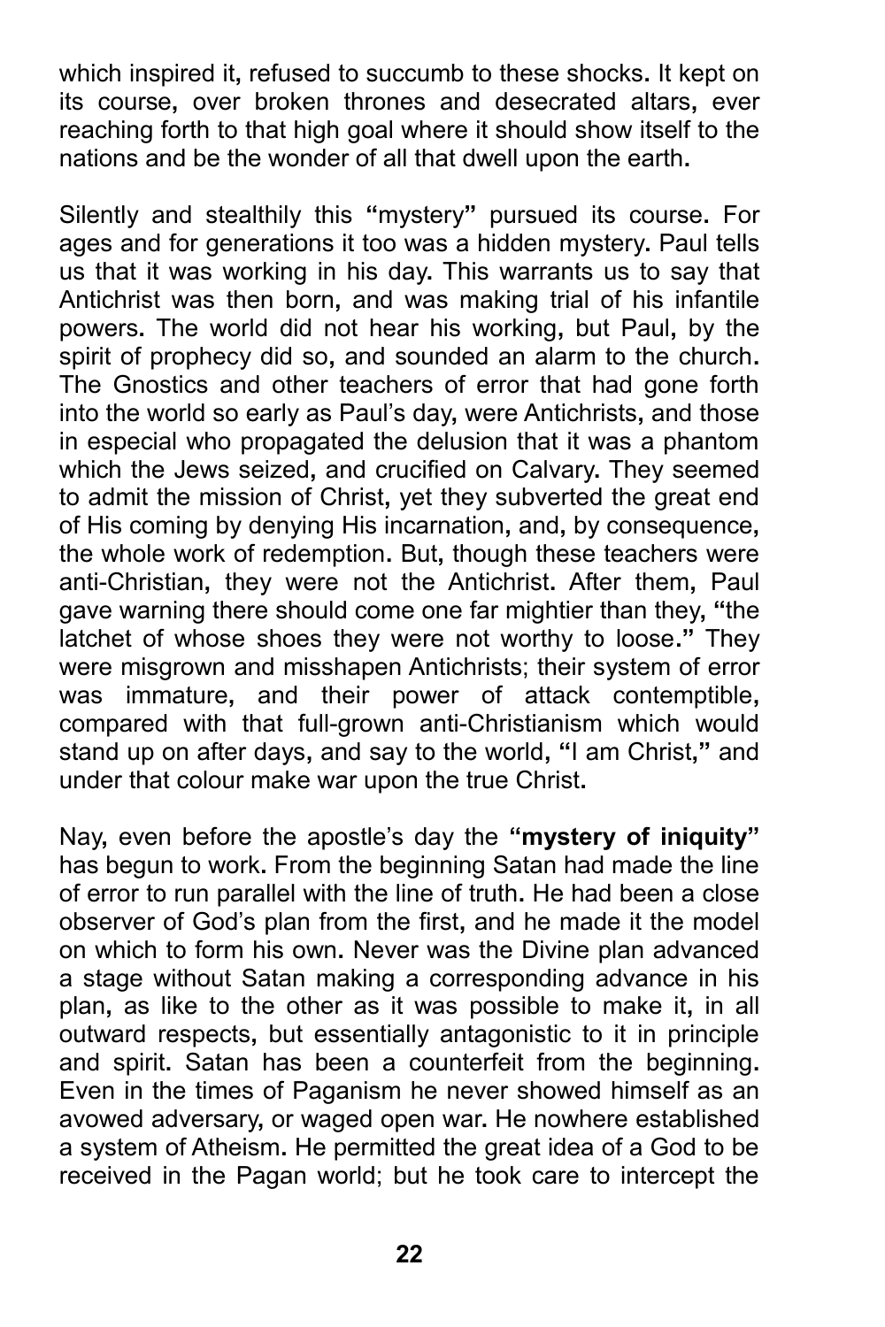which inspired it, refused to succumb to these shocks. It kept on its course, over broken thrones and desecrated altars, ever reaching forth to that high goal where it should show itself to the nations and be the wonder of all that dwell upon the earth.

Silently and stealthily this "mystery" pursued its course. For ages and for generations it too was a hidden mystery. Paul tells us that it was working in his day. This warrants us to say that Antichrist was then born, and was making trial of his infantile powers. The world did not hear his working, but Paul, by the spirit of prophecy did so, and sounded an alarm to the church. The Gnostics and other teachers of error that had gone forth into the world so early as Paul's day, were Antichrists, and those in especial who propagated the delusion that it was a phantom which the Jews seized, and crucified on Calvary. They seemed to admit the mission of Christ, yet they subverted the great end of His coming by denying His incarnation, and, by consequence, the whole work of redemption. But, though these teachers were anti-Christian, they were not the Antichrist. After them, Paul gave warning there should come one far mightier than they, "the latchet of whose shoes they were not worthy to loose." They were misgrown and misshapen Antichrists; their system of error was immature, and their power of attack contemptible, compared with that full-grown anti-Christianism which would stand up on after days, and say to the world, "I am Christ," and under that colour make war upon the true Christ.

Nay, even before the apostle's day the **"mystery of iniquity"** has begun to work. From the beginning Satan had made the line of error to run parallel with the line of truth. He had been a close observer of God's plan from the first, and he made it the model on which to form his own. Never was the Divine plan advanced a stage without Satan making a corresponding advance in his plan, as like to the other as it was possible to make it, in all outward respects, but essentially antagonistic to it in principle and spirit. Satan has been a counterfeit from the beginning. Even in the times of Paganism he never showed himself as an avowed adversary, or waged open war. He nowhere established a system of Atheism. He permitted the great idea of a God to be received in the Pagan world; but he took care to intercept the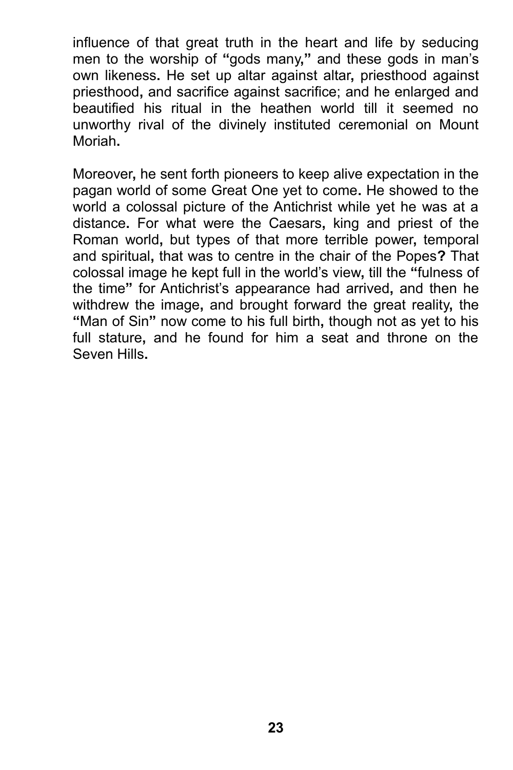influence of that great truth in the heart and life by seducing men to the worship of "gods many," and these gods in man's own likeness. He set up altar against altar, priesthood against priesthood, and sacrifice against sacrifice; and he enlarged and beautified his ritual in the heathen world till it seemed no unworthy rival of the divinely instituted ceremonial on Mount Moriah.

Moreover, he sent forth pioneers to keep alive expectation in the pagan world of some Great One yet to come. He showed to the world a colossal picture of the Antichrist while yet he was at a distance. For what were the Caesars, king and priest of the Roman world, but types of that more terrible power, temporal and spiritual, that was to centre in the chair of the Popes? That colossal image he kept full in the world's view, till the "fulness of the time" for Antichrist's appearance had arrived, and then he withdrew the image, and brought forward the great reality, the "Man of Sin" now come to his full birth, though not as yet to his full stature, and he found for him a seat and throne on the Seven Hills.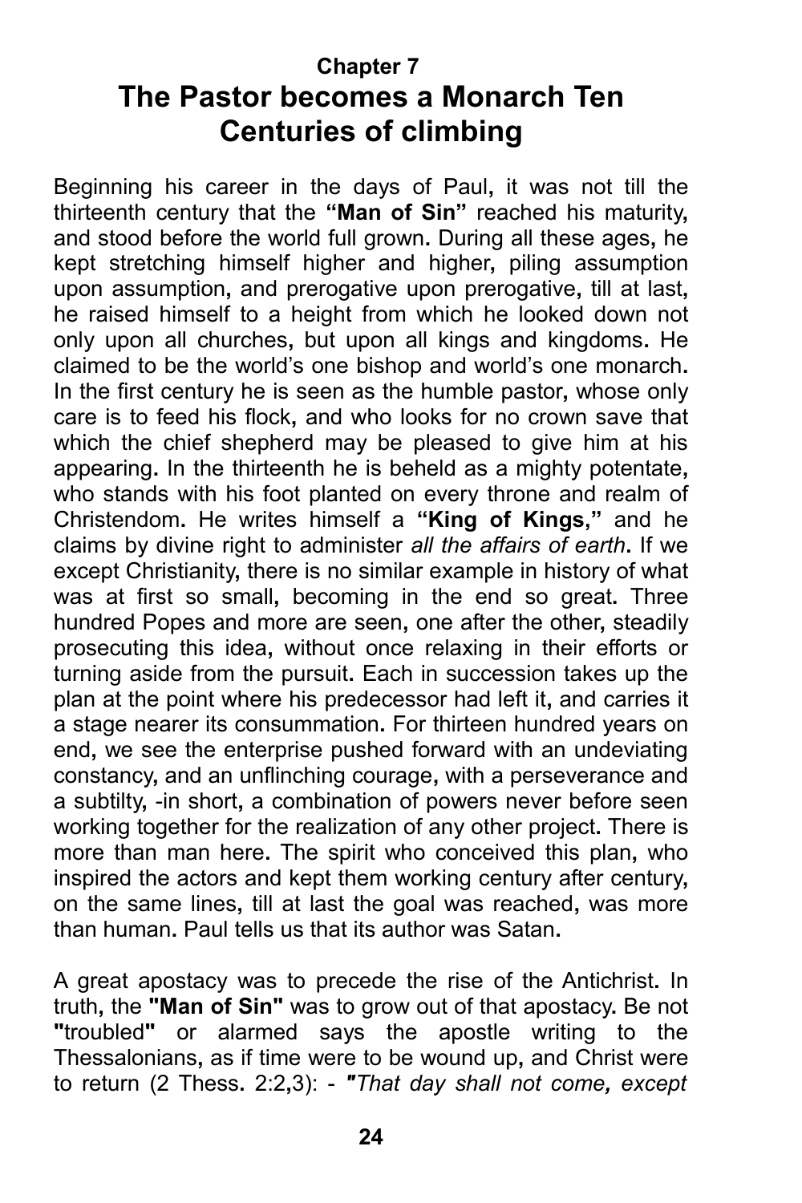**Chapter 7**

# The Pastor becomes a Monarch Ten Centuries of climbing

Beginning his career in the days of Paul, it was not till the thirteenth century that the **"Man of Sin"** reached his maturity, and stood before the world full grown. During all these ages, he kept stretching himself higher and higher, piling assumption upon assumption, and prerogative upon prerogative, till at last, he raised himself to a height from which he looked down not only upon all churches, but upon all kings and kingdoms. He claimed to be the world's one bishop and world's one monarch. In the first century he is seen as the humble pastor, whose only care is to feed his flock, and who looks for no crown save that which the chief shepherd may be pleased to give him at his appearing. In the thirteenth he is beheld as a mighty potentate, who stands with his foot planted on every throne and realm of Christendom. He writes himself a **"King of Kings,"** and he claims by divine right to administer *all the affairs of earth*. If we except Christianity, there is no similar example in history of what was at first so small, becoming in the end so great. Three hundred Popes and more are seen, one after the other, steadily prosecuting this idea, without once relaxing in their efforts or turning aside from the pursuit. Each in succession takes up the plan at the point where his predecessor had left it, and carries it a stage nearer its consummation. For thirteen hundred years on end, we see the enterprise pushed forward with an undeviating constancy, and an unflinching courage, with a perseverance and a subtilty, -in short, a combination of powers never before seen working together for the realization of any other project. There is more than man here. The spirit who conceived this plan, who inspired the actors and kept them working century after century, on the same lines, till at last the goal was reached, was more than human. Paul tells us that its author was Satan.

A great apostacy was to precede the rise of the Antichrist. In truth, the **"Man of Sin"** was to grow out of that apostacy. Be not **"**troubled**"** or alarmed says the apostle writing to the Thessalonians, as if time were to be wound up, and Christ were to return (2 Thess. 2:2,3): - *"That day shall not come, except*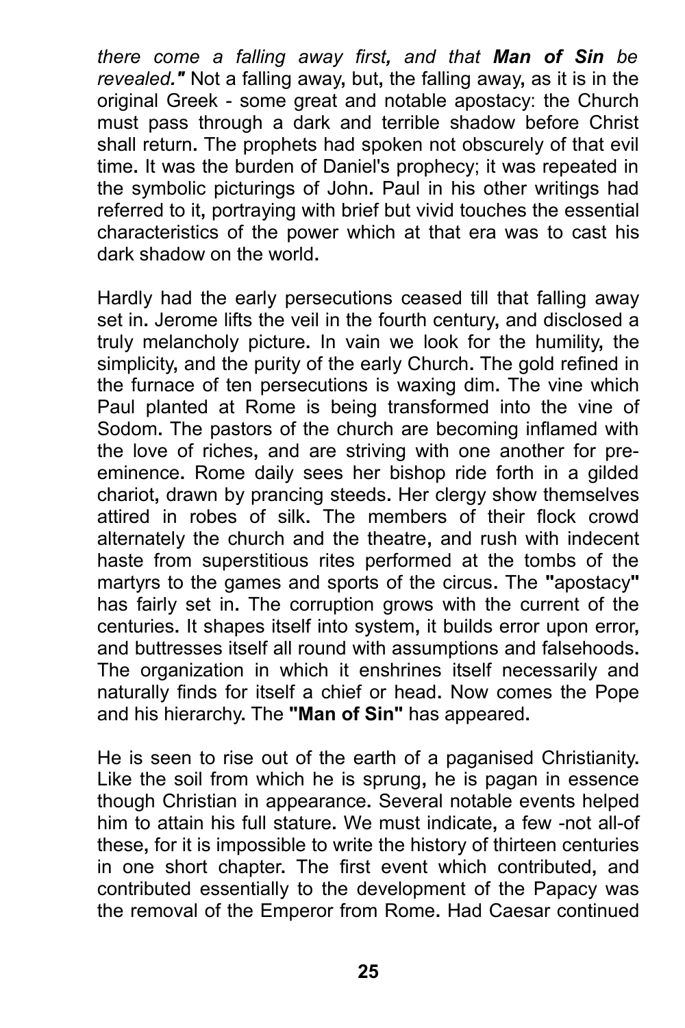*there come a falling away first, and that **Man of Sin** be revealed."* Not a falling away, but, the falling away, as it is in the original Greek - some great and notable apostacy: the Church must pass through a dark and terrible shadow before Christ shall return. The prophets had spoken not obscurely of that evil time. It was the burden of Daniel's prophecy; it was repeated in the symbolic picturings of John. Paul in his other writings had referred to it, portraying with brief but vivid touches the essential characteristics of the power which at that era was to cast his dark shadow on the world.

Hardly had the early persecutions ceased till that falling away set in. Jerome lifts the veil in the fourth century, and disclosed a truly melancholy picture. In vain we look for the humility, the simplicity, and the purity of the early Church. The gold refined in the furnace of ten persecutions is waxing dim. The vine which Paul planted at Rome is being transformed into the vine of Sodom. The pastors of the church are becoming inflamed with the love of riches, and are striving with one another for pre-eminence. Rome daily sees her bishop ride forth in a gilded chariot, drawn by prancing steeds. Her clergy show themselves attired in robes of silk. The members of their flock crowd alternately the church and the theatre, and rush with indecent haste from superstitious rites performed at the tombs of the martyrs to the games and sports of the circus. The "apostacy" has fairly set in. The corruption grows with the current of the centuries. It shapes itself into system, it builds error upon error, and buttresses itself all round with assumptions and falsehoods. The organization in which it enshrines itself necessarily and naturally finds for itself a chief or head. Now comes the Pope and his hierarchy. The **"Man of Sin"** has appeared.

He is seen to rise out of the earth of a paganised Christianity. Like the soil from which he is sprung, he is pagan in essence though Christian in appearance. Several notable events helped him to attain his full stature. We must indicate, a few -not all-of these, for it is impossible to write the history of thirteen centuries in one short chapter. The first event which contributed, and contributed essentially to the development of the Papacy was the removal of the Emperor from Rome. Had Caesar continued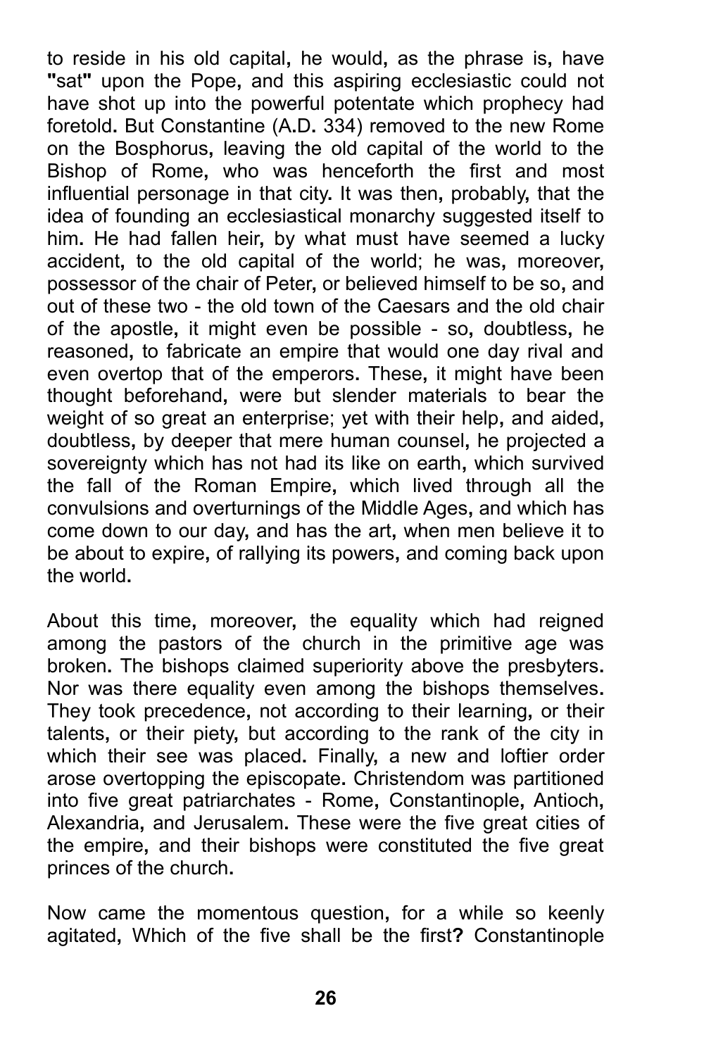to reside in his old capital, he would, as the phrase is, have "sat" upon the Pope, and this aspiring ecclesiastic could not have shot up into the powerful potentate which prophecy had foretold. But Constantine (A.D. 334) removed to the new Rome on the Bosphorus, leaving the old capital of the world to the Bishop of Rome, who was henceforth the first and most influential personage in that city. It was then, probably, that the idea of founding an ecclesiastical monarchy suggested itself to him. He had fallen heir, by what must have seemed a lucky accident, to the old capital of the world; he was, moreover, possessor of the chair of Peter, or believed himself to be so, and out of these two - the old town of the Caesars and the old chair of the apostle, it might even be possible - so, doubtless, he reasoned, to fabricate an empire that would one day rival and even overtop that of the emperors. These, it might have been thought beforehand, were but slender materials to bear the weight of so great an enterprise; yet with their help, and aided, doubtless, by deeper that mere human counsel, he projected a sovereignty which has not had its like on earth, which survived the fall of the Roman Empire, which lived through all the convulsions and overturnings of the Middle Ages, and which has come down to our day, and has the art, when men believe it to be about to expire, of rallying its powers, and coming back upon the world.

About this time, moreover, the equality which had reigned among the pastors of the church in the primitive age was broken. The bishops claimed superiority above the presbyters. Nor was there equality even among the bishops themselves. They took precedence, not according to their learning, or their talents, or their piety, but according to the rank of the city in which their see was placed. Finally, a new and loftier order arose overtopping the episcopate. Christendom was partitioned into five great patriarchates - Rome, Constantinople, Antioch, Alexandria, and Jerusalem. These were the five great cities of the empire, and their bishops were constituted the five great princes of the church.

Now came the momentous question, for a while so keenly agitated, Which of the five shall be the first? Constantinople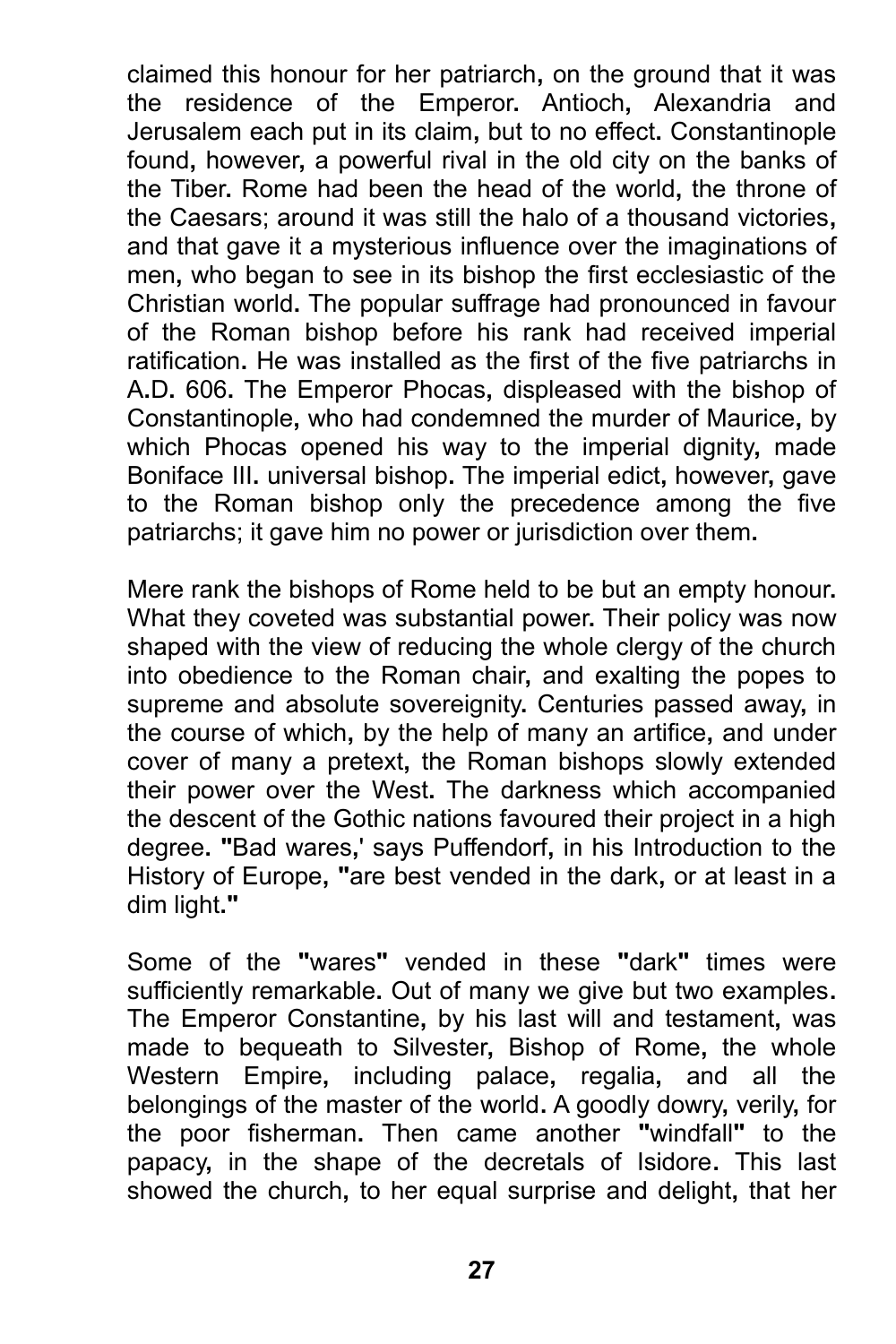claimed this honour for her patriarch, on the ground that it was the residence of the Emperor. Antioch, Alexandria and Jerusalem each put in its claim, but to no effect. Constantinople found, however, a powerful rival in the old city on the banks of the Tiber. Rome had been the head of the world, the throne of the Caesars; around it was still the halo of a thousand victories, and that gave it a mysterious influence over the imaginations of men, who began to see in its bishop the first ecclesiastic of the Christian world. The popular suffrage had pronounced in favour of the Roman bishop before his rank had received imperial ratification. He was installed as the first of the five patriarchs in A.D. 606. The Emperor Phocas, displeased with the bishop of Constantinople, who had condemned the murder of Maurice, by which Phocas opened his way to the imperial dignity, made Boniface III. universal bishop. The imperial edict, however, gave to the Roman bishop only the precedence among the five patriarchs; it gave him no power or jurisdiction over them.

Mere rank the bishops of Rome held to be but an empty honour. What they coveted was substantial power. Their policy was now shaped with the view of reducing the whole clergy of the church into obedience to the Roman chair, and exalting the popes to supreme and absolute sovereignity. Centuries passed away, in the course of which, by the help of many an artifice, and under cover of many a pretext, the Roman bishops slowly extended their power over the West. The darkness which accompanied the descent of the Gothic nations favoured their project in a high degree. "Bad wares,' says Puffendorf, in his Introduction to the History of Europe, "are best vended in the dark, or at least in a dim light."

Some of the "wares" vended in these "dark" times were sufficiently remarkable. Out of many we give but two examples. The Emperor Constantine, by his last will and testament, was made to bequeath to Silvester, Bishop of Rome, the whole Western Empire, including palace, regalia, and all the belongings of the master of the world. A goodly dowry, verily, for the poor fisherman. Then came another "windfall" to the papacy, in the shape of the decretals of Isidore. This last showed the church, to her equal surprise and delight, that her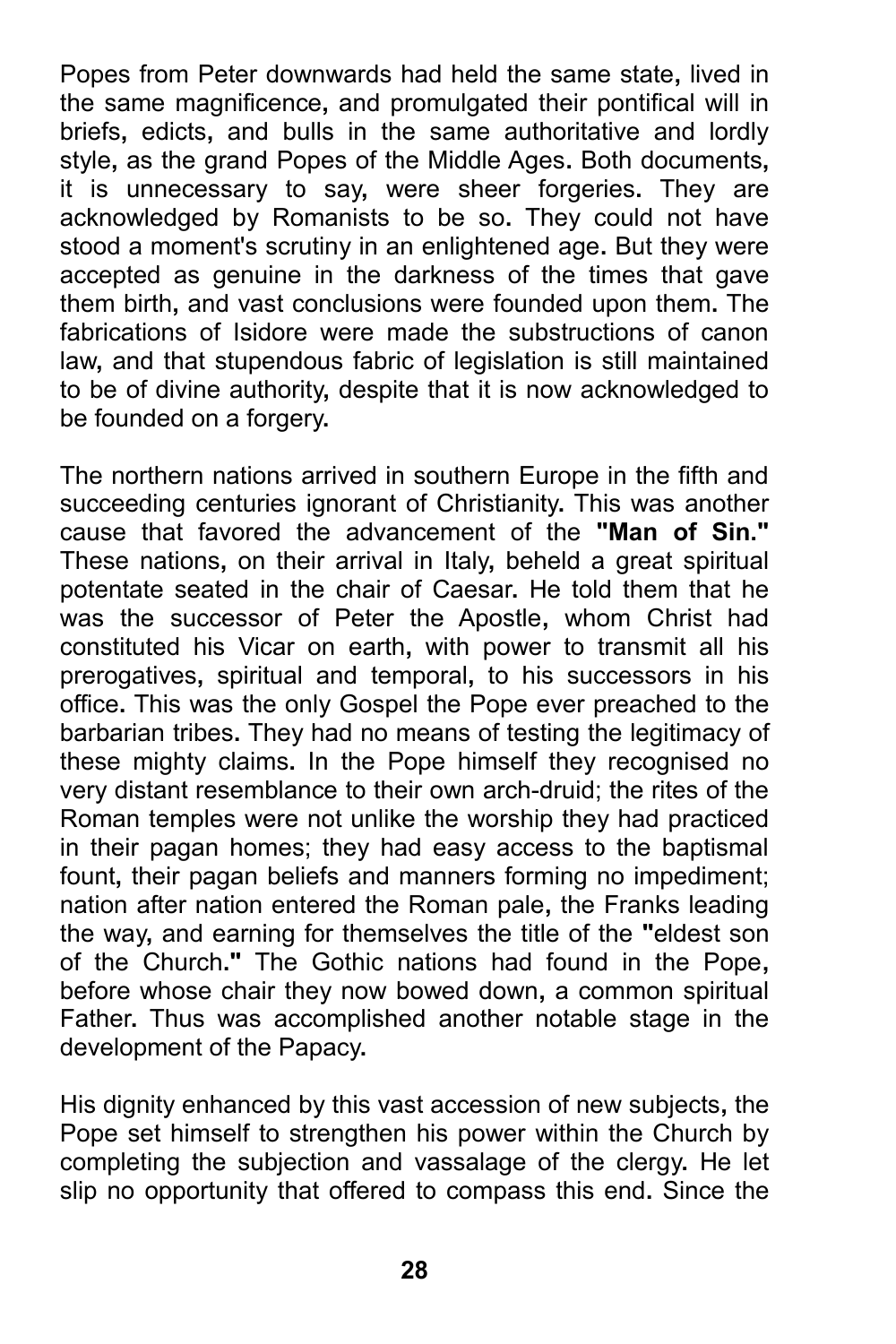Popes from Peter downwards had held the same state, lived in the same magnificence, and promulgated their pontifical will in briefs, edicts, and bulls in the same authoritative and lordly style, as the grand Popes of the Middle Ages. Both documents, it is unnecessary to say, were sheer forgeries. They are acknowledged by Romanists to be so. They could not have stood a moment's scrutiny in an enlightened age. But they were accepted as genuine in the darkness of the times that gave them birth, and vast conclusions were founded upon them. The fabrications of Isidore were made the substructions of canon law, and that stupendous fabric of legislation is still maintained to be of divine authority, despite that it is now acknowledged to be founded on a forgery.

The northern nations arrived in southern Europe in the fifth and succeeding centuries ignorant of Christianity. This was another cause that favored the advancement of the **"Man of Sin."** These nations, on their arrival in Italy, beheld a great spiritual potentate seated in the chair of Caesar. He told them that he was the successor of Peter the Apostle, whom Christ had constituted his Vicar on earth, with power to transmit all his prerogatives, spiritual and temporal, to his successors in his office. This was the only Gospel the Pope ever preached to the barbarian tribes. They had no means of testing the legitimacy of these mighty claims. In the Pope himself they recognised no very distant resemblance to their own arch-druid; the rites of the Roman temples were not unlike the worship they had practiced in their pagan homes; they had easy access to the baptismal fount, their pagan beliefs and manners forming no impediment; nation after nation entered the Roman pale, the Franks leading the way, and earning for themselves the title of the "eldest son of the Church." The Gothic nations had found in the Pope, before whose chair they now bowed down, a common spiritual Father. Thus was accomplished another notable stage in the development of the Papacy.

His dignity enhanced by this vast accession of new subjects, the Pope set himself to strengthen his power within the Church by completing the subjection and vassalage of the clergy. He let slip no opportunity that offered to compass this end. Since the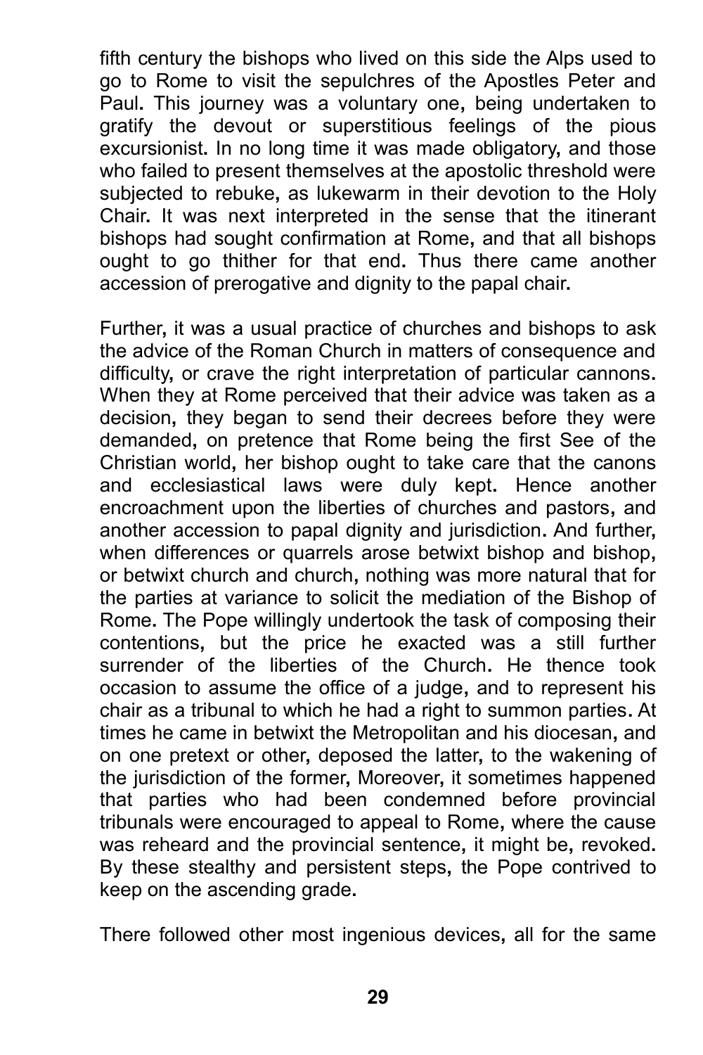fifth century the bishops who lived on this side the Alps used to go to Rome to visit the sepulchres of the Apostles Peter and Paul. This journey was a voluntary one, being undertaken to gratify the devout or superstitious feelings of the pious excursionist. In no long time it was made obligatory, and those who failed to present themselves at the apostolic threshold were subjected to rebuke, as lukewarm in their devotion to the Holy Chair. It was next interpreted in the sense that the itinerant bishops had sought confirmation at Rome, and that all bishops ought to go thither for that end. Thus there came another accession of prerogative and dignity to the papal chair.

Further, it was a usual practice of churches and bishops to ask the advice of the Roman Church in matters of consequence and difficulty, or crave the right interpretation of particular cannons. When they at Rome perceived that their advice was taken as a decision, they began to send their decrees before they were demanded, on pretence that Rome being the first See of the Christian world, her bishop ought to take care that the canons and ecclesiastical laws were duly kept. Hence another encroachment upon the liberties of churches and pastors, and another accession to papal dignity and jurisdiction. And further, when differences or quarrels arose betwixt bishop and bishop, or betwixt church and church, nothing was more natural that for the parties at variance to solicit the mediation of the Bishop of Rome. The Pope willingly undertook the task of composing their contentions, but the price he exacted was a still further surrender of the liberties of the Church. He thence took occasion to assume the office of a judge, and to represent his chair as a tribunal to which he had a right to summon parties. At times he came in betwixt the Metropolitan and his diocesan, and on one pretext or other, deposed the latter, to the wakening of the jurisdiction of the former, Moreover, it sometimes happened that parties who had been condemned before provincial tribunals were encouraged to appeal to Rome, where the cause was reheard and the provincial sentence, it might be, revoked. By these stealthy and persistent steps, the Pope contrived to keep on the ascending grade.

There followed other most ingenious devices, all for the same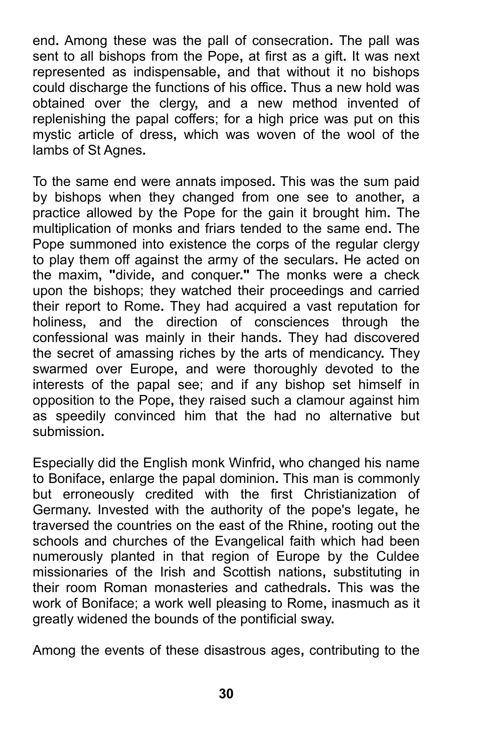end. Among these was the pall of consecration. The pall was sent to all bishops from the Pope, at first as a gift. It was next represented as indispensable, and that without it no bishops could discharge the functions of his office. Thus a new hold was obtained over the clergy, and a new method invented of replenishing the papal coffers; for a high price was put on this mystic article of dress, which was woven of the wool of the lambs of St Agnes.

To the same end were annats imposed. This was the sum paid by bishops when they changed from one see to another, a practice allowed by the Pope for the gain it brought him. The multiplication of monks and friars tended to the same end. The Pope summoned into existence the corps of the regular clergy to play them off against the army of the seculars. He acted on the maxim, "divide, and conquer." The monks were a check upon the bishops; they watched their proceedings and carried their report to Rome. They had acquired a vast reputation for holiness, and the direction of consciences through the confessional was mainly in their hands. They had discovered the secret of amassing riches by the arts of mendicancy. They swarmed over Europe, and were thoroughly devoted to the interests of the papal see; and if any bishop set himself in opposition to the Pope, they raised such a clamour against him as speedily convinced him that the had no alternative but submission.

Especially did the English monk Winfrid, who changed his name to Boniface, enlarge the papal dominion. This man is commonly but erroneously credited with the first Christianization of Germany. Invested with the authority of the pope's legate, he traversed the countries on the east of the Rhine, rooting out the schools and churches of the Evangelical faith which had been numerously planted in that region of Europe by the Culdee missionaries of the Irish and Scottish nations, substituting in their room Roman monasteries and cathedrals. This was the work of Boniface; a work well pleasing to Rome, inasmuch as it greatly widened the bounds of the pontificial sway.

Among the events of these disastrous ages, contributing to the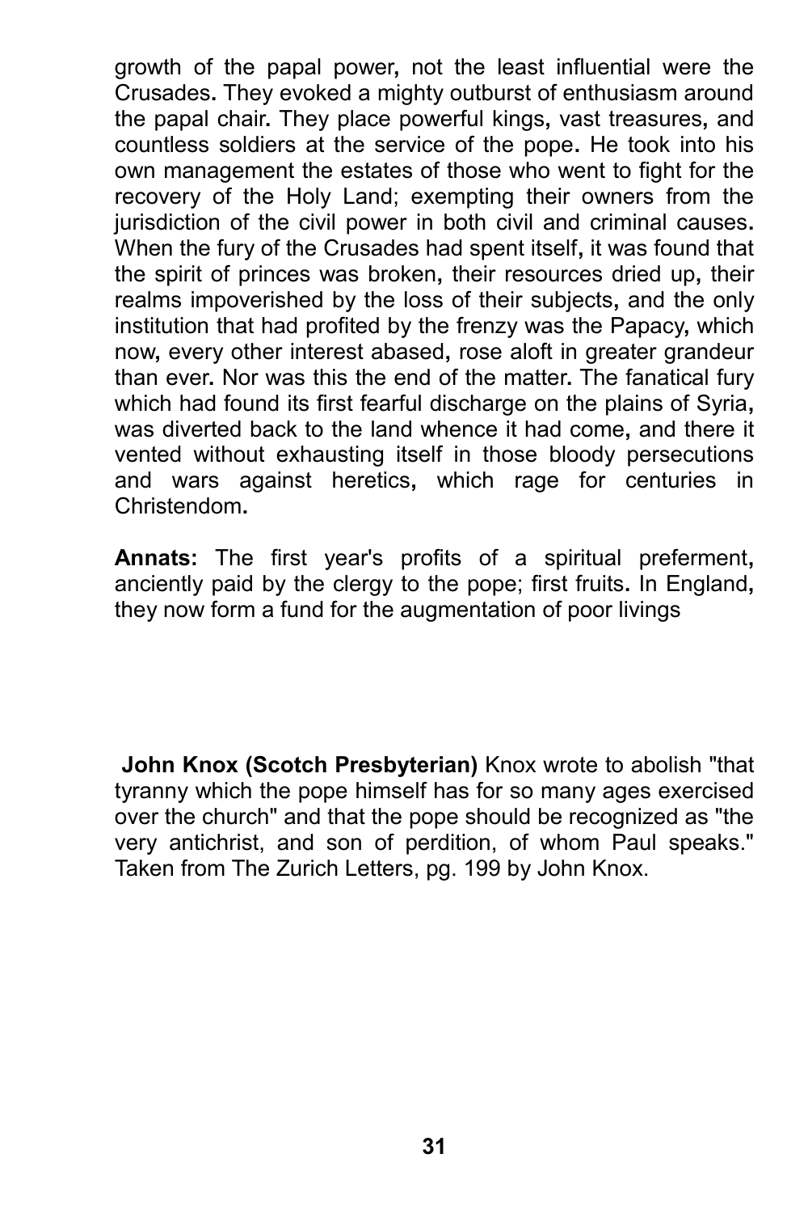growth of the papal power, not the least influential were the Crusades. They evoked a mighty outburst of enthusiasm around the papal chair. They place powerful kings, vast treasures, and countless soldiers at the service of the pope. He took into his own management the estates of those who went to fight for the recovery of the Holy Land; exempting their owners from the jurisdiction of the civil power in both civil and criminal causes. When the fury of the Crusades had spent itself, it was found that the spirit of princes was broken, their resources dried up, their realms impoverished by the loss of their subjects, and the only institution that had profited by the frenzy was the Papacy, which now, every other interest abased, rose aloft in greater grandeur than ever. Nor was this the end of the matter. The fanatical fury which had found its first fearful discharge on the plains of Syria, was diverted back to the land whence it had come, and there it vented without exhausting itself in those bloody persecutions and wars against heretics, which rage for centuries in Christendom.

**Annats:** The first year's profits of a spiritual preferment, anciently paid by the clergy to the pope; first fruits. In England, they now form a fund for the augmentation of poor livings

**John Knox (Scotch Presbyterian)** Knox wrote to abolish "that tyranny which the pope himself has for so many ages exercised over the church" and that the pope should be recognized as "the very antichrist, and son of perdition, of whom Paul speaks." Taken from The Zurich Letters, pg. 199 by John Knox.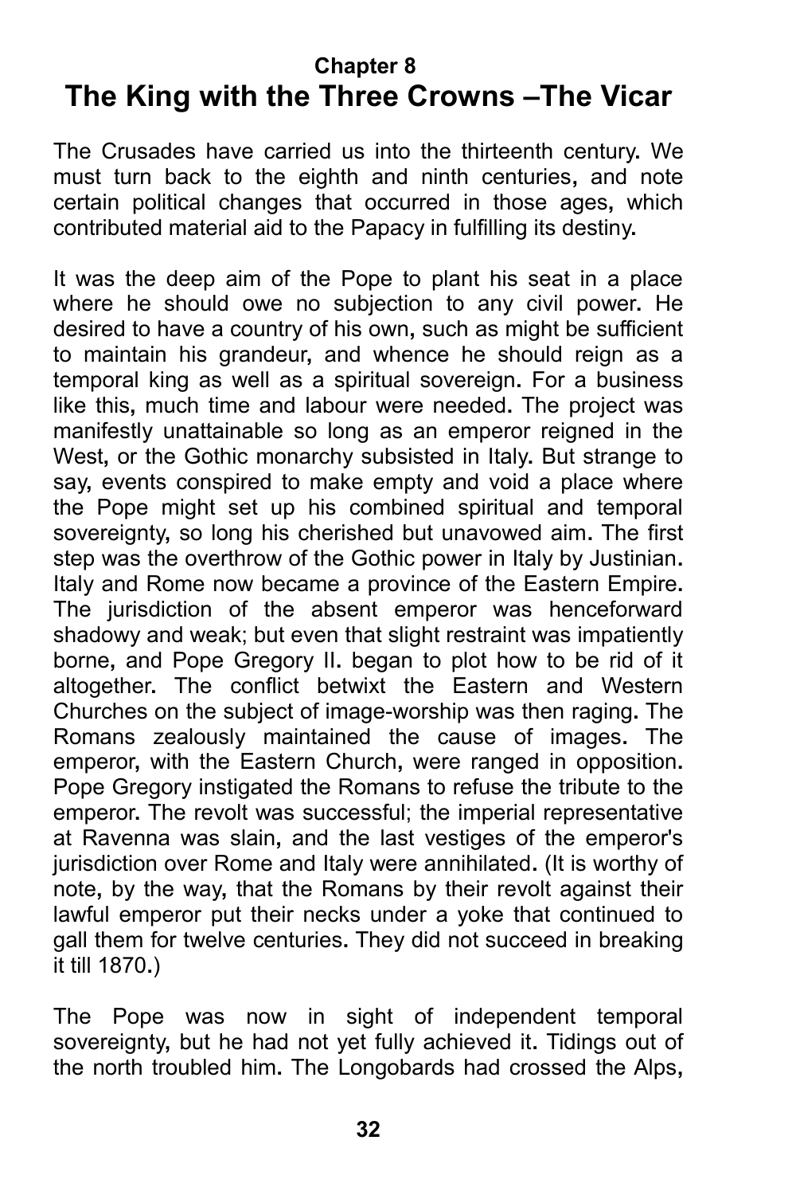## Chapter 8

# The King with the Three Crowns –The Vicar

The Crusades have carried us into the thirteenth century. We must turn back to the eighth and ninth centuries, and note certain political changes that occurred in those ages, which contributed material aid to the Papacy in fulfilling its destiny.

It was the deep aim of the Pope to plant his seat in a place where he should owe no subjection to any civil power. He desired to have a country of his own, such as might be sufficient to maintain his grandeur, and whence he should reign as a temporal king as well as a spiritual sovereign. For a business like this, much time and labour were needed. The project was manifestly unattainable so long as an emperor reigned in the West, or the Gothic monarchy subsisted in Italy. But strange to say, events conspired to make empty and void a place where the Pope might set up his combined spiritual and temporal sovereignty, so long his cherished but unavowed aim. The first step was the overthrow of the Gothic power in Italy by Justinian. Italy and Rome now became a province of the Eastern Empire. The jurisdiction of the absent emperor was henceforward shadowy and weak; but even that slight restraint was impatiently borne, and Pope Gregory II. began to plot how to be rid of it altogether. The conflict betwixt the Eastern and Western Churches on the subject of image-worship was then raging. The Romans zealously maintained the cause of images. The emperor, with the Eastern Church, were ranged in opposition. Pope Gregory instigated the Romans to refuse the tribute to the emperor. The revolt was successful; the imperial representative at Ravenna was slain, and the last vestiges of the emperor's jurisdiction over Rome and Italy were annihilated. (It is worthy of note, by the way, that the Romans by their revolt against their lawful emperor put their necks under a yoke that continued to gall them for twelve centuries. They did not succeed in breaking it till 1870.)

The Pope was now in sight of independent temporal sovereignty, but he had not yet fully achieved it. Tidings out of the north troubled him. The Longobards had crossed the Alps,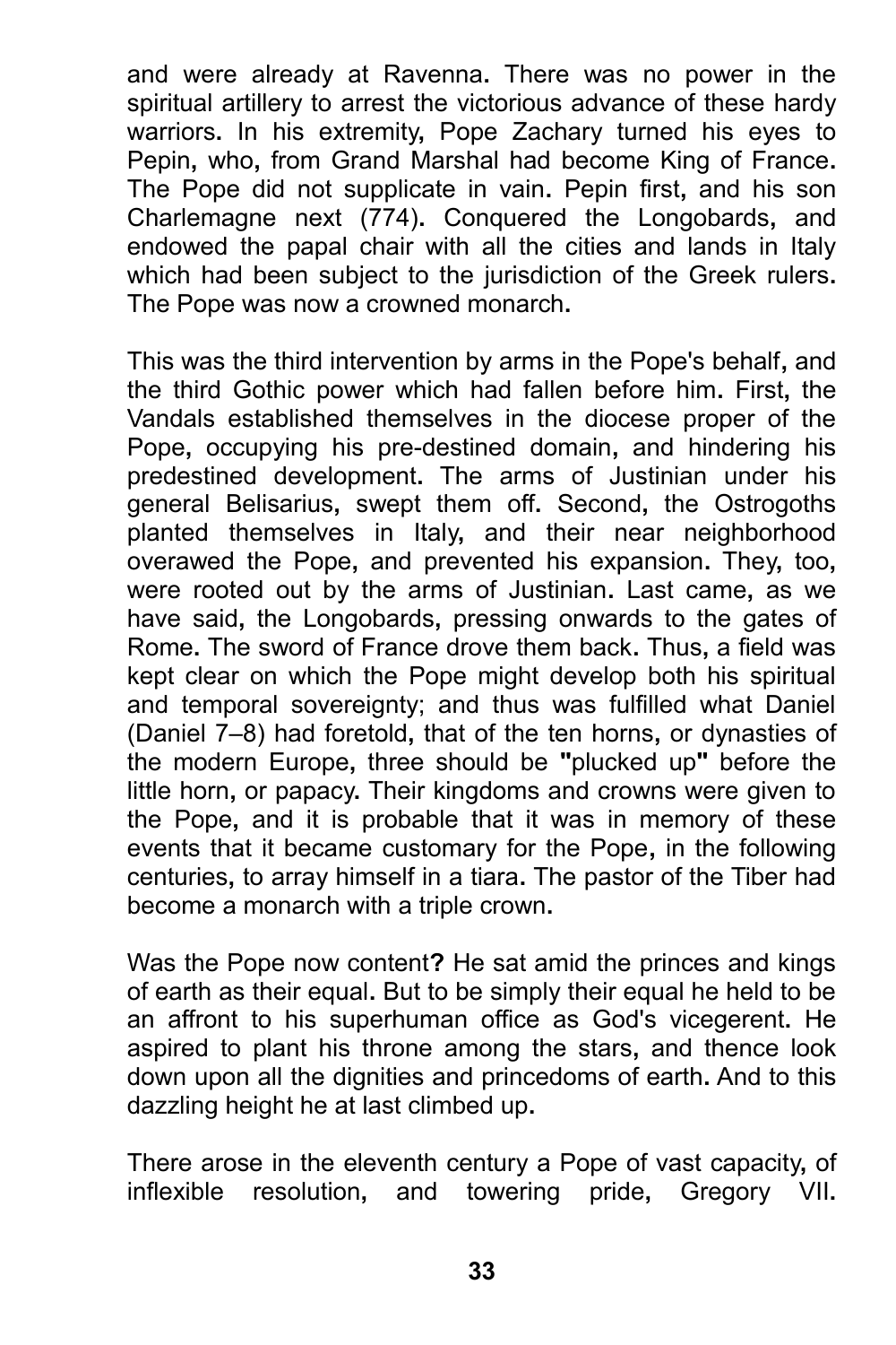and were already at Ravenna. There was no power in the spiritual artillery to arrest the victorious advance of these hardy warriors. In his extremity, Pope Zachary turned his eyes to Pepin, who, from Grand Marshal had become King of France. The Pope did not supplicate in vain. Pepin first, and his son Charlemagne next (774). Conquered the Longobards, and endowed the papal chair with all the cities and lands in Italy which had been subject to the jurisdiction of the Greek rulers. The Pope was now a crowned monarch.

This was the third intervention by arms in the Pope's behalf, and the third Gothic power which had fallen before him. First, the Vandals established themselves in the diocese proper of the Pope, occupying his pre-destined domain, and hindering his predestined development. The arms of Justinian under his general Belisarius, swept them off. Second, the Ostrogoths planted themselves in Italy, and their near neighborhood overawed the Pope, and prevented his expansion. They, too, were rooted out by the arms of Justinian. Last came, as we have said, the Longobards, pressing onwards to the gates of Rome. The sword of France drove them back. Thus, a field was kept clear on which the Pope might develop both his spiritual and temporal sovereignty; and thus was fulfilled what Daniel (Daniel 7–8) had foretold, that of the ten horns, or dynasties of the modern Europe, three should be "plucked up" before the little horn, or papacy. Their kingdoms and crowns were given to the Pope, and it is probable that it was in memory of these events that it became customary for the Pope, in the following centuries, to array himself in a tiara. The pastor of the Tiber had become a monarch with a triple crown.

Was the Pope now content? He sat amid the princes and kings of earth as their equal. But to be simply their equal he held to be an affront to his superhuman office as God's vicegerent. He aspired to plant his throne among the stars, and thence look down upon all the dignities and princedoms of earth. And to this dazzling height he at last climbed up.

There arose in the eleventh century a Pope of vast capacity, of inflexible resolution, and towering pride, Gregory VII.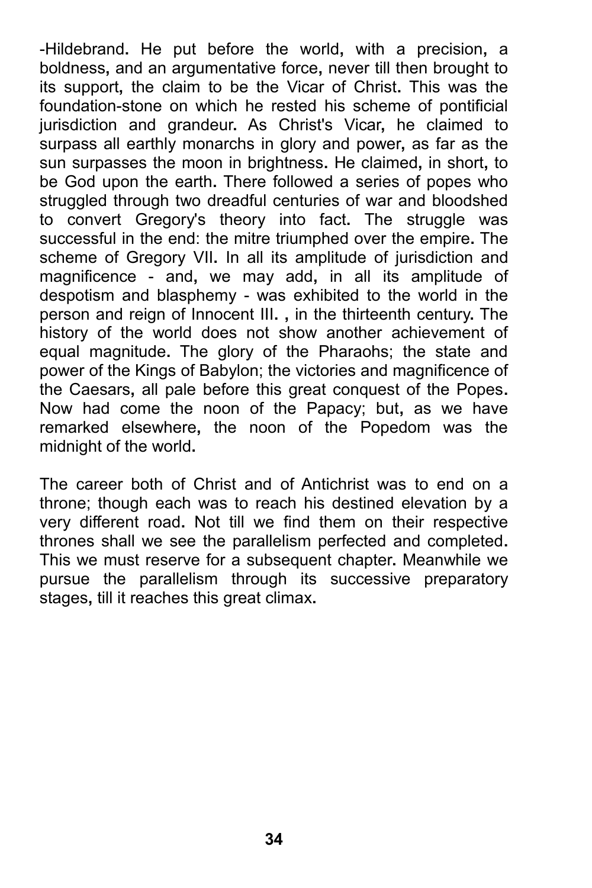-Hildebrand. He put before the world, with a precision, a boldness, and an argumentative force, never till then brought to its support, the claim to be the Vicar of Christ. This was the foundation-stone on which he rested his scheme of pontificial jurisdiction and grandeur. As Christ's Vicar, he claimed to surpass all earthly monarchs in glory and power, as far as the sun surpasses the moon in brightness. He claimed, in short, to be God upon the earth. There followed a series of popes who struggled through two dreadful centuries of war and bloodshed to convert Gregory's theory into fact. The struggle was successful in the end: the mitre triumphed over the empire. The scheme of Gregory VII. In all its amplitude of jurisdiction and magnificence - and, we may add, in all its amplitude of despotism and blasphemy - was exhibited to the world in the person and reign of Innocent III. , in the thirteenth century. The history of the world does not show another achievement of equal magnitude. The glory of the Pharaohs; the state and power of the Kings of Babylon; the victories and magnificence of the Caesars, all pale before this great conquest of the Popes. Now had come the noon of the Papacy; but, as we have remarked elsewhere, the noon of the Popedom was the midnight of the world.

The career both of Christ and of Antichrist was to end on a throne; though each was to reach his destined elevation by a very different road. Not till we find them on their respective thrones shall we see the parallelism perfected and completed. This we must reserve for a subsequent chapter. Meanwhile we pursue the parallelism through its successive preparatory stages, till it reaches this great climax.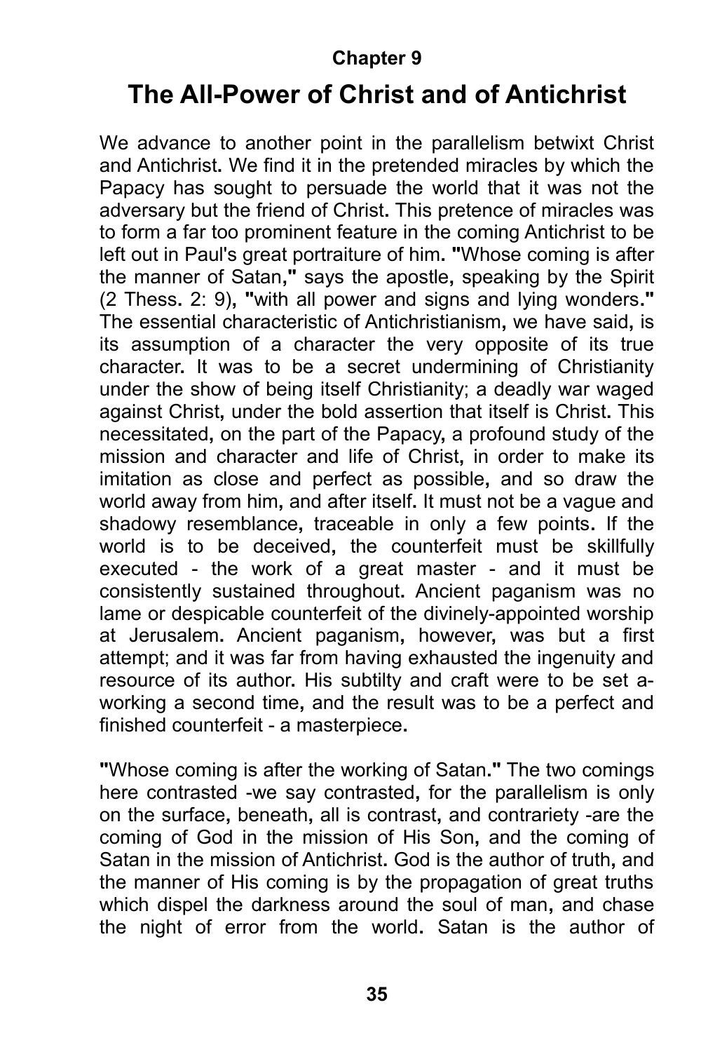Chapter 9

# The All-Power of Christ and of Antichrist

We advance to another point in the parallelism betwixt Christ and Antichrist. We find it in the pretended miracles by which the Papacy has sought to persuade the world that it was not the adversary but the friend of Christ. This pretence of miracles was to form a far too prominent feature in the coming Antichrist to be left out in Paul's great portraiture of him. "Whose coming is after the manner of Satan," says the apostle, speaking by the Spirit (2 Thess. 2: 9), "with all power and signs and lying wonders." The essential characteristic of Antichristianism, we have said, is its assumption of a character the very opposite of its true character. It was to be a secret undermining of Christianity under the show of being itself Christianity; a deadly war waged against Christ, under the bold assertion that itself is Christ. This necessitated, on the part of the Papacy, a profound study of the mission and character and life of Christ, in order to make its imitation as close and perfect as possible, and so draw the world away from him, and after itself. It must not be a vague and shadowy resemblance, traceable in only a few points. If the world is to be deceived, the counterfeit must be skillfully executed - the work of a great master - and it must be consistently sustained throughout. Ancient paganism was no lame or despicable counterfeit of the divinely-appointed worship at Jerusalem. Ancient paganism, however, was but a first attempt; and it was far from having exhausted the ingenuity and resource of its author. His subtilty and craft were to be set a-working a second time, and the result was to be a perfect and finished counterfeit - a masterpiece.

"Whose coming is after the working of Satan." The two comings here contrasted -we say contrasted, for the parallelism is only on the surface, beneath, all is contrast, and contrariety -are the coming of God in the mission of His Son, and the coming of Satan in the mission of Antichrist. God is the author of truth, and the manner of His coming is by the propagation of great truths which dispel the darkness around the soul of man, and chase the night of error from the world. Satan is the author of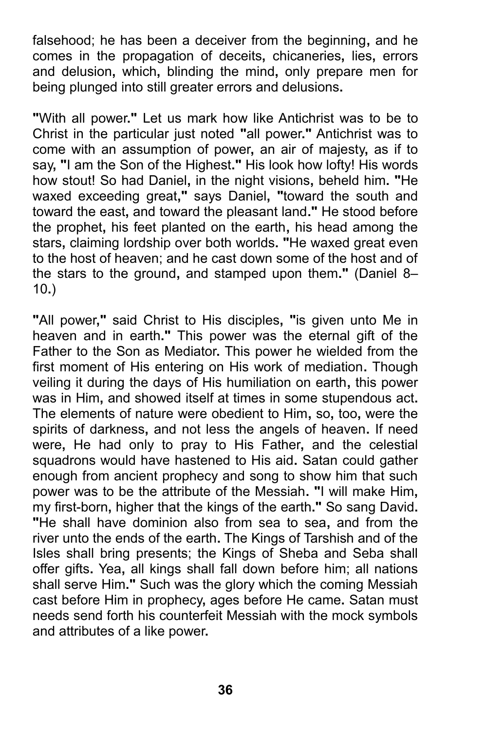falsehood; he has been a deceiver from the beginning, and he comes in the propagation of deceits, chicaneries, lies, errors and delusion, which, blinding the mind, only prepare men for being plunged into still greater errors and delusions.

"With all power." Let us mark how like Antichrist was to be to Christ in the particular just noted "all power." Antichrist was to come with an assumption of power, an air of majesty, as if to say, "I am the Son of the Highest." His look how lofty! His words how stout! So had Daniel, in the night visions, beheld him. "He waxed exceeding great," says Daniel, "toward the south and toward the east, and toward the pleasant land." He stood before the prophet, his feet planted on the earth, his head among the stars, claiming lordship over both worlds. "He waxed great even to the host of heaven; and he cast down some of the host and of the stars to the ground, and stamped upon them." (Daniel 8–10.)

"All power," said Christ to His disciples, "is given unto Me in heaven and in earth." This power was the eternal gift of the Father to the Son as Mediator. This power he wielded from the first moment of His entering on His work of mediation. Though veiling it during the days of His humiliation on earth, this power was in Him, and showed itself at times in some stupendous act. The elements of nature were obedient to Him, so, too, were the spirits of darkness, and not less the angels of heaven. If need were, He had only to pray to His Father, and the celestial squadrons would have hastened to His aid. Satan could gather enough from ancient prophecy and song to show him that such power was to be the attribute of the Messiah. "I will make Him, my first-born, higher that the kings of the earth." So sang David. "He shall have dominion also from sea to sea, and from the river unto the ends of the earth. The Kings of Tarshish and of the Isles shall bring presents; the Kings of Sheba and Seba shall offer gifts. Yea, all kings shall fall down before him; all nations shall serve Him." Such was the glory which the coming Messiah cast before Him in prophecy, ages before He came. Satan must needs send forth his counterfeit Messiah with the mock symbols and attributes of a like power.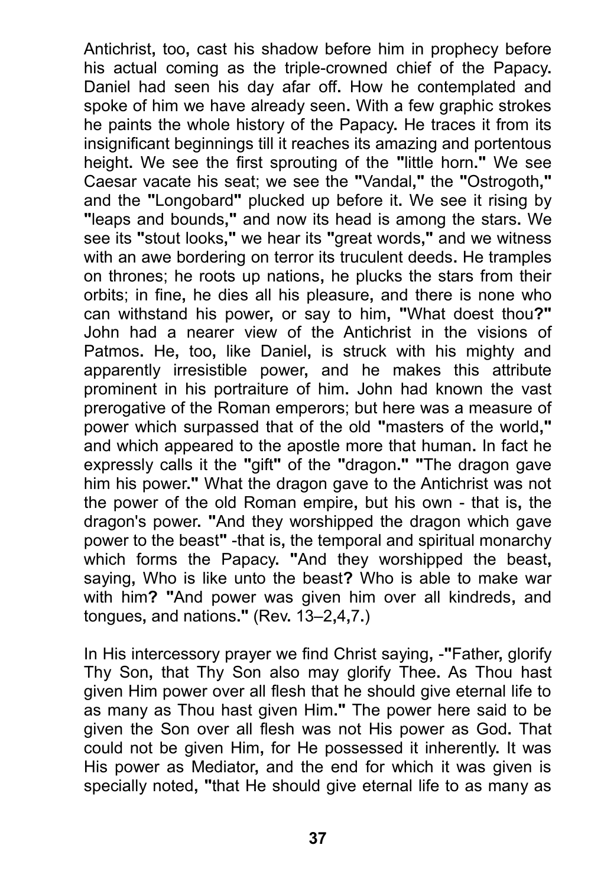Antichrist, too, cast his shadow before him in prophecy before his actual coming as the triple-crowned chief of the Papacy. Daniel had seen his day afar off. How he contemplated and spoke of him we have already seen. With a few graphic strokes he paints the whole history of the Papacy. He traces it from its insignificant beginnings till it reaches its amazing and portentous height. We see the first sprouting of the "little horn." We see Caesar vacate his seat; we see the "Vandal," the "Ostrogoth," and the "Longobard" plucked up before it. We see it rising by "leaps and bounds," and now its head is among the stars. We see its "stout looks," we hear its "great words," and we witness with an awe bordering on terror its truculent deeds. He tramples on thrones; he roots up nations, he plucks the stars from their orbits; in fine, he dies all his pleasure, and there is none who can withstand his power, or say to him, "What doest thou?" John had a nearer view of the Antichrist in the visions of Patmos. He, too, like Daniel, is struck with his mighty and apparently irresistible power, and he makes this attribute prominent in his portraiture of him. John had known the vast prerogative of the Roman emperors; but here was a measure of power which surpassed that of the old "masters of the world," and which appeared to the apostle more that human. In fact he expressly calls it the "gift" of the "dragon." "The dragon gave him his power." What the dragon gave to the Antichrist was not the power of the old Roman empire, but his own - that is, the dragon's power. "And they worshipped the dragon which gave power to the beast" -that is, the temporal and spiritual monarchy which forms the Papacy. "And they worshipped the beast, saying, Who is like unto the beast? Who is able to make war with him? "And power was given him over all kindreds, and tongues, and nations." (Rev. 13–2,4,7.)

In His intercessory prayer we find Christ saying, -"Father, glorify Thy Son, that Thy Son also may glorify Thee. As Thou hast given Him power over all flesh that he should give eternal life to as many as Thou hast given Him." The power here said to be given the Son over all flesh was not His power as God. That could not be given Him, for He possessed it inherently. It was His power as Mediator, and the end for which it was given is specially noted, "that He should give eternal life to as many as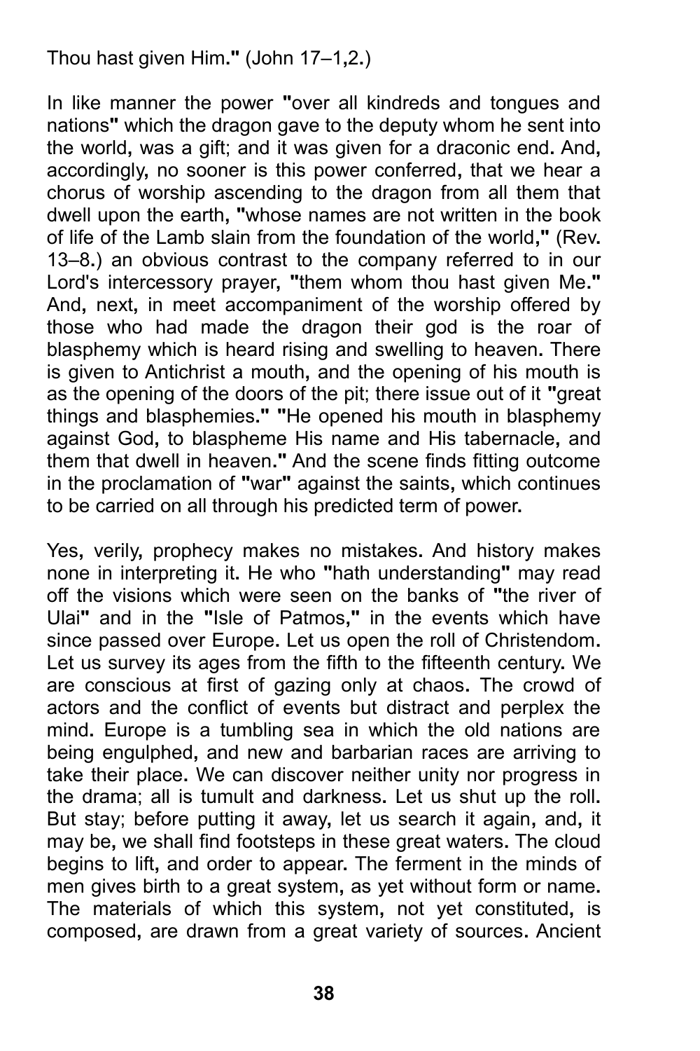Thou hast given Him." (John 17–1,2.)

In like manner the power "over all kindreds and tongues and nations" which the dragon gave to the deputy whom he sent into the world, was a gift; and it was given for a draconic end. And, accordingly, no sooner is this power conferred, that we hear a chorus of worship ascending to the dragon from all them that dwell upon the earth, "whose names are not written in the book of life of the Lamb slain from the foundation of the world," (Rev. 13–8.) an obvious contrast to the company referred to in our Lord's intercessory prayer, "them whom thou hast given Me." And, next, in meet accompaniment of the worship offered by those who had made the dragon their god is the roar of blasphemy which is heard rising and swelling to heaven. There is given to Antichrist a mouth, and the opening of his mouth is as the opening of the doors of the pit; there issue out of it "great things and blasphemies." "He opened his mouth in blasphemy against God, to blaspheme His name and His tabernacle, and them that dwell in heaven." And the scene finds fitting outcome in the proclamation of "war" against the saints, which continues to be carried on all through his predicted term of power.

Yes, verily, prophecy makes no mistakes. And history makes none in interpreting it. He who "hath understanding" may read off the visions which were seen on the banks of "the river of Ulai" and in the "Isle of Patmos," in the events which have since passed over Europe. Let us open the roll of Christendom. Let us survey its ages from the fifth to the fifteenth century. We are conscious at first of gazing only at chaos. The crowd of actors and the conflict of events but distract and perplex the mind. Europe is a tumbling sea in which the old nations are being engulphed, and new and barbarian races are arriving to take their place. We can discover neither unity nor progress in the drama; all is tumult and darkness. Let us shut up the roll. But stay; before putting it away, let us search it again, and, it may be, we shall find footsteps in these great waters. The cloud begins to lift, and order to appear. The ferment in the minds of men gives birth to a great system, as yet without form or name. The materials of which this system, not yet constituted, is composed, are drawn from a great variety of sources. Ancient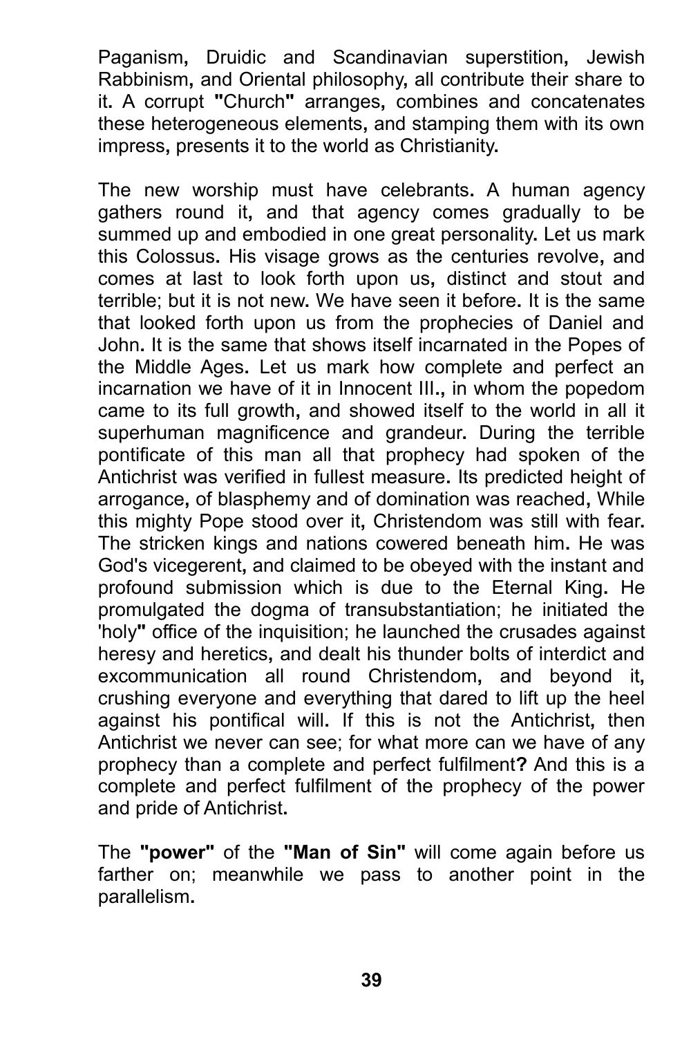Paganism, Druidic and Scandinavian superstition, Jewish Rabbinism, and Oriental philosophy, all contribute their share to it. A corrupt "Church" arranges, combines and concatenates these heterogeneous elements, and stamping them with its own impress, presents it to the world as Christianity.

The new worship must have celebrants. A human agency gathers round it, and that agency comes gradually to be summed up and embodied in one great personality. Let us mark this Colossus. His visage grows as the centuries revolve, and comes at last to look forth upon us, distinct and stout and terrible; but it is not new. We have seen it before. It is the same that looked forth upon us from the prophecies of Daniel and John. It is the same that shows itself incarnated in the Popes of the Middle Ages. Let us mark how complete and perfect an incarnation we have of it in Innocent III., in whom the popedom came to its full growth, and showed itself to the world in all it superhuman magnificence and grandeur. During the terrible pontificate of this man all that prophecy had spoken of the Antichrist was verified in fullest measure. Its predicted height of arrogance, of blasphemy and of domination was reached, While this mighty Pope stood over it, Christendom was still with fear. The stricken kings and nations cowered beneath him. He was God's vicegerent, and claimed to be obeyed with the instant and profound submission which is due to the Eternal King. He promulgated the dogma of transubstantiation; he initiated the 'holy" office of the inquisition; he launched the crusades against heresy and heretics, and dealt his thunder bolts of interdict and excommunication all round Christendom, and beyond it, crushing everyone and everything that dared to lift up the heel against his pontifical will. If this is not the Antichrist, then Antichrist we never can see; for what more can we have of any prophecy than a complete and perfect fulfilment**?** And this is a complete and perfect fulfilment of the prophecy of the power and pride of Antichrist.

The **"power"** of the **"Man of Sin"** will come again before us farther on; meanwhile we pass to another point in the parallelism.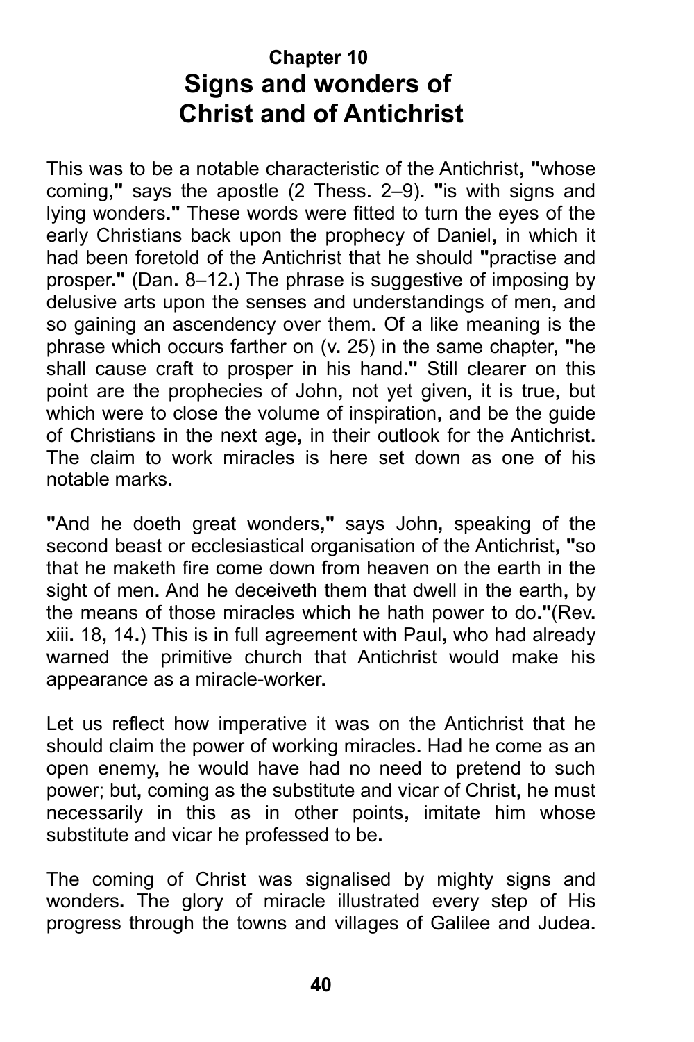## Chapter 10
# Signs and wonders of Christ and of Antichrist

This was to be a notable characteristic of the Antichrist, "whose coming," says the apostle (2 Thess. 2–9). "is with signs and lying wonders." These words were fitted to turn the eyes of the early Christians back upon the prophecy of Daniel, in which it had been foretold of the Antichrist that he should "practise and prosper." (Dan. 8–12.) The phrase is suggestive of imposing by delusive arts upon the senses and understandings of men, and so gaining an ascendency over them. Of a like meaning is the phrase which occurs farther on (v. 25) in the same chapter, "he shall cause craft to prosper in his hand." Still clearer on this point are the prophecies of John, not yet given, it is true, but which were to close the volume of inspiration, and be the guide of Christians in the next age, in their outlook for the Antichrist. The claim to work miracles is here set down as one of his notable marks.

"And he doeth great wonders," says John, speaking of the second beast or ecclesiastical organisation of the Antichrist, "so that he maketh fire come down from heaven on the earth in the sight of men. And he deceiveth them that dwell in the earth, by the means of those miracles which he hath power to do."(Rev. xiii. 18, 14.) This is in full agreement with Paul, who had already warned the primitive church that Antichrist would make his appearance as a miracle-worker.

Let us reflect how imperative it was on the Antichrist that he should claim the power of working miracles. Had he come as an open enemy, he would have had no need to pretend to such power; but, coming as the substitute and vicar of Christ, he must necessarily in this as in other points, imitate him whose substitute and vicar he professed to be.

The coming of Christ was signalised by mighty signs and wonders. The glory of miracle illustrated every step of His progress through the towns and villages of Galilee and Judea.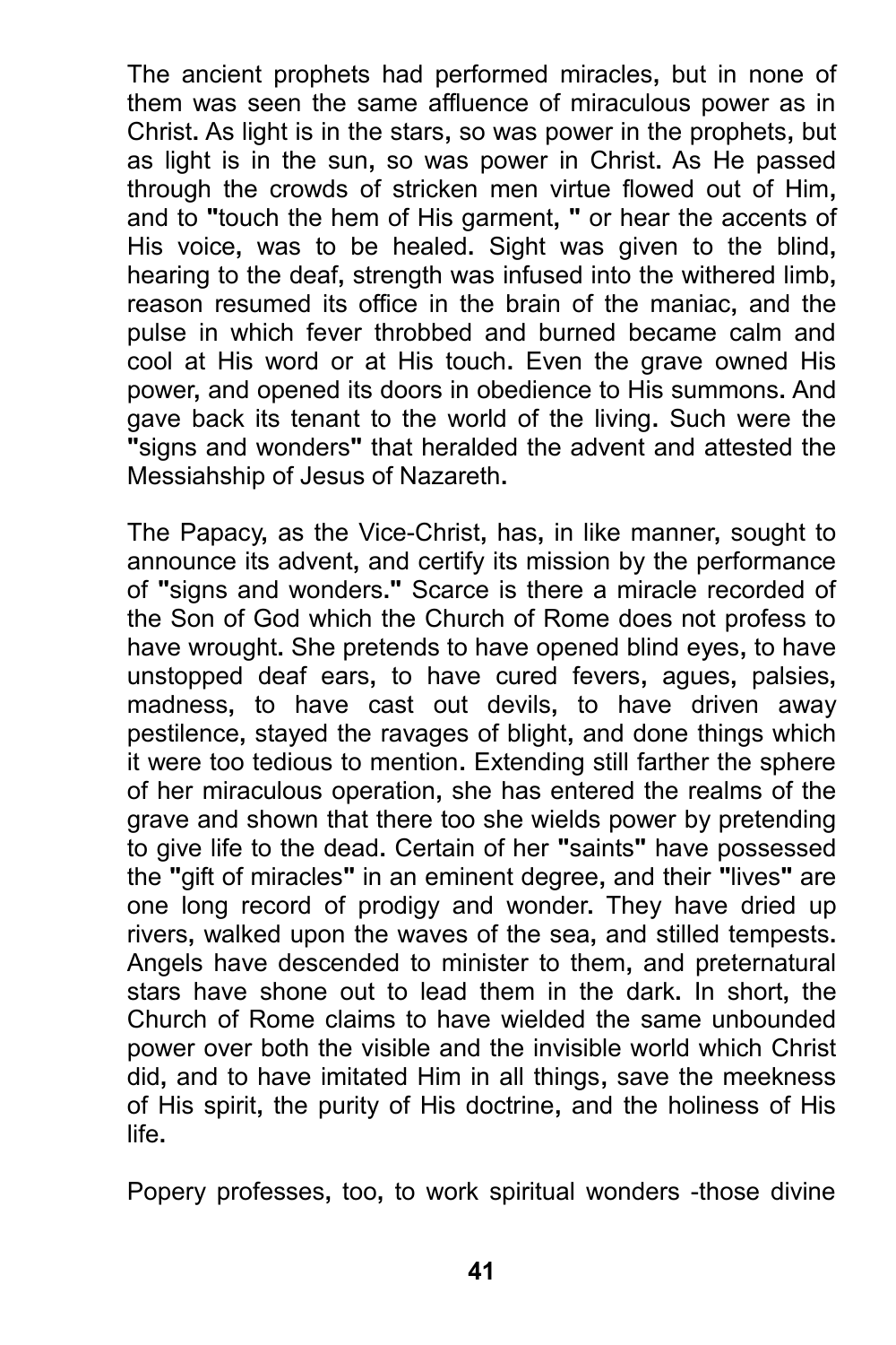The ancient prophets had performed miracles, but in none of them was seen the same affluence of miraculous power as in Christ. As light is in the stars, so was power in the prophets, but as light is in the sun, so was power in Christ. As He passed through the crowds of stricken men virtue flowed out of Him, and to "touch the hem of His garment, " or hear the accents of His voice, was to be healed. Sight was given to the blind, hearing to the deaf, strength was infused into the withered limb, reason resumed its office in the brain of the maniac, and the pulse in which fever throbbed and burned became calm and cool at His word or at His touch. Even the grave owned His power, and opened its doors in obedience to His summons. And gave back its tenant to the world of the living. Such were the "signs and wonders" that heralded the advent and attested the Messiahship of Jesus of Nazareth.

The Papacy, as the Vice-Christ, has, in like manner, sought to announce its advent, and certify its mission by the performance of "signs and wonders." Scarce is there a miracle recorded of the Son of God which the Church of Rome does not profess to have wrought. She pretends to have opened blind eyes, to have unstopped deaf ears, to have cured fevers, agues, palsies, madness, to have cast out devils, to have driven away pestilence, stayed the ravages of blight, and done things which it were too tedious to mention. Extending still farther the sphere of her miraculous operation, she has entered the realms of the grave and shown that there too she wields power by pretending to give life to the dead. Certain of her "saints" have possessed the "gift of miracles" in an eminent degree, and their "lives" are one long record of prodigy and wonder. They have dried up rivers, walked upon the waves of the sea, and stilled tempests. Angels have descended to minister to them, and preternatural stars have shone out to lead them in the dark. In short, the Church of Rome claims to have wielded the same unbounded power over both the visible and the invisible world which Christ did, and to have imitated Him in all things, save the meekness of His spirit, the purity of His doctrine, and the holiness of His life.

Popery professes, too, to work spiritual wonders -those divine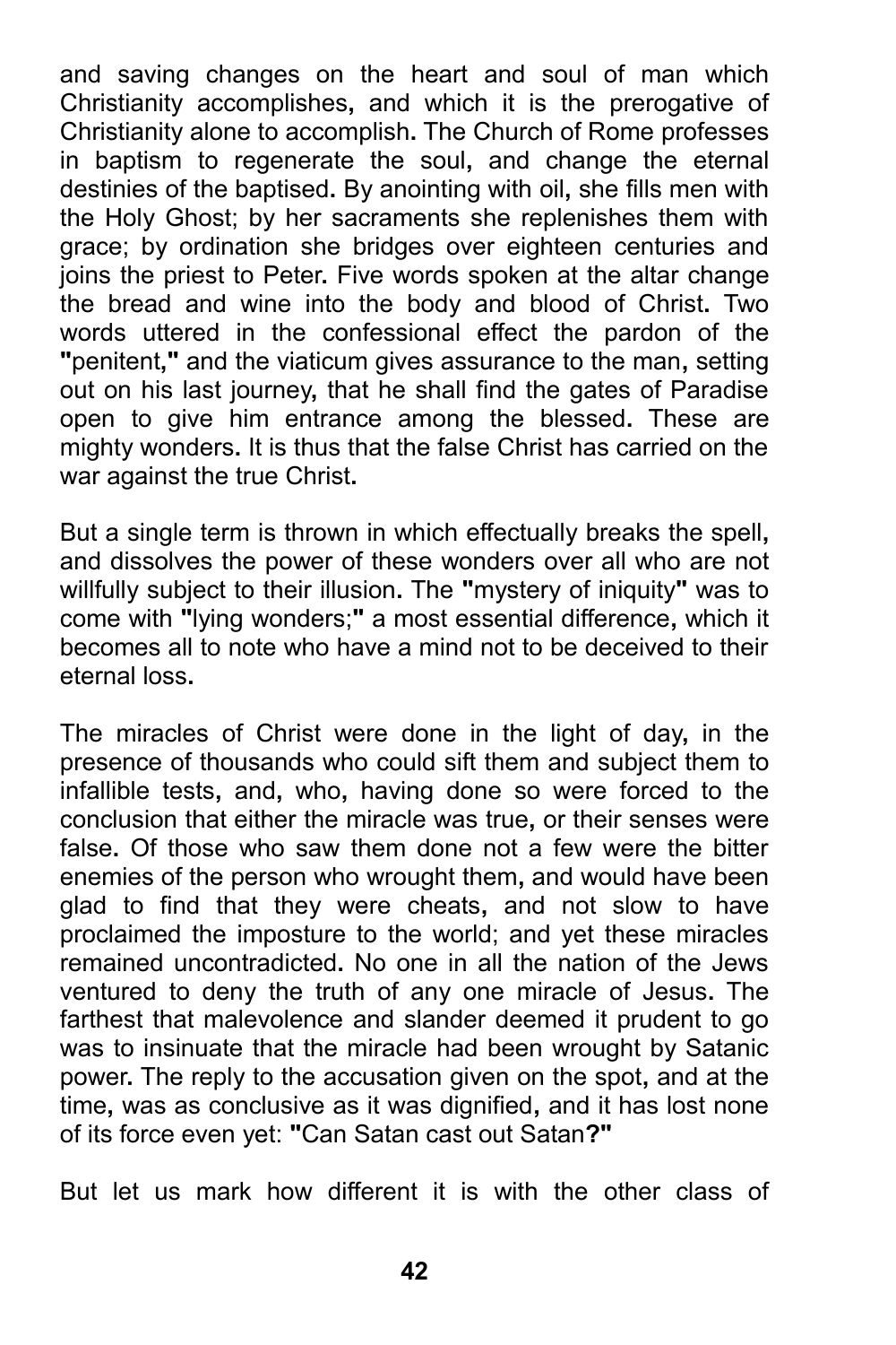and saving changes on the heart and soul of man which Christianity accomplishes, and which it is the prerogative of Christianity alone to accomplish. The Church of Rome professes in baptism to regenerate the soul, and change the eternal destinies of the baptised. By anointing with oil, she fills men with the Holy Ghost; by her sacraments she replenishes them with grace; by ordination she bridges over eighteen centuries and joins the priest to Peter. Five words spoken at the altar change the bread and wine into the body and blood of Christ. Two words uttered in the confessional effect the pardon of the "penitent," and the viaticum gives assurance to the man, setting out on his last journey, that he shall find the gates of Paradise open to give him entrance among the blessed. These are mighty wonders. It is thus that the false Christ has carried on the war against the true Christ.

But a single term is thrown in which effectually breaks the spell, and dissolves the power of these wonders over all who are not willfully subject to their illusion. The "mystery of iniquity" was to come with "lying wonders;" a most essential difference, which it becomes all to note who have a mind not to be deceived to their eternal loss.

The miracles of Christ were done in the light of day, in the presence of thousands who could sift them and subject them to infallible tests, and, who, having done so were forced to the conclusion that either the miracle was true, or their senses were false. Of those who saw them done not a few were the bitter enemies of the person who wrought them, and would have been glad to find that they were cheats, and not slow to have proclaimed the imposture to the world; and yet these miracles remained uncontradicted. No one in all the nation of the Jews ventured to deny the truth of any one miracle of Jesus. The farthest that malevolence and slander deemed it prudent to go was to insinuate that the miracle had been wrought by Satanic power. The reply to the accusation given on the spot, and at the time, was as conclusive as it was dignified, and it has lost none of its force even yet: "Can Satan cast out Satan?"

But let us mark how different it is with the other class of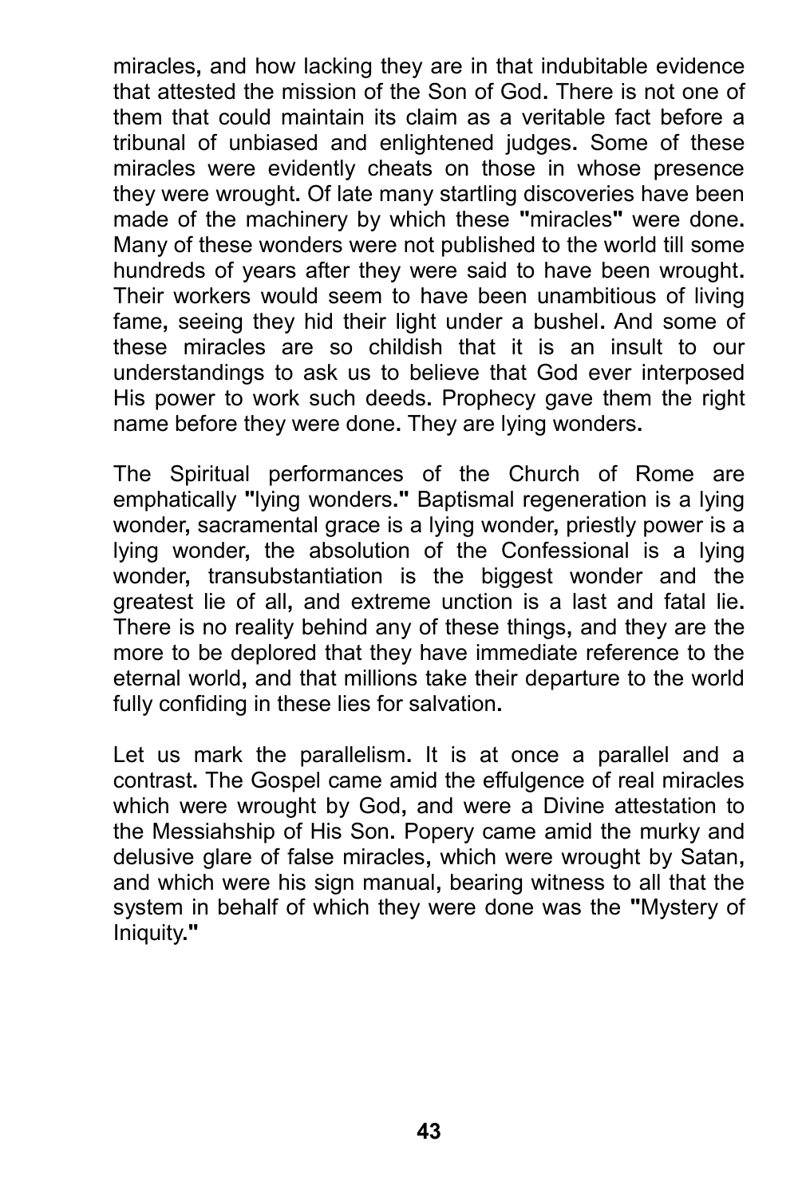miracles, and how lacking they are in that indubitable evidence that attested the mission of the Son of God. There is not one of them that could maintain its claim as a veritable fact before a tribunal of unbiased and enlightened judges. Some of these miracles were evidently cheats on those in whose presence they were wrought. Of late many startling discoveries have been made of the machinery by which these "miracles" were done. Many of these wonders were not published to the world till some hundreds of years after they were said to have been wrought. Their workers would seem to have been unambitious of living fame, seeing they hid their light under a bushel. And some of these miracles are so childish that it is an insult to our understandings to ask us to believe that God ever interposed His power to work such deeds. Prophecy gave them the right name before they were done. They are lying wonders.

The Spiritual performances of the Church of Rome are emphatically "lying wonders." Baptismal regeneration is a lying wonder, sacramental grace is a lying wonder, priestly power is a lying wonder, the absolution of the Confessional is a lying wonder, transubstantiation is the biggest wonder and the greatest lie of all, and extreme unction is a last and fatal lie. There is no reality behind any of these things, and they are the more to be deplored that they have immediate reference to the eternal world, and that millions take their departure to the world fully confiding in these lies for salvation.

Let us mark the parallelism. It is at once a parallel and a contrast. The Gospel came amid the effulgence of real miracles which were wrought by God, and were a Divine attestation to the Messiahship of His Son. Popery came amid the murky and delusive glare of false miracles, which were wrought by Satan, and which were his sign manual, bearing witness to all that the system in behalf of which they were done was the "Mystery of Iniquity."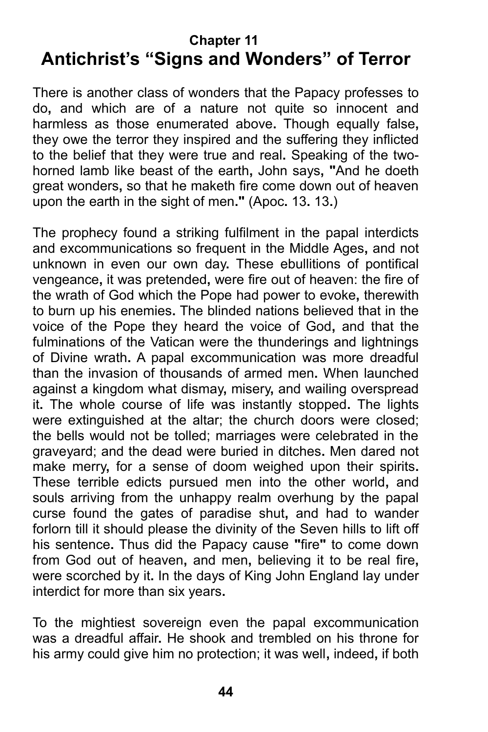## Chapter 11

# Antichrist's "Signs and Wonders" of Terror

There is another class of wonders that the Papacy professes to do, and which are of a nature not quite so innocent and harmless as those enumerated above. Though equally false, they owe the terror they inspired and the suffering they inflicted to the belief that they were true and real. Speaking of the two-horned lamb like beast of the earth, John says, "And he doeth great wonders, so that he maketh fire come down out of heaven upon the earth in the sight of men." (Apoc. 13. 13.)

The prophecy found a striking fulfilment in the papal interdicts and excommunications so frequent in the Middle Ages, and not unknown in even our own day. These ebullitions of pontifical vengeance, it was pretended, were fire out of heaven: the fire of the wrath of God which the Pope had power to evoke, therewith to burn up his enemies. The blinded nations believed that in the voice of the Pope they heard the voice of God, and that the fulminations of the Vatican were the thunderings and lightnings of Divine wrath. A papal excommunication was more dreadful than the invasion of thousands of armed men. When launched against a kingdom what dismay, misery, and wailing overspread it. The whole course of life was instantly stopped. The lights were extinguished at the altar; the church doors were closed; the bells would not be tolled; marriages were celebrated in the graveyard; and the dead were buried in ditches. Men dared not make merry, for a sense of doom weighed upon their spirits. These terrible edicts pursued men into the other world, and souls arriving from the unhappy realm overhung by the papal curse found the gates of paradise shut, and had to wander forlorn till it should please the divinity of the Seven hills to lift off his sentence. Thus did the Papacy cause "fire" to come down from God out of heaven, and men, believing it to be real fire, were scorched by it. In the days of King John England lay under interdict for more than six years.

To the mightiest sovereign even the papal excommunication was a dreadful affair. He shook and trembled on his throne for his army could give him no protection; it was well, indeed, if both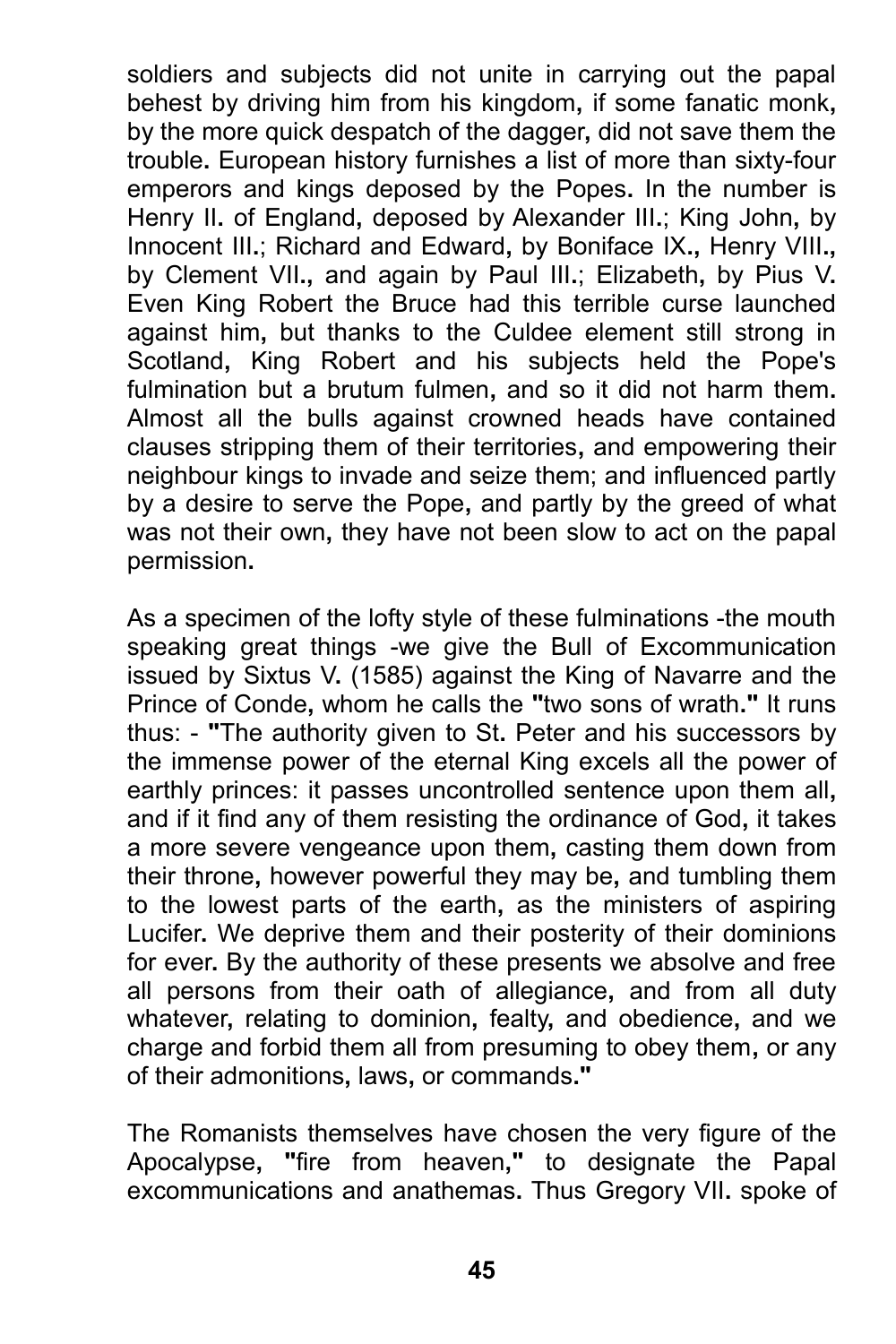soldiers and subjects did not unite in carrying out the papal behest by driving him from his kingdom, if some fanatic monk, by the more quick despatch of the dagger, did not save them the trouble. European history furnishes a list of more than sixty-four emperors and kings deposed by the Popes. In the number is Henry II. of England, deposed by Alexander III.; King John, by Innocent III.; Richard and Edward, by Boniface IX., Henry VIII., by Clement VII., and again by Paul III.; Elizabeth, by Pius V. Even King Robert the Bruce had this terrible curse launched against him, but thanks to the Culdee element still strong in Scotland, King Robert and his subjects held the Pope's fulmination but a brutum fulmen, and so it did not harm them. Almost all the bulls against crowned heads have contained clauses stripping them of their territories, and empowering their neighbour kings to invade and seize them; and influenced partly by a desire to serve the Pope, and partly by the greed of what was not their own, they have not been slow to act on the papal permission.

As a specimen of the lofty style of these fulminations -the mouth speaking great things -we give the Bull of Excommunication issued by Sixtus V. (1585) against the King of Navarre and the Prince of Conde, whom he calls the "two sons of wrath." It runs thus: - "The authority given to St. Peter and his successors by the immense power of the eternal King excels all the power of earthly princes: it passes uncontrolled sentence upon them all, and if it find any of them resisting the ordinance of God, it takes a more severe vengeance upon them, casting them down from their throne, however powerful they may be, and tumbling them to the lowest parts of the earth, as the ministers of aspiring Lucifer. We deprive them and their posterity of their dominions for ever. By the authority of these presents we absolve and free all persons from their oath of allegiance, and from all duty whatever, relating to dominion, fealty, and obedience, and we charge and forbid them all from presuming to obey them, or any of their admonitions, laws, or commands."

The Romanists themselves have chosen the very figure of the Apocalypse, "fire from heaven," to designate the Papal excommunications and anathemas. Thus Gregory VII. spoke of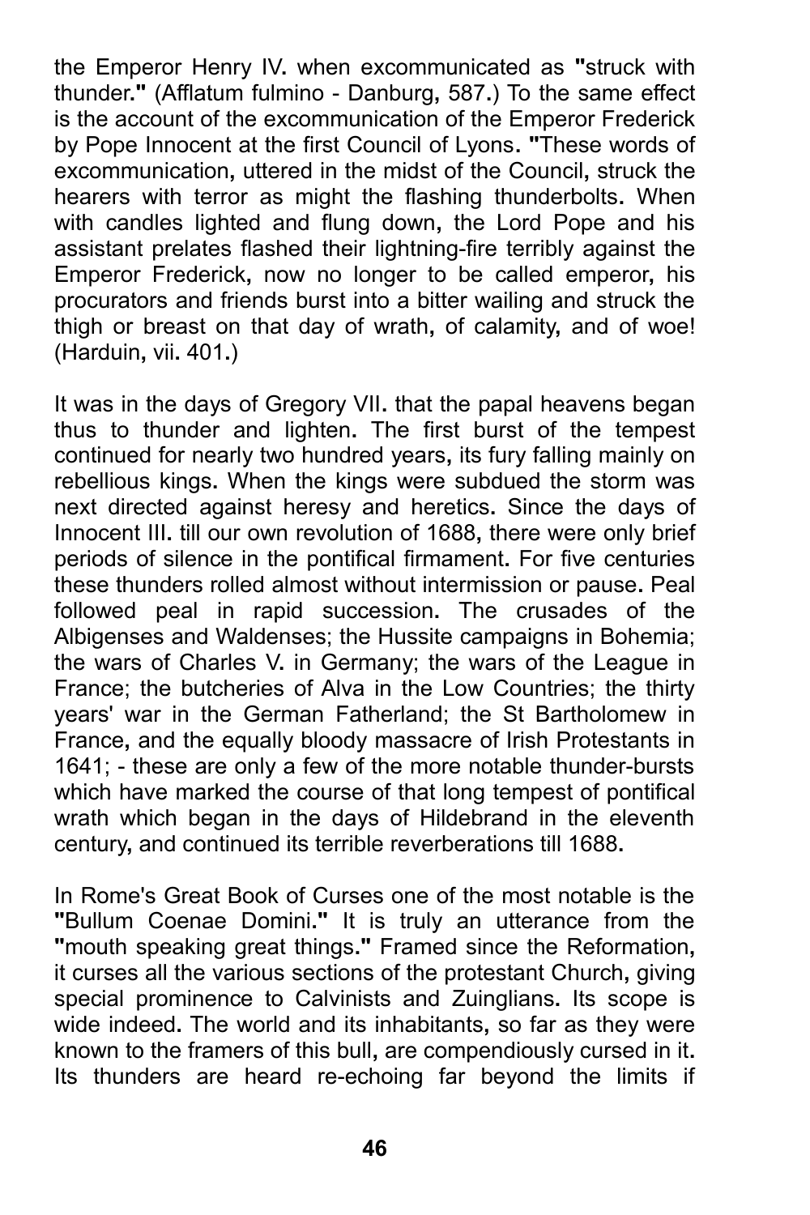the Emperor Henry IV. when excommunicated as "struck with thunder." (Afflatum fulmino - Danburg, 587.) To the same effect is the account of the excommunication of the Emperor Frederick by Pope Innocent at the first Council of Lyons. "These words of excommunication, uttered in the midst of the Council, struck the hearers with terror as might the flashing thunderbolts. When with candles lighted and flung down, the Lord Pope and his assistant prelates flashed their lightning-fire terribly against the Emperor Frederick, now no longer to be called emperor, his procurators and friends burst into a bitter wailing and struck the thigh or breast on that day of wrath, of calamity, and of woe! (Harduin, vii. 401.)

It was in the days of Gregory VII. that the papal heavens began thus to thunder and lighten. The first burst of the tempest continued for nearly two hundred years, its fury falling mainly on rebellious kings. When the kings were subdued the storm was next directed against heresy and heretics. Since the days of Innocent III. till our own revolution of 1688, there were only brief periods of silence in the pontifical firmament. For five centuries these thunders rolled almost without intermission or pause. Peal followed peal in rapid succession. The crusades of the Albigenses and Waldenses; the Hussite campaigns in Bohemia; the wars of Charles V. in Germany; the wars of the League in France; the butcheries of Alva in the Low Countries; the thirty years' war in the German Fatherland; the St Bartholomew in France, and the equally bloody massacre of Irish Protestants in 1641; - these are only a few of the more notable thunder-bursts which have marked the course of that long tempest of pontifical wrath which began in the days of Hildebrand in the eleventh century, and continued its terrible reverberations till 1688.

In Rome's Great Book of Curses one of the most notable is the "Bullum Coenae Domini." It is truly an utterance from the "mouth speaking great things." Framed since the Reformation, it curses all the various sections of the protestant Church, giving special prominence to Calvinists and Zuinglians. Its scope is wide indeed. The world and its inhabitants, so far as they were known to the framers of this bull, are compendiously cursed in it. Its thunders are heard re-echoing far beyond the limits if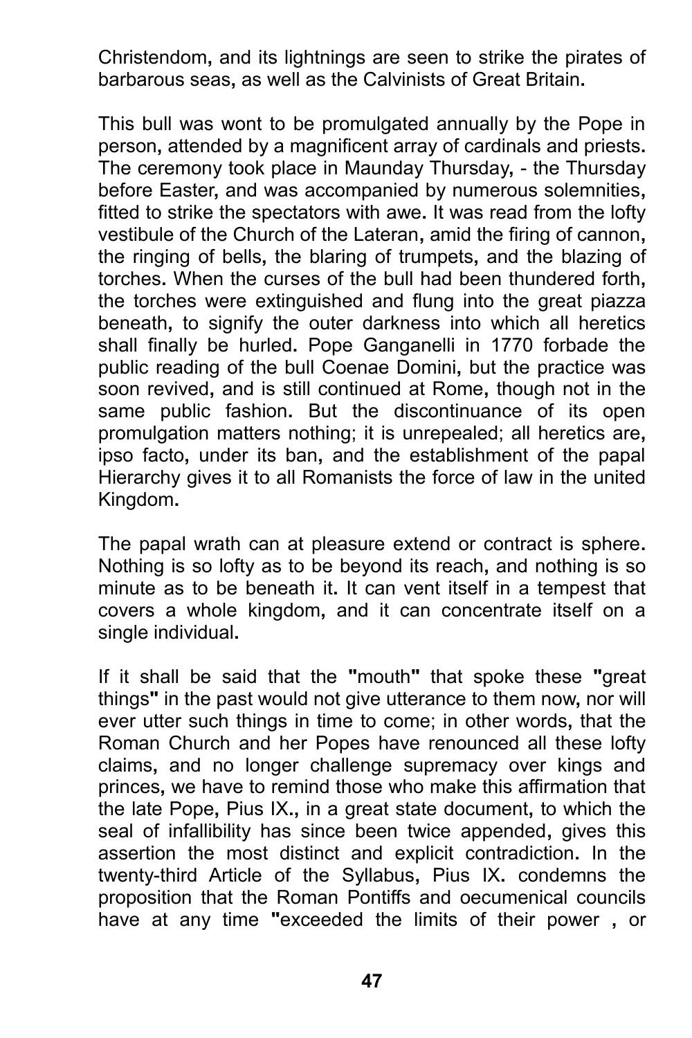Christendom, and its lightnings are seen to strike the pirates of barbarous seas, as well as the Calvinists of Great Britain.

This bull was wont to be promulgated annually by the Pope in person, attended by a magnificent array of cardinals and priests. The ceremony took place in Maunday Thursday, - the Thursday before Easter, and was accompanied by numerous solemnities, fitted to strike the spectators with awe. It was read from the lofty vestibule of the Church of the Lateran, amid the firing of cannon, the ringing of bells, the blaring of trumpets, and the blazing of torches. When the curses of the bull had been thundered forth, the torches were extinguished and flung into the great piazza beneath, to signify the outer darkness into which all heretics shall finally be hurled. Pope Ganganelli in 1770 forbade the public reading of the bull Coenae Domini, but the practice was soon revived, and is still continued at Rome, though not in the same public fashion. But the discontinuance of its open promulgation matters nothing; it is unrepealed; all heretics are, ipso facto, under its ban, and the establishment of the papal Hierarchy gives it to all Romanists the force of law in the united Kingdom.

The papal wrath can at pleasure extend or contract is sphere. Nothing is so lofty as to be beyond its reach, and nothing is so minute as to be beneath it. It can vent itself in a tempest that covers a whole kingdom, and it can concentrate itself on a single individual.

If it shall be said that the "mouth" that spoke these "great things" in the past would not give utterance to them now, nor will ever utter such things in time to come; in other words, that the Roman Church and her Popes have renounced all these lofty claims, and no longer challenge supremacy over kings and princes, we have to remind those who make this affirmation that the late Pope, Pius IX., in a great state document, to which the seal of infallibility has since been twice appended, gives this assertion the most distinct and explicit contradiction. In the twenty-third Article of the Syllabus, Pius IX. condemns the proposition that the Roman Pontiffs and oecumenical councils have at any time "exceeded the limits of their power , or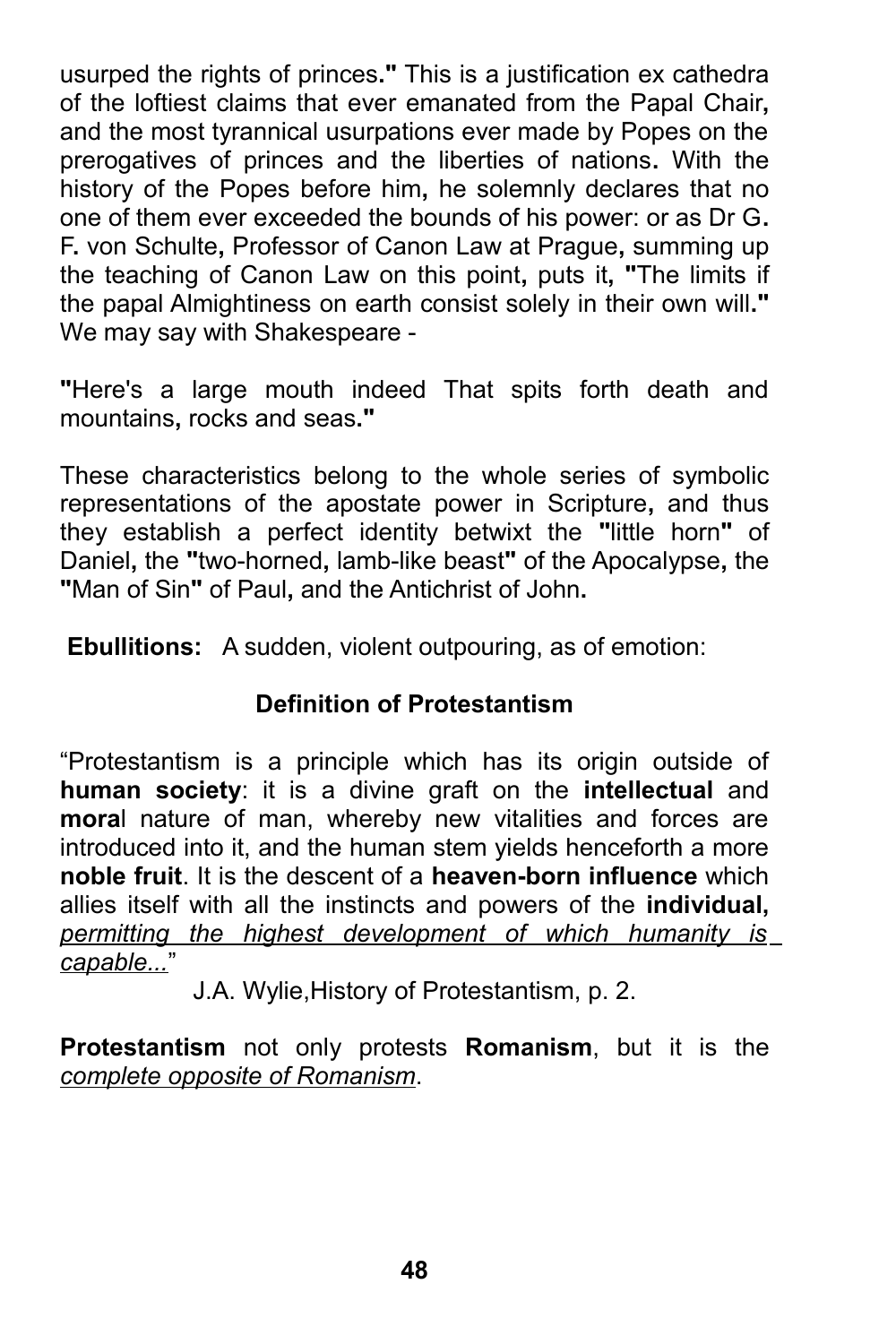usurped the rights of princes." This is a justification ex cathedra of the loftiest claims that ever emanated from the Papal Chair, and the most tyrannical usurpations ever made by Popes on the prerogatives of princes and the liberties of nations. With the history of the Popes before him, he solemnly declares that no one of them ever exceeded the bounds of his power: or as Dr G. F. von Schulte, Professor of Canon Law at Prague, summing up the teaching of Canon Law on this point, puts it, "The limits if the papal Almightiness on earth consist solely in their own will." We may say with Shakespeare -

"Here's a large mouth indeed That spits forth death and mountains, rocks and seas."

These characteristics belong to the whole series of symbolic representations of the apostate power in Scripture, and thus they establish a perfect identity betwixt the "little horn" of Daniel, the "two-horned, lamb-like beast" of the Apocalypse, the "Man of Sin" of Paul, and the Antichrist of John.

**Ebullitions:** A sudden, violent outpouring, as of emotion:

### Definition of Protestantism

"Protestantism is a principle which has its origin outside of **human society**: it is a divine graft on the **intellectual** and **moral** nature of man, whereby new vitalities and forces are introduced into it, and the human stem yields henceforth a more **noble fruit**. It is the descent of a **heaven-born influence** which allies itself with all the instincts and powers of the **individual,** _permitting the highest development of which humanity is capable..._"

J.A. Wylie,History of Protestantism, p. 2.

**Protestantism** not only protests **Romanism**, but it is the _complete opposite of Romanism_.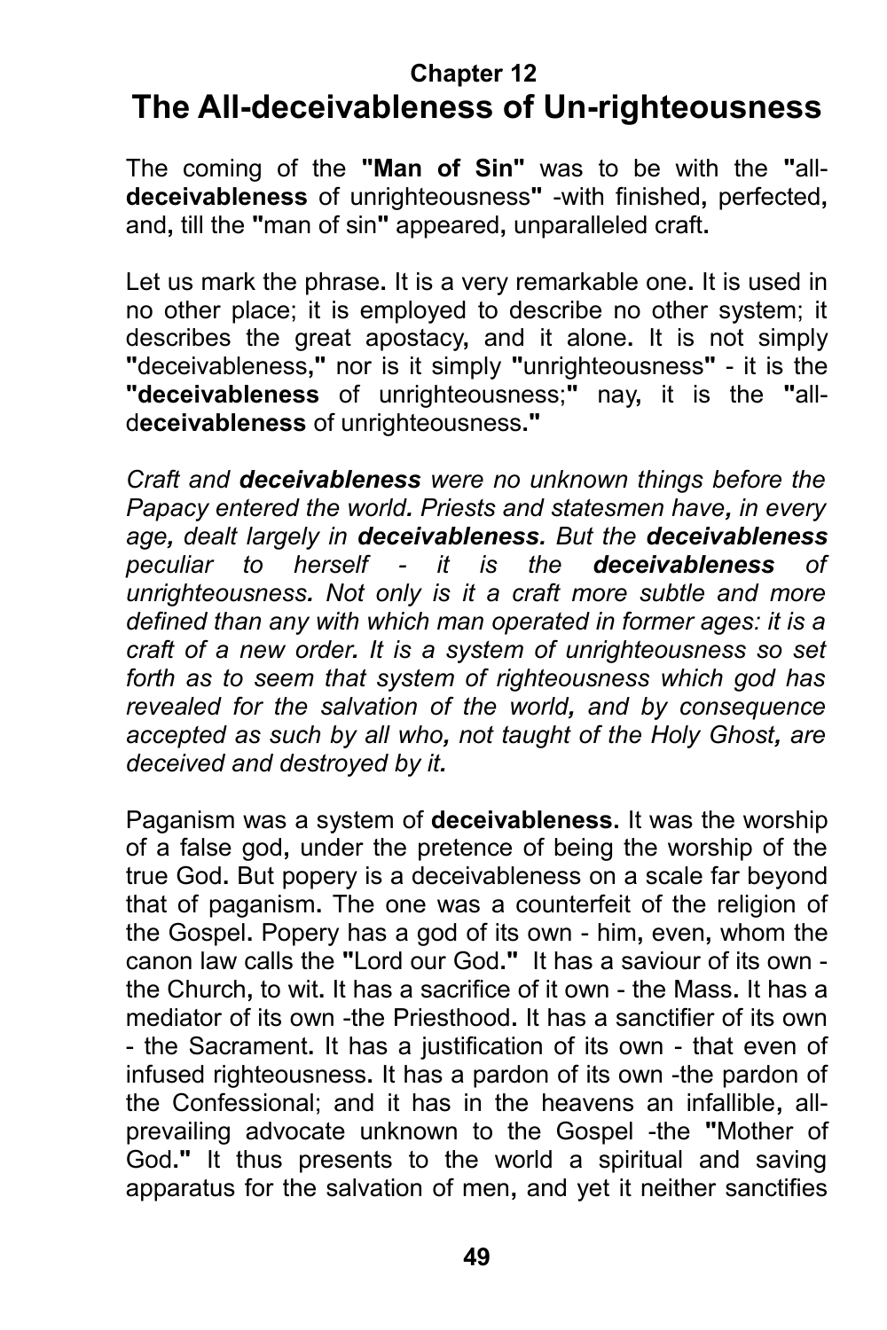**Chapter 12**

# The All-deceivableness of Un-righteousness

The coming of the **"Man of Sin"** was to be with the **"**all-**deceivableness** of unrighteousness**"** -with finished**,** perfected**,** and**,** till the **"**man of sin**"** appeared**,** unparalleled craft**.**

Let us mark the phrase**.** It is a very remarkable one**.** It is used in no other place; it is employed to describe no other system; it describes the great apostacy**,** and it alone**.** It is not simply **"**deceivableness**,"** nor is it simply **"**unrighteousness**"** - it is the **"deceivableness** of unrighteousness;**"** nay**,** it is the **"**all-d**eceivableness** of unrighteousness**."**

*Craft and **deceivableness** were no unknown things before the Papacy entered the world**.** Priests and statesmen have**,** in every age**,** dealt largely in **deceivableness.** But the **deceivableness** peculiar to herself - it is the **deceivableness** of unrighteousness. Not only is it a craft more subtle and more defined than any with which man operated in former ages: it is a craft of a new order. It is a system of unrighteousness so set forth as to seem that system of righteousness which god has revealed for the salvation of the world**,** and by consequence accepted as such by all who**,** not taught of the Holy Ghost**,** are deceived and destroyed by it**.***

Paganism was a system of **deceivableness.** It was the worship of a false god**,** under the pretence of being the worship of the true God**.** But popery is a deceivableness on a scale far beyond that of paganism**.** The one was a counterfeit of the religion of the Gospel**.** Popery has a god of its own - him**,** even**,** whom the canon law calls the **"**Lord our God**."** It has a saviour of its own - the Church**,** to wit**.** It has a sacrifice of it own - the Mass**.** It has a mediator of its own -the Priesthood**.** It has a sanctifier of its own - the Sacrament**.** It has a justification of its own - that even of infused righteousness**.** It has a pardon of its own -the pardon of the Confessional; and it has in the heavens an infallible**,** all-prevailing advocate unknown to the Gospel -the **"**Mother of God**."** It thus presents to the world a spiritual and saving apparatus for the salvation of men**,** and yet it neither sanctifies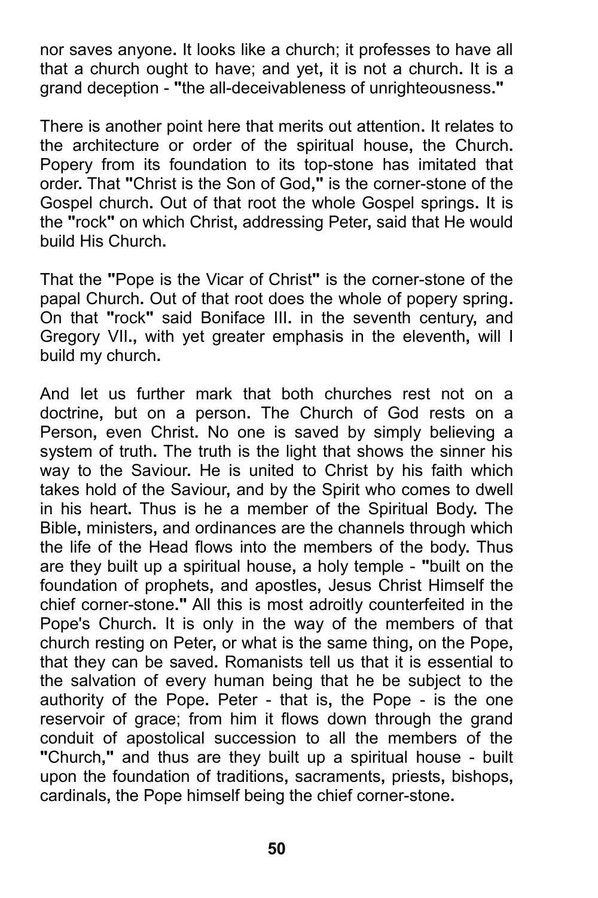nor saves anyone. It looks like a church; it professes to have all that a church ought to have; and yet, it is not a church. It is a grand deception - "the all-deceivableness of unrighteousness."

There is another point here that merits out attention. It relates to the architecture or order of the spiritual house, the Church. Popery from its foundation to its top-stone has imitated that order. That "Christ is the Son of God," is the corner-stone of the Gospel church. Out of that root the whole Gospel springs. It is the "rock" on which Christ, addressing Peter, said that He would build His Church.

That the "Pope is the Vicar of Christ" is the corner-stone of the papal Church. Out of that root does the whole of popery spring. On that "rock" said Boniface III. in the seventh century, and Gregory VII., with yet greater emphasis in the eleventh, will I build my church.

And let us further mark that both churches rest not on a doctrine, but on a person. The Church of God rests on a Person, even Christ. No one is saved by simply believing a system of truth. The truth is the light that shows the sinner his way to the Saviour. He is united to Christ by his faith which takes hold of the Saviour, and by the Spirit who comes to dwell in his heart. Thus is he a member of the Spiritual Body. The Bible, ministers, and ordinances are the channels through which the life of the Head flows into the members of the body. Thus are they built up a spiritual house, a holy temple - "built on the foundation of prophets, and apostles, Jesus Christ Himself the chief corner-stone." All this is most adroitly counterfeited in the Pope's Church. It is only in the way of the members of that church resting on Peter, or what is the same thing, on the Pope, that they can be saved. Romanists tell us that it is essential to the salvation of every human being that he be subject to the authority of the Pope. Peter - that is, the Pope - is the one reservoir of grace; from him it flows down through the grand conduit of apostolical succession to all the members of the "Church," and thus are they built up a spiritual house - built upon the foundation of traditions, sacraments, priests, bishops, cardinals, the Pope himself being the chief corner-stone.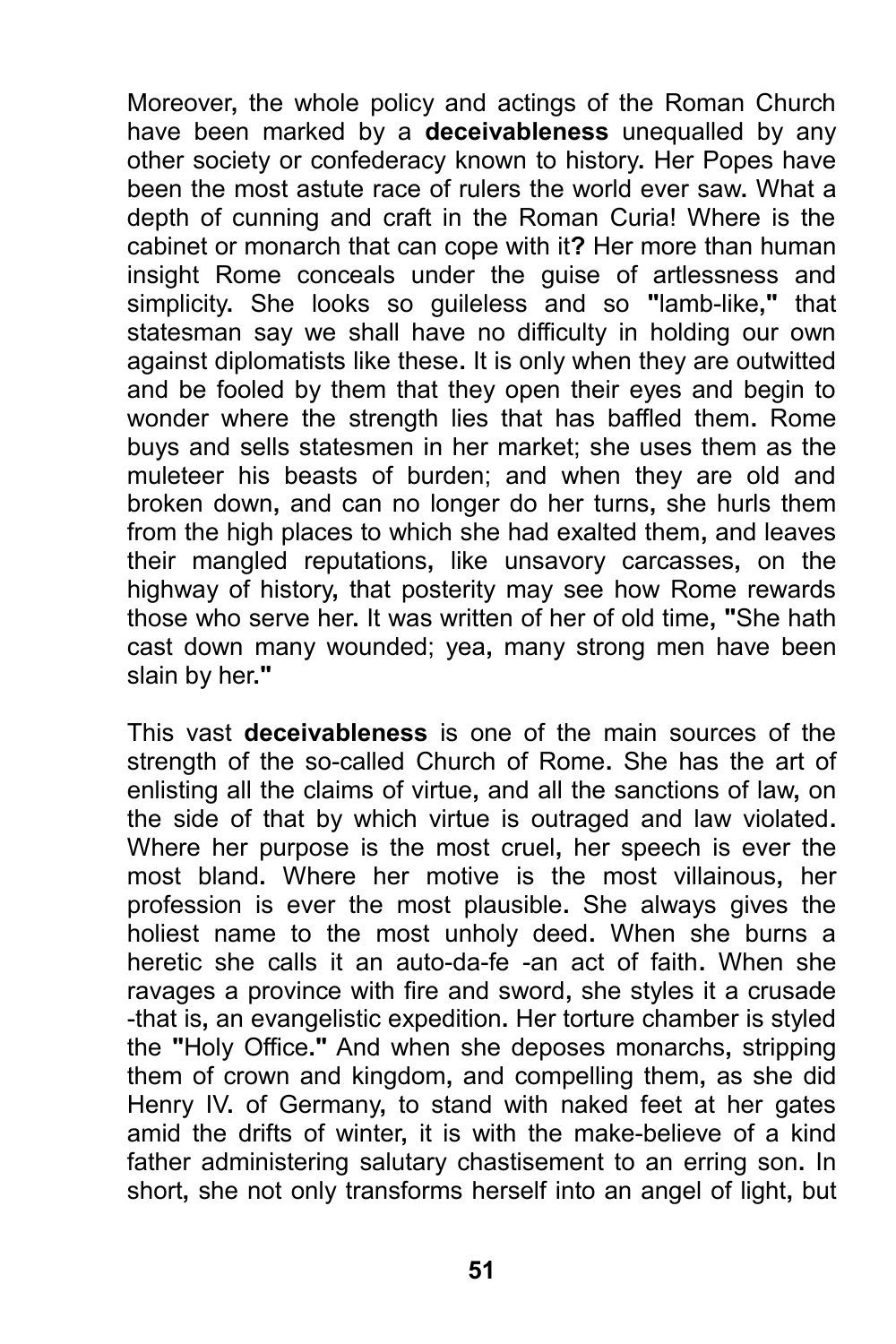Moreover, the whole policy and actings of the Roman Church have been marked by a **deceivableness** unequalled by any other society or confederacy known to history. Her Popes have been the most astute race of rulers the world ever saw. What a depth of cunning and craft in the Roman Curia! Where is the cabinet or monarch that can cope with it? Her more than human insight Rome conceals under the guise of artlessness and simplicity. She looks so guileless and so "lamb-like," that statesman say we shall have no difficulty in holding our own against diplomatists like these. It is only when they are outwitted and be fooled by them that they open their eyes and begin to wonder where the strength lies that has baffled them. Rome buys and sells statesmen in her market; she uses them as the muleteer his beasts of burden; and when they are old and broken down, and can no longer do her turns, she hurls them from the high places to which she had exalted them, and leaves their mangled reputations, like unsavory carcasses, on the highway of history, that posterity may see how Rome rewards those who serve her. It was written of her of old time, "She hath cast down many wounded; yea, many strong men have been slain by her."

This vast **deceivableness** is one of the main sources of the strength of the so-called Church of Rome. She has the art of enlisting all the claims of virtue, and all the sanctions of law, on the side of that by which virtue is outraged and law violated. Where her purpose is the most cruel, her speech is ever the most bland. Where her motive is the most villainous, her profession is ever the most plausible. She always gives the holiest name to the most unholy deed. When she burns a heretic she calls it an auto-da-fe -an act of faith. When she ravages a province with fire and sword, she styles it a crusade -that is, an evangelistic expedition. Her torture chamber is styled the "Holy Office." And when she deposes monarchs, stripping them of crown and kingdom, and compelling them, as she did Henry IV. of Germany, to stand with naked feet at her gates amid the drifts of winter, it is with the make-believe of a kind father administering salutary chastisement to an erring son. In short, she not only transforms herself into an angel of light, but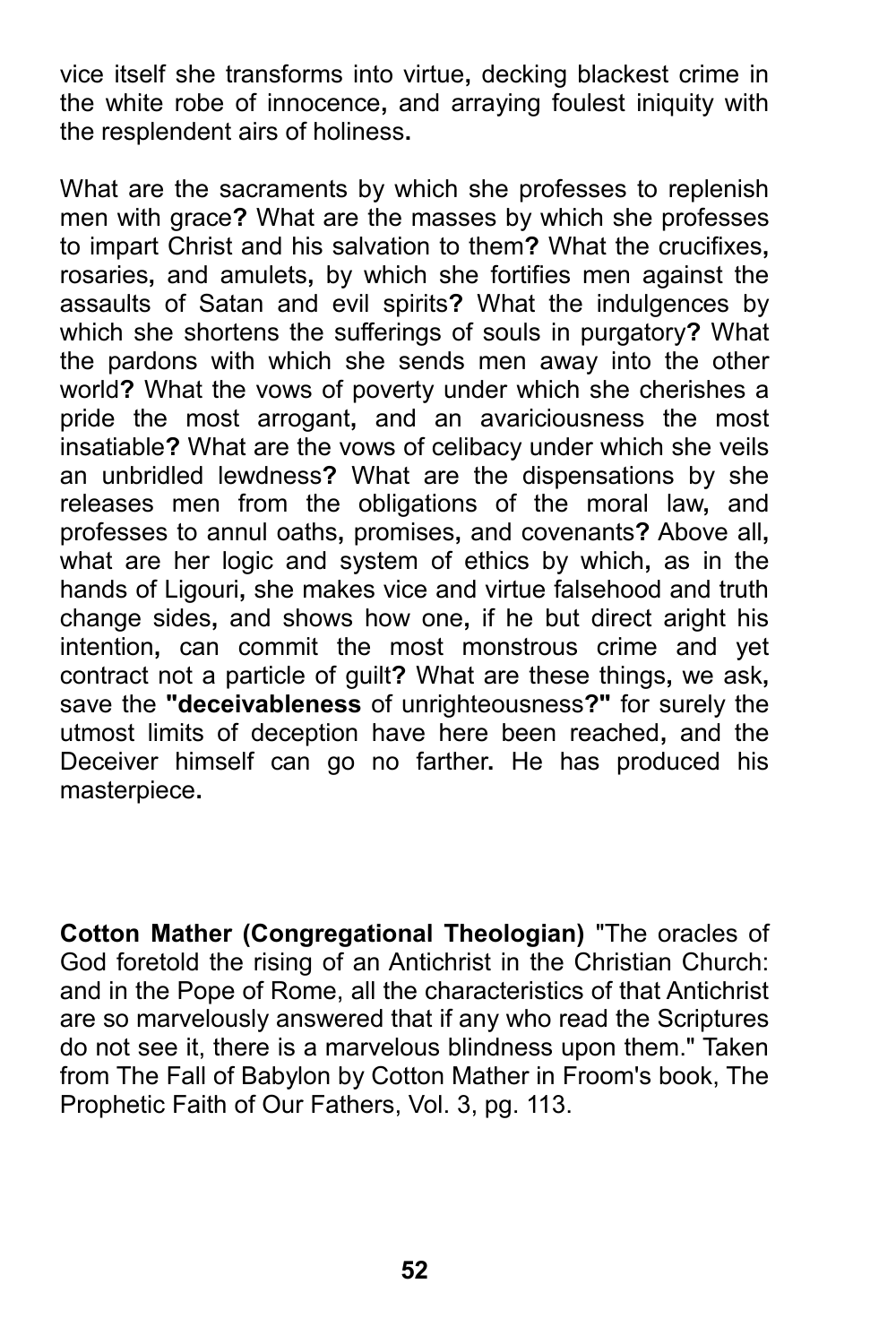vice itself she transforms into virtue, decking blackest crime in the white robe of innocence, and arraying foulest iniquity with the resplendent airs of holiness.

What are the sacraments by which she professes to replenish men with grace? What are the masses by which she professes to impart Christ and his salvation to them? What the crucifixes, rosaries, and amulets, by which she fortifies men against the assaults of Satan and evil spirits? What the indulgences by which she shortens the sufferings of souls in purgatory? What the pardons with which she sends men away into the other world? What the vows of poverty under which she cherishes a pride the most arrogant, and an avariciousness the most insatiable? What are the vows of celibacy under which she veils an unbridled lewdness? What are the dispensations by she releases men from the obligations of the moral law, and professes to annul oaths, promises, and covenants? Above all, what are her logic and system of ethics by which, as in the hands of Ligouri, she makes vice and virtue falsehood and truth change sides, and shows how one, if he but direct aright his intention, can commit the most monstrous crime and yet contract not a particle of guilt? What are these things, we ask, save the **"deceivableness** of unrighteousness**?"** for surely the utmost limits of deception have here been reached, and the Deceiver himself can go no farther. He has produced his masterpiece.

**Cotton Mather (Congregational Theologian)** "The oracles of God foretold the rising of an Antichrist in the Christian Church: and in the Pope of Rome, all the characteristics of that Antichrist are so marvelously answered that if any who read the Scriptures do not see it, there is a marvelous blindness upon them." Taken from The Fall of Babylon by Cotton Mather in Froom's book, The Prophetic Faith of Our Fathers, Vol. 3, pg. 113.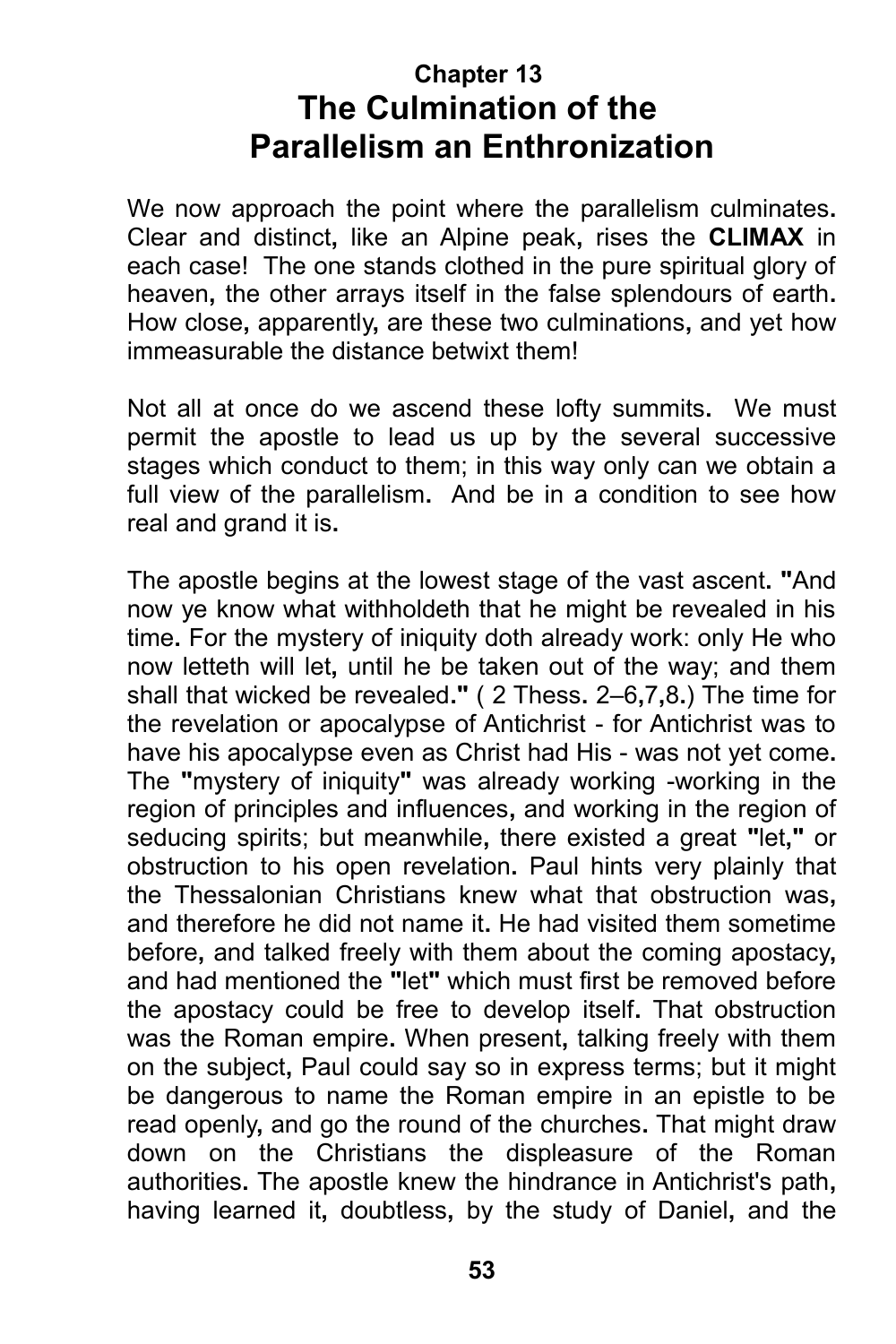## Chapter 13
# The Culmination of the Parallelism an Enthronization

We now approach the point where the parallelism culminates. Clear and distinct, like an Alpine peak, rises the **CLIMAX** in each case! The one stands clothed in the pure spiritual glory of heaven, the other arrays itself in the false splendours of earth. How close, apparently, are these two culminations, and yet how immeasurable the distance betwixt them!

Not all at once do we ascend these lofty summits. We must permit the apostle to lead us up by the several successive stages which conduct to them; in this way only can we obtain a full view of the parallelism. And be in a condition to see how real and grand it is.

The apostle begins at the lowest stage of the vast ascent. "And now ye know what withholdeth that he might be revealed in his time. For the mystery of iniquity doth already work: only He who now letteth will let, until he be taken out of the way; and them shall that wicked be revealed." ( 2 Thess. 2–6,7,8.) The time for the revelation or apocalypse of Antichrist - for Antichrist was to have his apocalypse even as Christ had His - was not yet come. The "mystery of iniquity" was already working -working in the region of principles and influences, and working in the region of seducing spirits; but meanwhile, there existed a great "let," or obstruction to his open revelation. Paul hints very plainly that the Thessalonian Christians knew what that obstruction was, and therefore he did not name it. He had visited them sometime before, and talked freely with them about the coming apostacy, and had mentioned the "let" which must first be removed before the apostacy could be free to develop itself. That obstruction was the Roman empire. When present, talking freely with them on the subject, Paul could say so in express terms; but it might be dangerous to name the Roman empire in an epistle to be read openly, and go the round of the churches. That might draw down on the Christians the displeasure of the Roman authorities. The apostle knew the hindrance in Antichrist's path, having learned it, doubtless, by the study of Daniel, and the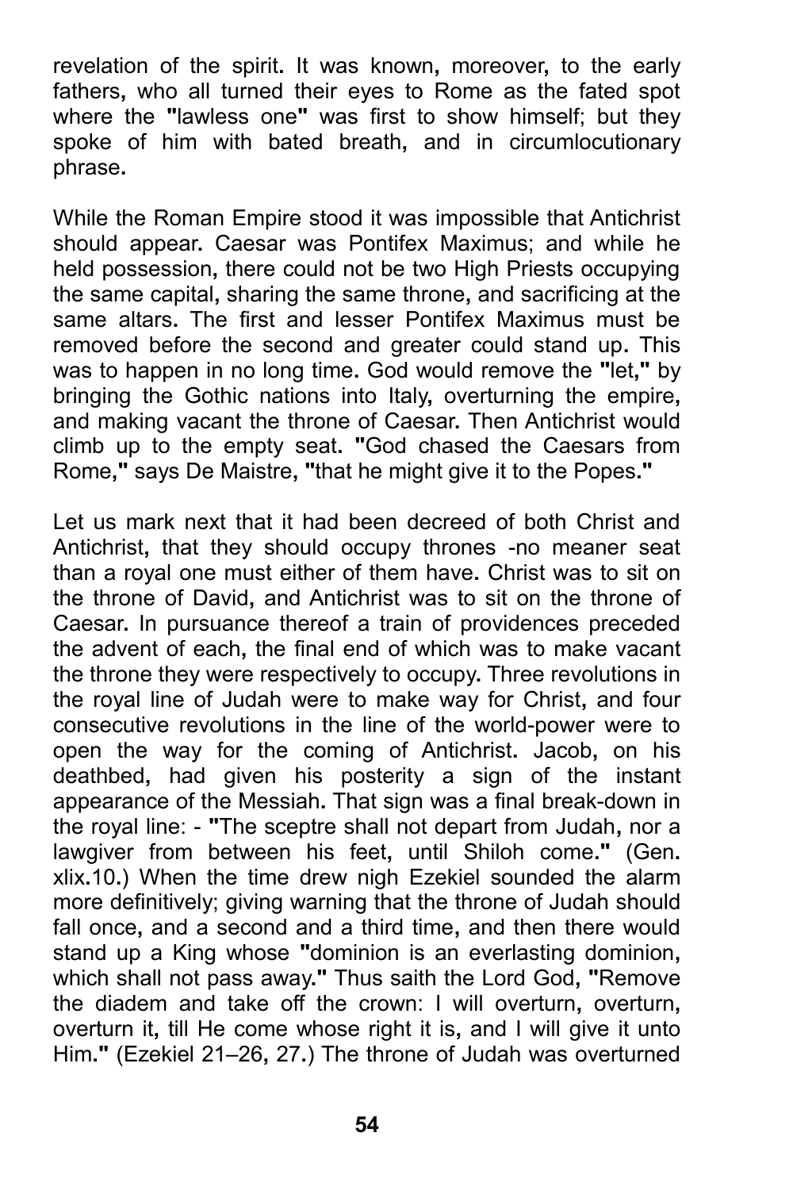revelation of the spirit. It was known, moreover, to the early fathers, who all turned their eyes to Rome as the fated spot where the "lawless one" was first to show himself; but they spoke of him with bated breath, and in circumlocutionary phrase.

While the Roman Empire stood it was impossible that Antichrist should appear. Caesar was Pontifex Maximus; and while he held possession, there could not be two High Priests occupying the same capital, sharing the same throne, and sacrificing at the same altars. The first and lesser Pontifex Maximus must be removed before the second and greater could stand up. This was to happen in no long time. God would remove the "let," by bringing the Gothic nations into Italy, overturning the empire, and making vacant the throne of Caesar. Then Antichrist would climb up to the empty seat. "God chased the Caesars from Rome," says De Maistre, "that he might give it to the Popes."

Let us mark next that it had been decreed of both Christ and Antichrist, that they should occupy thrones -no meaner seat than a royal one must either of them have. Christ was to sit on the throne of David, and Antichrist was to sit on the throne of Caesar. In pursuance thereof a train of providences preceded the advent of each, the final end of which was to make vacant the throne they were respectively to occupy. Three revolutions in the royal line of Judah were to make way for Christ, and four consecutive revolutions in the line of the world-power were to open the way for the coming of Antichrist. Jacob, on his deathbed, had given his posterity a sign of the instant appearance of the Messiah. That sign was a final break-down in the royal line: - "The sceptre shall not depart from Judah, nor a lawgiver from between his feet, until Shiloh come." (Gen. xlix.10.) When the time drew nigh Ezekiel sounded the alarm more definitively; giving warning that the throne of Judah should fall once, and a second and a third time, and then there would stand up a King whose "dominion is an everlasting dominion, which shall not pass away." Thus saith the Lord God, "Remove the diadem and take off the crown: I will overturn, overturn, overturn it, till He come whose right it is, and I will give it unto Him." (Ezekiel 21–26, 27.) The throne of Judah was overturned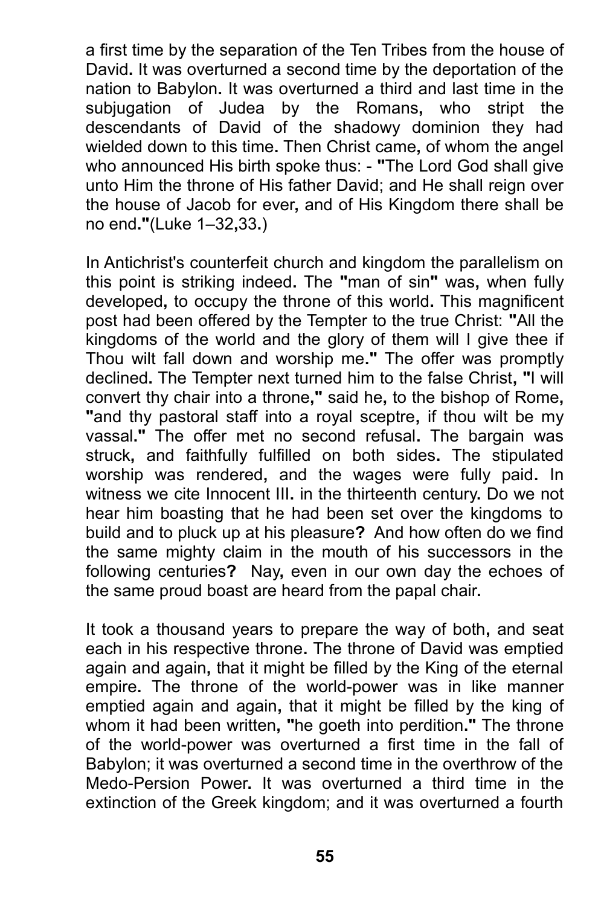a first time by the separation of the Ten Tribes from the house of David. It was overturned a second time by the deportation of the nation to Babylon. It was overturned a third and last time in the subjugation of Judea by the Romans, who stript the descendants of David of the shadowy dominion they had wielded down to this time. Then Christ came, of whom the angel who announced His birth spoke thus: - "The Lord God shall give unto Him the throne of His father David; and He shall reign over the house of Jacob for ever, and of His Kingdom there shall be no end."(Luke 1–32,33.)

In Antichrist's counterfeit church and kingdom the parallelism on this point is striking indeed. The "man of sin" was, when fully developed, to occupy the throne of this world. This magnificent post had been offered by the Tempter to the true Christ: "All the kingdoms of the world and the glory of them will I give thee if Thou wilt fall down and worship me." The offer was promptly declined. The Tempter next turned him to the false Christ, "I will convert thy chair into a throne," said he, to the bishop of Rome, "and thy pastoral staff into a royal sceptre, if thou wilt be my vassal." The offer met no second refusal. The bargain was struck, and faithfully fulfilled on both sides. The stipulated worship was rendered, and the wages were fully paid. In witness we cite Innocent III. in the thirteenth century. Do we not hear him boasting that he had been set over the kingdoms to build and to pluck up at his pleasure? And how often do we find the same mighty claim in the mouth of his successors in the following centuries? Nay, even in our own day the echoes of the same proud boast are heard from the papal chair.

It took a thousand years to prepare the way of both, and seat each in his respective throne. The throne of David was emptied again and again, that it might be filled by the King of the eternal empire. The throne of the world-power was in like manner emptied again and again, that it might be filled by the king of whom it had been written, "he goeth into perdition." The throne of the world-power was overturned a first time in the fall of Babylon; it was overturned a second time in the overthrow of the Medo-Persion Power. It was overturned a third time in the extinction of the Greek kingdom; and it was overturned a fourth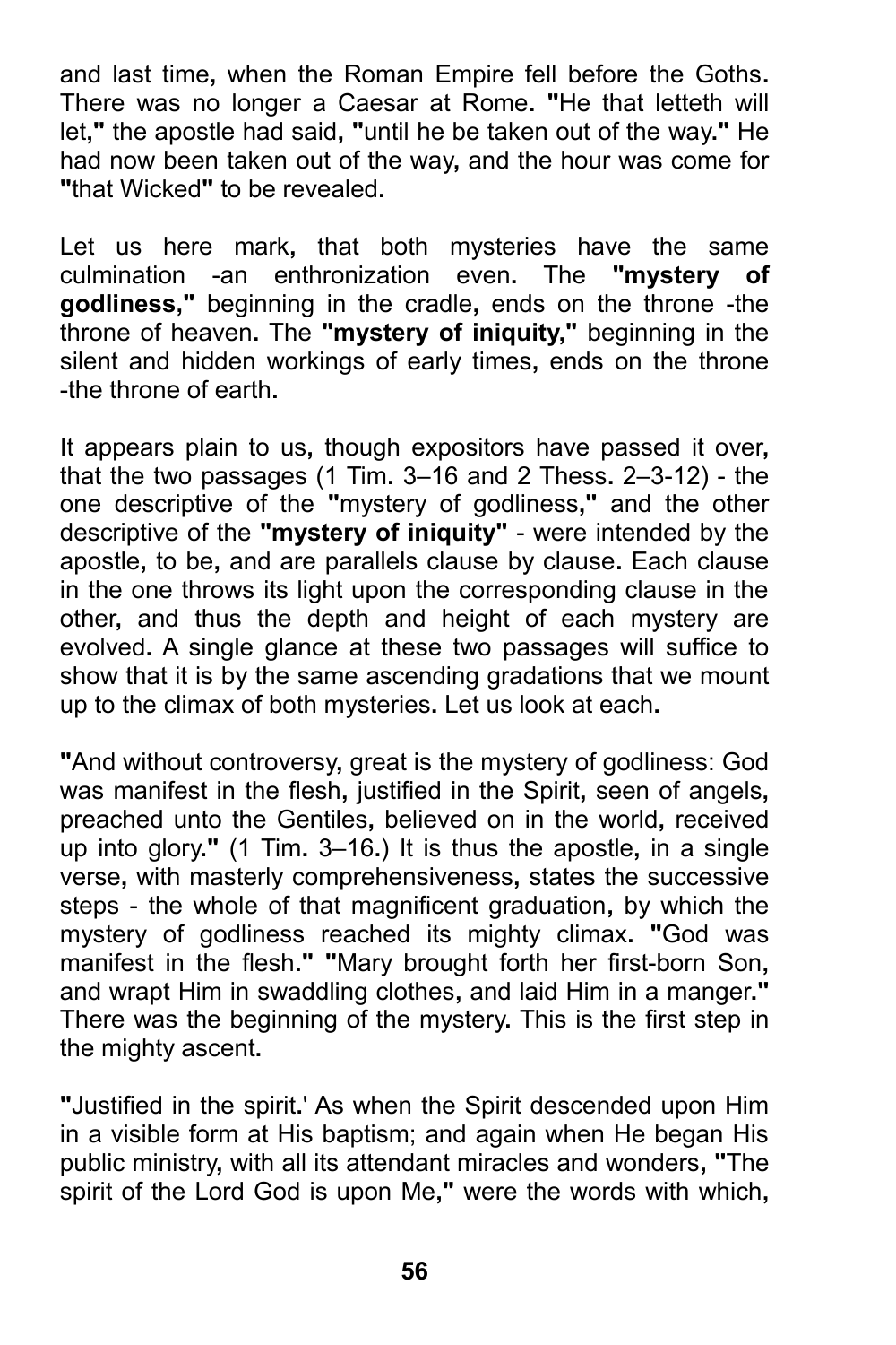and last time, when the Roman Empire fell before the Goths. There was no longer a Caesar at Rome. "He that letteth will let," the apostle had said, "until he be taken out of the way." He had now been taken out of the way, and the hour was come for "that Wicked" to be revealed.

Let us here mark, that both mysteries have the same culmination -an enthronization even. The **"mystery of godliness,"** beginning in the cradle, ends on the throne -the throne of heaven. The **"mystery of iniquity,"** beginning in the silent and hidden workings of early times, ends on the throne -the throne of earth.

It appears plain to us, though expositors have passed it over, that the two passages (1 Tim. 3–16 and 2 Thess. 2–3-12) - the one descriptive of the "mystery of godliness," and the other descriptive of the **"mystery of iniquity"** - were intended by the apostle, to be, and are parallels clause by clause. Each clause in the one throws its light upon the corresponding clause in the other, and thus the depth and height of each mystery are evolved. A single glance at these two passages will suffice to show that it is by the same ascending gradations that we mount up to the climax of both mysteries. Let us look at each.

"And without controversy, great is the mystery of godliness: God was manifest in the flesh, justified in the Spirit, seen of angels, preached unto the Gentiles, believed on in the world, received up into glory." (1 Tim. 3–16.) It is thus the apostle, in a single verse, with masterly comprehensiveness, states the successive steps - the whole of that magnificent graduation, by which the mystery of godliness reached its mighty climax. "God was manifest in the flesh." "Mary brought forth her first-born Son, and wrapt Him in swaddling clothes, and laid Him in a manger." There was the beginning of the mystery. This is the first step in the mighty ascent.

"Justified in the spirit.' As when the Spirit descended upon Him in a visible form at His baptism; and again when He began His public ministry, with all its attendant miracles and wonders, "The spirit of the Lord God is upon Me," were the words with which,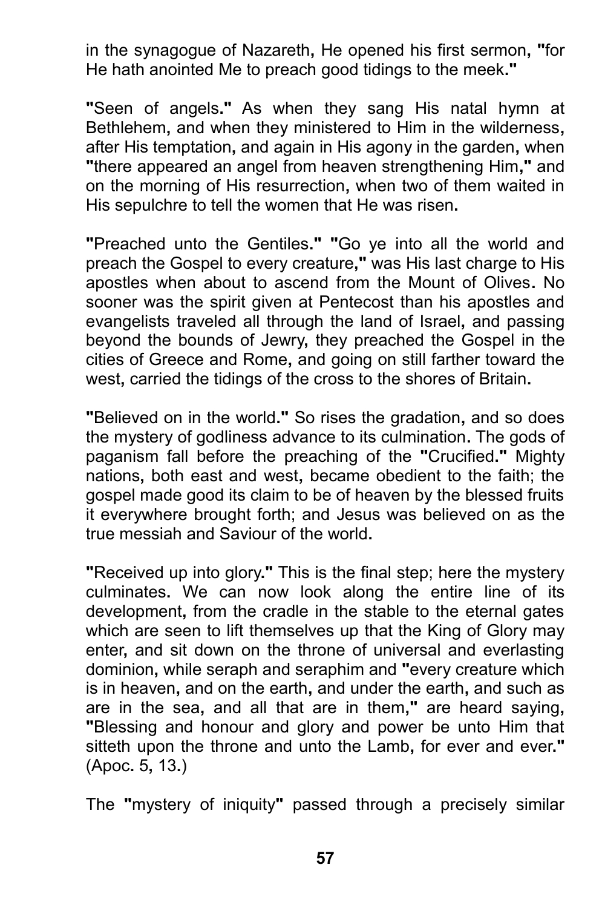in the synagogue of Nazareth, He opened his first sermon, "for He hath anointed Me to preach good tidings to the meek."

"Seen of angels." As when they sang His natal hymn at Bethlehem, and when they ministered to Him in the wilderness, after His temptation, and again in His agony in the garden, when "there appeared an angel from heaven strengthening Him," and on the morning of His resurrection, when two of them waited in His sepulchre to tell the women that He was risen.

"Preached unto the Gentiles." "Go ye into all the world and preach the Gospel to every creature," was His last charge to His apostles when about to ascend from the Mount of Olives. No sooner was the spirit given at Pentecost than his apostles and evangelists traveled all through the land of Israel, and passing beyond the bounds of Jewry, they preached the Gospel in the cities of Greece and Rome, and going on still farther toward the west, carried the tidings of the cross to the shores of Britain.

"Believed on in the world." So rises the gradation, and so does the mystery of godliness advance to its culmination. The gods of paganism fall before the preaching of the "Crucified." Mighty nations, both east and west, became obedient to the faith; the gospel made good its claim to be of heaven by the blessed fruits it everywhere brought forth; and Jesus was believed on as the true messiah and Saviour of the world.

"Received up into glory." This is the final step; here the mystery culminates. We can now look along the entire line of its development, from the cradle in the stable to the eternal gates which are seen to lift themselves up that the King of Glory may enter, and sit down on the throne of universal and everlasting dominion, while seraph and seraphim and "every creature which is in heaven, and on the earth, and under the earth, and such as are in the sea, and all that are in them," are heard saying, "Blessing and honour and glory and power be unto Him that sitteth upon the throne and unto the Lamb, for ever and ever." (Apoc. 5, 13.)

The "mystery of iniquity" passed through a precisely similar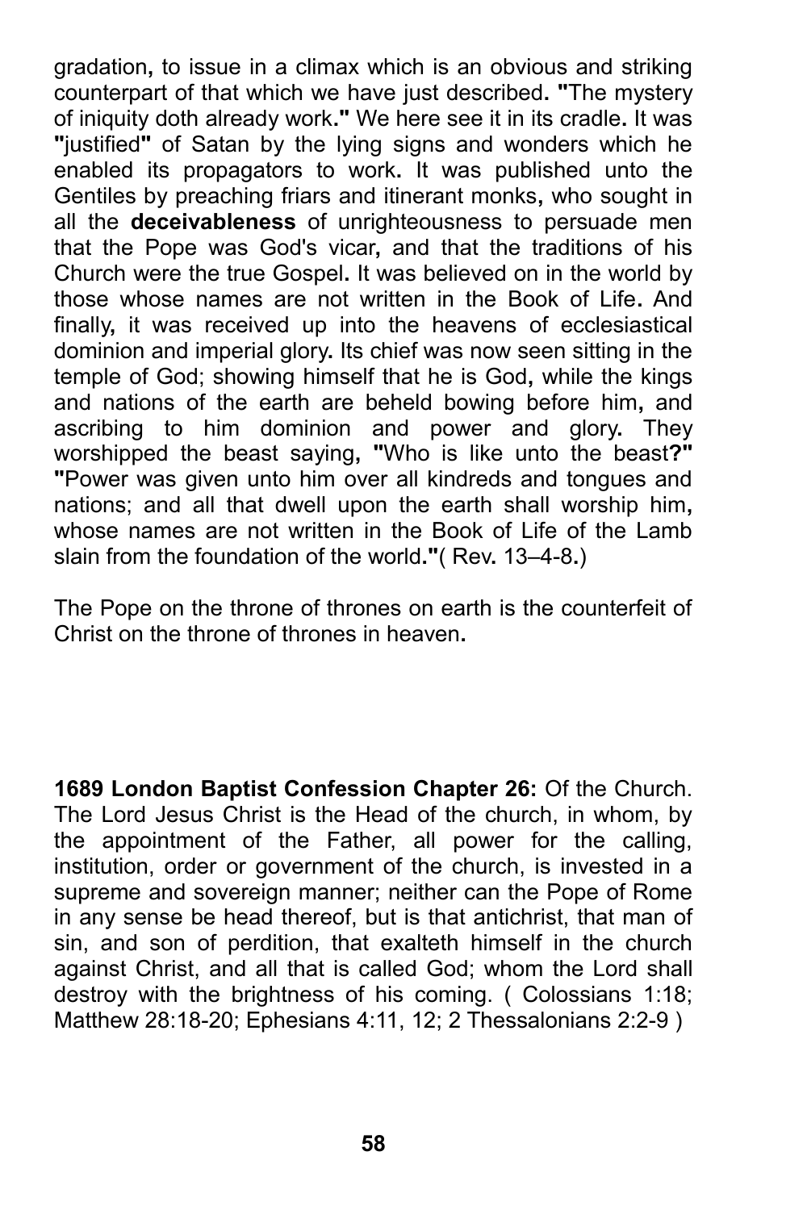gradation, to issue in a climax which is an obvious and striking counterpart of that which we have just described. "The mystery of iniquity doth already work." We here see it in its cradle. It was "justified" of Satan by the lying signs and wonders which he enabled its propagators to work. It was published unto the Gentiles by preaching friars and itinerant monks, who sought in all the **deceivableness** of unrighteousness to persuade men that the Pope was God's vicar, and that the traditions of his Church were the true Gospel. It was believed on in the world by those whose names are not written in the Book of Life. And finally, it was received up into the heavens of ecclesiastical dominion and imperial glory. Its chief was now seen sitting in the temple of God; showing himself that he is God, while the kings and nations of the earth are beheld bowing before him, and ascribing to him dominion and power and glory. They worshipped the beast saying, "Who is like unto the beast?" "Power was given unto him over all kindreds and tongues and nations; and all that dwell upon the earth shall worship him, whose names are not written in the Book of Life of the Lamb slain from the foundation of the world."( Rev. 13–4-8.)

The Pope on the throne of thrones on earth is the counterfeit of Christ on the throne of thrones in heaven.

**1689 London Baptist Confession Chapter 26:** Of the Church. The Lord Jesus Christ is the Head of the church, in whom, by the appointment of the Father, all power for the calling, institution, order or government of the church, is invested in a supreme and sovereign manner; neither can the Pope of Rome in any sense be head thereof, but is that antichrist, that man of sin, and son of perdition, that exalteth himself in the church against Christ, and all that is called God; whom the Lord shall destroy with the brightness of his coming. ( Colossians 1:18; Matthew 28:18-20; Ephesians 4:11, 12; 2 Thessalonians 2:2-9 )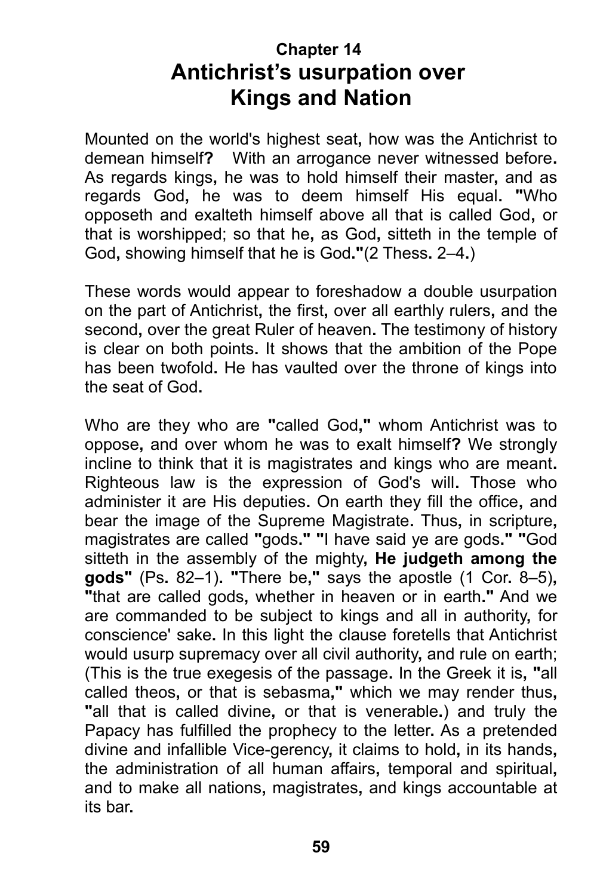# Chapter 14
# Antichrist's usurpation over Kings and Nation

Mounted on the world's highest seat, how was the Antichrist to demean himself? With an arrogance never witnessed before. As regards kings, he was to hold himself their master, and as regards God, he was to deem himself His equal. "Who opposeth and exalteth himself above all that is called God, or that is worshipped; so that he, as God, sitteth in the temple of God, showing himself that he is God."(2 Thess. 2–4.)

These words would appear to foreshadow a double usurpation on the part of Antichrist, the first, over all earthly rulers, and the second, over the great Ruler of heaven. The testimony of history is clear on both points. It shows that the ambition of the Pope has been twofold. He has vaulted over the throne of kings into the seat of God.

Who are they who are "called God," whom Antichrist was to oppose, and over whom he was to exalt himself? We strongly incline to think that it is magistrates and kings who are meant. Righteous law is the expression of God's will. Those who administer it are His deputies. On earth they fill the office, and bear the image of the Supreme Magistrate. Thus, in scripture, magistrates are called "gods." "I have said ye are gods." "God sitteth in the assembly of the mighty, **He judgeth among the gods"** (Ps. 82–1). "There be," says the apostle (1 Cor. 8–5), "that are called gods, whether in heaven or in earth." And we are commanded to be subject to kings and all in authority, for conscience' sake. In this light the clause foretells that Antichrist would usurp supremacy over all civil authority, and rule on earth; (This is the true exegesis of the passage. In the Greek it is, "all called theos, or that is sebasma," which we may render thus, "all that is called divine, or that is venerable.) and truly the Papacy has fulfilled the prophecy to the letter. As a pretended divine and infallible Vice-gerency, it claims to hold, in its hands, the administration of all human affairs, temporal and spiritual, and to make all nations, magistrates, and kings accountable at its bar.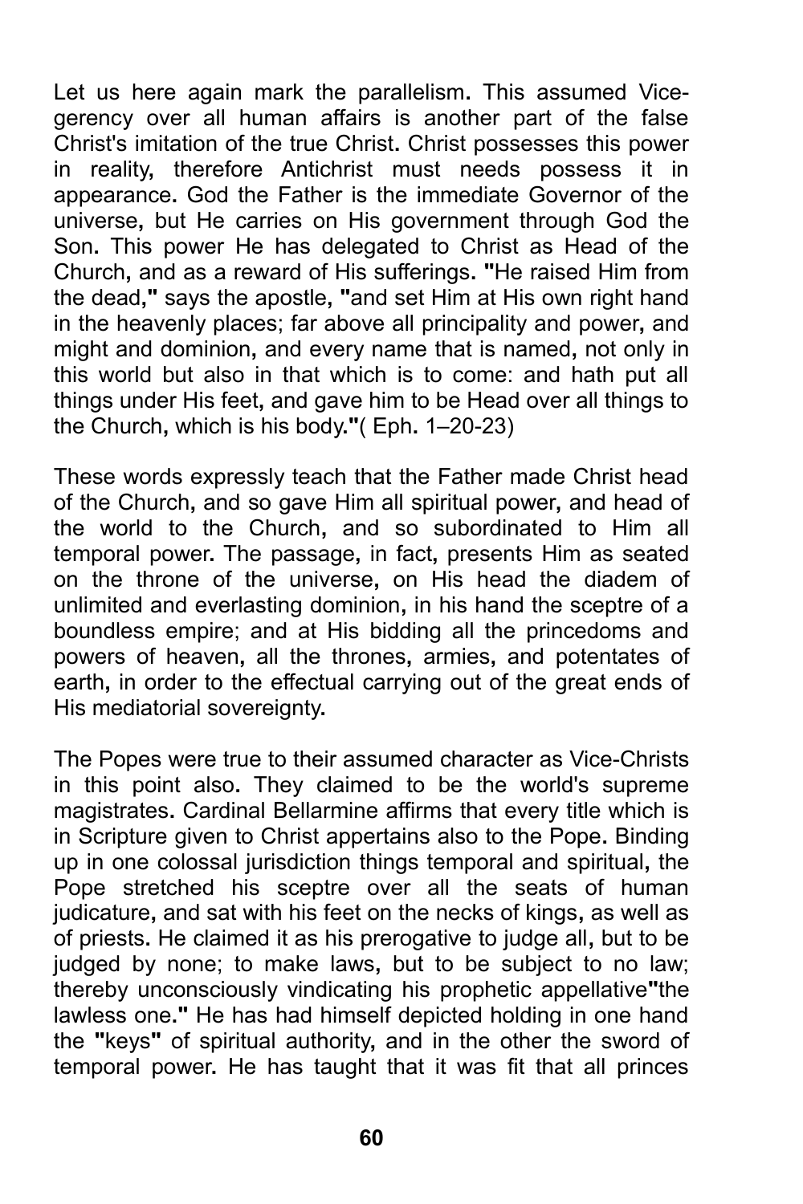Let us here again mark the parallelism. This assumed Vice-gerency over all human affairs is another part of the false Christ's imitation of the true Christ. Christ possesses this power in reality, therefore Antichrist must needs possess it in appearance. God the Father is the immediate Governor of the universe, but He carries on His government through God the Son. This power He has delegated to Christ as Head of the Church, and as a reward of His sufferings. "He raised Him from the dead," says the apostle, "and set Him at His own right hand in the heavenly places; far above all principality and power, and might and dominion, and every name that is named, not only in this world but also in that which is to come: and hath put all things under His feet, and gave him to be Head over all things to the Church, which is his body."( Eph. 1–20-23)

These words expressly teach that the Father made Christ head of the Church, and so gave Him all spiritual power, and head of the world to the Church, and so subordinated to Him all temporal power. The passage, in fact, presents Him as seated on the throne of the universe, on His head the diadem of unlimited and everlasting dominion, in his hand the sceptre of a boundless empire; and at His bidding all the princedoms and powers of heaven, all the thrones, armies, and potentates of earth, in order to the effectual carrying out of the great ends of His mediatorial sovereignty.

The Popes were true to their assumed character as Vice-Christs in this point also. They claimed to be the world's supreme magistrates. Cardinal Bellarmine affirms that every title which is in Scripture given to Christ appertains also to the Pope. Binding up in one colossal jurisdiction things temporal and spiritual, the Pope stretched his sceptre over all the seats of human judicature, and sat with his feet on the necks of kings, as well as of priests. He claimed it as his prerogative to judge all, but to be judged by none; to make laws, but to be subject to no law; thereby unconsciously vindicating his prophetic appellative"the lawless one." He has had himself depicted holding in one hand the "keys" of spiritual authority, and in the other the sword of temporal power. He has taught that it was fit that all princes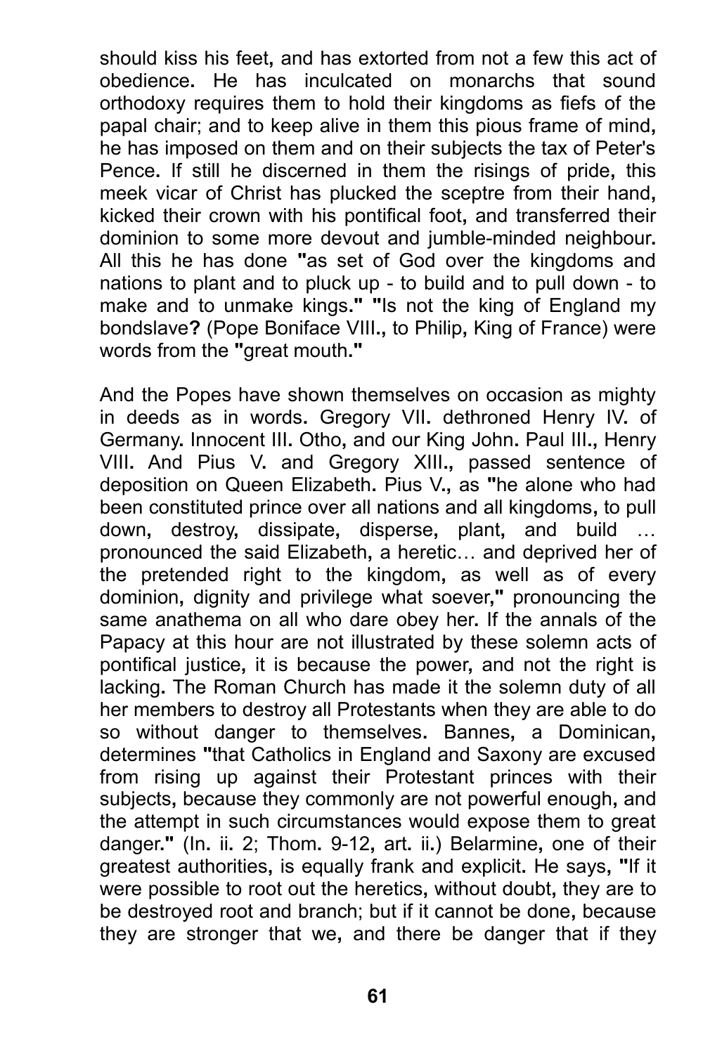should kiss his feet, and has extorted from not a few this act of obedience. He has inculcated on monarchs that sound orthodoxy requires them to hold their kingdoms as fiefs of the papal chair; and to keep alive in them this pious frame of mind, he has imposed on them and on their subjects the tax of Peter's Pence. If still he discerned in them the risings of pride, this meek vicar of Christ has plucked the sceptre from their hand, kicked their crown with his pontifical foot, and transferred their dominion to some more devout and jumble-minded neighbour. All this he has done **"**as set of God over the kingdoms and nations to plant and to pluck up - to build and to pull down - to make and to unmake kings.**" "**Is not the king of England my bondslave**?** (Pope Boniface VIII., to Philip, King of France) were words from the **"**great mouth.**"**

And the Popes have shown themselves on occasion as mighty in deeds as in words. Gregory VII. dethroned Henry IV. of Germany. Innocent III. Otho, and our King John. Paul III., Henry VIII. And Pius V. and Gregory XIII., passed sentence of deposition on Queen Elizabeth. Pius V., as **"**he alone who had been constituted prince over all nations and all kingdoms, to pull down, destroy, dissipate, disperse, plant, and build … pronounced the said Elizabeth, a heretic… and deprived her of the pretended right to the kingdom, as well as of every dominion, dignity and privilege what soever,**"** pronouncing the same anathema on all who dare obey her. If the annals of the Papacy at this hour are not illustrated by these solemn acts of pontifical justice, it is because the power, and not the right is lacking. The Roman Church has made it the solemn duty of all her members to destroy all Protestants when they are able to do so without danger to themselves. Bannes, a Dominican, determines **"**that Catholics in England and Saxony are excused from rising up against their Protestant princes with their subjects, because they commonly are not powerful enough, and the attempt in such circumstances would expose them to great danger.**"** (In. ii. 2; Thom. 9-12, art. ii.) Belarmine, one of their greatest authorities, is equally frank and explicit. He says, **"**If it were possible to root out the heretics, without doubt, they are to be destroyed root and branch; but if it cannot be done, because they are stronger that we, and there be danger that if they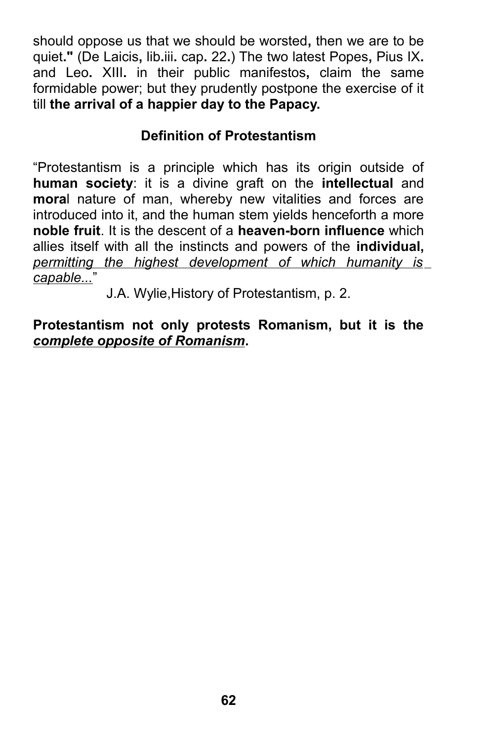should oppose us that we should be worsted, then we are to be quiet." (De Laicis, lib.iii. cap. 22.) The two latest Popes, Pius IX. and Leo. XIII. in their public manifestos, claim the same formidable power; but they prudently postpone the exercise of it till **the arrival of a happier day to the Papacy.**

### Definition of Protestantism

"Protestantism is a principle which has its origin outside of **human society**: it is a divine graft on the **intellectual** and **moral** nature of man, whereby new vitalities and forces are introduced into it, and the human stem yields henceforth a more **noble fruit**. It is the descent of a **heaven-born influence** which allies itself with all the instincts and powers of the **individual,** *permitting the highest development of which humanity is capable...*"

J.A. Wylie,History of Protestantism, p. 2.

**Protestantism not only protests Romanism, but it is the *complete opposite of Romanism*.**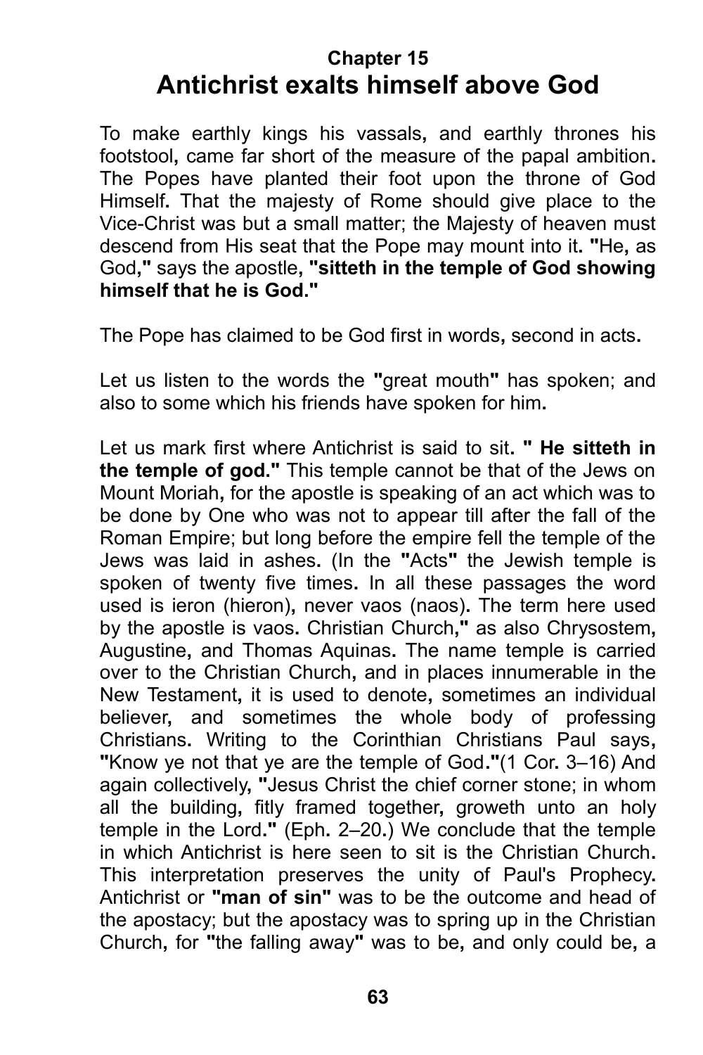### Chapter 15

# Antichrist exalts himself above God

To make earthly kings his vassals, and earthly thrones his footstool, came far short of the measure of the papal ambition. The Popes have planted their foot upon the throne of God Himself. That the majesty of Rome should give place to the Vice-Christ was but a small matter; the Majesty of heaven must descend from His seat that the Pope may mount into it. **"**He, as God,**"** says the apostle, **"sitteth in the temple of God showing himself that he is God."**

The Pope has claimed to be God first in words, second in acts.

Let us listen to the words the **"**great mouth**"** has spoken; and also to some which his friends have spoken for him.

Let us mark first where Antichrist is said to sit. **" He sitteth in the temple of god."** This temple cannot be that of the Jews on Mount Moriah, for the apostle is speaking of an act which was to be done by One who was not to appear till after the fall of the Roman Empire; but long before the empire fell the temple of the Jews was laid in ashes. (In the **"**Acts**"** the Jewish temple is spoken of twenty five times. In all these passages the word used is ieron (hieron), never vaos (naos). The term here used by the apostle is vaos. Christian Church,**"** as also Chrysostem, Augustine, and Thomas Aquinas. The name temple is carried over to the Christian Church, and in places innumerable in the New Testament, it is used to denote, sometimes an individual believer, and sometimes the whole body of professing Christians. Writing to the Corinthian Christians Paul says, **"**Know ye not that ye are the temple of God.**"**(1 Cor. 3–16) And again collectively, **"**Jesus Christ the chief corner stone; in whom all the building, fitly framed together, groweth unto an holy temple in the Lord.**"** (Eph. 2–20.) We conclude that the temple in which Antichrist is here seen to sit is the Christian Church. This interpretation preserves the unity of Paul's Prophecy. Antichrist or **"man of sin"** was to be the outcome and head of the apostacy; but the apostacy was to spring up in the Christian Church, for **"**the falling away**"** was to be, and only could be, a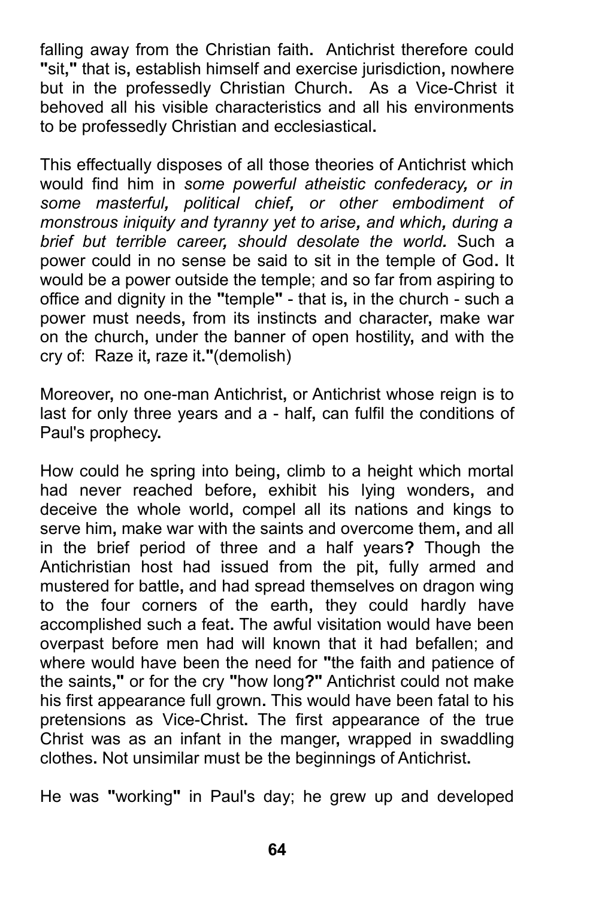falling away from the Christian faith. Antichrist therefore could "sit," that is, establish himself and exercise jurisdiction, nowhere but in the professedly Christian Church. As a Vice-Christ it behoved all his visible characteristics and all his environments to be professedly Christian and ecclesiastical.

This effectually disposes of all those theories of Antichrist which would find him in *some powerful atheistic confederacy, or in some masterful, political chief, or other embodiment of monstrous iniquity and tyranny yet to arise, and which, during a brief but terrible career, should desolate the world.* Such a power could in no sense be said to sit in the temple of God. It would be a power outside the temple; and so far from aspiring to office and dignity in the "temple" - that is, in the church - such a power must needs, from its instincts and character, make war on the church, under the banner of open hostility, and with the cry of: Raze it, raze it."(demolish)

Moreover, no one-man Antichrist, or Antichrist whose reign is to last for only three years and a - half, can fulfil the conditions of Paul's prophecy.

How could he spring into being, climb to a height which mortal had never reached before, exhibit his lying wonders, and deceive the whole world, compel all its nations and kings to serve him, make war with the saints and overcome them, and all in the brief period of three and a half years? Though the Antichristian host had issued from the pit, fully armed and mustered for battle, and had spread themselves on dragon wing to the four corners of the earth, they could hardly have accomplished such a feat. The awful visitation would have been overpast before men had will known that it had befallen; and where would have been the need for "the faith and patience of the saints," or for the cry "how long?" Antichrist could not make his first appearance full grown. This would have been fatal to his pretensions as Vice-Christ. The first appearance of the true Christ was as an infant in the manger, wrapped in swaddling clothes. Not unsimilar must be the beginnings of Antichrist.

He was "working" in Paul's day; he grew up and developed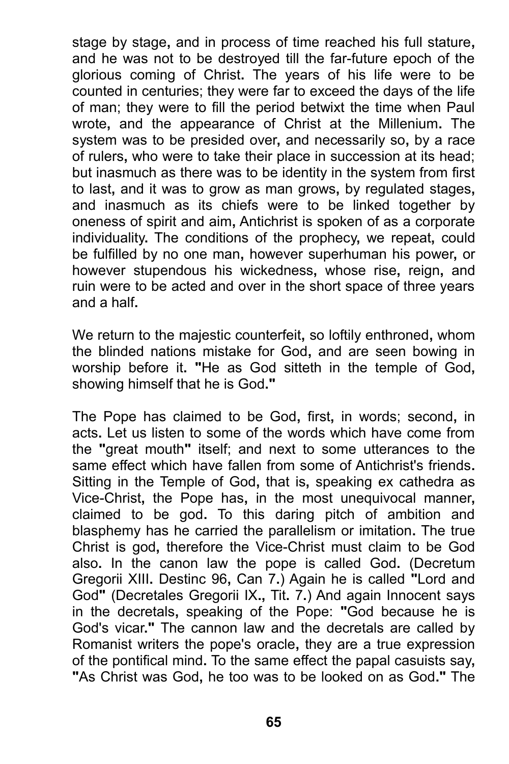stage by stage, and in process of time reached his full stature, and he was not to be destroyed till the far-future epoch of the glorious coming of Christ. The years of his life were to be counted in centuries; they were far to exceed the days of the life of man; they were to fill the period betwixt the time when Paul wrote, and the appearance of Christ at the Millenium. The system was to be presided over, and necessarily so, by a race of rulers, who were to take their place in succession at its head; but inasmuch as there was to be identity in the system from first to last, and it was to grow as man grows, by regulated stages, and inasmuch as its chiefs were to be linked together by oneness of spirit and aim, Antichrist is spoken of as a corporate individuality. The conditions of the prophecy, we repeat, could be fulfilled by no one man, however superhuman his power, or however stupendous his wickedness, whose rise, reign, and ruin were to be acted and over in the short space of three years and a half.

We return to the majestic counterfeit, so loftily enthroned, whom the blinded nations mistake for God, and are seen bowing in worship before it. "He as God sitteth in the temple of God, showing himself that he is God."

The Pope has claimed to be God, first, in words; second, in acts. Let us listen to some of the words which have come from the "great mouth" itself; and next to some utterances to the same effect which have fallen from some of Antichrist's friends. Sitting in the Temple of God, that is, speaking ex cathedra as Vice-Christ, the Pope has, in the most unequivocal manner, claimed to be god. To this daring pitch of ambition and blasphemy has he carried the parallelism or imitation. The true Christ is god, therefore the Vice-Christ must claim to be God also. In the canon law the pope is called God. (Decretum Gregorii XIII. Destinc 96, Can 7.) Again he is called "Lord and God" (Decretales Gregorii IX., Tit. 7.) And again Innocent says in the decretals, speaking of the Pope: "God because he is God's vicar." The cannon law and the decretals are called by Romanist writers the pope's oracle, they are a true expression of the pontifical mind. To the same effect the papal casuists say, "As Christ was God, he too was to be looked on as God." The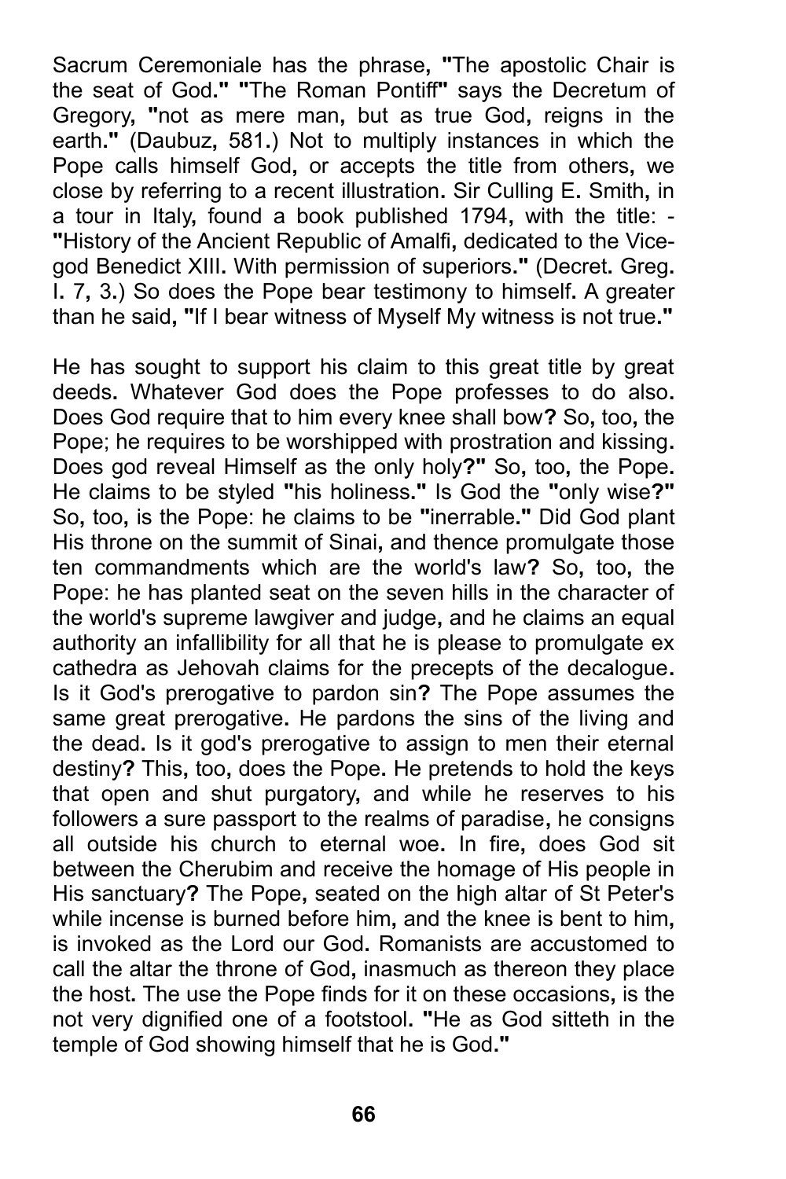Sacrum Ceremoniale has the phrase, "The apostolic Chair is the seat of God." "The Roman Pontiff" says the Decretum of Gregory, "not as mere man, but as true God, reigns in the earth." (Daubuz, 581.) Not to multiply instances in which the Pope calls himself God, or accepts the title from others, we close by referring to a recent illustration. Sir Culling E. Smith, in a tour in Italy, found a book published 1794, with the title: - "History of the Ancient Republic of Amalfi, dedicated to the Vice-god Benedict XIII. With permission of superiors." (Decret. Greg. I. 7, 3.) So does the Pope bear testimony to himself. A greater than he said, "If I bear witness of Myself My witness is not true."

He has sought to support his claim to this great title by great deeds. Whatever God does the Pope professes to do also. Does God require that to him every knee shall bow? So, too, the Pope; he requires to be worshipped with prostration and kissing. Does god reveal Himself as the only holy?" So, too, the Pope. He claims to be styled "his holiness." Is God the "only wise?" So, too, is the Pope: he claims to be "inerrable." Did God plant His throne on the summit of Sinai, and thence promulgate those ten commandments which are the world's law? So, too, the Pope: he has planted seat on the seven hills in the character of the world's supreme lawgiver and judge, and he claims an equal authority an infallibility for all that he is please to promulgate ex cathedra as Jehovah claims for the precepts of the decalogue. Is it God's prerogative to pardon sin? The Pope assumes the same great prerogative. He pardons the sins of the living and the dead. Is it god's prerogative to assign to men their eternal destiny? This, too, does the Pope. He pretends to hold the keys that open and shut purgatory, and while he reserves to his followers a sure passport to the realms of paradise, he consigns all outside his church to eternal woe. In fire, does God sit between the Cherubim and receive the homage of His people in His sanctuary? The Pope, seated on the high altar of St Peter's while incense is burned before him, and the knee is bent to him, is invoked as the Lord our God. Romanists are accustomed to call the altar the throne of God, inasmuch as thereon they place the host. The use the Pope finds for it on these occasions, is the not very dignified one of a footstool. "He as God sitteth in the temple of God showing himself that he is God."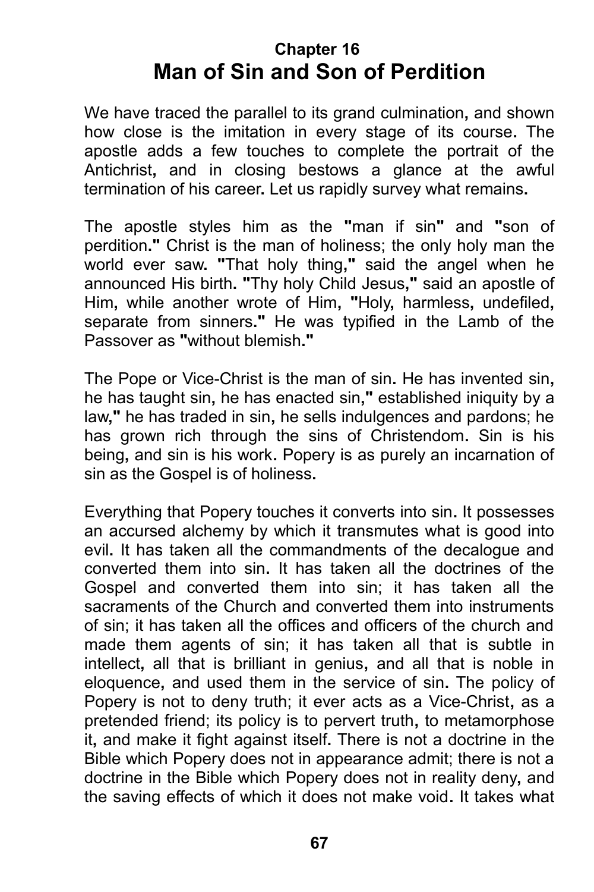## Chapter 16
# Man of Sin and Son of Perdition

We have traced the parallel to its grand culmination, and shown how close is the imitation in every stage of its course. The apostle adds a few touches to complete the portrait of the Antichrist, and in closing bestows a glance at the awful termination of his career. Let us rapidly survey what remains.

The apostle styles him as the "man if sin" and "son of perdition." Christ is the man of holiness; the only holy man the world ever saw. "That holy thing," said the angel when he announced His birth. "Thy holy Child Jesus," said an apostle of Him, while another wrote of Him, "Holy, harmless, undefiled, separate from sinners." He was typified in the Lamb of the Passover as "without blemish."

The Pope or Vice-Christ is the man of sin. He has invented sin, he has taught sin, he has enacted sin," established iniquity by a law," he has traded in sin, he sells indulgences and pardons; he has grown rich through the sins of Christendom. Sin is his being, and sin is his work. Popery is as purely an incarnation of sin as the Gospel is of holiness.

Everything that Popery touches it converts into sin. It possesses an accursed alchemy by which it transmutes what is good into evil. It has taken all the commandments of the decalogue and converted them into sin. It has taken all the doctrines of the Gospel and converted them into sin; it has taken all the sacraments of the Church and converted them into instruments of sin; it has taken all the offices and officers of the church and made them agents of sin; it has taken all that is subtle in intellect, all that is brilliant in genius, and all that is noble in eloquence, and used them in the service of sin. The policy of Popery is not to deny truth; it ever acts as a Vice-Christ, as a pretended friend; its policy is to pervert truth, to metamorphose it, and make it fight against itself. There is not a doctrine in the Bible which Popery does not in appearance admit; there is not a doctrine in the Bible which Popery does not in reality deny, and the saving effects of which it does not make void. It takes what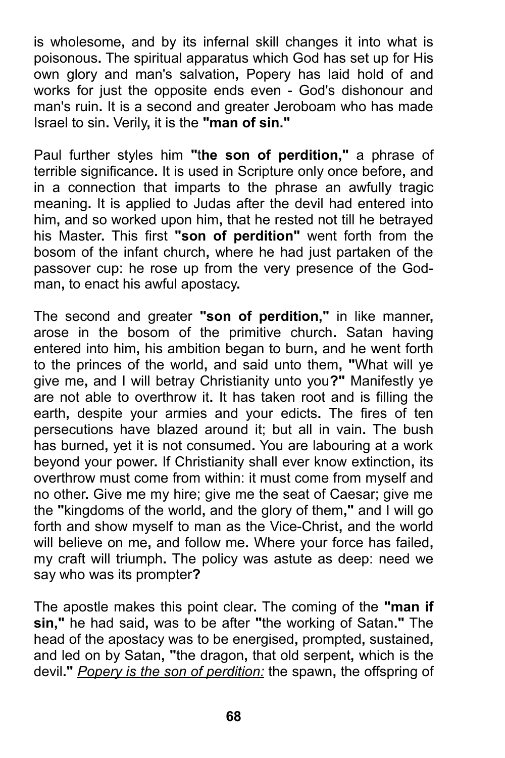is wholesome, and by its infernal skill changes it into what is poisonous. The spiritual apparatus which God has set up for His own glory and man's salvation, Popery has laid hold of and works for just the opposite ends even - God's dishonour and man's ruin. It is a second and greater Jeroboam who has made Israel to sin. Verily, it is the **"man of sin."**

Paul further styles him **"the son of perdition,"** a phrase of terrible significance. It is used in Scripture only once before, and in a connection that imparts to the phrase an awfully tragic meaning. It is applied to Judas after the devil had entered into him, and so worked upon him, that he rested not till he betrayed his Master. This first **"son of perdition"** went forth from the bosom of the infant church, where he had just partaken of the passover cup: he rose up from the very presence of the God-man, to enact his awful apostacy.

The second and greater **"son of perdition,"** in like manner, arose in the bosom of the primitive church. Satan having entered into him, his ambition began to burn, and he went forth to the princes of the world, and said unto them, **"**What will ye give me, and I will betray Christianity unto you**?"** Manifestly ye are not able to overthrow it. It has taken root and is filling the earth, despite your armies and your edicts. The fires of ten persecutions have blazed around it; but all in vain. The bush has burned, yet it is not consumed. You are labouring at a work beyond your power. If Christianity shall ever know extinction, its overthrow must come from within: it must come from myself and no other. Give me my hire; give me the seat of Caesar; give me the **"**kingdoms of the world, and the glory of them,**"** and I will go forth and show myself to man as the Vice-Christ, and the world will believe on me, and follow me. Where your force has failed, my craft will triumph. The policy was astute as deep: need we say who was its prompter**?**

The apostle makes this point clear. The coming of the **"man if sin,"** he had said, was to be after **"**the working of Satan.**"** The head of the apostacy was to be energised, prompted, sustained, and led on by Satan, **"**the dragon, that old serpent, which is the devil.**"** _Popery is the son of perdition:_ the spawn, the offspring of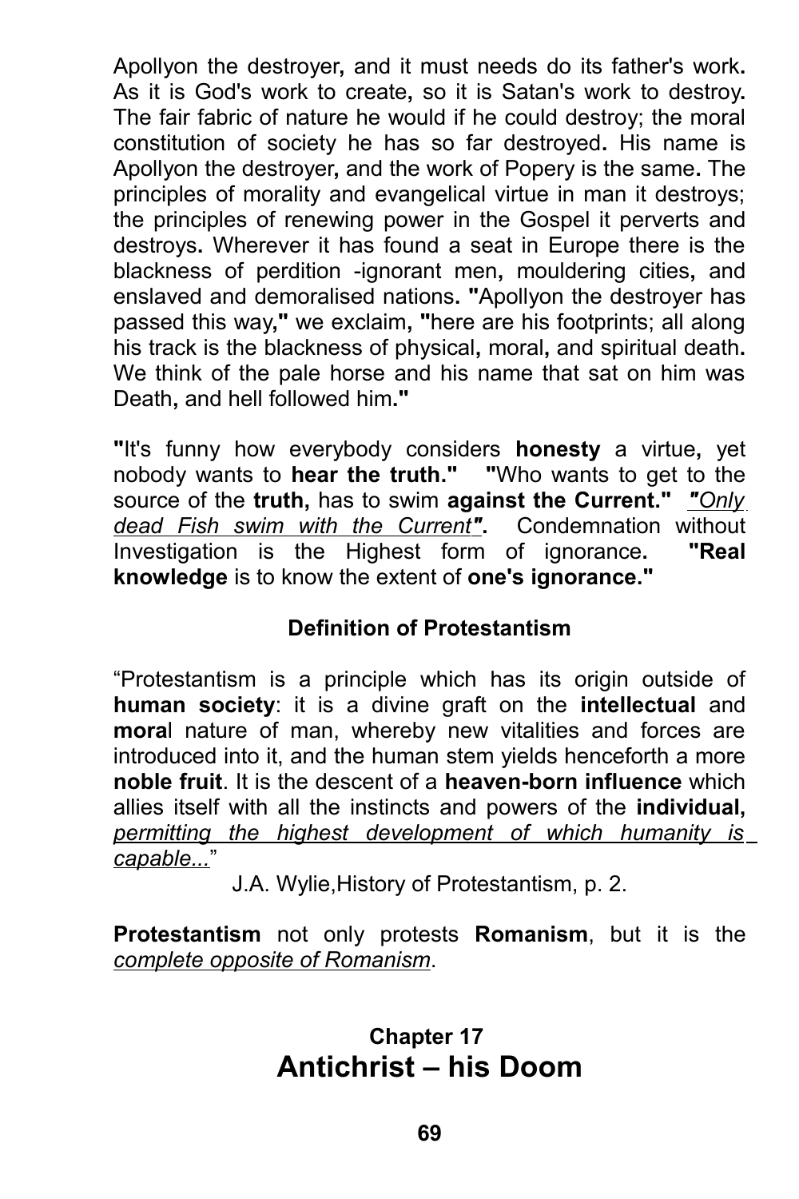Apollyon the destroyer, and it must needs do its father's work. As it is God's work to create, so it is Satan's work to destroy. The fair fabric of nature he would if he could destroy; the moral constitution of society he has so far destroyed. His name is Apollyon the destroyer, and the work of Popery is the same. The principles of morality and evangelical virtue in man it destroys; the principles of renewing power in the Gospel it perverts and destroys. Wherever it has found a seat in Europe there is the blackness of perdition -ignorant men, mouldering cities, and enslaved and demoralised nations. "Apollyon the destroyer has passed this way," we exclaim, "here are his footprints; all along his track is the blackness of physical, moral, and spiritual death. We think of the pale horse and his name that sat on him was Death, and hell followed him."

"It's funny how everybody considers **honesty** a virtue, yet nobody wants to **hear the truth."** "Who wants to get to the source of the **truth,** has to swim **against the Current."** *"Only dead Fish swim with the Current"*. Condemnation without Investigation is the Highest form of ignorance. **"Real knowledge** is to know the extent of **one's ignorance."**

### Definition of Protestantism

"Protestantism is a principle which has its origin outside of **human society**: it is a divine graft on the **intellectual** and **moral** nature of man, whereby new vitalities and forces are introduced into it, and the human stem yields henceforth a more **noble fruit**. It is the descent of a **heaven-born influence** which allies itself with all the instincts and powers of the **individual,** *permitting the highest development of which humanity is capable...*"

J.A. Wylie,History of Protestantism, p. 2.

**Protestantism** not only protests **Romanism**, but it is the *complete opposite of Romanism*.

## Chapter 17
# Antichrist – his Doom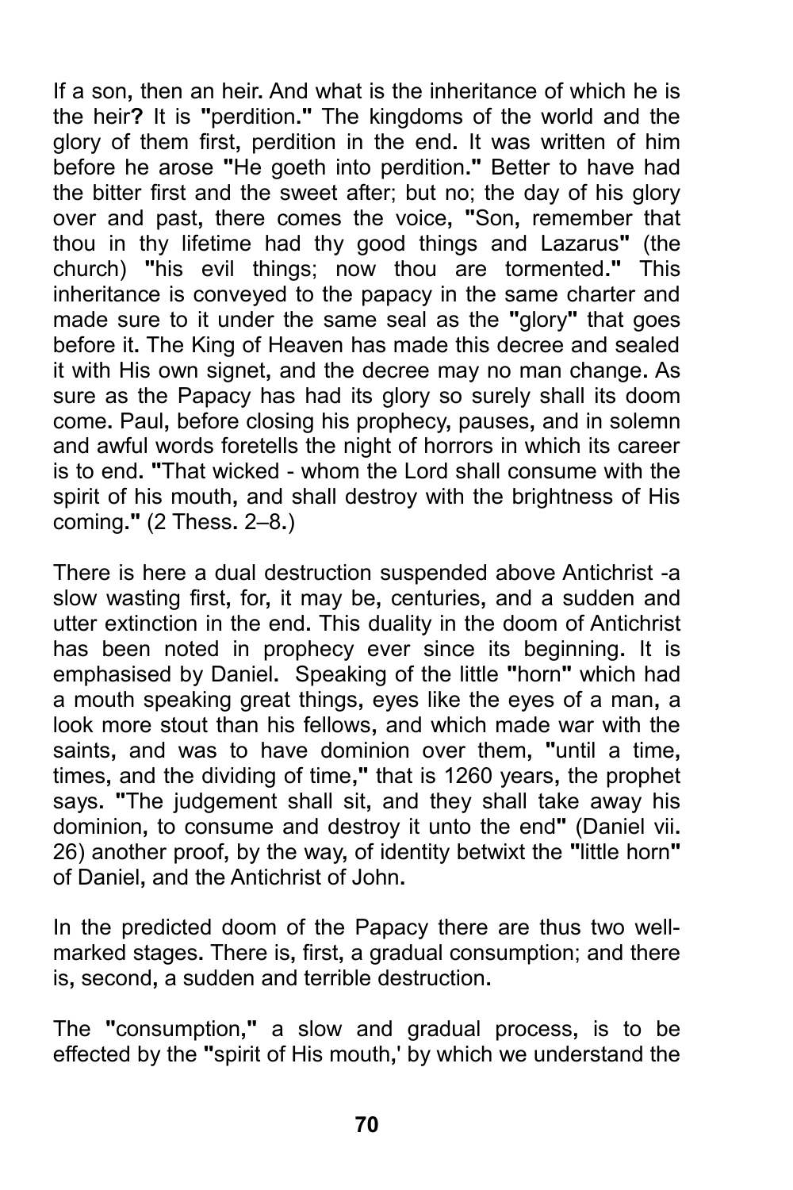If a son, then an heir. And what is the inheritance of which he is the heir? It is "perdition." The kingdoms of the world and the glory of them first, perdition in the end. It was written of him before he arose "He goeth into perdition." Better to have had the bitter first and the sweet after; but no; the day of his glory over and past, there comes the voice, "Son, remember that thou in thy lifetime had thy good things and Lazarus" (the church) "his evil things; now thou are tormented." This inheritance is conveyed to the papacy in the same charter and made sure to it under the same seal as the "glory" that goes before it. The King of Heaven has made this decree and sealed it with His own signet, and the decree may no man change. As sure as the Papacy has had its glory so surely shall its doom come. Paul, before closing his prophecy, pauses, and in solemn and awful words foretells the night of horrors in which its career is to end. "That wicked - whom the Lord shall consume with the spirit of his mouth, and shall destroy with the brightness of His coming." (2 Thess. 2–8.)

There is here a dual destruction suspended above Antichrist -a slow wasting first, for, it may be, centuries, and a sudden and utter extinction in the end. This duality in the doom of Antichrist has been noted in prophecy ever since its beginning. It is emphasised by Daniel. Speaking of the little "horn" which had a mouth speaking great things, eyes like the eyes of a man, a look more stout than his fellows, and which made war with the saints, and was to have dominion over them, "until a time, times, and the dividing of time," that is 1260 years, the prophet says. "The judgement shall sit, and they shall take away his dominion, to consume and destroy it unto the end" (Daniel vii. 26) another proof, by the way, of identity betwixt the "little horn" of Daniel, and the Antichrist of John.

In the predicted doom of the Papacy there are thus two well-marked stages. There is, first, a gradual consumption; and there is, second, a sudden and terrible destruction.

The "consumption," a slow and gradual process, is to be effected by the "spirit of His mouth,' by which we understand the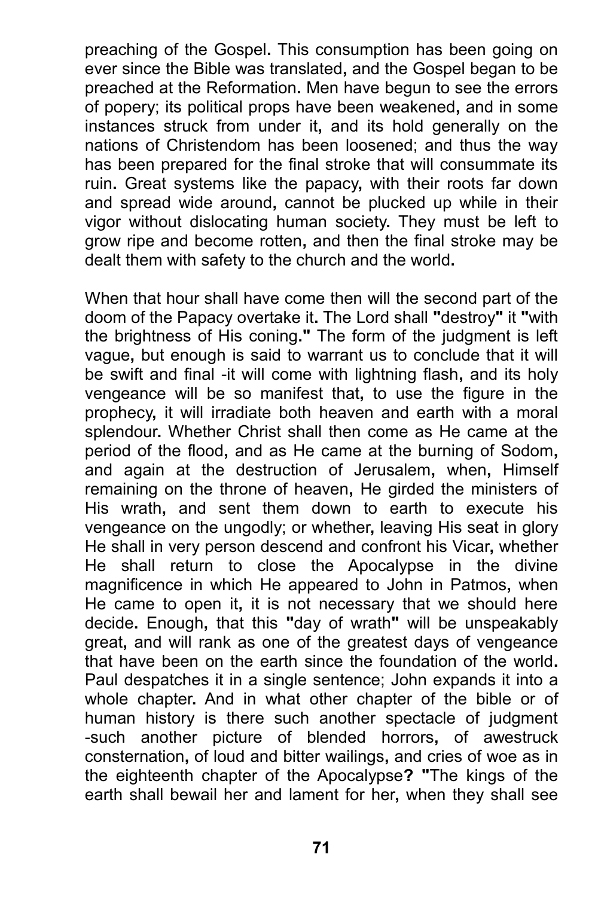preaching of the Gospel. This consumption has been going on ever since the Bible was translated, and the Gospel began to be preached at the Reformation. Men have begun to see the errors of popery; its political props have been weakened, and in some instances struck from under it, and its hold generally on the nations of Christendom has been loosened; and thus the way has been prepared for the final stroke that will consummate its ruin. Great systems like the papacy, with their roots far down and spread wide around, cannot be plucked up while in their vigor without dislocating human society. They must be left to grow ripe and become rotten, and then the final stroke may be dealt them with safety to the church and the world.

When that hour shall have come then will the second part of the doom of the Papacy overtake it. The Lord shall **"**destroy**"** it **"**with the brightness of His coning.**"** The form of the judgment is left vague, but enough is said to warrant us to conclude that it will be swift and final -it will come with lightning flash, and its holy vengeance will be so manifest that, to use the figure in the prophecy, it will irradiate both heaven and earth with a moral splendour. Whether Christ shall then come as He came at the period of the flood, and as He came at the burning of Sodom, and again at the destruction of Jerusalem, when, Himself remaining on the throne of heaven, He girded the ministers of His wrath, and sent them down to earth to execute his vengeance on the ungodly; or whether, leaving His seat in glory He shall in very person descend and confront his Vicar, whether He shall return to close the Apocalypse in the divine magnificence in which He appeared to John in Patmos, when He came to open it, it is not necessary that we should here decide. Enough, that this **"**day of wrath**"** will be unspeakably great, and will rank as one of the greatest days of vengeance that have been on the earth since the foundation of the world. Paul despatches it in a single sentence; John expands it into a whole chapter. And in what other chapter of the bible or of human history is there such another spectacle of judgment -such another picture of blended horrors, of awestruck consternation, of loud and bitter wailings, and cries of woe as in the eighteenth chapter of the Apocalypse**? "**The kings of the earth shall bewail her and lament for her, when they shall see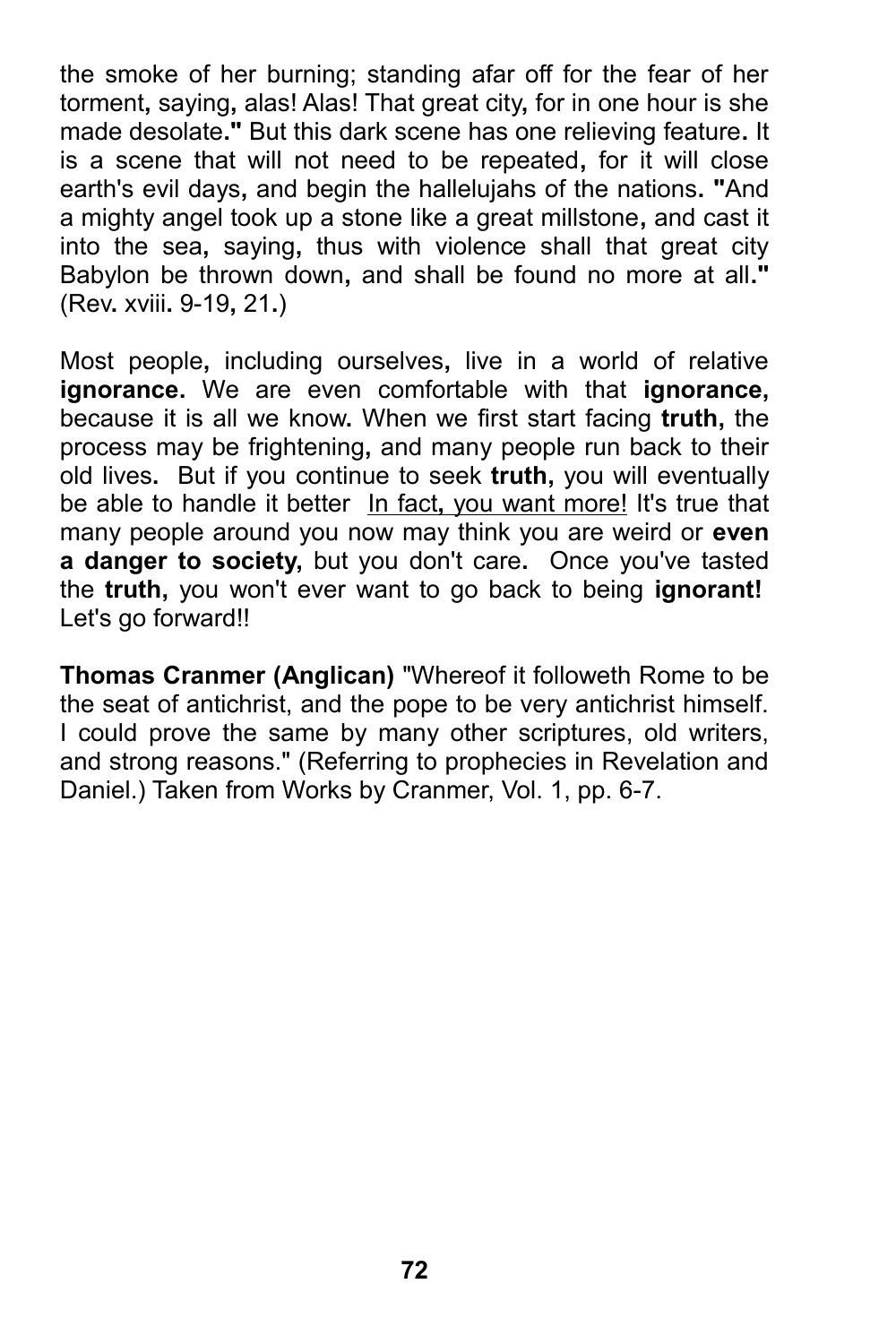the smoke of her burning; standing afar off for the fear of her torment, saying, alas! Alas! That great city, for in one hour is she made desolate." But this dark scene has one relieving feature. It is a scene that will not need to be repeated, for it will close earth's evil days, and begin the hallelujahs of the nations. "And a mighty angel took up a stone like a great millstone, and cast it into the sea, saying, thus with violence shall that great city Babylon be thrown down, and shall be found no more at all." (Rev. xviii. 9-19, 21.)

Most people, including ourselves, live in a world of relative **ignorance**. We are even comfortable with that **ignorance,** because it is all we know. When we first start facing **truth,** the process may be frightening, and many people run back to their old lives. But if you continue to seek **truth,** you will eventually be able to handle it better <u>In fact, you want more!</u> It's true that many people around you now may think you are weird or **even a danger to society,** but you don't care. Once you've tasted the **truth,** you won't ever want to go back to being **ignorant!** Let's go forward!!

**Thomas Cranmer (Anglican)** "Whereof it followeth Rome to be the seat of antichrist, and the pope to be very antichrist himself. I could prove the same by many other scriptures, old writers, and strong reasons." (Referring to prophecies in Revelation and Daniel.) Taken from Works by Cranmer, Vol. 1, pp. 6-7.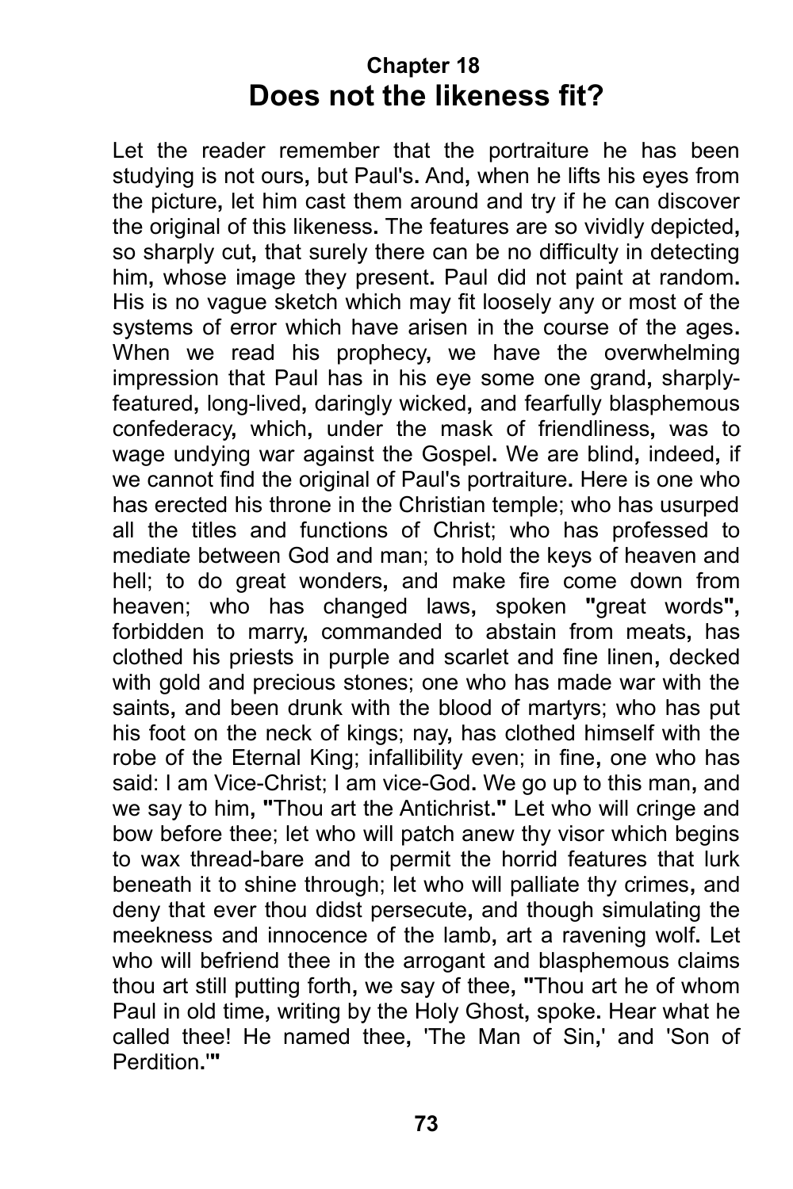## Chapter 18
# Does not the likeness fit?

Let the reader remember that the portraiture he has been studying is not ours, but Paul's. And, when he lifts his eyes from the picture, let him cast them around and try if he can discover the original of this likeness. The features are so vividly depicted, so sharply cut, that surely there can be no difficulty in detecting him, whose image they present. Paul did not paint at random. His is no vague sketch which may fit loosely any or most of the systems of error which have arisen in the course of the ages. When we read his prophecy, we have the overwhelming impression that Paul has in his eye some one grand, sharply-featured, long-lived, daringly wicked, and fearfully blasphemous confederacy, which, under the mask of friendliness, was to wage undying war against the Gospel. We are blind, indeed, if we cannot find the original of Paul's portraiture. Here is one who has erected his throne in the Christian temple; who has usurped all the titles and functions of Christ; who has professed to mediate between God and man; to hold the keys of heaven and hell; to do great wonders, and make fire come down from heaven; who has changed laws, spoken "great words", forbidden to marry, commanded to abstain from meats, has clothed his priests in purple and scarlet and fine linen, decked with gold and precious stones; one who has made war with the saints, and been drunk with the blood of martyrs; who has put his foot on the neck of kings; nay, has clothed himself with the robe of the Eternal King; infallibility even; in fine, one who has said: I am Vice-Christ; I am vice-God. We go up to this man, and we say to him, "Thou art the Antichrist." Let who will cringe and bow before thee; let who will patch anew thy visor which begins to wax thread-bare and to permit the horrid features that lurk beneath it to shine through; let who will palliate thy crimes, and deny that ever thou didst persecute, and though simulating the meekness and innocence of the lamb, art a ravening wolf. Let who will befriend thee in the arrogant and blasphemous claims thou art still putting forth, we say of thee, "Thou art he of whom Paul in old time, writing by the Holy Ghost, spoke. Hear what he called thee! He named thee, 'The Man of Sin,' and 'Son of Perdition.'"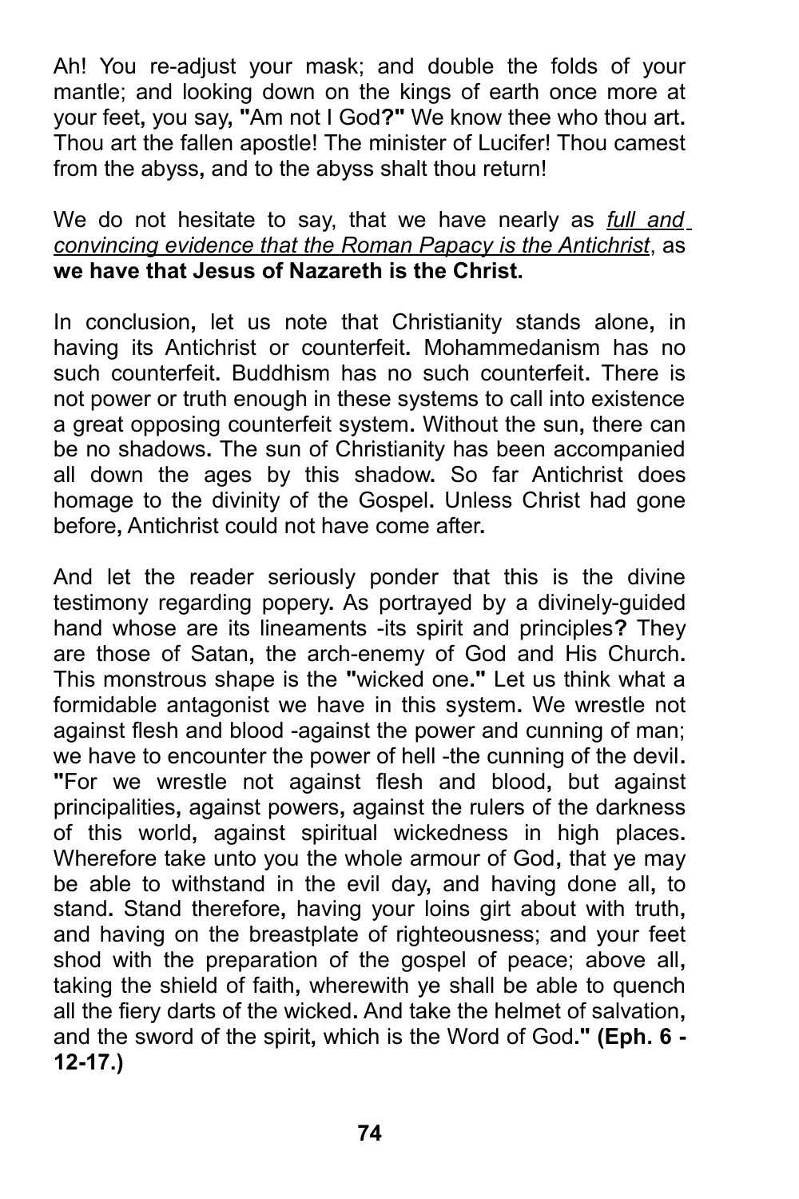Ah! You re-adjust your mask; and double the folds of your mantle; and looking down on the kings of earth once more at your feet, you say, **"**Am not I God**?"** We know thee who thou art. Thou art the fallen apostle! The minister of Lucifer! Thou camest from the abyss, and to the abyss shalt thou return!

We do not hesitate to say, that we have nearly as *full and convincing evidence that the Roman Papacy is the Antichrist*, as **we have that Jesus of Nazareth is the Christ.**

In conclusion, let us note that Christianity stands alone, in having its Antichrist or counterfeit. Mohammedanism has no such counterfeit. Buddhism has no such counterfeit. There is not power or truth enough in these systems to call into existence a great opposing counterfeit system. Without the sun, there can be no shadows. The sun of Christianity has been accompanied all down the ages by this shadow. So far Antichrist does homage to the divinity of the Gospel. Unless Christ had gone before, Antichrist could not have come after.

And let the reader seriously ponder that this is the divine testimony regarding popery. As portrayed by a divinely-guided hand whose are its lineaments -its spirit and principles**?** They are those of Satan, the arch-enemy of God and His Church. This monstrous shape is the **"**wicked one.**"** Let us think what a formidable antagonist we have in this system. We wrestle not against flesh and blood -against the power and cunning of man; we have to encounter the power of hell -the cunning of the devil. **"**For we wrestle not against flesh and blood, but against principalities, against powers, against the rulers of the darkness of this world, against spiritual wickedness in high places. Wherefore take unto you the whole armour of God, that ye may be able to withstand in the evil day, and having done all, to stand. Stand therefore, having your loins girt about with truth, and having on the breastplate of righteousness; and your feet shod with the preparation of the gospel of peace; above all, taking the shield of faith, wherewith ye shall be able to quench all the fiery darts of the wicked. And take the helmet of salvation, and the sword of the spirit, which is the Word of God.**" (Eph. 6 - 12-17.)**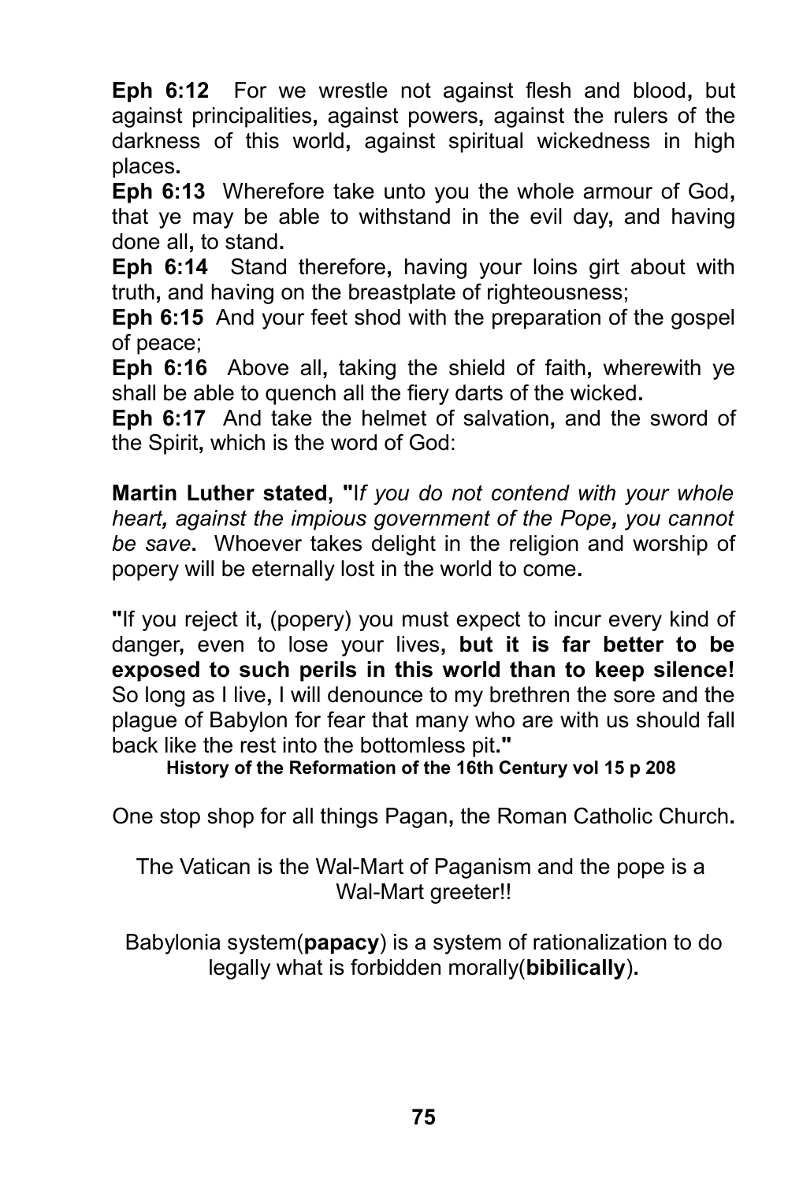**Eph 6:12** For we wrestle not against flesh and blood, but against principalities, against powers, against the rulers of the darkness of this world, against spiritual wickedness in high places.
**Eph 6:13** Wherefore take unto you the whole armour of God, that ye may be able to withstand in the evil day, and having done all, to stand.
**Eph 6:14** Stand therefore, having your loins girt about with truth, and having on the breastplate of righteousness;
**Eph 6:15** And your feet shod with the preparation of the gospel of peace;
**Eph 6:16** Above all, taking the shield of faith, wherewith ye shall be able to quench all the fiery darts of the wicked.
**Eph 6:17** And take the helmet of salvation, and the sword of the Spirit, which is the word of God:

**Martin Luther stated, "**I*f you do not contend with your whole heart, against the impious government of the Pope, you cannot be save*. Whoever takes delight in the religion and worship of popery will be eternally lost in the world to come.

**"**If you reject it, (popery) you must expect to incur every kind of danger, even to lose your lives, **but it is far better to be exposed to such perils in this world than to keep silence!** So long as I live, I will denounce to my brethren the sore and the plague of Babylon for fear that many who are with us should fall back like the rest into the bottomless pit.**"**

**History of the Reformation of the 16th Century vol 15 p 208**

One stop shop for all things Pagan, the Roman Catholic Church.

The Vatican is the Wal-Mart of Paganism and the pope is a Wal-Mart greeter!!

Babylonia system(**papacy**) is a system of rationalization to do legally what is forbidden morally(**bibilically**).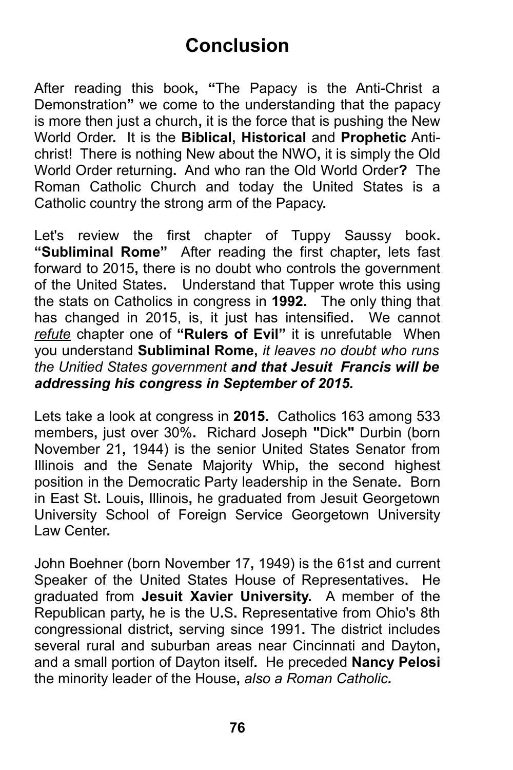# Conclusion

After reading this book, **"**The Papacy is the Anti-Christ a Demonstration**"** we come to the understanding that the papacy is more then just a church, it is the force that is pushing the New World Order. It is the **Biblical, Historical** and **Prophetic** Anti-christ! There is nothing New about the NWO, it is simply the Old World Order returning. And who ran the Old World Order**?** The Roman Catholic Church and today the United States is a Catholic country the strong arm of the Papacy.

Let's review the first chapter of Tuppy Saussy book. **"Subliminal Rome"** After reading the first chapter, lets fast forward to 2015, there is no doubt who controls the government of the United States. Understand that Tupper wrote this using the stats on Catholics in congress in **1992.** The only thing that has changed in 2015, is, it just has intensified. We cannot *refute* chapter one of **"Rulers of Evil"** it is unrefutable When you understand **Subliminal Rome**, *it leaves no doubt who runs the Unitied States government* ***and that Jesuit Francis will be addressing his congress in September of 2015.***

Lets take a look at congress in **2015.** Catholics 163 among 533 members, just over 30%. Richard Joseph **"**Dick**"** Durbin (born November 21, 1944) is the senior United States Senator from Illinois and the Senate Majority Whip, the second highest position in the Democratic Party leadership in the Senate. Born in East St. Louis, Illinois, he graduated from Jesuit Georgetown University School of Foreign Service Georgetown University Law Center.

John Boehner (born November 17, 1949) is the 61st and current Speaker of the United States House of Representatives. He graduated from **Jesuit Xavier University.** A member of the Republican party, he is the U.S. Representative from Ohio's 8th congressional district, serving since 1991. The district includes several rural and suburban areas near Cincinnati and Dayton, and a small portion of Dayton itself. He preceded **Nancy Pelosi** the minority leader of the House, *also a Roman Catholic.*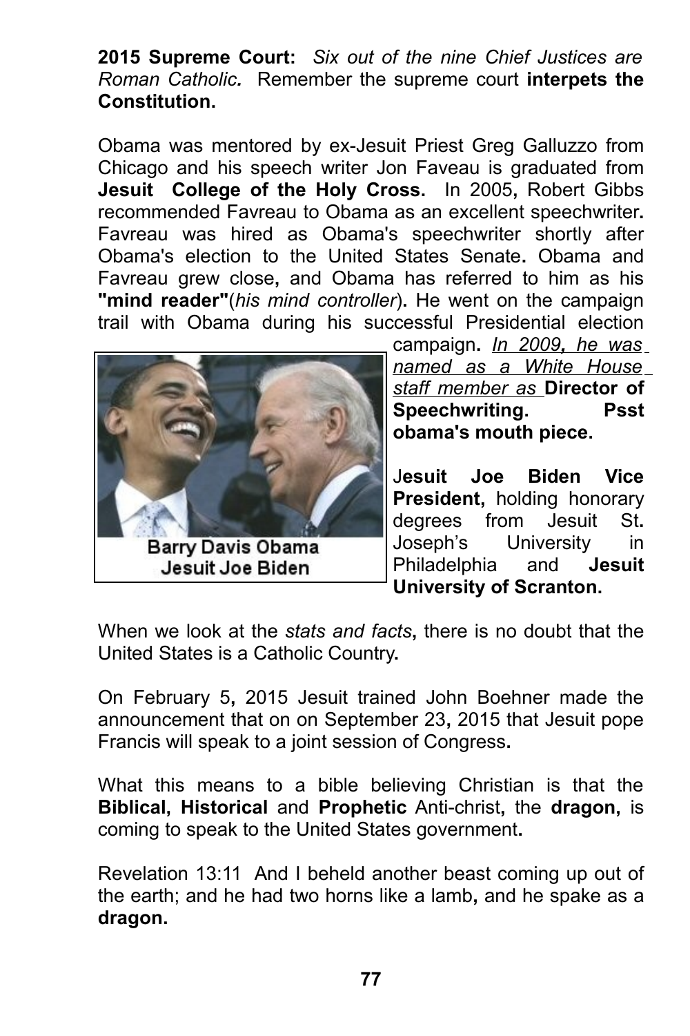**2015 Supreme Court:** *Six out of the nine Chief Justices are Roman Catholic.* Remember the supreme court **interpets the Constitution.**

Obama was mentored by ex-Jesuit Priest Greg Galluzzo from Chicago and his speech writer Jon Faveau is graduated from **Jesuit College of the Holy Cross.** In 2005**,** Robert Gibbs recommended Favreau to Obama as an excellent speechwriter**.** Favreau was hired as Obama's speechwriter shortly after Obama's election to the United States Senate**.** Obama and Favreau grew close**,** and Obama has referred to him as his **"mind reader"**(*his mind controller*)**.** He went on the campaign trail with Obama during his successful Presidential election campaign**.** *In 2009, he was named as a White House staff member as* **Director of Speechwriting. Psst obama's mouth piece.**

Barry Davis Obama
Jesuit Joe Biden

J**esuit Joe Biden Vice President,** holding honorary degrees from Jesuit St**.** Joseph's University in Philadelphia and **Jesuit University of Scranton.**

When we look at the *stats and facts***,** there is no doubt that the United States is a Catholic Country**.**

On February 5**,** 2015 Jesuit trained John Boehner made the announcement that on on September 23**,** 2015 that Jesuit pope Francis will speak to a joint session of Congress**.**

What this means to a bible believing Christian is that the **Biblical**, **Historical** and **Prophetic** Anti-christ**,** the **dragon,** is coming to speak to the United States government**.**

Revelation 13:11 And I beheld another beast coming up out of the earth; and he had two horns like a lamb**,** and he spake as a **dragon.**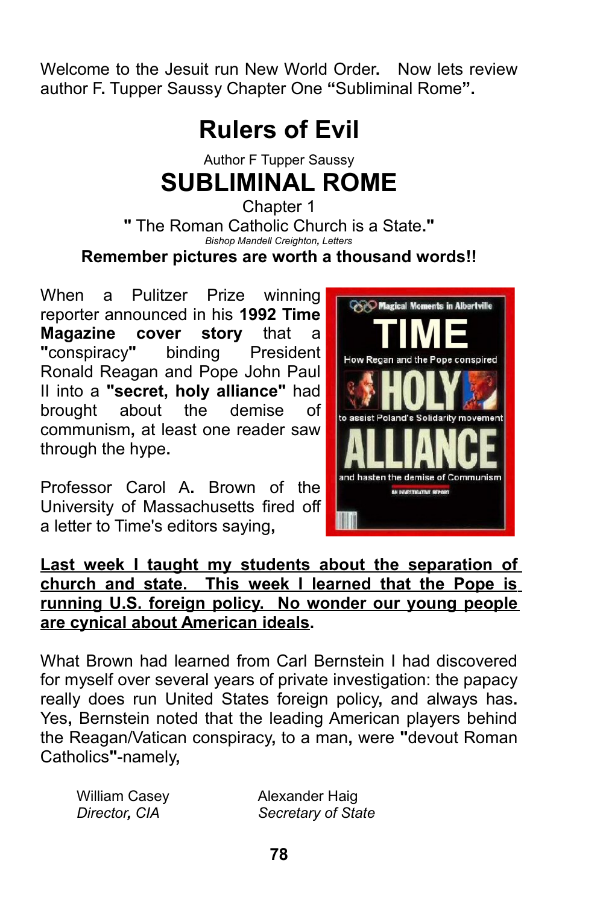Welcome to the Jesuit run New World Order. Now lets review author F. Tupper Saussy Chapter One "Subliminal Rome".

# Rulers of Evil

Author F Tupper Saussy

# SUBLIMINAL ROME

Chapter 1

**"** The Roman Catholic Church is a State.**"**

*Bishop Mandell Creighton, Letters*

**Remember pictures are worth a thousand words!!**

When a Pulitzer Prize winning reporter announced in his **1992 Time Magazine cover story** that a **"**conspiracy**"** binding President Ronald Reagan and Pope John Paul II into a **"secret, holy alliance"** had brought about the demise of communism, at least one reader saw through the hype.

Professor Carol A. Brown of the University of Massachusetts fired off a letter to Time's editors saying,

**<u>Last week I taught my students about the separation of church and state. This week I learned that the Pope is running U.S. foreign policy. No wonder our young people are cynical about American ideals</u>.**

What Brown had learned from Carl Bernstein I had discovered for myself over several years of private investigation: the papacy really does run United States foreign policy, and always has. Yes, Bernstein noted that the leading American players behind the Reagan/Vatican conspiracy, to a man, were **"**devout Roman Catholics**"**-namely,

| | |
|---|---|
| William Casey<br>*Director, CIA* | Alexander Haig<br>*Secretary of State* |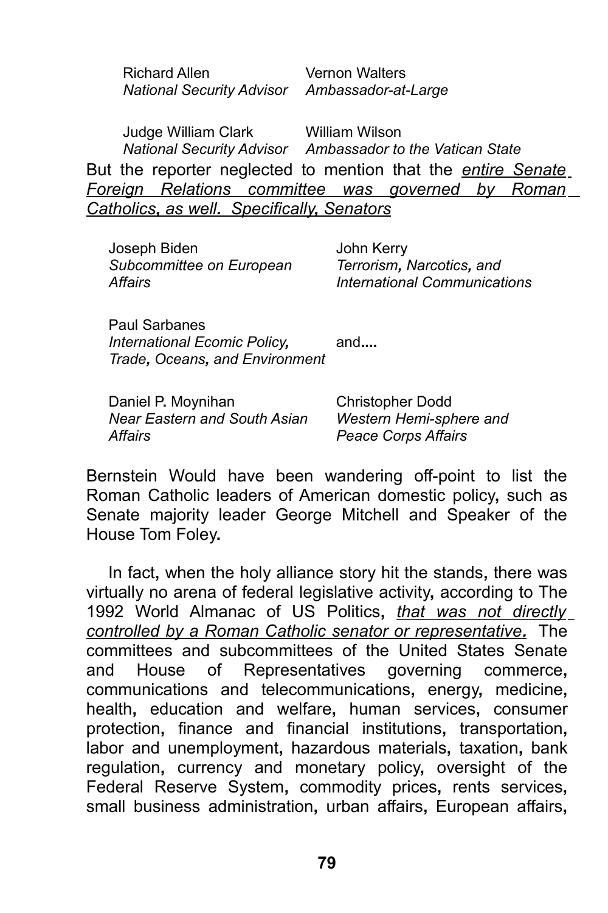Richard Allen
*National Security Advisor*

Vernon Walters
*Ambassador-at-Large*

Judge William Clark
*National Security Advisor*

William Wilson
*Ambassador to the Vatican State*

But the reporter neglected to mention that the _*entire Senate Foreign Relations committee was governed by Roman Catholics, as well. Specifically, Senators*_

Joseph Biden
*Subcommittee on European Affairs*

John Kerry
*Terrorism, Narcotics, and International Communications*

Paul Sarbanes
*International Ecomic Policy, Trade, Oceans, and Environment*

and....

Daniel P. Moynihan
*Near Eastern and South Asian Affairs*

Christopher Dodd
*Western Hemi-sphere and Peace Corps Affairs*

Bernstein Would have been wandering off-point to list the Roman Catholic leaders of American domestic policy, such as Senate majority leader George Mitchell and Speaker of the House Tom Foley.

In fact, when the holy alliance story hit the stands, there was virtually no arena of federal legislative activity, according to The 1992 World Almanac of US Politics, _*that was not directly controlled by a Roman Catholic senator or representative.*_ The committees and subcommittees of the United States Senate and House of Representatives governing commerce, communications and telecommunications, energy, medicine, health, education and welfare, human services, consumer protection, finance and financial institutions, transportation, labor and unemployment, hazardous materials, taxation, bank regulation, currency and monetary policy, oversight of the Federal Reserve System, commodity prices, rents services, small business administration, urban affairs, European affairs,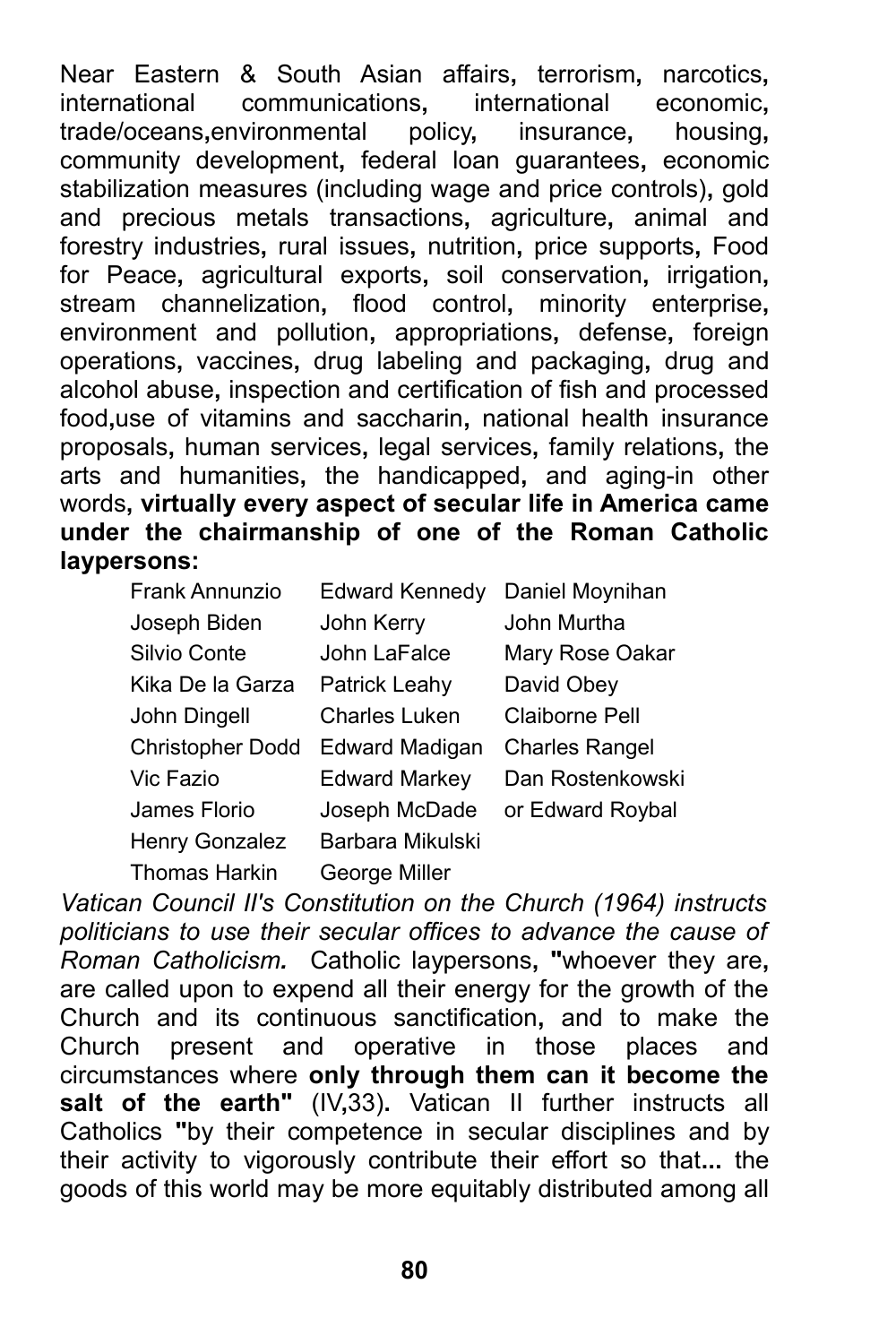Near Eastern & South Asian affairs, terrorism, narcotics, international communications, international economic, trade/oceans,environmental policy, insurance, housing, community development, federal loan guarantees, economic stabilization measures (including wage and price controls), gold and precious metals transactions, agriculture, animal and forestry industries, rural issues, nutrition, price supports, Food for Peace, agricultural exports, soil conservation, irrigation, stream channelization, flood control, minority enterprise, environment and pollution, appropriations, defense, foreign operations, vaccines, drug labeling and packaging, drug and alcohol abuse, inspection and certification of fish and processed food,use of vitamins and saccharin, national health insurance proposals, human services, legal services, family relations, the arts and humanities, the handicapped, and aging-in other words, **virtually every aspect of secular life in America came under the chairmanship of one of the Roman Catholic laypersons:**

| | | |
|---|---|---|
| Frank Annunzio | Edward Kennedy | Daniel Moynihan |
| Joseph Biden | John Kerry | John Murtha |
| Silvio Conte | John LaFalce | Mary Rose Oakar |
| Kika De la Garza | Patrick Leahy | David Obey |
| John Dingell | Charles Luken | Claiborne Pell |
| Christopher Dodd | Edward Madigan | Charles Rangel |
| Vic Fazio | Edward Markey | Dan Rostenkowski |
| James Florio | Joseph McDade | or Edward Roybal |
| Henry Gonzalez | Barbara Mikulski | |
| Thomas Harkin | George Miller | |

*Vatican Council II's Constitution on the Church (1964) instructs politicians to use their secular offices to advance the cause of Roman Catholicism.* Catholic laypersons, "whoever they are, are called upon to expend all their energy for the growth of the Church and its continuous sanctification, and to make the Church present and operative in those places and circumstances where **only through them can it become the salt of the earth"** (IV,33). Vatican II further instructs all Catholics "by their competence in secular disciplines and by their activity to vigorously contribute their effort so that... the goods of this world may be more equitably distributed among all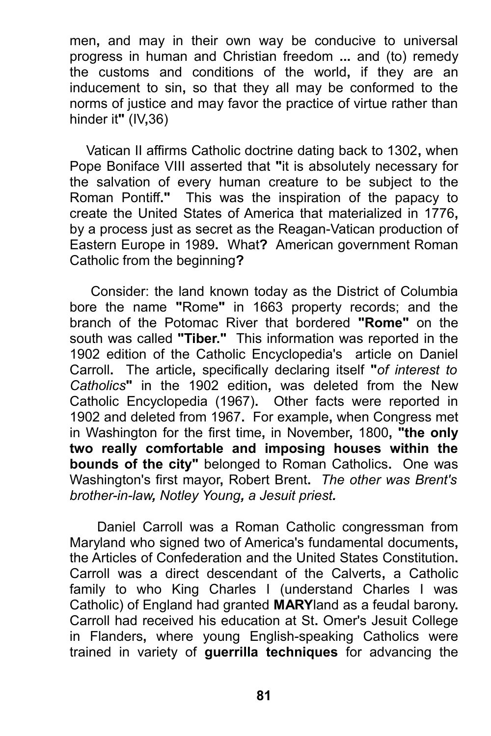men, and may in their own way be conducive to universal progress in human and Christian freedom **...** and (to) remedy the customs and conditions of the world, if they are an inducement to sin, so that they all may be conformed to the norms of justice and may favor the practice of virtue rather than hinder it**"** (IV,36)

Vatican II affirms Catholic doctrine dating back to 1302, when Pope Boniface VIII asserted that **"**it is absolutely necessary for the salvation of every human creature to be subject to the Roman Pontiff**."** This was the inspiration of the papacy to create the United States of America that materialized in 1776, by a process just as secret as the Reagan-Vatican production of Eastern Europe in 1989. What**?** American government Roman Catholic from the beginning**?**

Consider: the land known today as the District of Columbia bore the name **"**Rome**"** in 1663 property records; and the branch of the Potomac River that bordered **"Rome"** on the south was called **"Tiber."** This information was reported in the 1902 edition of the Catholic Encyclopedia's article on Daniel Carroll. The article, specifically declaring itself **"***of interest to Catholics***"** in the 1902 edition, was deleted from the New Catholic Encyclopedia (1967). Other facts were reported in 1902 and deleted from 1967. For example, when Congress met in Washington for the first time, in November, 1800, **"the only two really comfortable and imposing houses within the bounds of the city"** belonged to Roman Catholics. One was Washington's first mayor, Robert Brent. *The other was Brent's brother-in-law, Notley Young, a Jesuit priest.*

Daniel Carroll was a Roman Catholic congressman from Maryland who signed two of America's fundamental documents, the Articles of Confederation and the United States Constitution. Carroll was a direct descendant of the Calverts, a Catholic family to who King Charles I (understand Charles I was Catholic) of England had granted **MARY**land as a feudal barony. Carroll had received his education at St. Omer's Jesuit College in Flanders, where young English-speaking Catholics were trained in variety of **guerrilla techniques** for advancing the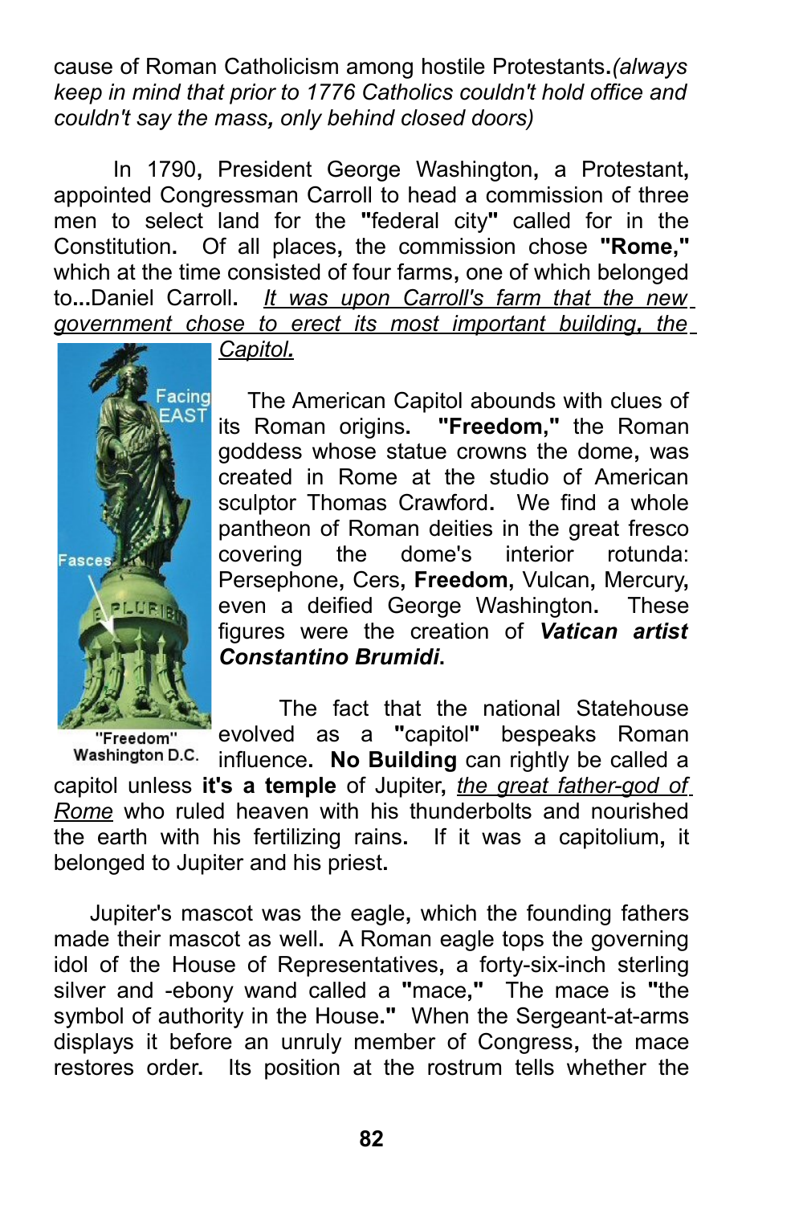cause of Roman Catholicism among hostile Protestants.*(always keep in mind that prior to 1776 Catholics couldn't hold office and couldn't say the mass, only behind closed doors)*

In 1790, President George Washington, a Protestant, appointed Congressman Carroll to head a commission of three men to select land for the **"**federal city**"** called for in the Constitution. Of all places, the commission chose **"Rome,"** which at the time consisted of four farms, one of which belonged to**...**Daniel Carroll. _It was upon Carroll's farm that the new government chose to erect its most important building, the Capitol._

"Freedom" Washington D.C.

The American Capitol abounds with clues of its Roman origins. **"Freedom,"** the Roman goddess whose statue crowns the dome, was created in Rome at the studio of American sculptor Thomas Crawford. We find a whole pantheon of Roman deities in the great fresco covering the dome's interior rotunda: Persephone, Cers, **Freedom**, Vulcan, Mercury, even a deified George Washington. These figures were the creation of ***Vatican artist Constantino Brumidi***.

The fact that the national Statehouse evolved as a **"**capitol**"** bespeaks Roman influence. **No Building** can rightly be called a capitol unless **it's a temple** of Jupiter, _the great father-god of Rome_ who ruled heaven with his thunderbolts and nourished the earth with his fertilizing rains. If it was a capitolium, it belonged to Jupiter and his priest.

Jupiter's mascot was the eagle, which the founding fathers made their mascot as well. A Roman eagle tops the governing idol of the House of Representatives, a forty-six-inch sterling silver and -ebony wand called a **"**mace,**"** The mace is **"**the symbol of authority in the House.**"** When the Sergeant-at-arms displays it before an unruly member of Congress, the mace restores order. Its position at the rostrum tells whether the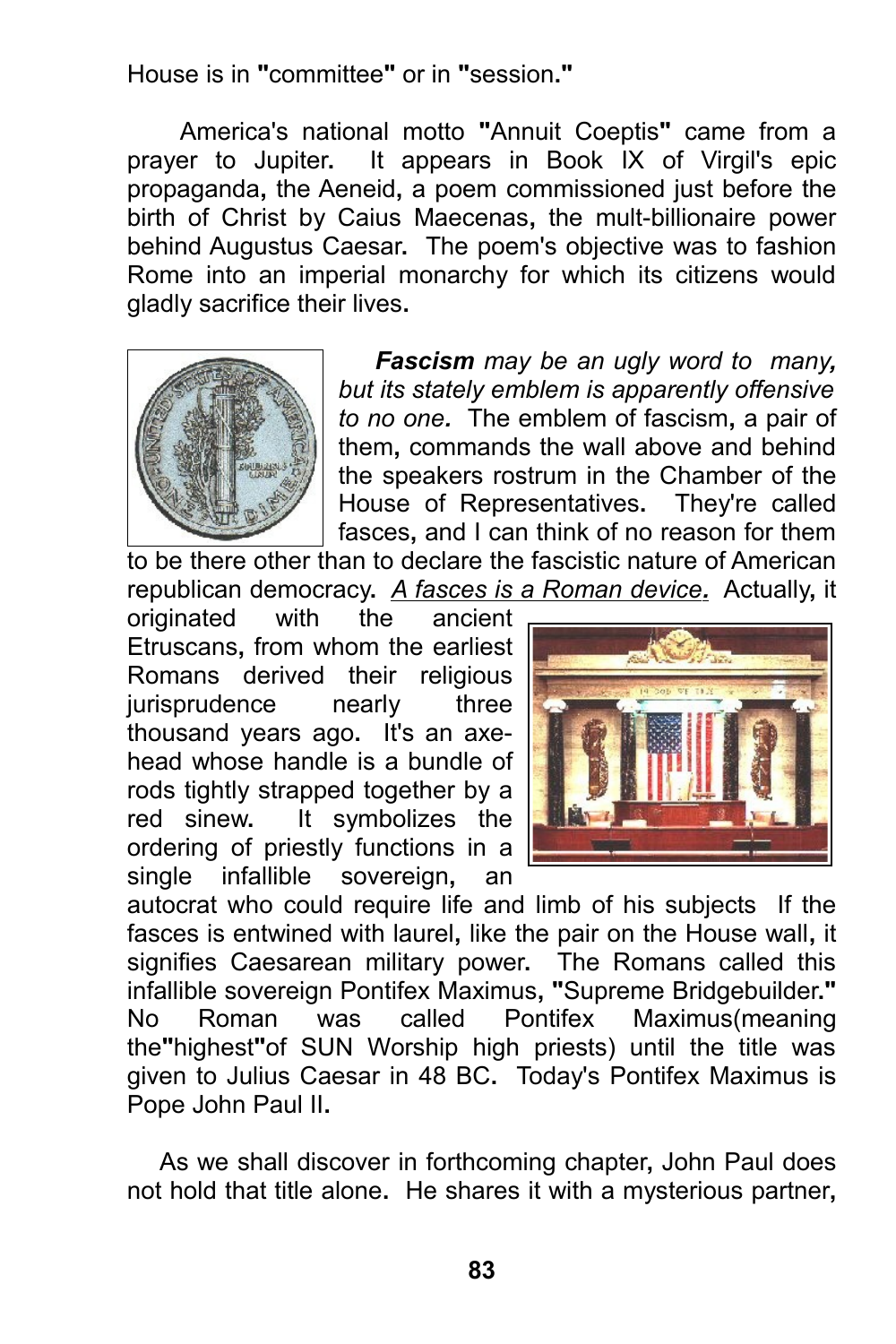House is in "committee" or in "session."

America's national motto "Annuit Coeptis" came from a prayer to Jupiter. It appears in Book IX of Virgil's epic propaganda, the Aeneid, a poem commissioned just before the birth of Christ by Caius Maecenas, the mult-billionaire power behind Augustus Caesar. The poem's objective was to fashion Rome into an imperial monarchy for which its citizens would gladly sacrifice their lives.

***Fascism** may be an ugly word to many, but its stately emblem is apparently offensive to no one.* The emblem of fascism, a pair of them, commands the wall above and behind the speakers rostrum in the Chamber of the House of Representatives. They're called fasces, and I can think of no reason for them to be there other than to declare the fascistic nature of American republican democracy. *A fasces is a Roman device.* Actually, it originated with the ancient Etruscans, from whom the earliest Romans derived their religious jurisprudence nearly three thousand years ago. It's an axe-head whose handle is a bundle of rods tightly strapped together by a red sinew. It symbolizes the ordering of priestly functions in a single infallible sovereign, an autocrat who could require life and limb of his subjects If the fasces is entwined with laurel, like the pair on the House wall, it signifies Caesarean military power. The Romans called this infallible sovereign Pontifex Maximus, "Supreme Bridgebuilder." No Roman was called Pontifex Maximus(meaning the"highest"of SUN Worship high priests) until the title was given to Julius Caesar in 48 BC. Today's Pontifex Maximus is Pope John Paul II.

As we shall discover in forthcoming chapter, John Paul does not hold that title alone. He shares it with a mysterious partner,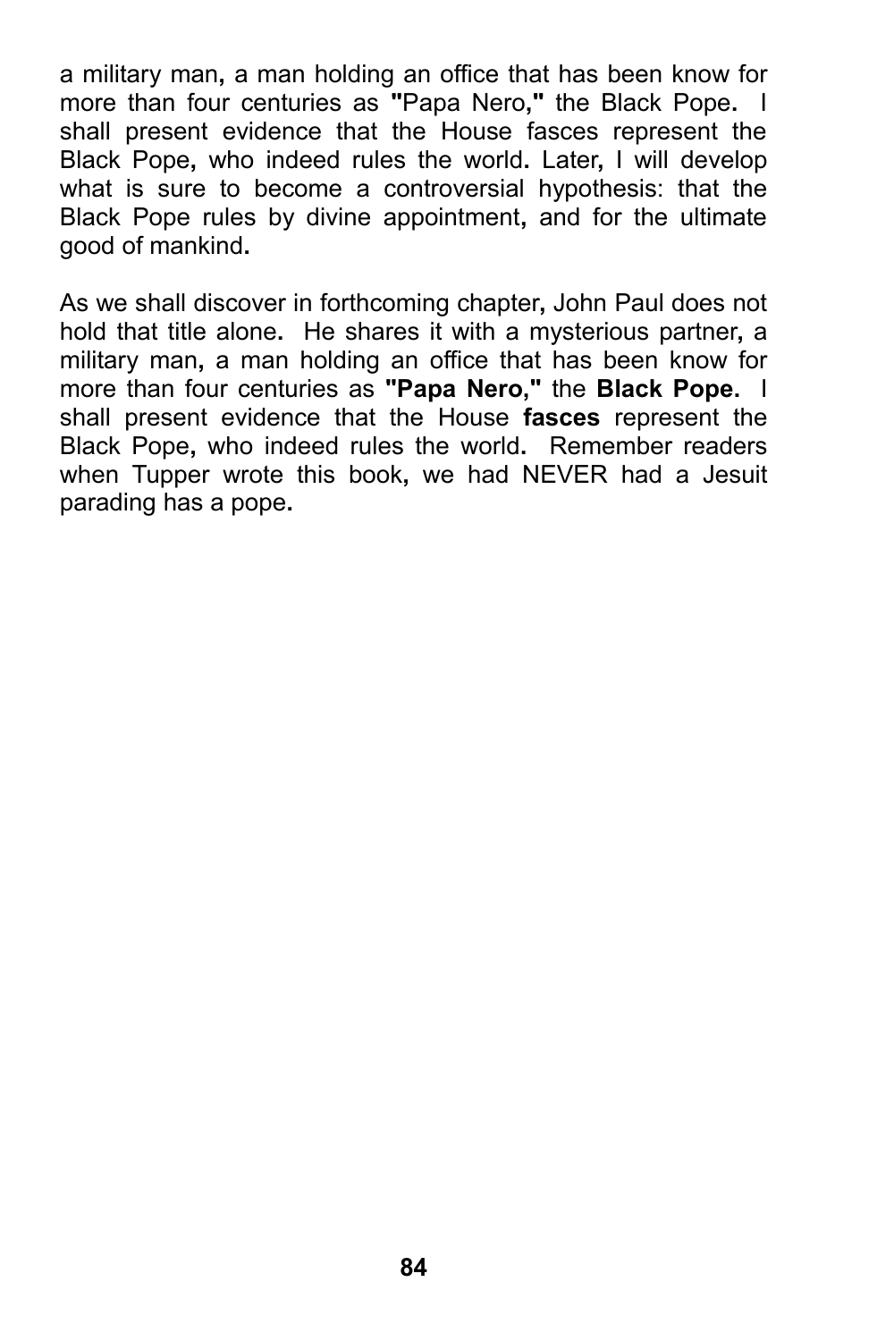a military man, a man holding an office that has been know for more than four centuries as "Papa Nero," the Black Pope. I shall present evidence that the House fasces represent the Black Pope, who indeed rules the world. Later, I will develop what is sure to become a controversial hypothesis: that the Black Pope rules by divine appointment, and for the ultimate good of mankind.

As we shall discover in forthcoming chapter, John Paul does not hold that title alone. He shares it with a mysterious partner, a military man, a man holding an office that has been know for more than four centuries as **"Papa Nero,"** the **Black Pope**. I shall present evidence that the House **fasces** represent the Black Pope, who indeed rules the world. Remember readers when Tupper wrote this book, we had NEVER had a Jesuit parading has a pope.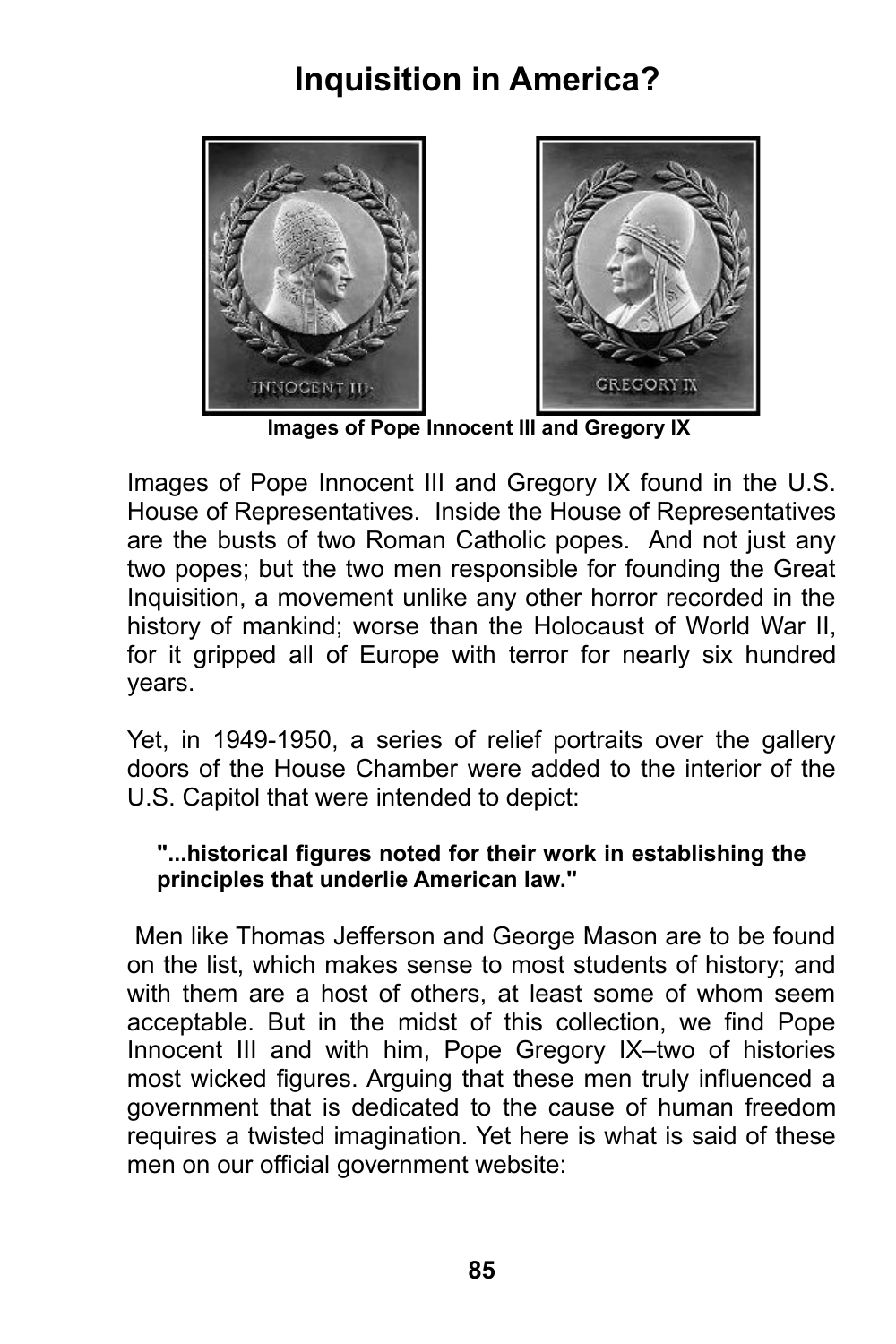# Inquisition in America?

**Images of Pope Innocent III and Gregory IX**

Images of Pope Innocent III and Gregory IX found in the U.S. House of Representatives. Inside the House of Representatives are the busts of two Roman Catholic popes. And not just any two popes; but the two men responsible for founding the Great Inquisition, a movement unlike any other horror recorded in the history of mankind; worse than the Holocaust of World War II, for it gripped all of Europe with terror for nearly six hundred years.

Yet, in 1949-1950, a series of relief portraits over the gallery doors of the House Chamber were added to the interior of the U.S. Capitol that were intended to depict:

> **"...historical figures noted for their work in establishing the principles that underlie American law."**

Men like Thomas Jefferson and George Mason are to be found on the list, which makes sense to most students of history; and with them are a host of others, at least some of whom seem acceptable. But in the midst of this collection, we find Pope Innocent III and with him, Pope Gregory IX–two of histories most wicked figures. Arguing that these men truly influenced a government that is dedicated to the cause of human freedom requires a twisted imagination. Yet here is what is said of these men on our official government website: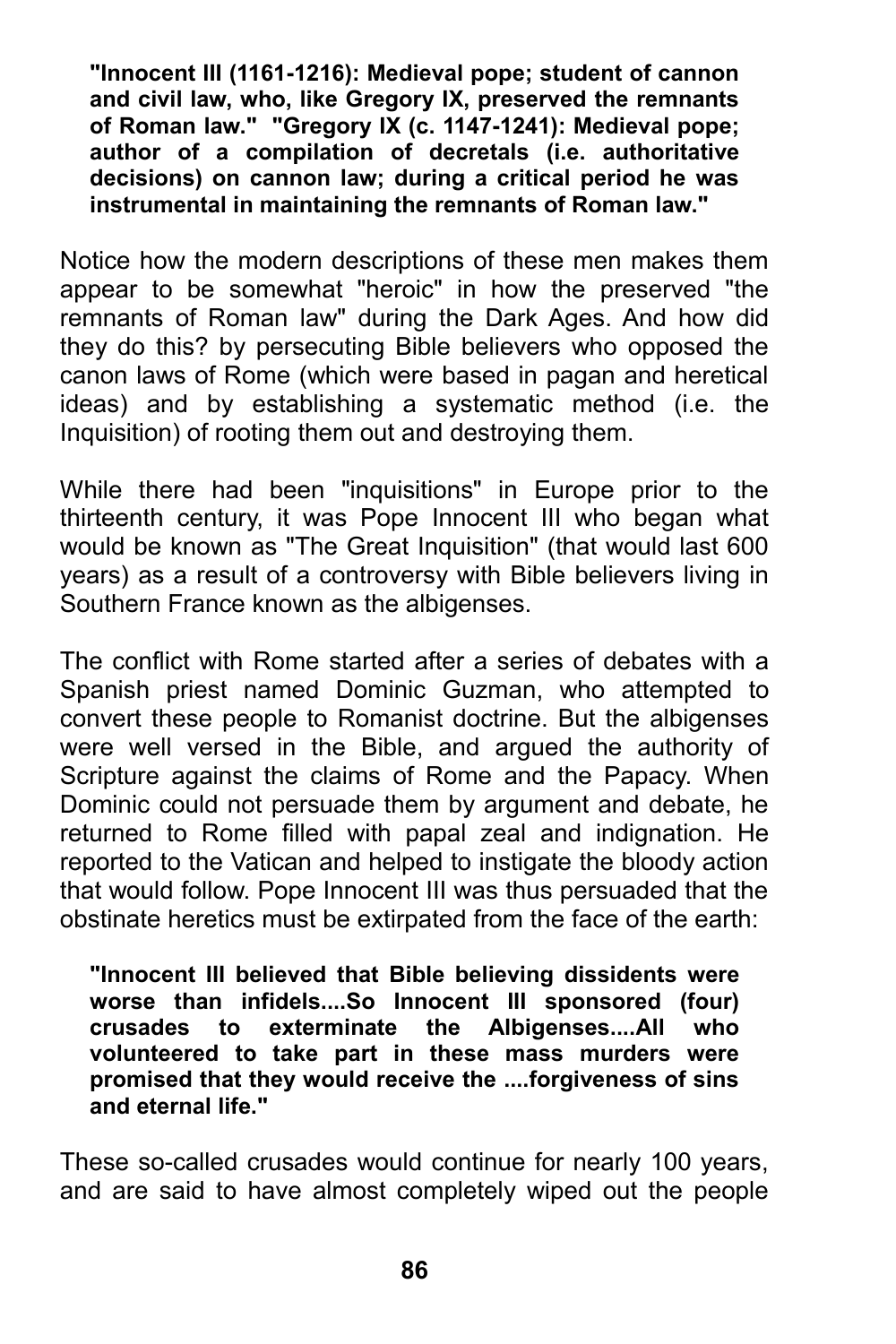**"Innocent III (1161-1216): Medieval pope; student of cannon and civil law, who, like Gregory IX, preserved the remnants of Roman law." "Gregory IX (c. 1147-1241): Medieval pope; author of a compilation of decretals (i.e. authoritative decisions) on cannon law; during a critical period he was instrumental in maintaining the remnants of Roman law."**

Notice how the modern descriptions of these men makes them appear to be somewhat "heroic" in how the preserved "the remnants of Roman law" during the Dark Ages. And how did they do this? by persecuting Bible believers who opposed the canon laws of Rome (which were based in pagan and heretical ideas) and by establishing a systematic method (i.e. the Inquisition) of rooting them out and destroying them.

While there had been "inquisitions" in Europe prior to the thirteenth century, it was Pope Innocent III who began what would be known as "The Great Inquisition" (that would last 600 years) as a result of a controversy with Bible believers living in Southern France known as the albigenses.

The conflict with Rome started after a series of debates with a Spanish priest named Dominic Guzman, who attempted to convert these people to Romanist doctrine. But the albigenses were well versed in the Bible, and argued the authority of Scripture against the claims of Rome and the Papacy. When Dominic could not persuade them by argument and debate, he returned to Rome filled with papal zeal and indignation. He reported to the Vatican and helped to instigate the bloody action that would follow. Pope Innocent III was thus persuaded that the obstinate heretics must be extirpated from the face of the earth:

**"Innocent III believed that Bible believing dissidents were worse than infidels....So Innocent III sponsored (four) crusades to exterminate the Albigenses....All who volunteered to take part in these mass murders were promised that they would receive the ....forgiveness of sins and eternal life."**

These so-called crusades would continue for nearly 100 years, and are said to have almost completely wiped out the people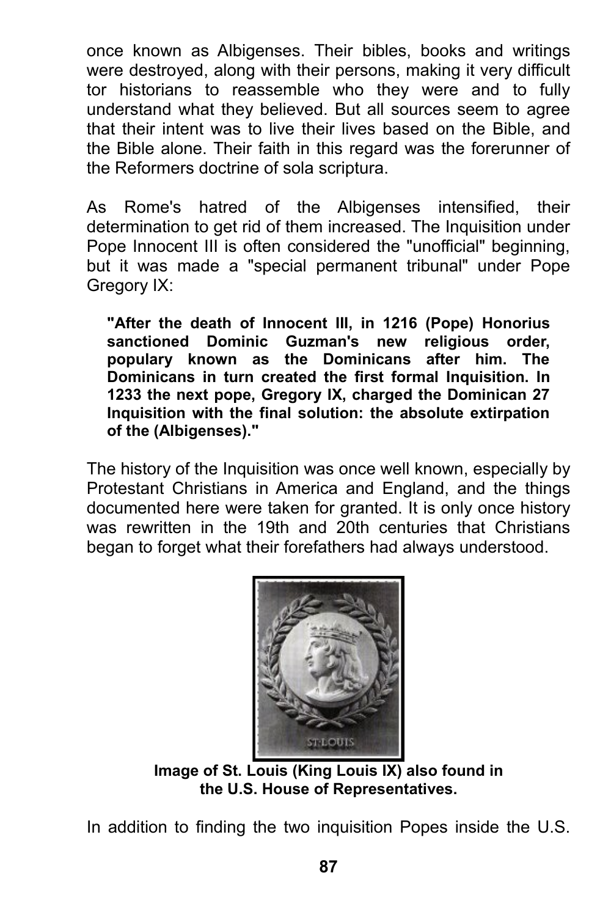once known as Albigenses. Their bibles, books and writings were destroyed, along with their persons, making it very difficult tor historians to reassemble who they were and to fully understand what they believed. But all sources seem to agree that their intent was to live their lives based on the Bible, and the Bible alone. Their faith in this regard was the forerunner of the Reformers doctrine of sola scriptura.

As Rome's hatred of the Albigenses intensified, their determination to get rid of them increased. The Inquisition under Pope Innocent III is often considered the "unofficial" beginning, but it was made a "special permanent tribunal" under Pope Gregory IX:

> **"After the death of Innocent III, in 1216 (Pope) Honorius sanctioned Dominic Guzman's new religious order, populary known as the Dominicans after him. The Dominicans in turn created the first formal Inquisition. In 1233 the next pope, Gregory IX, charged the Dominican 27 Inquisition with the final solution: the absolute extirpation of the (Albigenses)."**

The history of the Inquisition was once well known, especially by Protestant Christians in America and England, and the things documented here were taken for granted. It is only once history was rewritten in the 19th and 20th centuries that Christians began to forget what their forefathers had always understood.

**Image of St. Louis (King Louis IX) also found in the U.S. House of Representatives.**

In addition to finding the two inquisition Popes inside the U.S.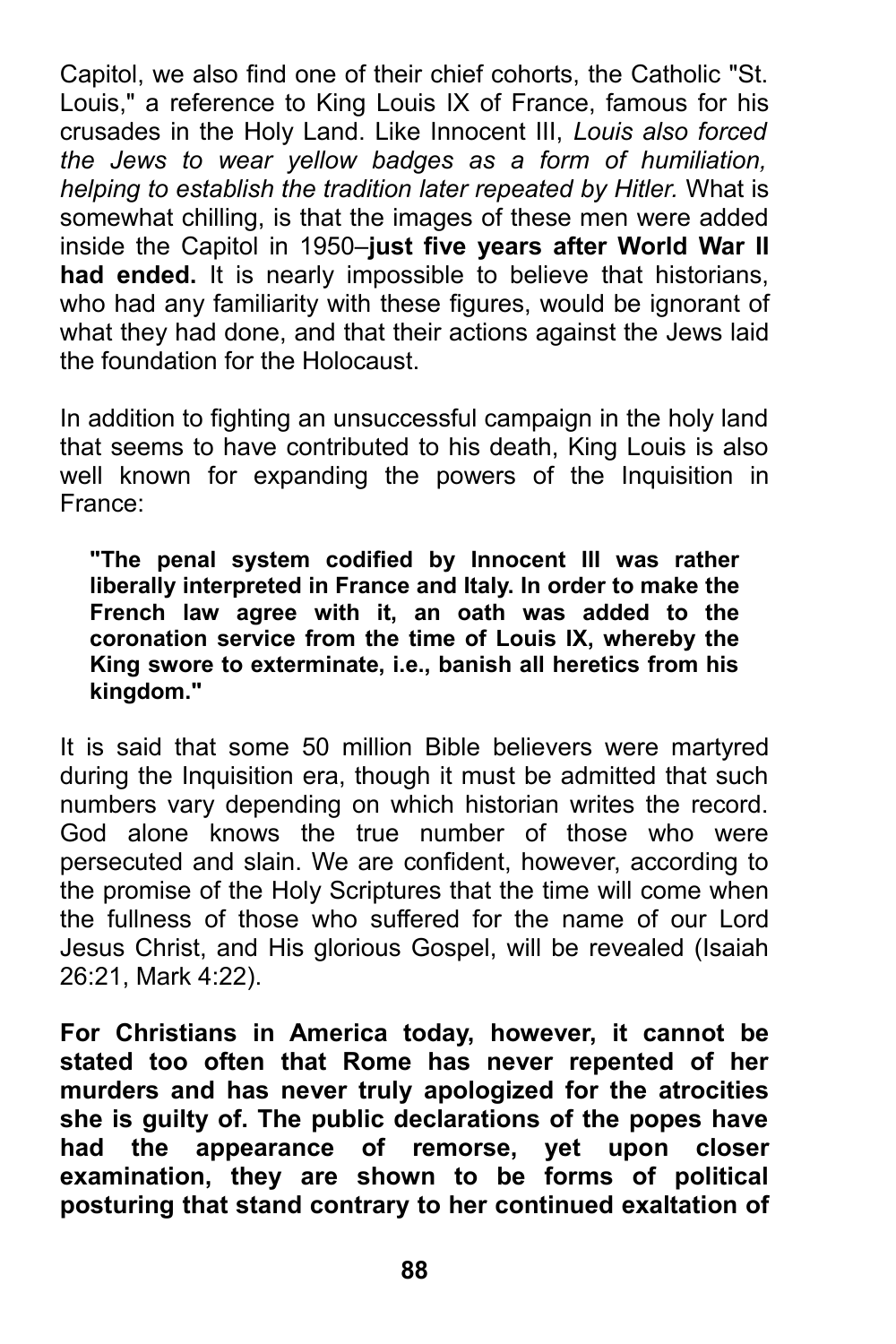Capitol, we also find one of their chief cohorts, the Catholic "St. Louis," a reference to King Louis IX of France, famous for his crusades in the Holy Land. Like Innocent III, *Louis also forced the Jews to wear yellow badges as a form of humiliation, helping to establish the tradition later repeated by Hitler.* What is somewhat chilling, is that the images of these men were added inside the Capitol in 1950–**just five years after World War II had ended.** It is nearly impossible to believe that historians, who had any familiarity with these figures, would be ignorant of what they had done, and that their actions against the Jews laid the foundation for the Holocaust.

In addition to fighting an unsuccessful campaign in the holy land that seems to have contributed to his death, King Louis is also well known for expanding the powers of the Inquisition in France:

> **"The penal system codified by Innocent III was rather liberally interpreted in France and Italy. In order to make the French law agree with it, an oath was added to the coronation service from the time of Louis IX, whereby the King swore to exterminate, i.e., banish all heretics from his kingdom."**

It is said that some 50 million Bible believers were martyred during the Inquisition era, though it must be admitted that such numbers vary depending on which historian writes the record. God alone knows the true number of those who were persecuted and slain. We are confident, however, according to the promise of the Holy Scriptures that the time will come when the fullness of those who suffered for the name of our Lord Jesus Christ, and His glorious Gospel, will be revealed (Isaiah 26:21, Mark 4:22).

**For Christians in America today, however, it cannot be stated too often that Rome has never repented of her murders and has never truly apologized for the atrocities she is guilty of. The public declarations of the popes have had the appearance of remorse, yet upon closer examination, they are shown to be forms of political posturing that stand contrary to her continued exaltation of**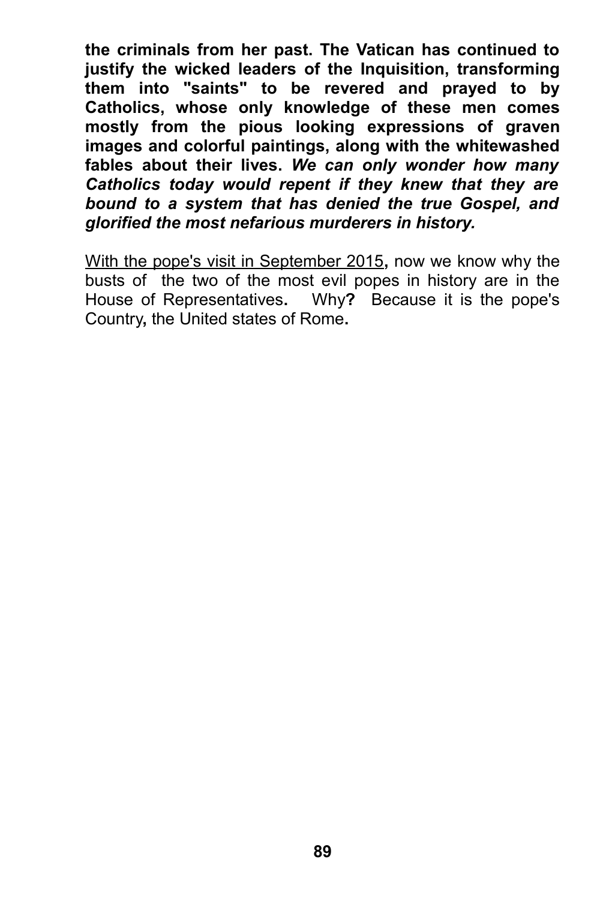**the criminals from her past. The Vatican has continued to justify the wicked leaders of the Inquisition, transforming them into "saints" to be revered and prayed to by Catholics, whose only knowledge of these men comes mostly from the pious looking expressions of graven images and colorful paintings, along with the whitewashed fables about their lives.** ***We can only wonder how many Catholics today would repent if they knew that they are bound to a system that has denied the true Gospel, and glorified the most nefarious murderers in history.***

<u>With the pope's visit in September 2015</u>**,** now we know why the busts of the two of the most evil popes in history are in the House of Representatives**.** Why**?** Because it is the pope's Country**,** the United states of Rome**.**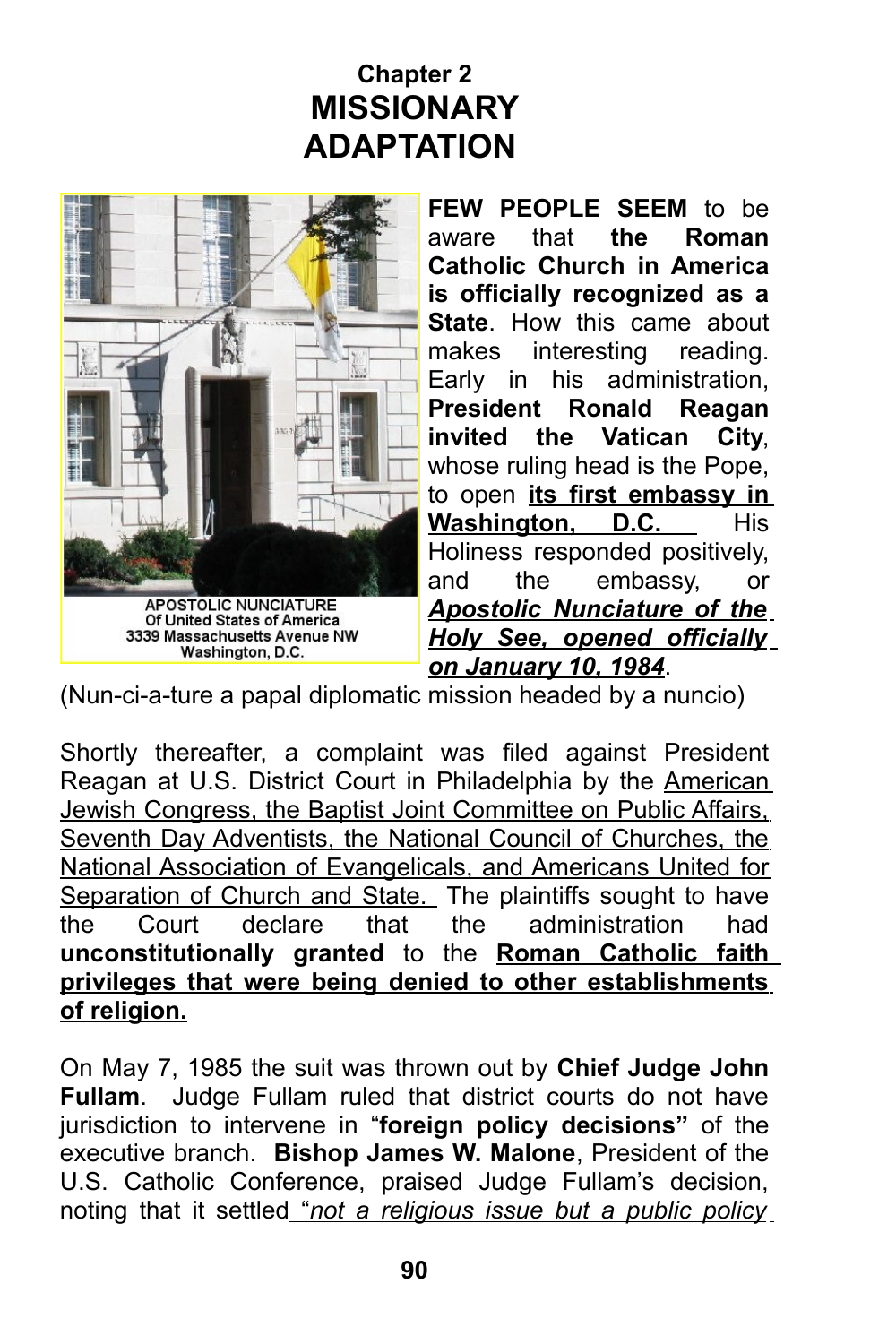## Chapter 2
# MISSIONARY ADAPTATION

APOSTOLIC NUNCIATURE
Of United States of America
3339 Massachusetts Avenue NW
Washington, D.C.

**FEW PEOPLE SEEM** to be aware that **the Roman Catholic Church in America is officially recognized as a State**. How this came about makes interesting reading. Early in his administration, **President Ronald Reagan invited the Vatican City**, whose ruling head is the Pope, to open **its first embassy in Washington, D.C.** His Holiness responded positively, and the embassy, or ***Apostolic Nunciature of the Holy See, opened officially on January 10, 1984***. (Nun-ci-a-ture a papal diplomatic mission headed by a nuncio)

Shortly thereafter, a complaint was filed against President Reagan at U.S. District Court in Philadelphia by the American Jewish Congress, the Baptist Joint Committee on Public Affairs, Seventh Day Adventists, the National Council of Churches, the National Association of Evangelicals, and Americans United for Separation of Church and State. The plaintiffs sought to have the Court declare that the administration had **unconstitutionally granted** to the **Roman Catholic faith privileges that were being denied to other establishments of religion.**

On May 7, 1985 the suit was thrown out by **Chief Judge John Fullam**. Judge Fullam ruled that district courts do not have jurisdiction to intervene in "**foreign policy decisions"** of the executive branch. **Bishop James W. Malone**, President of the U.S. Catholic Conference, praised Judge Fullam's decision, noting that it settled "*not a religious issue but a public policy*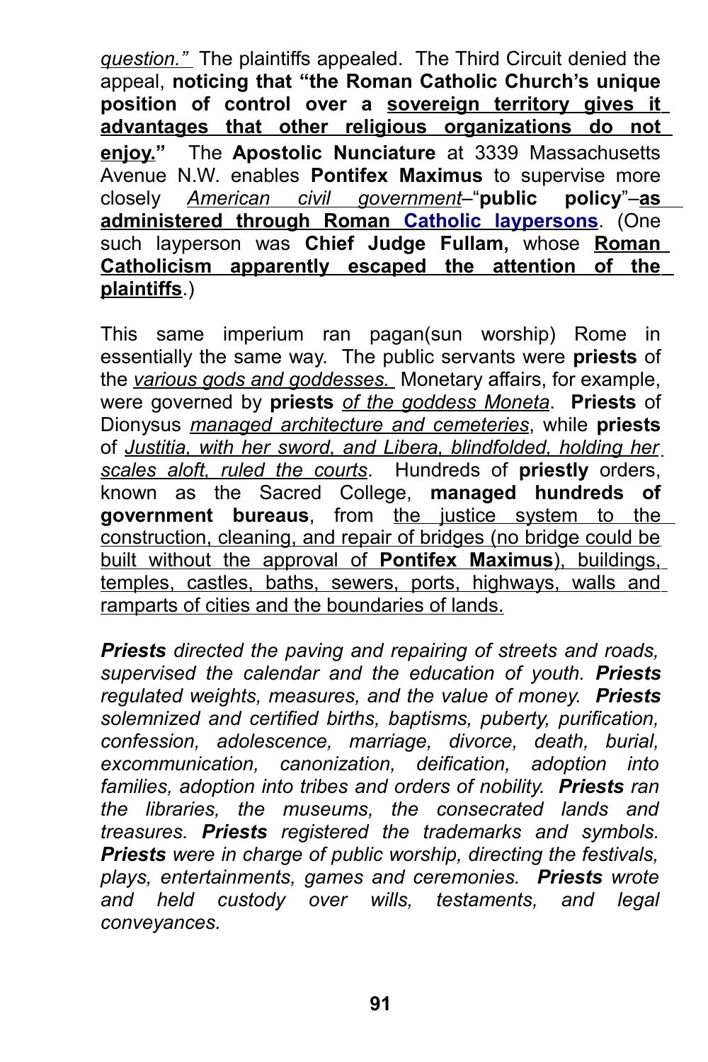*question."* The plaintiffs appealed. The Third Circuit denied the appeal, **noticing that "the Roman Catholic Church's unique position of control over a sovereign territory gives it advantages that other religious organizations do not enjoy."** The **Apostolic Nunciature** at 3339 Massachusetts Avenue N.W. enables **Pontifex Maximus** to supervise more closely *American civil government*–"**public policy**"–**as administered through Roman Catholic laypersons**. (One such layperson was **Chief Judge Fullam,** whose **Roman Catholicism apparently escaped the attention of the plaintiffs**.)

This same imperium ran pagan(sun worship) Rome in essentially the same way. The public servants were **priests** of the *various gods and goddesses.* Monetary affairs, for example, were governed by **priests** *of the goddess Moneta*. **Priests** of Dionysus *managed architecture and cemeteries*, while **priests** of *Justitia, with her sword, and Libera, blindfolded, holding her scales aloft, ruled the courts*. Hundreds of **priestly** orders, known as the Sacred College, **managed hundreds of government bureaus**, from the justice system to the construction, cleaning, and repair of bridges (no bridge could be built without the approval of **Pontifex Maximus**), buildings, temples, castles, baths, sewers, ports, highways, walls and ramparts of cities and the boundaries of lands.

***Priests*** *directed the paving and repairing of streets and roads, supervised the calendar and the education of youth.* ***Priests*** *regulated weights, measures, and the value of money.* ***Priests*** *solemnized and certified births, baptisms, puberty, purification, confession, adolescence, marriage, divorce, death, burial, excommunication, canonization, deification, adoption into families, adoption into tribes and orders of nobility.* ***Priests*** *ran the libraries, the museums, the consecrated lands and treasures.* ***Priests*** *registered the trademarks and symbols.* ***Priests*** *were in charge of public worship, directing the festivals, plays, entertainments, games and ceremonies.* ***Priests*** *wrote and held custody over wills, testaments, and legal conveyances.*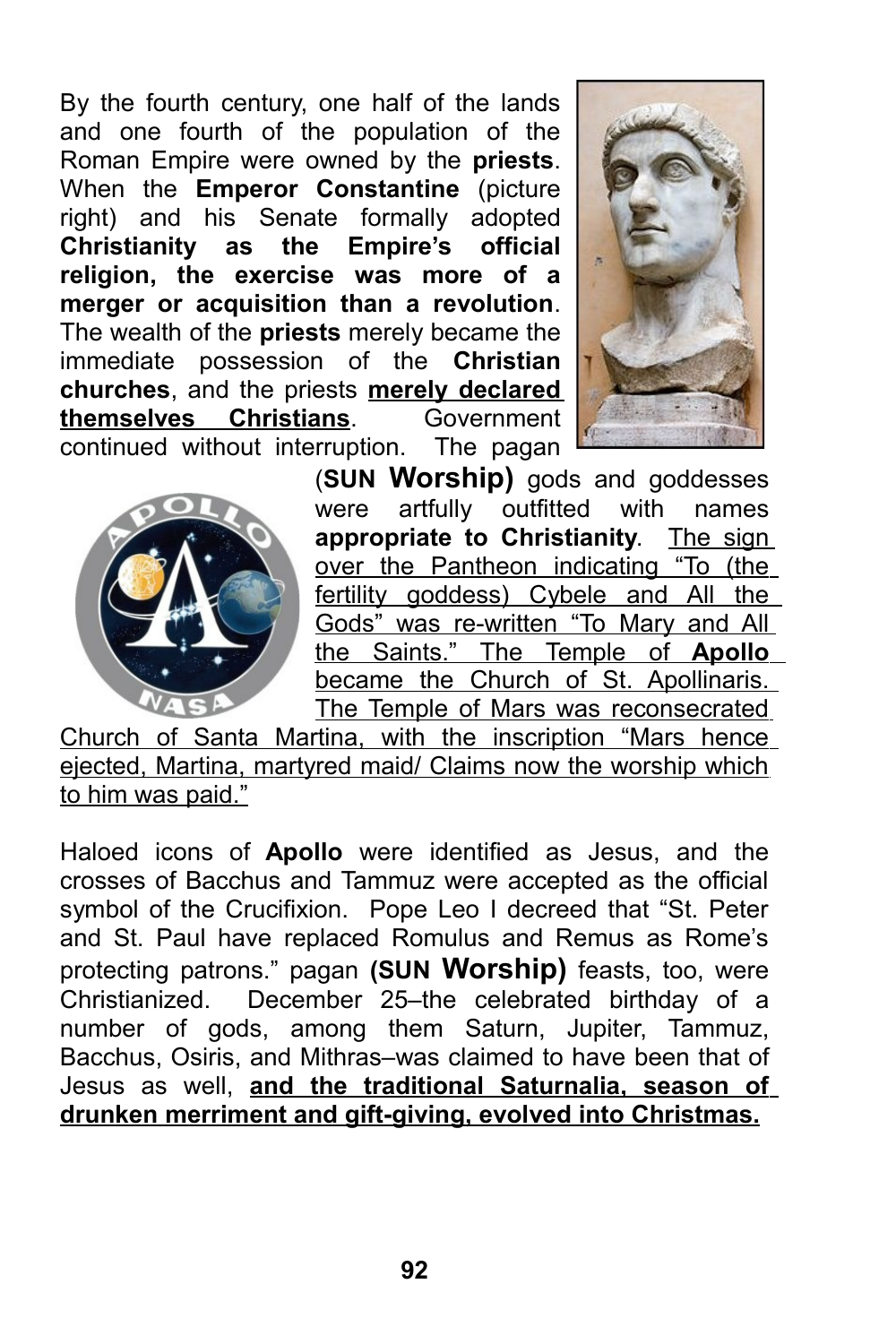By the fourth century, one half of the lands and one fourth of the population of the Roman Empire were owned by the **priests**. When the **Emperor Constantine** (picture right) and his Senate formally adopted **Christianity as the Empire's official religion, the exercise was more of a merger or acquisition than a revolution**. The wealth of the **priests** merely became the immediate possession of the **Christian churches**, and the priests **merely declared themselves Christians**. Government continued without interruption. The pagan (**SUN Worship)** gods and goddesses were artfully outfitted with names **appropriate to Christianity**. The sign over the Pantheon indicating "To (the fertility goddess) Cybele and All the Gods" was re-written "To Mary and All the Saints." The Temple of **Apollo** became the Church of St. Apollinaris. The Temple of Mars was reconsecrated Church of Santa Martina, with the inscription "Mars hence ejected, Martina, martyred maid/ Claims now the worship which to him was paid."

Haloed icons of **Apollo** were identified as Jesus, and the crosses of Bacchus and Tammuz were accepted as the official symbol of the Crucifixion. Pope Leo I decreed that "St. Peter and St. Paul have replaced Romulus and Remus as Rome's protecting patrons." pagan **(SUN Worship)** feasts, too, were Christianized. December 25–the celebrated birthday of a number of gods, among them Saturn, Jupiter, Tammuz, Bacchus, Osiris, and Mithras–was claimed to have been that of Jesus as well, **and the traditional Saturnalia, season of drunken merriment and gift-giving, evolved into Christmas.**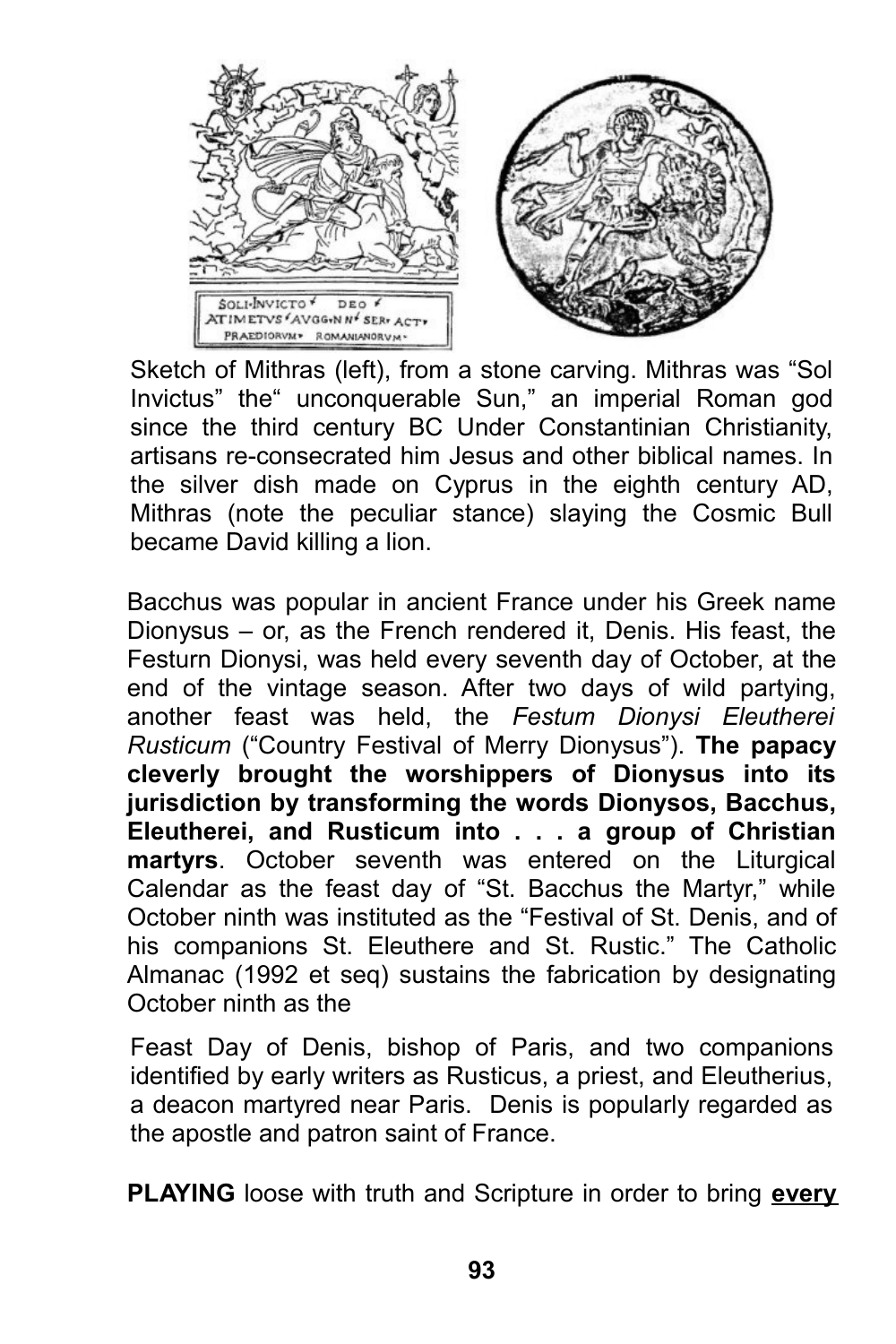Sketch of Mithras (left), from a stone carving. Mithras was "Sol Invictus" the" unconquerable Sun," an imperial Roman god since the third century BC Under Constantinian Christianity, artisans re-consecrated him Jesus and other biblical names. In the silver dish made on Cyprus in the eighth century AD, Mithras (note the peculiar stance) slaying the Cosmic Bull became David killing a lion.

Bacchus was popular in ancient France under his Greek name Dionysus – or, as the French rendered it, Denis. His feast, the Festurn Dionysi, was held every seventh day of October, at the end of the vintage season. After two days of wild partying, another feast was held, the *Festum Dionysi Eleutherei Rusticum* ("Country Festival of Merry Dionysus"). **The papacy cleverly brought the worshippers of Dionysus into its jurisdiction by transforming the words Dionysos, Bacchus, Eleutherei, and Rusticum into . . . a group of Christian martyrs**. October seventh was entered on the Liturgical Calendar as the feast day of "St. Bacchus the Martyr," while October ninth was instituted as the "Festival of St. Denis, and of his companions St. Eleuthere and St. Rustic." The Catholic Almanac (1992 et seq) sustains the fabrication by designating October ninth as the

> Feast Day of Denis, bishop of Paris, and two companions identified by early writers as Rusticus, a priest, and Eleutherius, a deacon martyred near Paris. Denis is popularly regarded as the apostle and patron saint of France.

**PLAYING** loose with truth and Scripture in order to bring **<u>every</u>**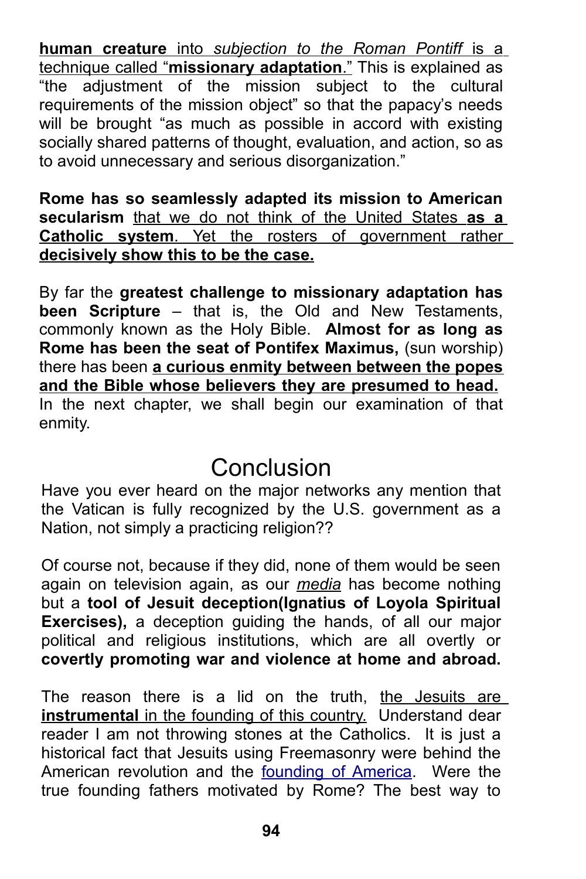**human creature** into *subjection to the Roman Pontiff* is a technique called "**missionary adaptation**." This is explained as "the adjustment of the mission subject to the cultural requirements of the mission object" so that the papacy's needs will be brought "as much as possible in accord with existing socially shared patterns of thought, evaluation, and action, so as to avoid unnecessary and serious disorganization."

**Rome has so seamlessly adapted its mission to American secularism** that we do not think of the United States **as a Catholic system**. Yet the rosters of government rather **decisively show this to be the case.**

By far the **greatest challenge to missionary adaptation has been Scripture** – that is, the Old and New Testaments, commonly known as the Holy Bible. **Almost for as long as Rome has been the seat of Pontifex Maximus,** (sun worship) there has been **a curious enmity between between the popes and the Bible whose believers they are presumed to head.** In the next chapter, we shall begin our examination of that enmity.

# Conclusion

Have you ever heard on the major networks any mention that the Vatican is fully recognized by the U.S. government as a Nation, not simply a practicing religion??

Of course not, because if they did, none of them would be seen again on television again, as our *media* has become nothing but a **tool of Jesuit deception(Ignatius of Loyola Spiritual Exercises),** a deception guiding the hands, of all our major political and religious institutions, which are all overtly or **covertly promoting war and violence at home and abroad.**

The reason there is a lid on the truth, the Jesuits are **instrumental** in the founding of this country. Understand dear reader I am not throwing stones at the Catholics. It is just a historical fact that Jesuits using Freemasonry were behind the American revolution and the founding of America. Were the true founding fathers motivated by Rome? The best way to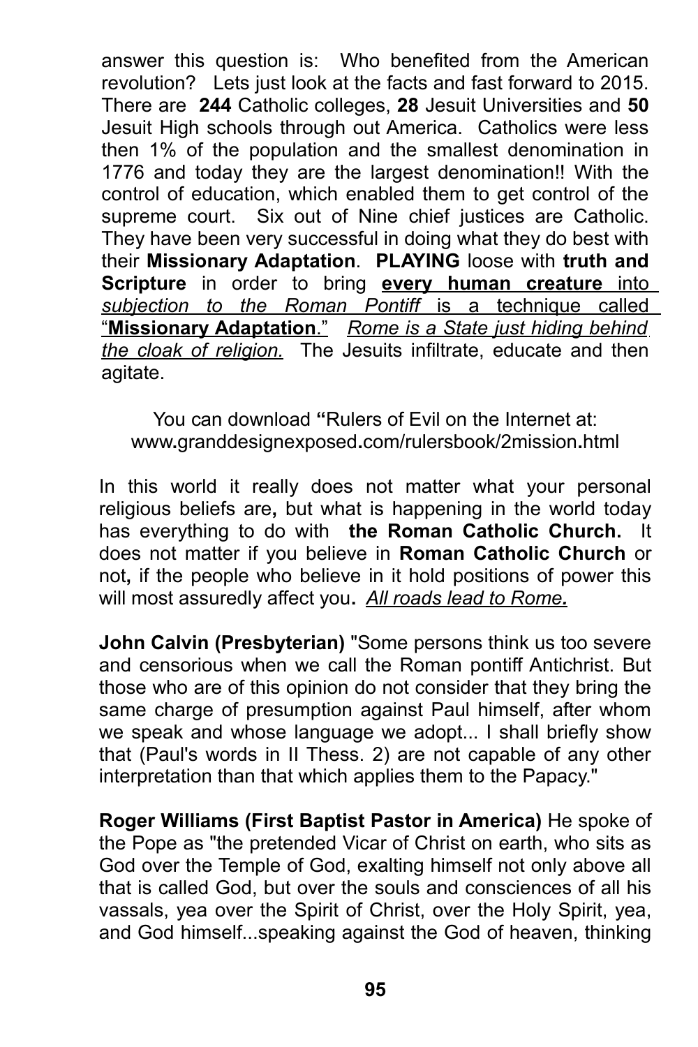answer this question is: Who benefited from the American revolution? Lets just look at the facts and fast forward to 2015. There are **244** Catholic colleges, **28** Jesuit Universities and **50** Jesuit High schools through out America. Catholics were less then 1% of the population and the smallest denomination in 1776 and today they are the largest denomination!! With the control of education, which enabled them to get control of the supreme court. Six out of Nine chief justices are Catholic. They have been very successful in doing what they do best with their **Missionary Adaptation**. **PLAYING** loose with **truth and Scripture** in order to bring <u>**every human creature** into *subjection to the Roman Pontiff* is a technique called "**Missionary Adaptation**."</u> *<u>Rome is a State just hiding behind the cloak of religion.</u>* The Jesuits infiltrate, educate and then agitate.

You can download **"**Rulers of Evil on the Internet at: www**.**granddesignexposed**.**com/rulersbook/2mission**.**html

In this world it really does not matter what your personal religious beliefs are**,** but what is happening in the world today has everything to do with **the Roman Catholic Church.** It does not matter if you believe in **Roman Catholic Church** or not**,** if the people who believe in it hold positions of power this will most assuredly affect you**.** ***<u>All roads lead to Rome.</u>***

**John Calvin (Presbyterian)** "Some persons think us too severe and censorious when we call the Roman pontiff Antichrist. But those who are of this opinion do not consider that they bring the same charge of presumption against Paul himself, after whom we speak and whose language we adopt... I shall briefly show that (Paul's words in II Thess. 2) are not capable of any other interpretation than that which applies them to the Papacy."

**Roger Williams (First Baptist Pastor in America)** He spoke of the Pope as "the pretended Vicar of Christ on earth, who sits as God over the Temple of God, exalting himself not only above all that is called God, but over the souls and consciences of all his vassals, yea over the Spirit of Christ, over the Holy Spirit, yea, and God himself...speaking against the God of heaven, thinking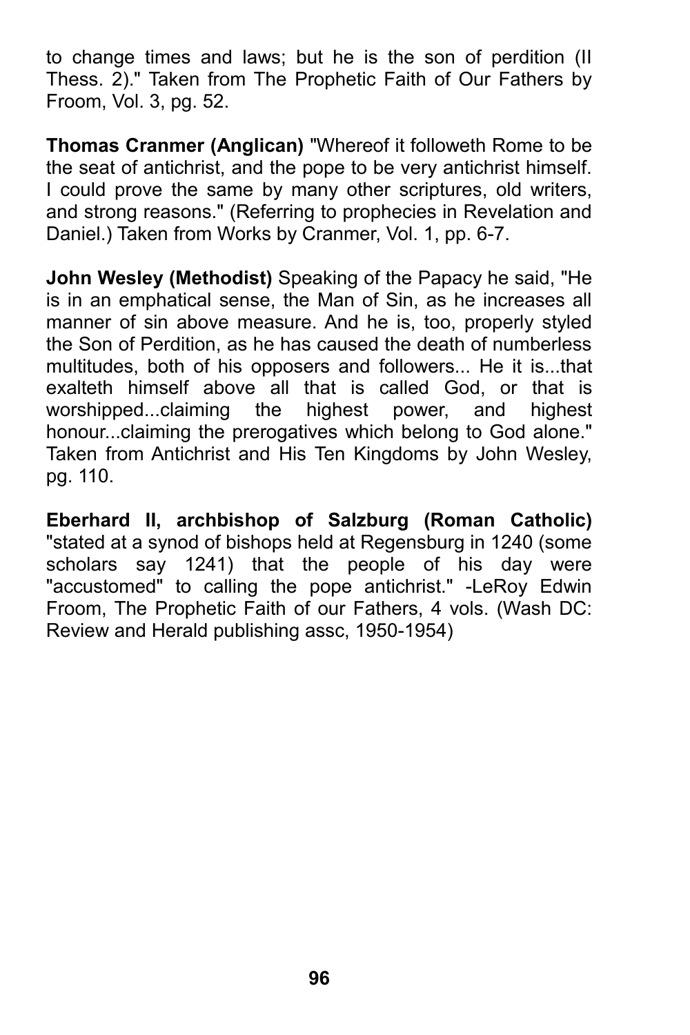to change times and laws; but he is the son of perdition (II Thess. 2)." Taken from The Prophetic Faith of Our Fathers by Froom, Vol. 3, pg. 52.

**Thomas Cranmer (Anglican)** "Whereof it followeth Rome to be the seat of antichrist, and the pope to be very antichrist himself. I could prove the same by many other scriptures, old writers, and strong reasons." (Referring to prophecies in Revelation and Daniel.) Taken from Works by Cranmer, Vol. 1, pp. 6-7.

**John Wesley (Methodist)** Speaking of the Papacy he said, "He is in an emphatical sense, the Man of Sin, as he increases all manner of sin above measure. And he is, too, properly styled the Son of Perdition, as he has caused the death of numberless multitudes, both of his opposers and followers... He it is...that exalteth himself above all that is called God, or that is worshipped...claiming the highest power, and highest honour...claiming the prerogatives which belong to God alone." Taken from Antichrist and His Ten Kingdoms by John Wesley, pg. 110.

**Eberhard II, archbishop of Salzburg (Roman Catholic)** "stated at a synod of bishops held at Regensburg in 1240 (some scholars say 1241) that the people of his day were "accustomed" to calling the pope antichrist." -LeRoy Edwin Froom, The Prophetic Faith of our Fathers, 4 vols. (Wash DC: Review and Herald publishing assc, 1950-1954)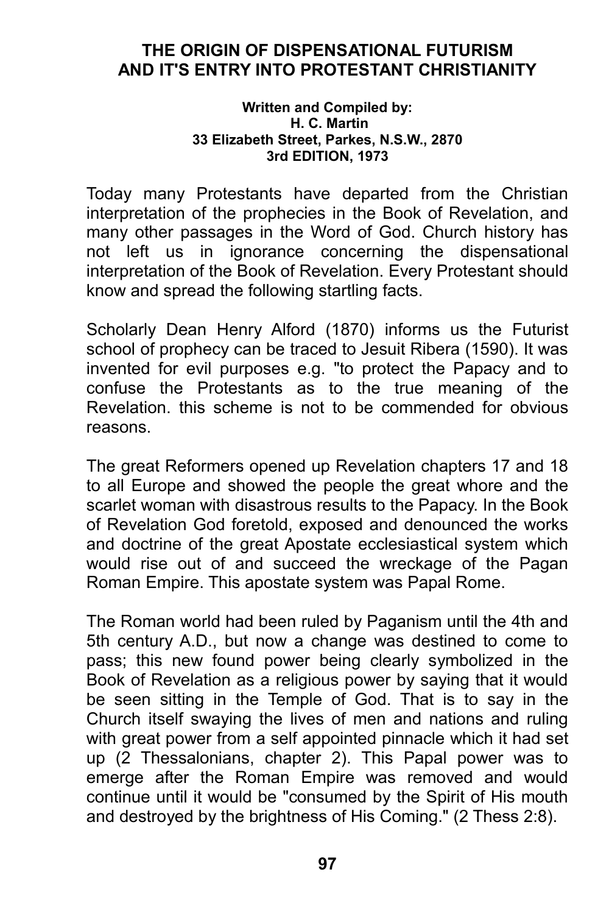# THE ORIGIN OF DISPENSATIONAL FUTURISM AND IT'S ENTRY INTO PROTESTANT CHRISTIANITY

**Written and Compiled by:**
**H. C. Martin**
**33 Elizabeth Street, Parkes, N.S.W., 2870**
**3rd EDITION, 1973**

Today many Protestants have departed from the Christian interpretation of the prophecies in the Book of Revelation, and many other passages in the Word of God. Church history has not left us in ignorance concerning the dispensational interpretation of the Book of Revelation. Every Protestant should know and spread the following startling facts.

Scholarly Dean Henry Alford (1870) informs us the Futurist school of prophecy can be traced to Jesuit Ribera (1590). It was invented for evil purposes e.g. "to protect the Papacy and to confuse the Protestants as to the true meaning of the Revelation. this scheme is not to be commended for obvious reasons.

The great Reformers opened up Revelation chapters 17 and 18 to all Europe and showed the people the great whore and the scarlet woman with disastrous results to the Papacy. In the Book of Revelation God foretold, exposed and denounced the works and doctrine of the great Apostate ecclesiastical system which would rise out of and succeed the wreckage of the Pagan Roman Empire. This apostate system was Papal Rome.

The Roman world had been ruled by Paganism until the 4th and 5th century A.D., but now a change was destined to come to pass; this new found power being clearly symbolized in the Book of Revelation as a religious power by saying that it would be seen sitting in the Temple of God. That is to say in the Church itself swaying the lives of men and nations and ruling with great power from a self appointed pinnacle which it had set up (2 Thessalonians, chapter 2). This Papal power was to emerge after the Roman Empire was removed and would continue until it would be "consumed by the Spirit of His mouth and destroyed by the brightness of His Coming." (2 Thess 2:8).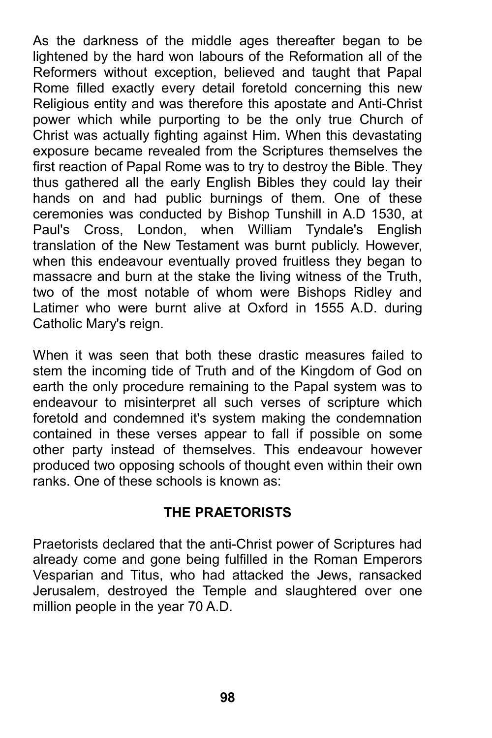As the darkness of the middle ages thereafter began to be lightened by the hard won labours of the Reformation all of the Reformers without exception, believed and taught that Papal Rome filled exactly every detail foretold concerning this new Religious entity and was therefore this apostate and Anti-Christ power which while purporting to be the only true Church of Christ was actually fighting against Him. When this devastating exposure became revealed from the Scriptures themselves the first reaction of Papal Rome was to try to destroy the Bible. They thus gathered all the early English Bibles they could lay their hands on and had public burnings of them. One of these ceremonies was conducted by Bishop Tunshill in A.D 1530, at Paul's Cross, London, when William Tyndale's English translation of the New Testament was burnt publicly. However, when this endeavour eventually proved fruitless they began to massacre and burn at the stake the living witness of the Truth, two of the most notable of whom were Bishops Ridley and Latimer who were burnt alive at Oxford in 1555 A.D. during Catholic Mary's reign.

When it was seen that both these drastic measures failed to stem the incoming tide of Truth and of the Kingdom of God on earth the only procedure remaining to the Papal system was to endeavour to misinterpret all such verses of scripture which foretold and condemned it's system making the condemnation contained in these verses appear to fall if possible on some other party instead of themselves. This endeavour however produced two opposing schools of thought even within their own ranks. One of these schools is known as:

## THE PRAETORISTS

Praetorists declared that the anti-Christ power of Scriptures had already come and gone being fulfilled in the Roman Emperors Vesparian and Titus, who had attacked the Jews, ransacked Jerusalem, destroyed the Temple and slaughtered over one million people in the year 70 A.D.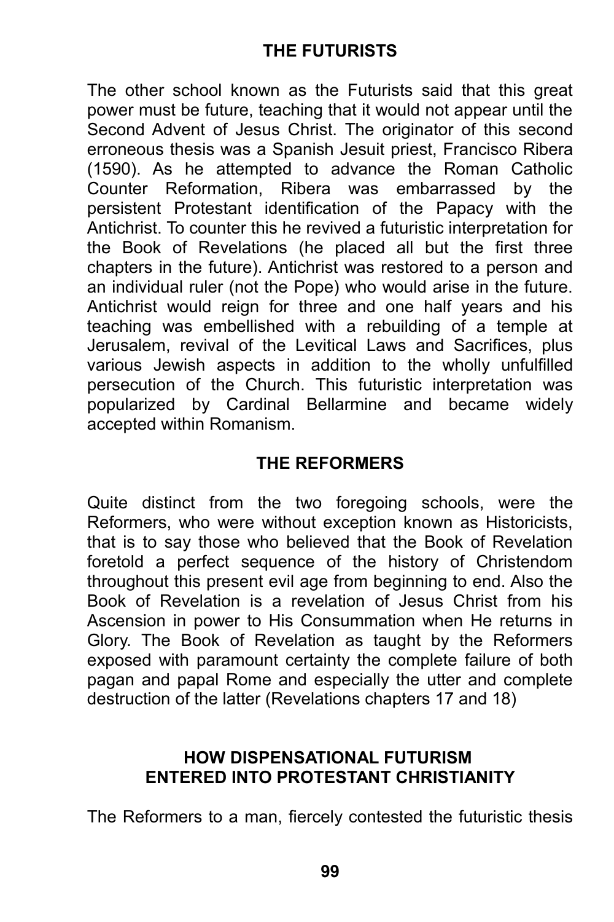## THE FUTURISTS

The other school known as the Futurists said that this great power must be future, teaching that it would not appear until the Second Advent of Jesus Christ. The originator of this second erroneous thesis was a Spanish Jesuit priest, Francisco Ribera (1590). As he attempted to advance the Roman Catholic Counter Reformation, Ribera was embarrassed by the persistent Protestant identification of the Papacy with the Antichrist. To counter this he revived a futuristic interpretation for the Book of Revelations (he placed all but the first three chapters in the future). Antichrist was restored to a person and an individual ruler (not the Pope) who would arise in the future. Antichrist would reign for three and one half years and his teaching was embellished with a rebuilding of a temple at Jerusalem, revival of the Levitical Laws and Sacrifices, plus various Jewish aspects in addition to the wholly unfulfilled persecution of the Church. This futuristic interpretation was popularized by Cardinal Bellarmine and became widely accepted within Romanism.

## THE REFORMERS

Quite distinct from the two foregoing schools, were the Reformers, who were without exception known as Historicists, that is to say those who believed that the Book of Revelation foretold a perfect sequence of the history of Christendom throughout this present evil age from beginning to end. Also the Book of Revelation is a revelation of Jesus Christ from his Ascension in power to His Consummation when He returns in Glory. The Book of Revelation as taught by the Reformers exposed with paramount certainty the complete failure of both pagan and papal Rome and especially the utter and complete destruction of the latter (Revelations chapters 17 and 18)

## HOW DISPENSATIONAL FUTURISM ENTERED INTO PROTESTANT CHRISTIANITY

The Reformers to a man, fiercely contested the futuristic thesis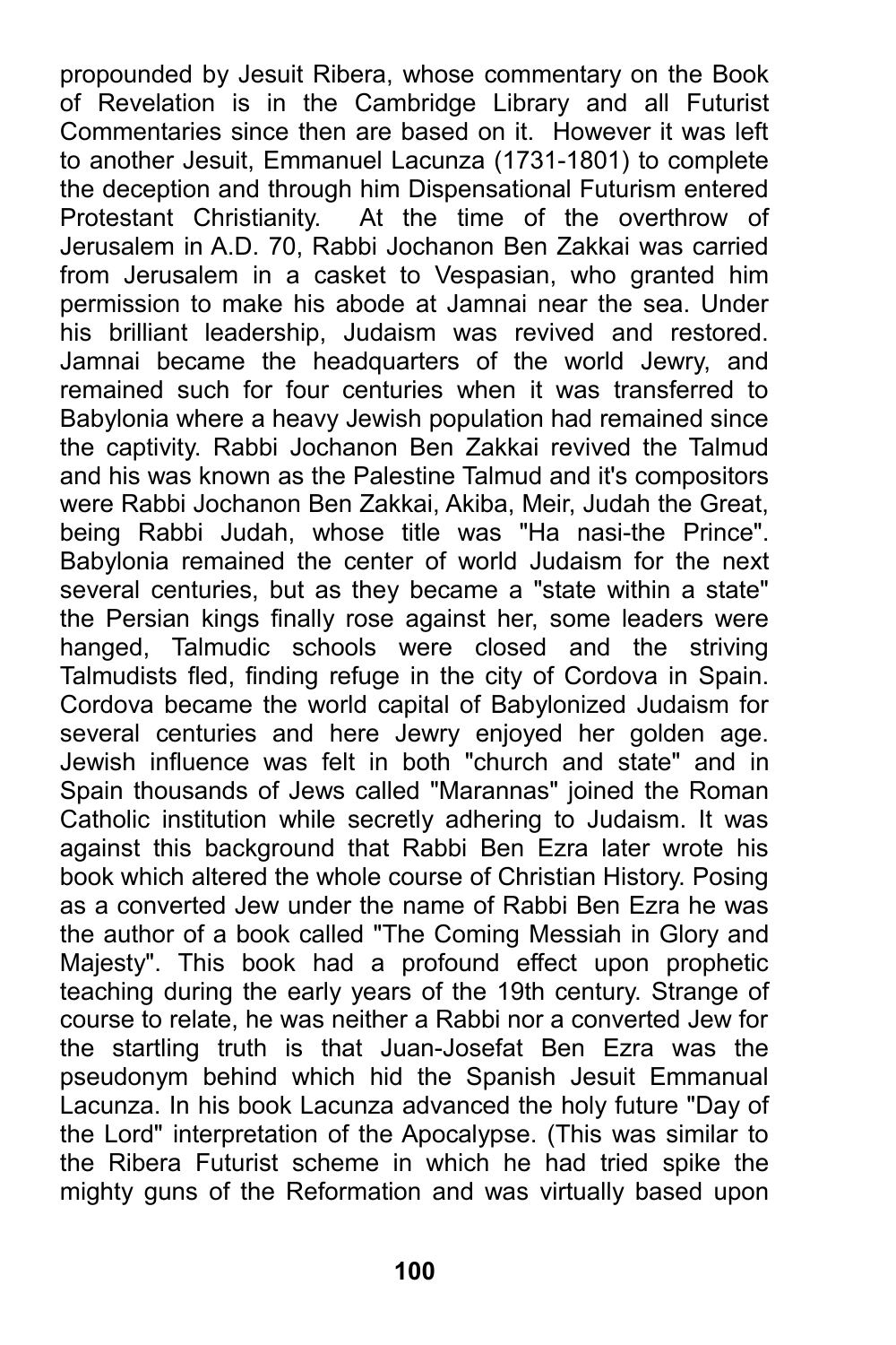propounded by Jesuit Ribera, whose commentary on the Book of Revelation is in the Cambridge Library and all Futurist Commentaries since then are based on it. However it was left to another Jesuit, Emmanuel Lacunza (1731-1801) to complete the deception and through him Dispensational Futurism entered Protestant Christianity. At the time of the overthrow of Jerusalem in A.D. 70, Rabbi Jochanon Ben Zakkai was carried from Jerusalem in a casket to Vespasian, who granted him permission to make his abode at Jamnai near the sea. Under his brilliant leadership, Judaism was revived and restored. Jamnai became the headquarters of the world Jewry, and remained such for four centuries when it was transferred to Babylonia where a heavy Jewish population had remained since the captivity. Rabbi Jochanon Ben Zakkai revived the Talmud and his was known as the Palestine Talmud and it's compositors were Rabbi Jochanon Ben Zakkai, Akiba, Meir, Judah the Great, being Rabbi Judah, whose title was "Ha nasi-the Prince". Babylonia remained the center of world Judaism for the next several centuries, but as they became a "state within a state" the Persian kings finally rose against her, some leaders were hanged, Talmudic schools were closed and the striving Talmudists fled, finding refuge in the city of Cordova in Spain. Cordova became the world capital of Babylonized Judaism for several centuries and here Jewry enjoyed her golden age. Jewish influence was felt in both "church and state" and in Spain thousands of Jews called "Marannas" joined the Roman Catholic institution while secretly adhering to Judaism. It was against this background that Rabbi Ben Ezra later wrote his book which altered the whole course of Christian History. Posing as a converted Jew under the name of Rabbi Ben Ezra he was the author of a book called "The Coming Messiah in Glory and Majesty". This book had a profound effect upon prophetic teaching during the early years of the 19th century. Strange of course to relate, he was neither a Rabbi nor a converted Jew for the startling truth is that Juan-Josefat Ben Ezra was the pseudonym behind which hid the Spanish Jesuit Emmanual Lacunza. In his book Lacunza advanced the holy future "Day of the Lord" interpretation of the Apocalypse. (This was similar to the Ribera Futurist scheme in which he had tried spike the mighty guns of the Reformation and was virtually based upon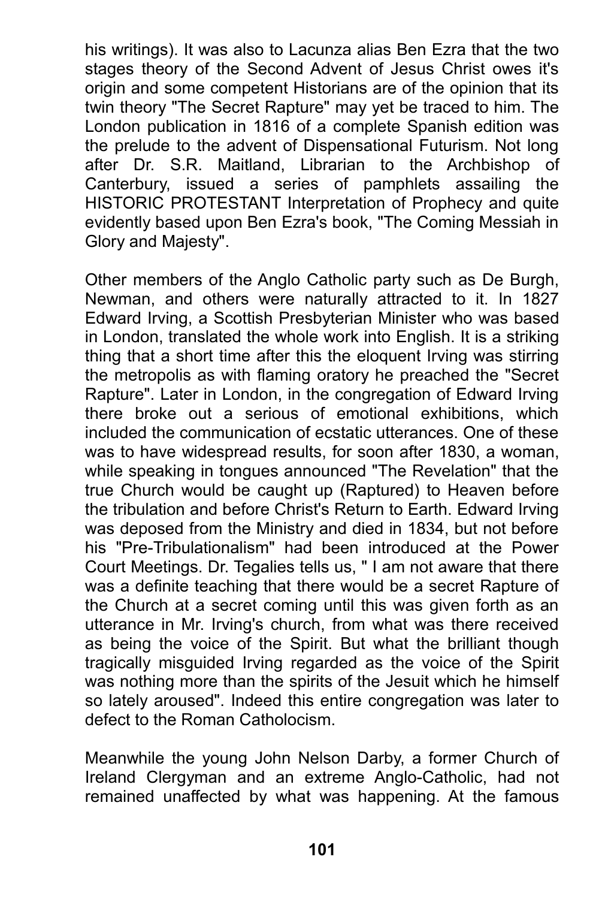his writings). It was also to Lacunza alias Ben Ezra that the two stages theory of the Second Advent of Jesus Christ owes it's origin and some competent Historians are of the opinion that its twin theory "The Secret Rapture" may yet be traced to him. The London publication in 1816 of a complete Spanish edition was the prelude to the advent of Dispensational Futurism. Not long after Dr. S.R. Maitland, Librarian to the Archbishop of Canterbury, issued a series of pamphlets assailing the HISTORIC PROTESTANT Interpretation of Prophecy and quite evidently based upon Ben Ezra's book, "The Coming Messiah in Glory and Majesty".

Other members of the Anglo Catholic party such as De Burgh, Newman, and others were naturally attracted to it. In 1827 Edward Irving, a Scottish Presbyterian Minister who was based in London, translated the whole work into English. It is a striking thing that a short time after this the eloquent Irving was stirring the metropolis as with flaming oratory he preached the "Secret Rapture". Later in London, in the congregation of Edward Irving there broke out a serious of emotional exhibitions, which included the communication of ecstatic utterances. One of these was to have widespread results, for soon after 1830, a woman, while speaking in tongues announced "The Revelation" that the true Church would be caught up (Raptured) to Heaven before the tribulation and before Christ's Return to Earth. Edward Irving was deposed from the Ministry and died in 1834, but not before his "Pre-Tribulationalism" had been introduced at the Power Court Meetings. Dr. Tegalies tells us, " I am not aware that there was a definite teaching that there would be a secret Rapture of the Church at a secret coming until this was given forth as an utterance in Mr. Irving's church, from what was there received as being the voice of the Spirit. But what the brilliant though tragically misguided Irving regarded as the voice of the Spirit was nothing more than the spirits of the Jesuit which he himself so lately aroused". Indeed this entire congregation was later to defect to the Roman Catholocism.

Meanwhile the young John Nelson Darby, a former Church of Ireland Clergyman and an extreme Anglo-Catholic, had not remained unaffected by what was happening. At the famous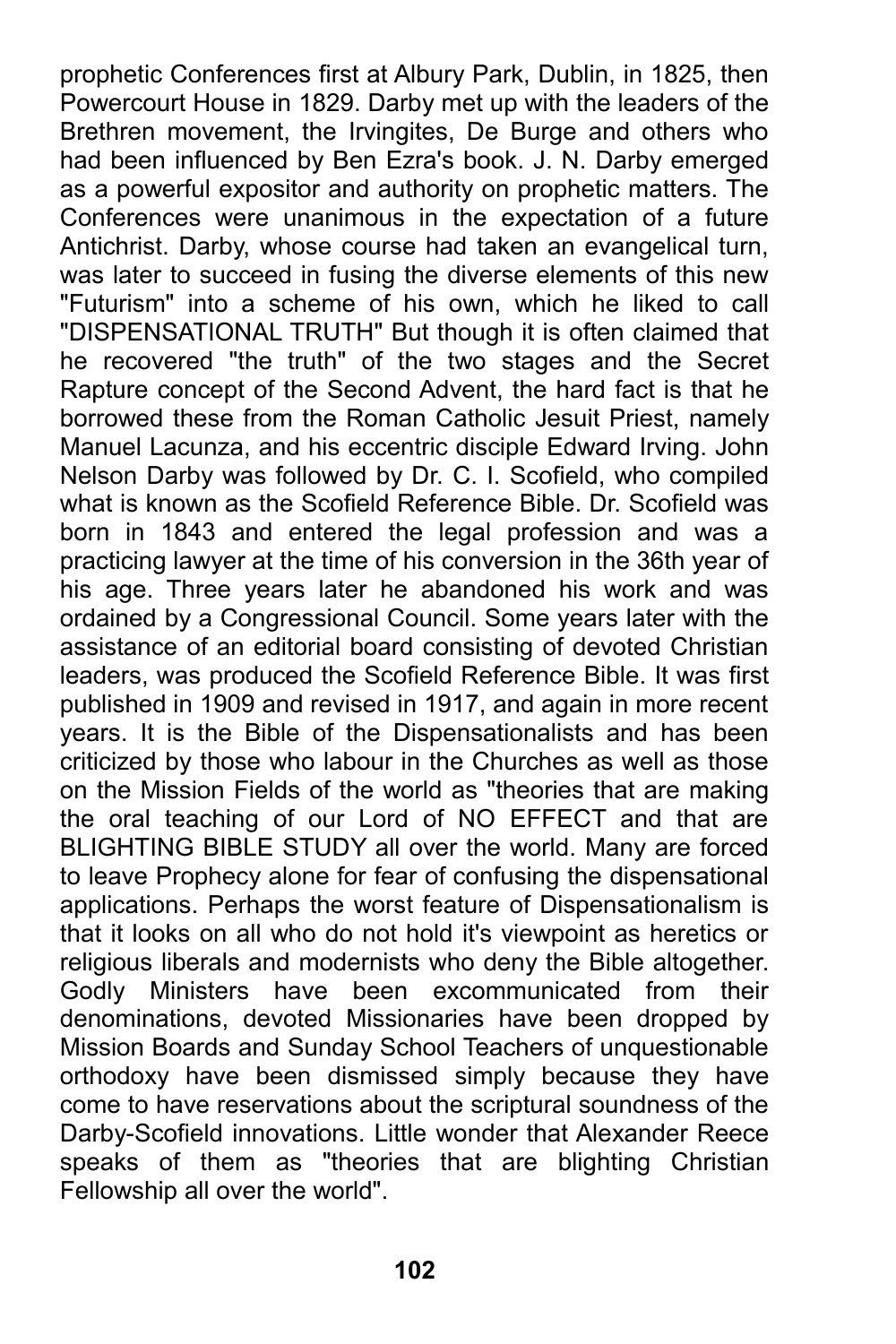prophetic Conferences first at Albury Park, Dublin, in 1825, then Powercourt House in 1829. Darby met up with the leaders of the Brethren movement, the Irvingites, De Burge and others who had been influenced by Ben Ezra's book. J. N. Darby emerged as a powerful expositor and authority on prophetic matters. The Conferences were unanimous in the expectation of a future Antichrist. Darby, whose course had taken an evangelical turn, was later to succeed in fusing the diverse elements of this new "Futurism" into a scheme of his own, which he liked to call "DISPENSATIONAL TRUTH" But though it is often claimed that he recovered "the truth" of the two stages and the Secret Rapture concept of the Second Advent, the hard fact is that he borrowed these from the Roman Catholic Jesuit Priest, namely Manuel Lacunza, and his eccentric disciple Edward Irving. John Nelson Darby was followed by Dr. C. I. Scofield, who compiled what is known as the Scofield Reference Bible. Dr. Scofield was born in 1843 and entered the legal profession and was a practicing lawyer at the time of his conversion in the 36th year of his age. Three years later he abandoned his work and was ordained by a Congressional Council. Some years later with the assistance of an editorial board consisting of devoted Christian leaders, was produced the Scofield Reference Bible. It was first published in 1909 and revised in 1917, and again in more recent years. It is the Bible of the Dispensationalists and has been criticized by those who labour in the Churches as well as those on the Mission Fields of the world as "theories that are making the oral teaching of our Lord of NO EFFECT and that are BLIGHTING BIBLE STUDY all over the world. Many are forced to leave Prophecy alone for fear of confusing the dispensational applications. Perhaps the worst feature of Dispensationalism is that it looks on all who do not hold it's viewpoint as heretics or religious liberals and modernists who deny the Bible altogether. Godly Ministers have been excommunicated from their denominations, devoted Missionaries have been dropped by Mission Boards and Sunday School Teachers of unquestionable orthodoxy have been dismissed simply because they have come to have reservations about the scriptural soundness of the Darby-Scofield innovations. Little wonder that Alexander Reece speaks of them as "theories that are blighting Christian Fellowship all over the world".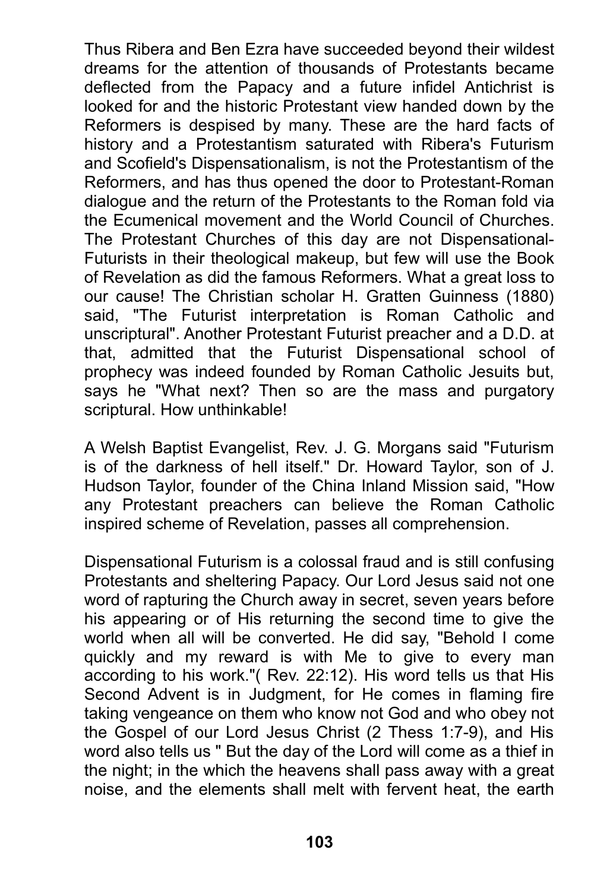Thus Ribera and Ben Ezra have succeeded beyond their wildest dreams for the attention of thousands of Protestants became deflected from the Papacy and a future infidel Antichrist is looked for and the historic Protestant view handed down by the Reformers is despised by many. These are the hard facts of history and a Protestantism saturated with Ribera's Futurism and Scofield's Dispensationalism, is not the Protestantism of the Reformers, and has thus opened the door to Protestant-Roman dialogue and the return of the Protestants to the Roman fold via the Ecumenical movement and the World Council of Churches. The Protestant Churches of this day are not Dispensational-Futurists in their theological makeup, but few will use the Book of Revelation as did the famous Reformers. What a great loss to our cause! The Christian scholar H. Gratten Guinness (1880) said, "The Futurist interpretation is Roman Catholic and unscriptural". Another Protestant Futurist preacher and a D.D. at that, admitted that the Futurist Dispensational school of prophecy was indeed founded by Roman Catholic Jesuits but, says he "What next? Then so are the mass and purgatory scriptural. How unthinkable!

A Welsh Baptist Evangelist, Rev. J. G. Morgans said "Futurism is of the darkness of hell itself." Dr. Howard Taylor, son of J. Hudson Taylor, founder of the China Inland Mission said, "How any Protestant preachers can believe the Roman Catholic inspired scheme of Revelation, passes all comprehension.

Dispensational Futurism is a colossal fraud and is still confusing Protestants and sheltering Papacy. Our Lord Jesus said not one word of rapturing the Church away in secret, seven years before his appearing or of His returning the second time to give the world when all will be converted. He did say, "Behold I come quickly and my reward is with Me to give to every man according to his work."( Rev. 22:12). His word tells us that His Second Advent is in Judgment, for He comes in flaming fire taking vengeance on them who know not God and who obey not the Gospel of our Lord Jesus Christ (2 Thess 1:7-9), and His word also tells us " But the day of the Lord will come as a thief in the night; in the which the heavens shall pass away with a great noise, and the elements shall melt with fervent heat, the earth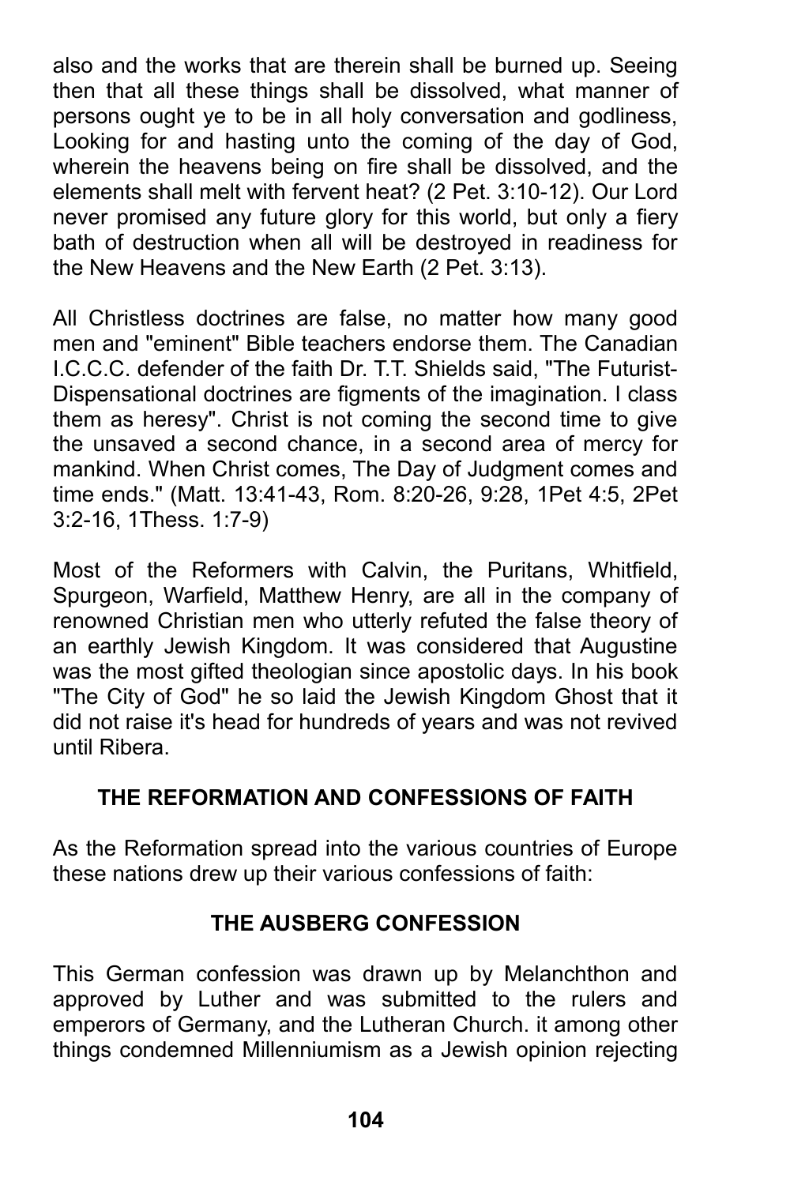also and the works that are therein shall be burned up. Seeing then that all these things shall be dissolved, what manner of persons ought ye to be in all holy conversation and godliness, Looking for and hasting unto the coming of the day of God, wherein the heavens being on fire shall be dissolved, and the elements shall melt with fervent heat? (2 Pet. 3:10-12). Our Lord never promised any future glory for this world, but only a fiery bath of destruction when all will be destroyed in readiness for the New Heavens and the New Earth (2 Pet. 3:13).

All Christless doctrines are false, no matter how many good men and "eminent" Bible teachers endorse them. The Canadian I.C.C.C. defender of the faith Dr. T.T. Shields said, "The Futurist-Dispensational doctrines are figments of the imagination. I class them as heresy". Christ is not coming the second time to give the unsaved a second chance, in a second area of mercy for mankind. When Christ comes, The Day of Judgment comes and time ends." (Matt. 13:41-43, Rom. 8:20-26, 9:28, 1Pet 4:5, 2Pet 3:2-16, 1Thess. 1:7-9)

Most of the Reformers with Calvin, the Puritans, Whitfield, Spurgeon, Warfield, Matthew Henry, are all in the company of renowned Christian men who utterly refuted the false theory of an earthly Jewish Kingdom. It was considered that Augustine was the most gifted theologian since apostolic days. In his book "The City of God" he so laid the Jewish Kingdom Ghost that it did not raise it's head for hundreds of years and was not revived until Ribera.

## THE REFORMATION AND CONFESSIONS OF FAITH

As the Reformation spread into the various countries of Europe these nations drew up their various confessions of faith:

## THE AUSBERG CONFESSION

This German confession was drawn up by Melanchthon and approved by Luther and was submitted to the rulers and emperors of Germany, and the Lutheran Church. it among other things condemned Millenniumism as a Jewish opinion rejecting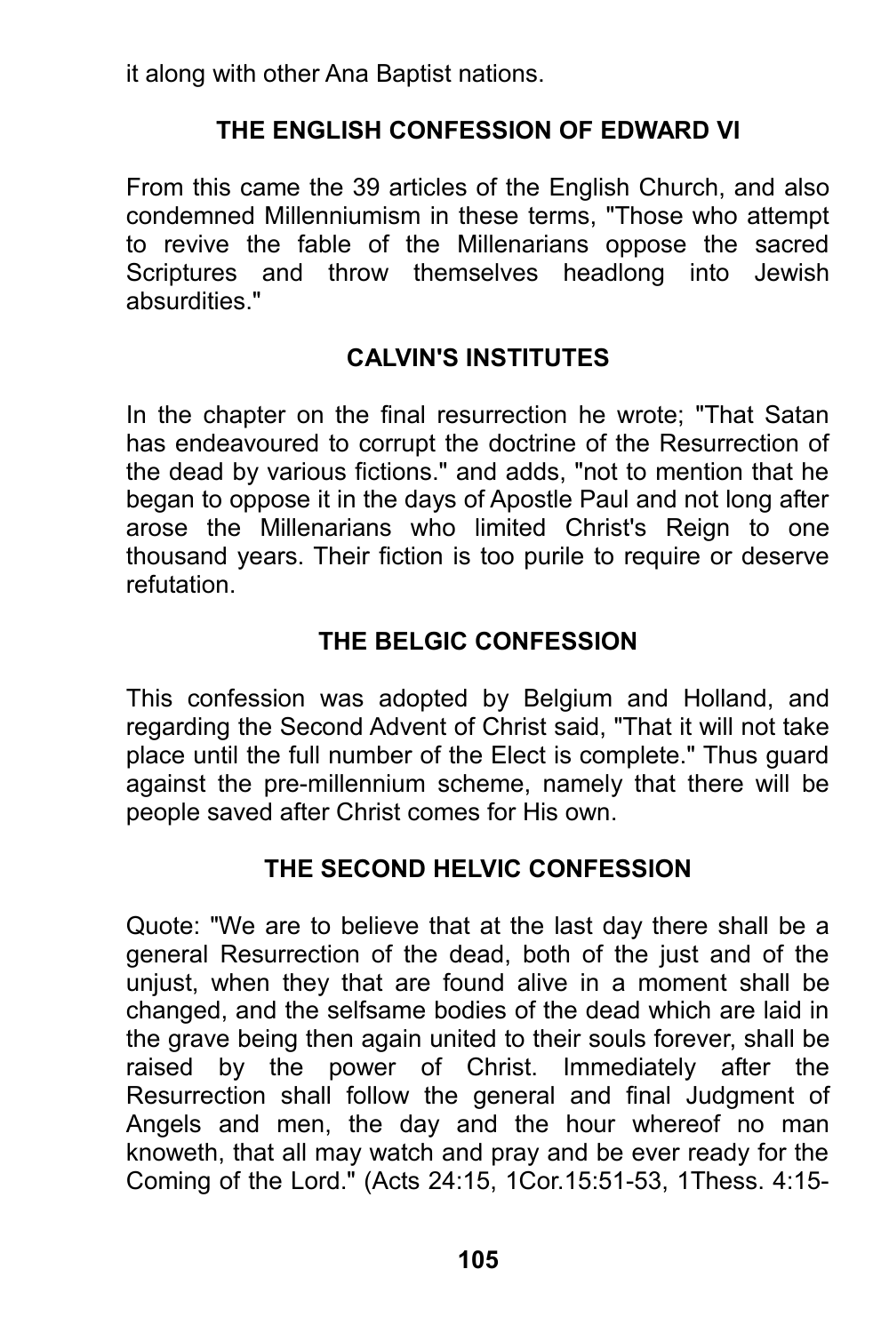it along with other Ana Baptist nations.

### THE ENGLISH CONFESSION OF EDWARD VI

From this came the 39 articles of the English Church, and also condemned Millenniumism in these terms, "Those who attempt to revive the fable of the Millenarians oppose the sacred Scriptures and throw themselves headlong into Jewish absurdities."

### CALVIN'S INSTITUTES

In the chapter on the final resurrection he wrote; "That Satan has endeavoured to corrupt the doctrine of the Resurrection of the dead by various fictions." and adds, "not to mention that he began to oppose it in the days of Apostle Paul and not long after arose the Millenarians who limited Christ's Reign to one thousand years. Their fiction is too purile to require or deserve refutation.

### THE BELGIC CONFESSION

This confession was adopted by Belgium and Holland, and regarding the Second Advent of Christ said, "That it will not take place until the full number of the Elect is complete." Thus guard against the pre-millennium scheme, namely that there will be people saved after Christ comes for His own.

### THE SECOND HELVIC CONFESSION

Quote: "We are to believe that at the last day there shall be a general Resurrection of the dead, both of the just and of the unjust, when they that are found alive in a moment shall be changed, and the selfsame bodies of the dead which are laid in the grave being then again united to their souls forever, shall be raised by the power of Christ. Immediately after the Resurrection shall follow the general and final Judgment of Angels and men, the day and the hour whereof no man knoweth, that all may watch and pray and be ever ready for the Coming of the Lord." (Acts 24:15, 1Cor.15:51-53, 1Thess. 4:15-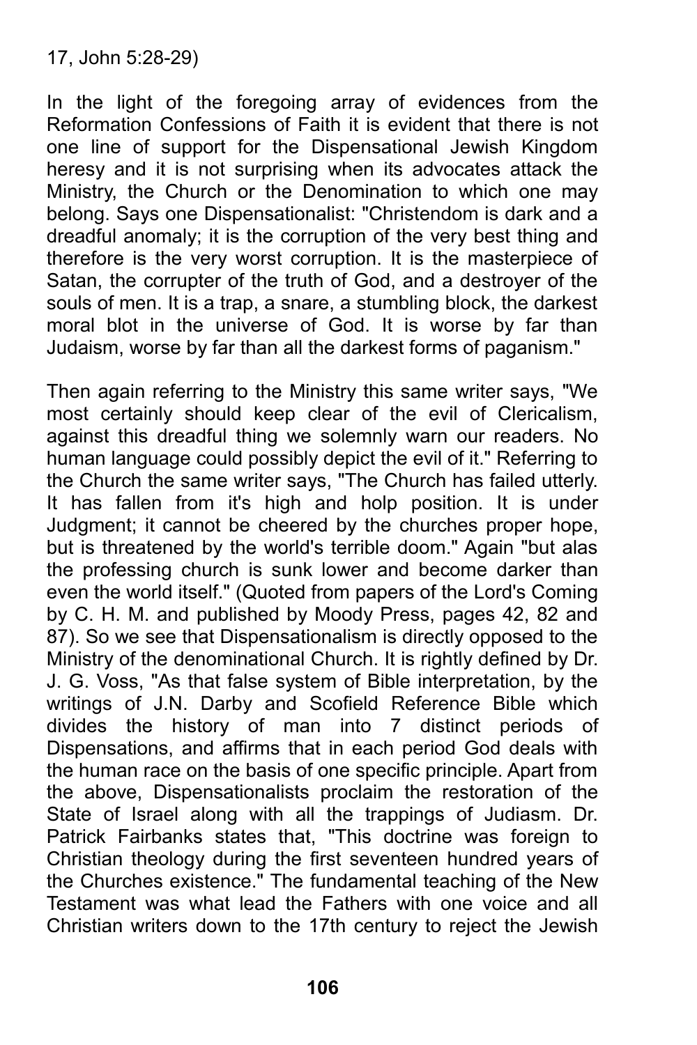17, John 5:28-29)

In the light of the foregoing array of evidences from the Reformation Confessions of Faith it is evident that there is not one line of support for the Dispensational Jewish Kingdom heresy and it is not surprising when its advocates attack the Ministry, the Church or the Denomination to which one may belong. Says one Dispensationalist: "Christendom is dark and a dreadful anomaly; it is the corruption of the very best thing and therefore is the very worst corruption. It is the masterpiece of Satan, the corrupter of the truth of God, and a destroyer of the souls of men. It is a trap, a snare, a stumbling block, the darkest moral blot in the universe of God. It is worse by far than Judaism, worse by far than all the darkest forms of paganism."

Then again referring to the Ministry this same writer says, "We most certainly should keep clear of the evil of Clericalism, against this dreadful thing we solemnly warn our readers. No human language could possibly depict the evil of it." Referring to the Church the same writer says, "The Church has failed utterly. It has fallen from it's high and holp position. It is under Judgment; it cannot be cheered by the churches proper hope, but is threatened by the world's terrible doom." Again "but alas the professing church is sunk lower and become darker than even the world itself." (Quoted from papers of the Lord's Coming by C. H. M. and published by Moody Press, pages 42, 82 and 87). So we see that Dispensationalism is directly opposed to the Ministry of the denominational Church. It is rightly defined by Dr. J. G. Voss, "As that false system of Bible interpretation, by the writings of J.N. Darby and Scofield Reference Bible which divides the history of man into 7 distinct periods of Dispensations, and affirms that in each period God deals with the human race on the basis of one specific principle. Apart from the above, Dispensationalists proclaim the restoration of the State of Israel along with all the trappings of Judiasm. Dr. Patrick Fairbanks states that, "This doctrine was foreign to Christian theology during the first seventeen hundred years of the Churches existence." The fundamental teaching of the New Testament was what lead the Fathers with one voice and all Christian writers down to the 17th century to reject the Jewish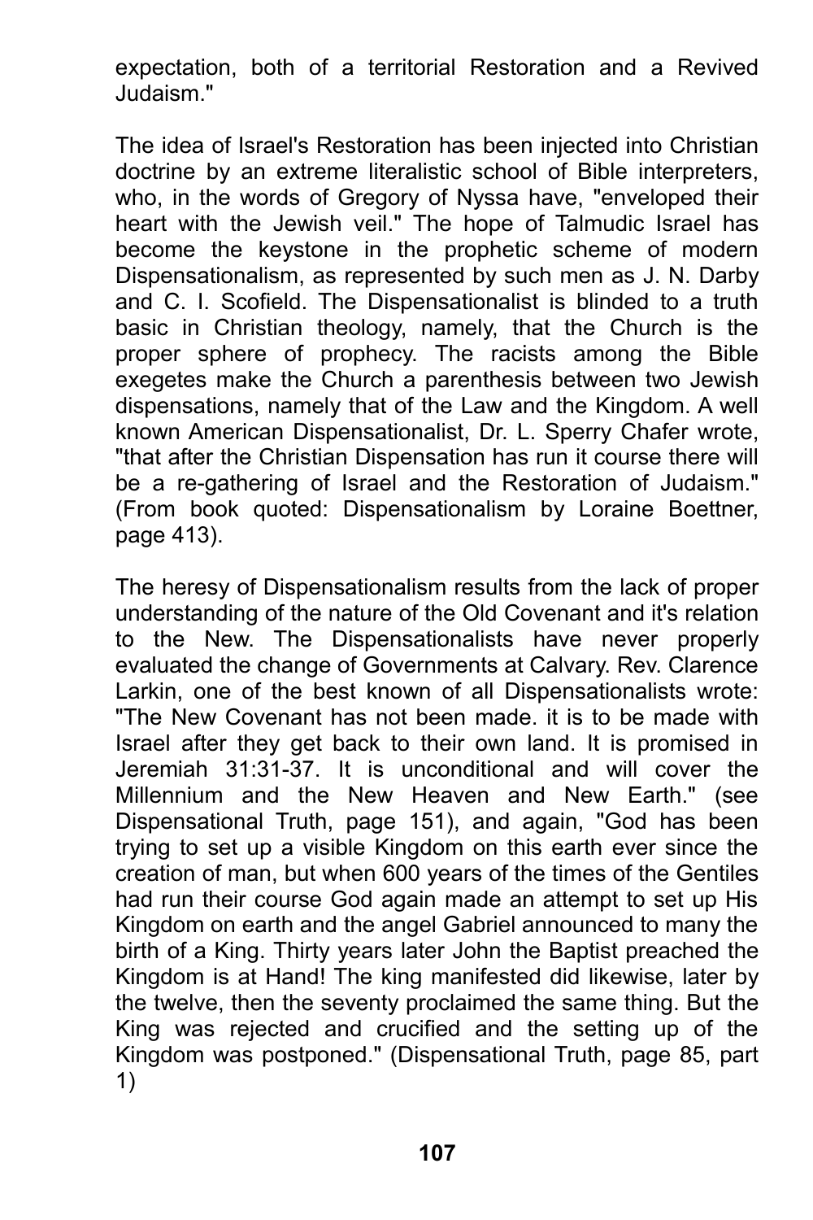expectation, both of a territorial Restoration and a Revived Judaism."

The idea of Israel's Restoration has been injected into Christian doctrine by an extreme literalistic school of Bible interpreters, who, in the words of Gregory of Nyssa have, "enveloped their heart with the Jewish veil." The hope of Talmudic Israel has become the keystone in the prophetic scheme of modern Dispensationalism, as represented by such men as J. N. Darby and C. I. Scofield. The Dispensationalist is blinded to a truth basic in Christian theology, namely, that the Church is the proper sphere of prophecy. The racists among the Bible exegetes make the Church a parenthesis between two Jewish dispensations, namely that of the Law and the Kingdom. A well known American Dispensationalist, Dr. L. Sperry Chafer wrote, "that after the Christian Dispensation has run it course there will be a re-gathering of Israel and the Restoration of Judaism." (From book quoted: Dispensationalism by Loraine Boettner, page 413).

The heresy of Dispensationalism results from the lack of proper understanding of the nature of the Old Covenant and it's relation to the New. The Dispensationalists have never properly evaluated the change of Governments at Calvary. Rev. Clarence Larkin, one of the best known of all Dispensationalists wrote: "The New Covenant has not been made. it is to be made with Israel after they get back to their own land. It is promised in Jeremiah 31:31-37. It is unconditional and will cover the Millennium and the New Heaven and New Earth." (see Dispensational Truth, page 151), and again, "God has been trying to set up a visible Kingdom on this earth ever since the creation of man, but when 600 years of the times of the Gentiles had run their course God again made an attempt to set up His Kingdom on earth and the angel Gabriel announced to many the birth of a King. Thirty years later John the Baptist preached the Kingdom is at Hand! The king manifested did likewise, later by the twelve, then the seventy proclaimed the same thing. But the King was rejected and crucified and the setting up of the Kingdom was postponed." (Dispensational Truth, page 85, part 1)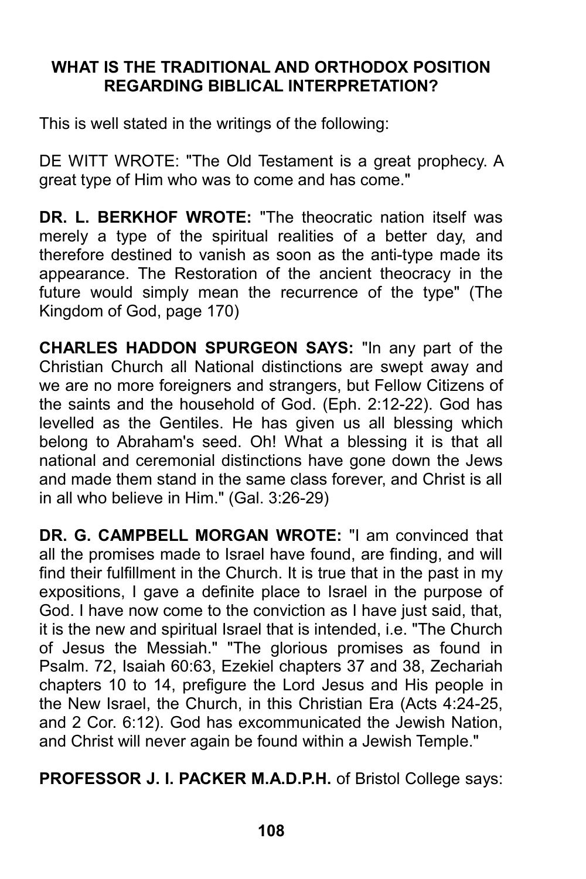## WHAT IS THE TRADITIONAL AND ORTHODOX POSITION REGARDING BIBLICAL INTERPRETATION?

This is well stated in the writings of the following:

DE WITT WROTE: "The Old Testament is a great prophecy. A great type of Him who was to come and has come."

**DR. L. BERKHOF WROTE:** "The theocratic nation itself was merely a type of the spiritual realities of a better day, and therefore destined to vanish as soon as the anti-type made its appearance. The Restoration of the ancient theocracy in the future would simply mean the recurrence of the type" (The Kingdom of God, page 170)

**CHARLES HADDON SPURGEON SAYS:** "In any part of the Christian Church all National distinctions are swept away and we are no more foreigners and strangers, but Fellow Citizens of the saints and the household of God. (Eph. 2:12-22). God has levelled as the Gentiles. He has given us all blessing which belong to Abraham's seed. Oh! What a blessing it is that all national and ceremonial distinctions have gone down the Jews and made them stand in the same class forever, and Christ is all in all who believe in Him." (Gal. 3:26-29)

**DR. G. CAMPBELL MORGAN WROTE:** "I am convinced that all the promises made to Israel have found, are finding, and will find their fulfillment in the Church. It is true that in the past in my expositions, I gave a definite place to Israel in the purpose of God. I have now come to the conviction as I have just said, that, it is the new and spiritual Israel that is intended, i.e. "The Church of Jesus the Messiah." "The glorious promises as found in Psalm. 72, Isaiah 60:63, Ezekiel chapters 37 and 38, Zechariah chapters 10 to 14, prefigure the Lord Jesus and His people in the New Israel, the Church, in this Christian Era (Acts 4:24-25, and 2 Cor. 6:12). God has excommunicated the Jewish Nation, and Christ will never again be found within a Jewish Temple."

**PROFESSOR J. I. PACKER M.A.D.P.H.** of Bristol College says: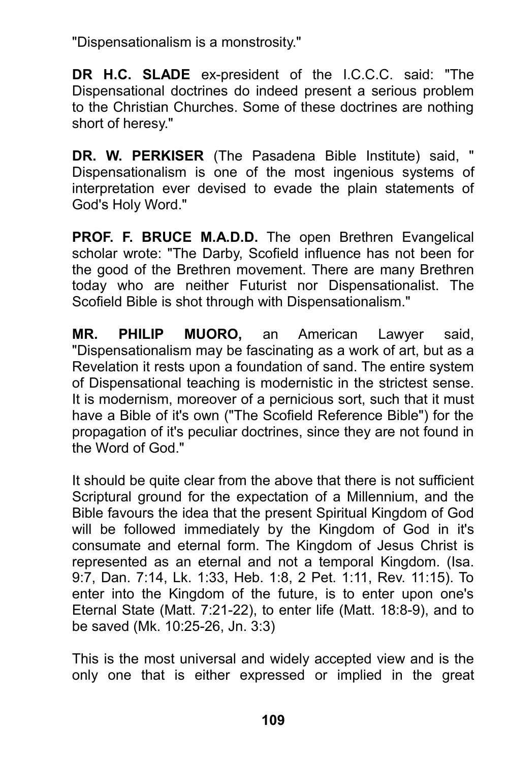"Dispensationalism is a monstrosity."

**DR H.C. SLADE** ex-president of the I.C.C.C. said: "The Dispensational doctrines do indeed present a serious problem to the Christian Churches. Some of these doctrines are nothing short of heresy."

**DR. W. PERKISER** (The Pasadena Bible Institute) said, " Dispensationalism is one of the most ingenious systems of interpretation ever devised to evade the plain statements of God's Holy Word."

**PROF. F. BRUCE M.A.D.D.** The open Brethren Evangelical scholar wrote: "The Darby, Scofield influence has not been for the good of the Brethren movement. There are many Brethren today who are neither Futurist nor Dispensationalist. The Scofield Bible is shot through with Dispensationalism."

**MR. PHILIP MUORO,** an American Lawyer said, "Dispensationalism may be fascinating as a work of art, but as a Revelation it rests upon a foundation of sand. The entire system of Dispensational teaching is modernistic in the strictest sense. It is modernism, moreover of a pernicious sort, such that it must have a Bible of it's own ("The Scofield Reference Bible") for the propagation of it's peculiar doctrines, since they are not found in the Word of God."

It should be quite clear from the above that there is not sufficient Scriptural ground for the expectation of a Millennium, and the Bible favours the idea that the present Spiritual Kingdom of God will be followed immediately by the Kingdom of God in it's consumate and eternal form. The Kingdom of Jesus Christ is represented as an eternal and not a temporal Kingdom. (Isa. 9:7, Dan. 7:14, Lk. 1:33, Heb. 1:8, 2 Pet. 1:11, Rev. 11:15). To enter into the Kingdom of the future, is to enter upon one's Eternal State (Matt. 7:21-22), to enter life (Matt. 18:8-9), and to be saved (Mk. 10:25-26, Jn. 3:3)

This is the most universal and widely accepted view and is the only one that is either expressed or implied in the great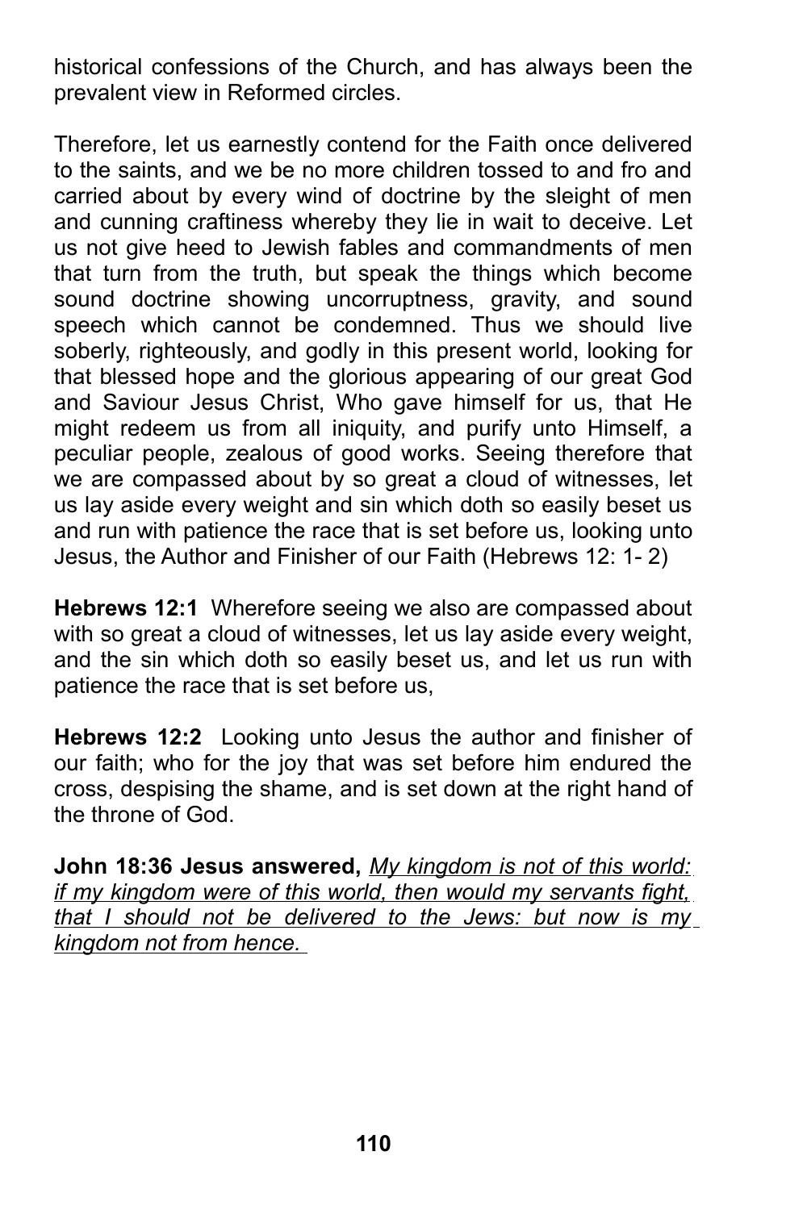historical confessions of the Church, and has always been the prevalent view in Reformed circles.

Therefore, let us earnestly contend for the Faith once delivered to the saints, and we be no more children tossed to and fro and carried about by every wind of doctrine by the sleight of men and cunning craftiness whereby they lie in wait to deceive. Let us not give heed to Jewish fables and commandments of men that turn from the truth, but speak the things which become sound doctrine showing uncorruptness, gravity, and sound speech which cannot be condemned. Thus we should live soberly, righteously, and godly in this present world, looking for that blessed hope and the glorious appearing of our great God and Saviour Jesus Christ, Who gave himself for us, that He might redeem us from all iniquity, and purify unto Himself, a peculiar people, zealous of good works. Seeing therefore that we are compassed about by so great a cloud of witnesses, let us lay aside every weight and sin which doth so easily beset us and run with patience the race that is set before us, looking unto Jesus, the Author and Finisher of our Faith (Hebrews 12: 1- 2)

**Hebrews 12:1** Wherefore seeing we also are compassed about with so great a cloud of witnesses, let us lay aside every weight, and the sin which doth so easily beset us, and let us run with patience the race that is set before us,

**Hebrews 12:2** Looking unto Jesus the author and finisher of our faith; who for the joy that was set before him endured the cross, despising the shame, and is set down at the right hand of the throne of God.

**John 18:36 Jesus answered,** <u>*My kingdom is not of this world: if my kingdom were of this world, then would my servants fight, that I should not be delivered to the Jews: but now is my kingdom not from hence.*</u>